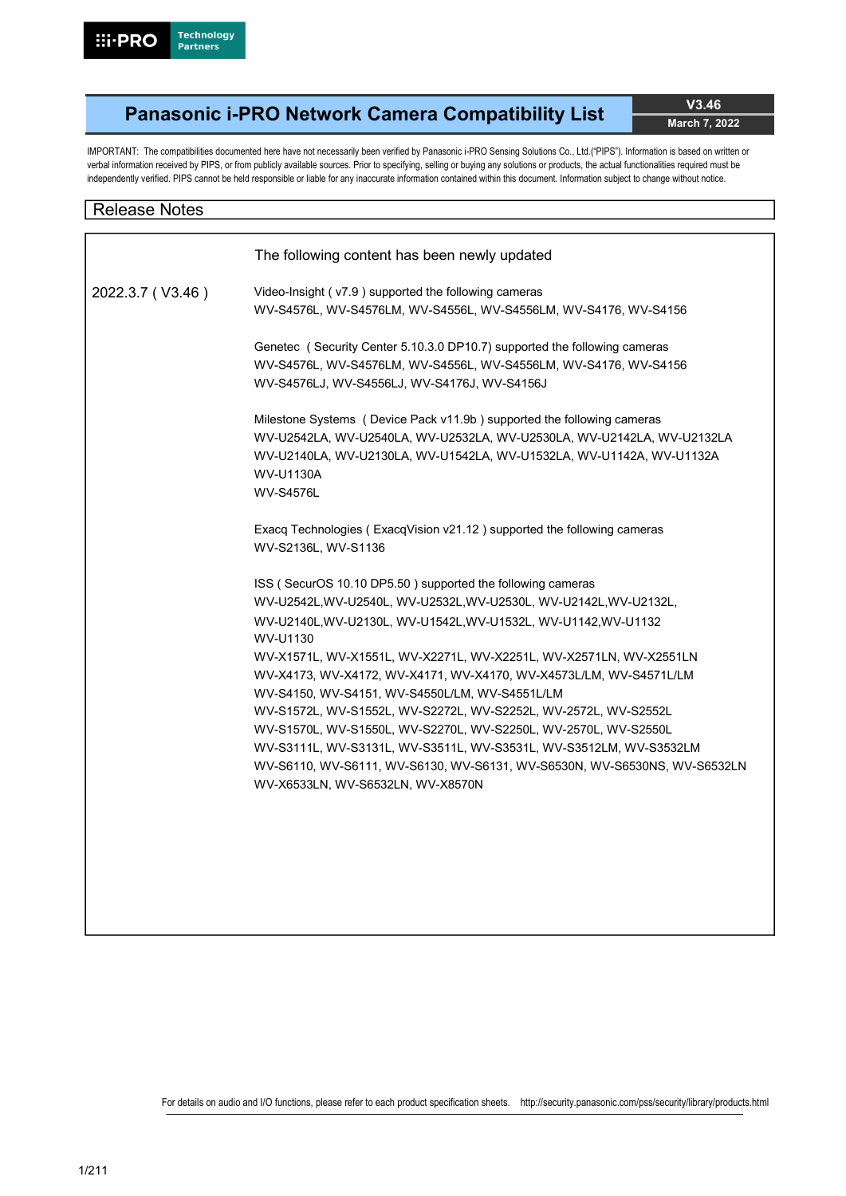i-PRO Technology Partners

# Panasonic i-PRO Network Camera Compatibility List

**V3.46**
**March 7, 2022**

IMPORTANT: The compatibilities documented here have not necessarily been verified by Panasonic i-PRO Sensing Solutions Co., Ltd.("PIPS"). Information is based on written or verbal information received by PIPS, or from publicly available sources. Prior to specifying, selling or buying any solutions or products, the actual functionalities required must be independently verified. PIPS cannot be held responsible or liable for any inaccurate information contained within this document. Information subject to change without notice.

## Release Notes

The following content has been newly updated

**2022.3.7 ( V3.46 )**

Video-Insight ( v7.9 ) supported the following cameras
WV-S4576L, WV-S4576LM, WV-S4556L, WV-S4556LM, WV-S4176, WV-S4156

Genetec ( Security Center 5.10.3.0 DP10.7) supported the following cameras
WV-S4576L, WV-S4576LM, WV-S4556L, WV-S4556LM, WV-S4176, WV-S4156
WV-S4576LJ, WV-S4556LJ, WV-S4176J, WV-S4156J

Milestone Systems ( Device Pack v11.9b ) supported the following cameras
WV-U2542LA, WV-U2540LA, WV-U2532LA, WV-U2530LA, WV-U2142LA, WV-U2132LA
WV-U2140LA, WV-U2130LA, WV-U1542LA, WV-U1532LA, WV-U1142A, WV-U1132A
WV-U1130A
WV-S4576L

Exacq Technologies ( ExacqVision v21.12 ) supported the following cameras
WV-S2136L, WV-S1136

ISS ( SecurOS 10.10 DP5.50 ) supported the following cameras
WV-U2542L,WV-U2540L, WV-U2532L,WV-U2530L, WV-U2142L,WV-U2132L,
WV-U2140L,WV-U2130L, WV-U1542L,WV-U1532L, WV-U1142,WV-U1132
WV-U1130
WV-X1571L, WV-X1551L, WV-X2271L, WV-X2251L, WV-X2571LN, WV-X2551LN
WV-X4173, WV-X4172, WV-X4171, WV-X4170, WV-X4573L/LM, WV-S4571L/LM
WV-S4150, WV-S4151, WV-S4550L/LM, WV-S4551L/LM
WV-S1572L, WV-S1552L, WV-S2272L, WV-S2252L, WV-2572L, WV-S2552L
WV-S1570L, WV-S1550L, WV-S2270L, WV-S2250L, WV-2570L, WV-S2550L
WV-S3111L, WV-S3131L, WV-S3511L, WV-S3531L, WV-S3512LM, WV-S3532LM
WV-S6110, WV-S6111, WV-S6130, WV-S6131, WV-S6530N, WV-S6530NS, WV-S6532LN
WV-X6533LN, WV-S6532LN, WV-X8570N

For details on audio and I/O functions, please refer to each product specification sheets. http://security.panasonic.com/pss/security/library/products.html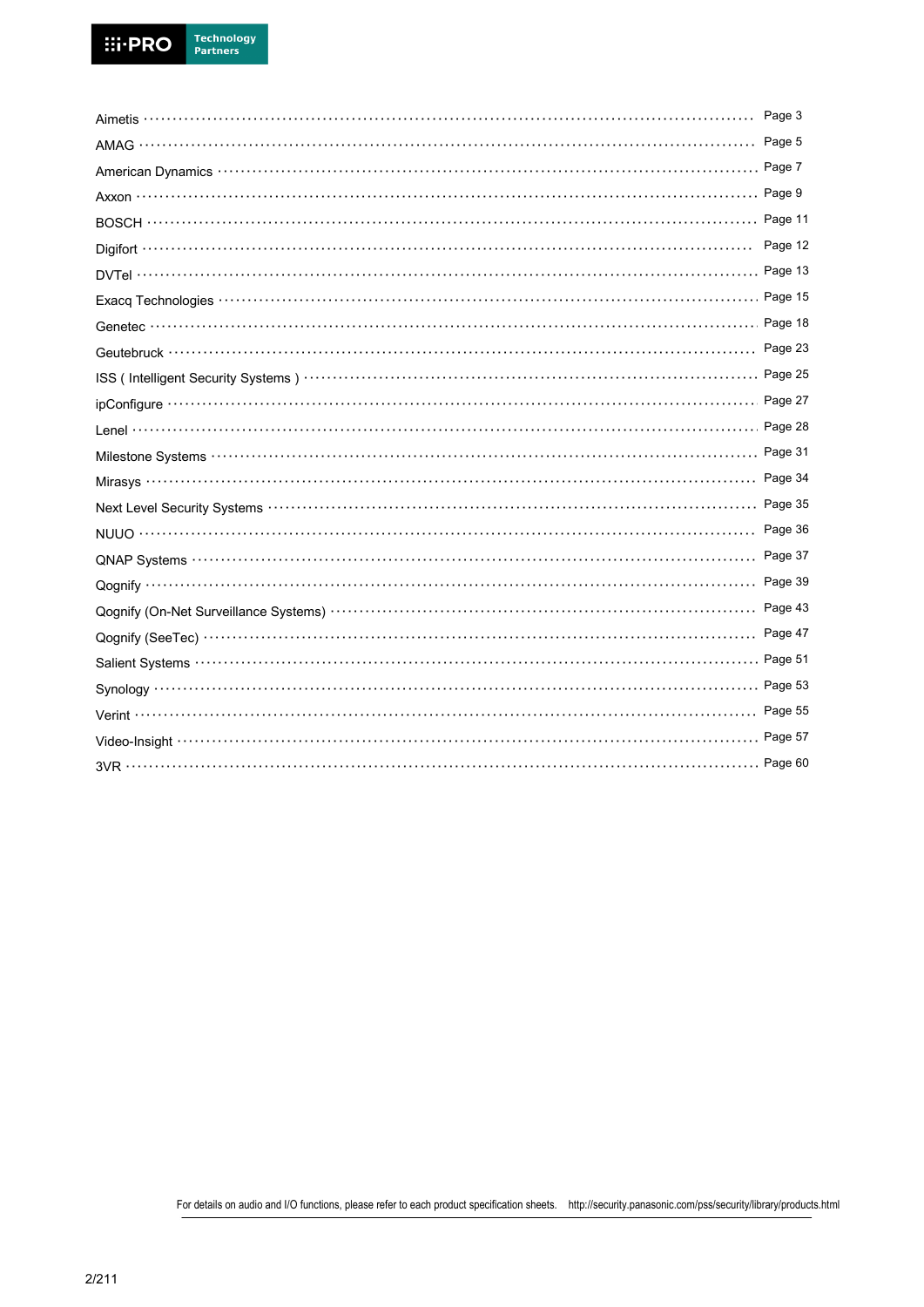| Partner | Page |
| --- | --- |
| Aimetis | Page 3 |
| AMAG | Page 5 |
| American Dynamics | Page 7 |
| Axxon | Page 9 |
| BOSCH | Page 11 |
| Digifort | Page 12 |
| DVTel | Page 13 |
| Exacq Technologies | Page 15 |
| Genetec | Page 18 |
| Geutebruck | Page 23 |
| ISS ( Intelligent Security Systems ) | Page 25 |
| ipConfigure | Page 27 |
| Lenel | Page 28 |
| Milestone Systems | Page 31 |
| Mirasys | Page 34 |
| Next Level Security Systems | Page 35 |
| NUUO | Page 36 |
| QNAP Systems | Page 37 |
| Qognify | Page 39 |
| Qognify (On-Net Surveillance Systems) | Page 43 |
| Qognify (SeeTec) | Page 47 |
| Salient Systems | Page 51 |
| Synology | Page 53 |
| Verint | Page 55 |
| Video-Insight | Page 57 |
| 3VR | Page 60 |

For details on audio and I/O functions, please refer to each product specification sheets. http://security.panasonic.com/pss/security/library/products.html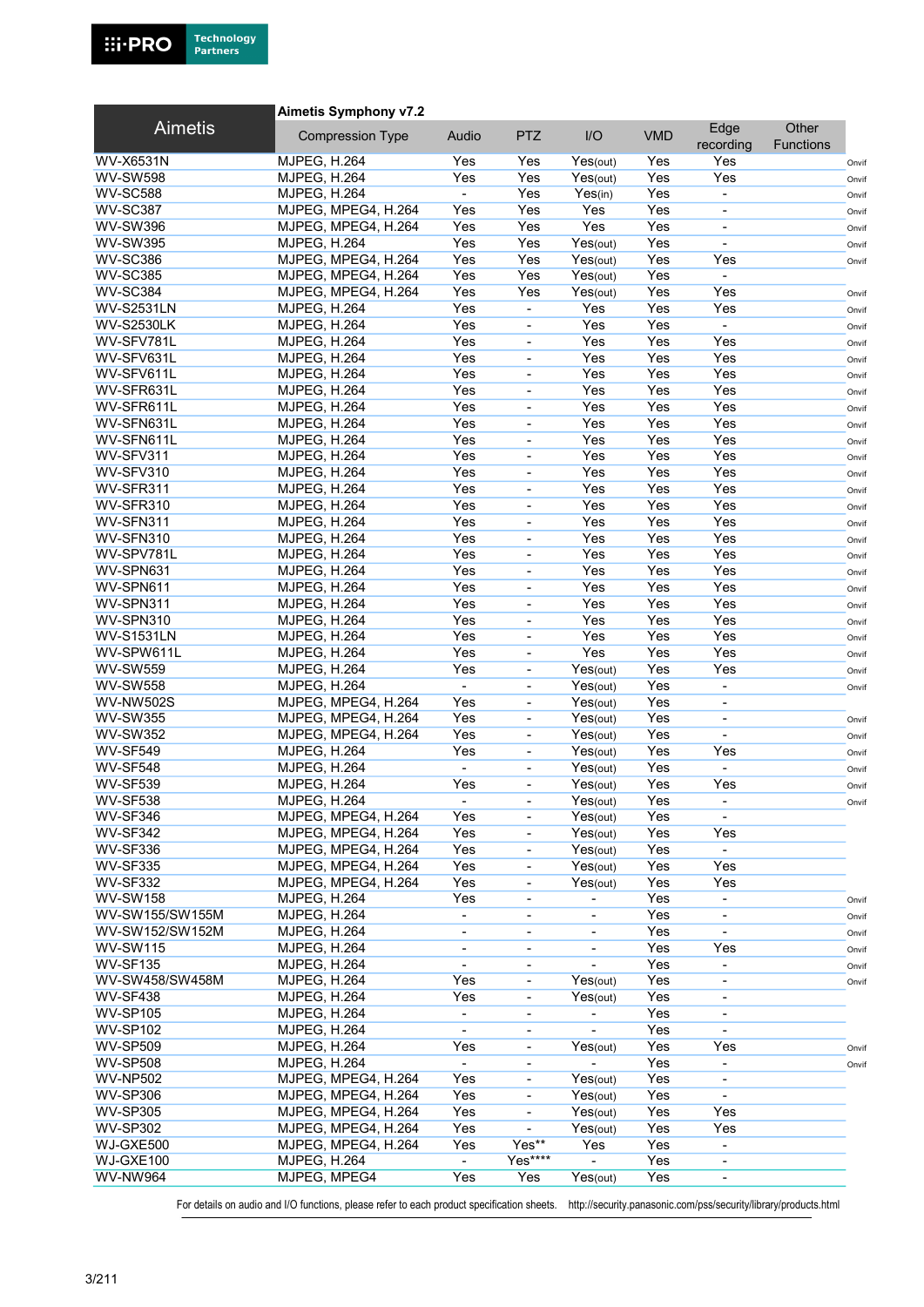| Aimetis | Aimetis Symphony v7.2 | | | | | | | |
|---|---|---|---|---|---|---|---|---|
| | Compression Type | Audio | PTZ | I/O | VMD | Edge recording | Other Functions | |
| WV-X6531N | MJPEG, H.264 | Yes | Yes | Yes(out) | Yes | Yes | | Onvif |
| WV-SW598 | MJPEG, H.264 | Yes | Yes | Yes(out) | Yes | Yes | | Onvif |
| WV-SC588 | MJPEG, H.264 | - | Yes | Yes(in) | Yes | - | | Onvif |
| WV-SC387 | MJPEG, MPEG4, H.264 | Yes | Yes | Yes | Yes | - | | Onvif |
| WV-SW396 | MJPEG, MPEG4, H.264 | Yes | Yes | Yes | Yes | - | | Onvif |
| WV-SW395 | MJPEG, H.264 | Yes | Yes | Yes(out) | Yes | - | | Onvif |
| WV-SC386 | MJPEG, MPEG4, H.264 | Yes | Yes | Yes(out) | Yes | Yes | | Onvif |
| WV-SC385 | MJPEG, MPEG4, H.264 | Yes | Yes | Yes(out) | Yes | - | | |
| WV-SC384 | MJPEG, MPEG4, H.264 | Yes | Yes | Yes(out) | Yes | Yes | | Onvif |
| WV-S2531LN | MJPEG, H.264 | Yes | - | Yes | Yes | Yes | | Onvif |
| WV-S2530LK | MJPEG, H.264 | Yes | - | Yes | Yes | - | | Onvif |
| WV-SFV781L | MJPEG, H.264 | Yes | - | Yes | Yes | Yes | | Onvif |
| WV-SFV631L | MJPEG, H.264 | Yes | - | Yes | Yes | Yes | | Onvif |
| WV-SFV611L | MJPEG, H.264 | Yes | - | Yes | Yes | Yes | | Onvif |
| WV-SFR631L | MJPEG, H.264 | Yes | - | Yes | Yes | Yes | | Onvif |
| WV-SFR611L | MJPEG, H.264 | Yes | - | Yes | Yes | Yes | | Onvif |
| WV-SFN631L | MJPEG, H.264 | Yes | - | Yes | Yes | Yes | | Onvif |
| WV-SFN611L | MJPEG, H.264 | Yes | - | Yes | Yes | Yes | | Onvif |
| WV-SFV311 | MJPEG, H.264 | Yes | - | Yes | Yes | Yes | | Onvif |
| WV-SFV310 | MJPEG, H.264 | Yes | - | Yes | Yes | Yes | | Onvif |
| WV-SFR311 | MJPEG, H.264 | Yes | - | Yes | Yes | Yes | | Onvif |
| WV-SFR310 | MJPEG, H.264 | Yes | - | Yes | Yes | Yes | | Onvif |
| WV-SFN311 | MJPEG, H.264 | Yes | - | Yes | Yes | Yes | | Onvif |
| WV-SFN310 | MJPEG, H.264 | Yes | - | Yes | Yes | Yes | | Onvif |
| WV-SPV781L | MJPEG, H.264 | Yes | - | Yes | Yes | Yes | | Onvif |
| WV-SPN631 | MJPEG, H.264 | Yes | - | Yes | Yes | Yes | | Onvif |
| WV-SPN611 | MJPEG, H.264 | Yes | - | Yes | Yes | Yes | | Onvif |
| WV-SPN311 | MJPEG, H.264 | Yes | - | Yes | Yes | Yes | | Onvif |
| WV-SPN310 | MJPEG, H.264 | Yes | - | Yes | Yes | Yes | | Onvif |
| WV-S1531LN | MJPEG, H.264 | Yes | - | Yes | Yes | Yes | | Onvif |
| WV-SPW611L | MJPEG, H.264 | Yes | - | Yes | Yes | Yes | | Onvif |
| WV-SW559 | MJPEG, H.264 | Yes | - | Yes(out) | Yes | Yes | | Onvif |
| WV-SW558 | MJPEG, H.264 | - | - | Yes(out) | Yes | - | | Onvif |
| WV-NW502S | MJPEG, MPEG4, H.264 | Yes | - | Yes(out) | Yes | - | | |
| WV-SW355 | MJPEG, MPEG4, H.264 | Yes | - | Yes(out) | Yes | - | | Onvif |
| WV-SW352 | MJPEG, MPEG4, H.264 | Yes | - | Yes(out) | Yes | - | | Onvif |
| WV-SF549 | MJPEG, H.264 | Yes | - | Yes(out) | Yes | Yes | | Onvif |
| WV-SF548 | MJPEG, H.264 | - | - | Yes(out) | Yes | - | | Onvif |
| WV-SF539 | MJPEG, H.264 | Yes | - | Yes(out) | Yes | Yes | | Onvif |
| WV-SF538 | MJPEG, H.264 | - | - | Yes(out) | Yes | - | | Onvif |
| WV-SF346 | MJPEG, MPEG4, H.264 | Yes | - | Yes(out) | Yes | - | | |
| WV-SF342 | MJPEG, MPEG4, H.264 | Yes | - | Yes(out) | Yes | Yes | | |
| WV-SF336 | MJPEG, MPEG4, H.264 | Yes | - | Yes(out) | Yes | - | | |
| WV-SF335 | MJPEG, MPEG4, H.264 | Yes | - | Yes(out) | Yes | Yes | | |
| WV-SF332 | MJPEG, MPEG4, H.264 | Yes | - | Yes(out) | Yes | Yes | | |
| WV-SW158 | MJPEG, H.264 | Yes | - | - | Yes | - | | Onvif |
| WV-SW155/SW155M | MJPEG, H.264 | - | - | - | Yes | - | | Onvif |
| WV-SW152/SW152M | MJPEG, H.264 | - | - | - | Yes | - | | Onvif |
| WV-SW115 | MJPEG, H.264 | - | - | - | Yes | Yes | | Onvif |
| WV-SF135 | MJPEG, H.264 | - | - | - | Yes | - | | Onvif |
| WV-SW458/SW458M | MJPEG, H.264 | Yes | - | Yes(out) | Yes | - | | Onvif |
| WV-SF438 | MJPEG, H.264 | Yes | - | Yes(out) | Yes | - | | |
| WV-SP105 | MJPEG, H.264 | - | - | - | Yes | - | | |
| WV-SP102 | MJPEG, H.264 | - | - | - | Yes | - | | |
| WV-SP509 | MJPEG, H.264 | Yes | - | Yes(out) | Yes | Yes | | Onvif |
| WV-SP508 | MJPEG, H.264 | - | - | - | Yes | - | | Onvif |
| WV-NP502 | MJPEG, MPEG4, H.264 | Yes | - | Yes(out) | Yes | - | | |
| WV-SP306 | MJPEG, MPEG4, H.264 | Yes | - | Yes(out) | Yes | - | | |
| WV-SP305 | MJPEG, MPEG4, H.264 | Yes | - | Yes(out) | Yes | Yes | | |
| WV-SP302 | MJPEG, MPEG4, H.264 | Yes | - | Yes(out) | Yes | Yes | | |
| WJ-GXE500 | MJPEG, MPEG4, H.264 | Yes | Yes** | Yes | Yes | - | | |
| WJ-GXE100 | MJPEG, H.264 | - | Yes**** | - | Yes | - | | |
| WV-NW964 | MJPEG, MPEG4 | Yes | Yes | Yes(out) | Yes | - | | |

For details on audio and I/O functions, please refer to each product specification sheets. http://security.panasonic.com/pss/security/library/products.html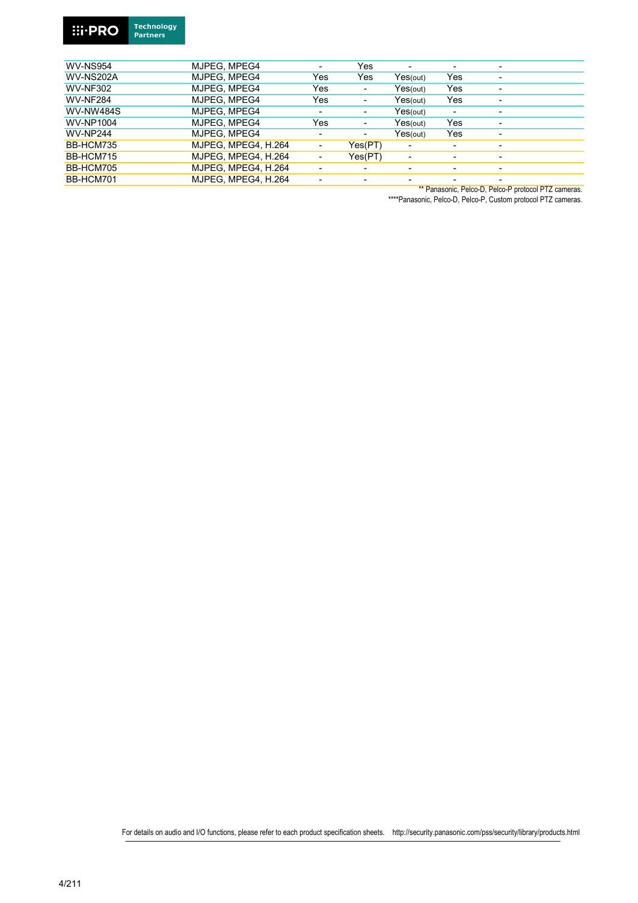| | | | | | | |
|---|---|---|---|---|---|---|
| WV-NS954 | MJPEG, MPEG4 | - | Yes | - | - | - |
| WV-NS202A | MJPEG, MPEG4 | Yes | Yes | Yes(out) | Yes | - |
| WV-NF302 | MJPEG, MPEG4 | Yes | - | Yes(out) | Yes | - |
| WV-NF284 | MJPEG, MPEG4 | Yes | - | Yes(out) | Yes | - |
| WV-NW484S | MJPEG, MPEG4 | - | - | Yes(out) | - | - |
| WV-NP1004 | MJPEG, MPEG4 | Yes | - | Yes(out) | Yes | - |
| WV-NP244 | MJPEG, MPEG4 | - | - | Yes(out) | Yes | - |
| BB-HCM735 | MJPEG, MPEG4, H.264 | - | Yes(PT) | - | - | - |
| BB-HCM715 | MJPEG, MPEG4, H.264 | - | Yes(PT) | - | - | - |
| BB-HCM705 | MJPEG, MPEG4, H.264 | - | - | - | - | - |
| BB-HCM701 | MJPEG, MPEG4, H.264 | - | - | - | - | - |

** Panasonic, Pelco-D, Pelco-P protocol PTZ cameras.

****Panasonic, Pelco-D, Pelco-P, Custom protocol PTZ cameras.

For details on audio and I/O functions, please refer to each product specification sheets. http://security.panasonic.com/pss/security/library/products.html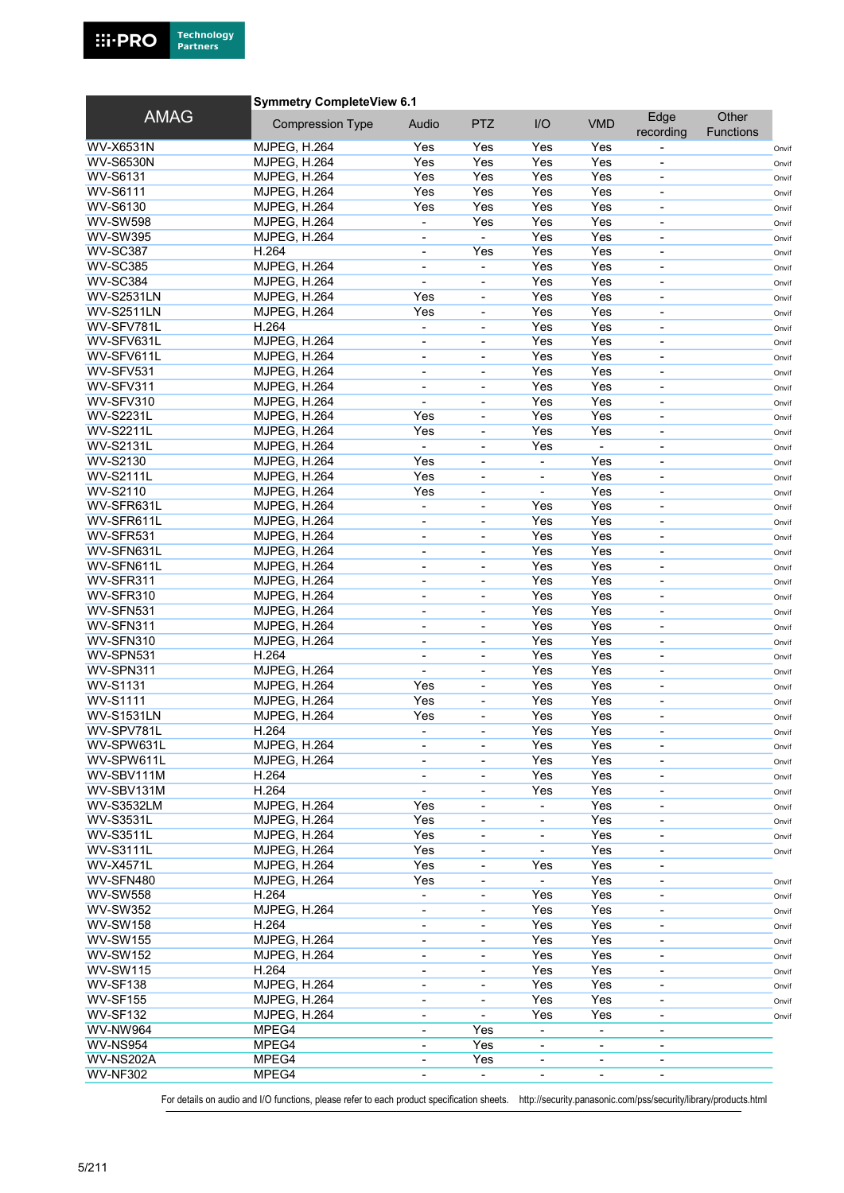| AMAG | Symmetry CompleteView 6.1 | | | | | | | |
|---|---|---|---|---|---|---|---|---|
| | Compression Type | Audio | PTZ | I/O | VMD | Edge recording | Other Functions | |
| WV-X6531N | MJPEG, H.264 | Yes | Yes | Yes | Yes | - | | Onvif |
| WV-S6530N | MJPEG, H.264 | Yes | Yes | Yes | Yes | - | | Onvif |
| WV-S6131 | MJPEG, H.264 | Yes | Yes | Yes | Yes | - | | Onvif |
| WV-S6111 | MJPEG, H.264 | Yes | Yes | Yes | Yes | - | | Onvif |
| WV-S6130 | MJPEG, H.264 | Yes | Yes | Yes | Yes | - | | Onvif |
| WV-SW598 | MJPEG, H.264 | - | Yes | Yes | Yes | - | | Onvif |
| WV-SW395 | MJPEG, H.264 | - | - | Yes | Yes | - | | Onvif |
| WV-SC387 | H.264 | - | Yes | Yes | Yes | - | | Onvif |
| WV-SC385 | MJPEG, H.264 | - | - | Yes | Yes | - | | Onvif |
| WV-SC384 | MJPEG, H.264 | - | - | Yes | Yes | - | | Onvif |
| WV-S2531LN | MJPEG, H.264 | Yes | - | Yes | Yes | - | | Onvif |
| WV-S2511LN | MJPEG, H.264 | Yes | - | Yes | Yes | - | | Onvif |
| WV-SFV781L | H.264 | - | - | Yes | Yes | - | | Onvif |
| WV-SFV631L | MJPEG, H.264 | - | - | Yes | Yes | - | | Onvif |
| WV-SFV611L | MJPEG, H.264 | - | - | Yes | Yes | - | | Onvif |
| WV-SFV531 | MJPEG, H.264 | - | - | Yes | Yes | - | | Onvif |
| WV-SFV311 | MJPEG, H.264 | - | - | Yes | Yes | - | | Onvif |
| WV-SFV310 | MJPEG, H.264 | - | - | Yes | Yes | - | | Onvif |
| WV-S2231L | MJPEG, H.264 | Yes | - | Yes | Yes | - | | Onvif |
| WV-S2211L | MJPEG, H.264 | Yes | - | Yes | Yes | - | | Onvif |
| WV-S2131L | MJPEG, H.264 | - | - | Yes | - | - | | Onvif |
| WV-S2130 | MJPEG, H.264 | Yes | - | - | Yes | - | | Onvif |
| WV-S2111L | MJPEG, H.264 | Yes | - | - | Yes | - | | Onvif |
| WV-S2110 | MJPEG, H.264 | Yes | - | - | Yes | - | | Onvif |
| WV-SFR631L | MJPEG, H.264 | - | - | Yes | Yes | - | | Onvif |
| WV-SFR611L | MJPEG, H.264 | - | - | Yes | Yes | - | | Onvif |
| WV-SFR531 | MJPEG, H.264 | - | - | Yes | Yes | - | | Onvif |
| WV-SFN631L | MJPEG, H.264 | - | - | Yes | Yes | - | | Onvif |
| WV-SFN611L | MJPEG, H.264 | - | - | Yes | Yes | - | | Onvif |
| WV-SFR311 | MJPEG, H.264 | - | - | Yes | Yes | - | | Onvif |
| WV-SFR310 | MJPEG, H.264 | - | - | Yes | Yes | - | | Onvif |
| WV-SFN531 | MJPEG, H.264 | - | - | Yes | Yes | - | | Onvif |
| WV-SFN311 | MJPEG, H.264 | - | - | Yes | Yes | - | | Onvif |
| WV-SFN310 | MJPEG, H.264 | - | - | Yes | Yes | - | | Onvif |
| WV-SPN531 | H.264 | - | - | Yes | Yes | - | | Onvif |
| WV-SPN311 | MJPEG, H.264 | - | - | Yes | Yes | - | | Onvif |
| WV-S1131 | MJPEG, H.264 | Yes | - | Yes | Yes | - | | Onvif |
| WV-S1111 | MJPEG, H.264 | Yes | - | Yes | Yes | - | | Onvif |
| WV-S1531LN | MJPEG, H.264 | Yes | - | Yes | Yes | - | | Onvif |
| WV-SPV781L | H.264 | - | - | Yes | Yes | - | | Onvif |
| WV-SPW631L | MJPEG, H.264 | - | - | Yes | Yes | - | | Onvif |
| WV-SPW611L | MJPEG, H.264 | - | - | Yes | Yes | - | | Onvif |
| WV-SBV111M | H.264 | - | - | Yes | Yes | - | | Onvif |
| WV-SBV131M | H.264 | - | - | Yes | Yes | - | | Onvif |
| WV-S3532LM | MJPEG, H.264 | Yes | - | - | Yes | - | | Onvif |
| WV-S3531L | MJPEG, H.264 | Yes | - | - | Yes | - | | Onvif |
| WV-S3511L | MJPEG, H.264 | Yes | - | - | Yes | - | | Onvif |
| WV-S3111L | MJPEG, H.264 | Yes | - | - | Yes | - | | Onvif |
| WV-X4571L | MJPEG, H.264 | Yes | - | Yes | Yes | - | | |
| WV-SFN480 | MJPEG, H.264 | Yes | - | - | Yes | - | | Onvif |
| WV-SW558 | H.264 | - | - | Yes | Yes | - | | Onvif |
| WV-SW352 | MJPEG, H.264 | - | - | Yes | Yes | - | | Onvif |
| WV-SW158 | H.264 | - | - | Yes | Yes | - | | Onvif |
| WV-SW155 | MJPEG, H.264 | - | - | Yes | Yes | - | | Onvif |
| WV-SW152 | MJPEG, H.264 | - | - | Yes | Yes | - | | Onvif |
| WV-SW115 | H.264 | - | - | Yes | Yes | - | | Onvif |
| WV-SF138 | MJPEG, H.264 | - | - | Yes | Yes | - | | Onvif |
| WV-SF155 | MJPEG, H.264 | - | - | Yes | Yes | - | | Onvif |
| WV-SF132 | MJPEG, H.264 | - | - | Yes | Yes | - | | Onvif |
| WV-NW964 | MPEG4 | - | Yes | - | - | - | | |
| WV-NS954 | MPEG4 | - | Yes | - | - | - | | |
| WV-NS202A | MPEG4 | - | Yes | - | - | - | | |
| WV-NF302 | MPEG4 | - | - | - | - | - | | |

For details on audio and I/O functions, please refer to each product specification sheets.　http://security.panasonic.com/pss/security/library/products.html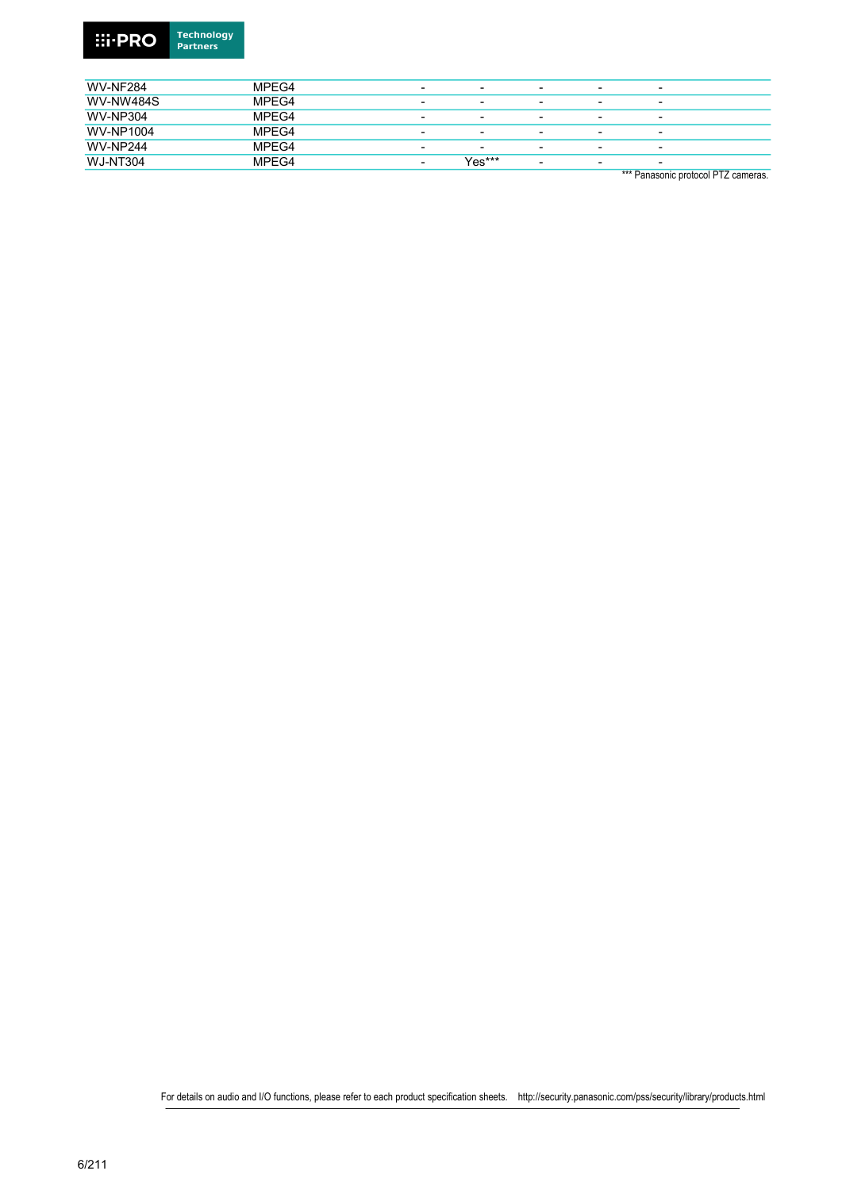| | | | | | | |
|---|---|---|---|---|---|---|
| WV-NF284 | MPEG4 | - | - | - | - | - |
| WV-NW484S | MPEG4 | - | - | - | - | - |
| WV-NP304 | MPEG4 | - | - | - | - | - |
| WV-NP1004 | MPEG4 | - | - | - | - | - |
| WV-NP244 | MPEG4 | - | - | - | - | - |
| WJ-NT304 | MPEG4 | - | Yes*** | - | - | - |

*** Panasonic protocol PTZ cameras.

For details on audio and I/O functions, please refer to each product specification sheets. http://security.panasonic.com/pss/security/library/products.html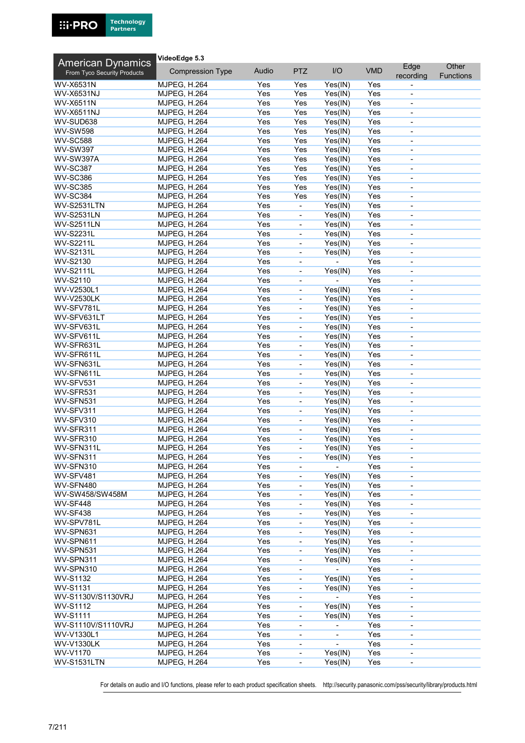**American Dynamics**
From Tyco Security Products

**VideoEdge 5.3**

| | Compression Type | Audio | PTZ | I/O | VMD | Edge recording | Other Functions |
|---|---|---|---|---|---|---|---|
| WV-X6531N | MJPEG, H.264 | Yes | Yes | Yes(IN) | Yes | - | |
| WV-X6531NJ | MJPEG, H.264 | Yes | Yes | Yes(IN) | Yes | - | |
| WV-X6511N | MJPEG, H.264 | Yes | Yes | Yes(IN) | Yes | - | |
| WV-X6511NJ | MJPEG, H.264 | Yes | Yes | Yes(IN) | Yes | - | |
| WV-SUD638 | MJPEG, H.264 | Yes | Yes | Yes(IN) | Yes | - | |
| WV-SW598 | MJPEG, H.264 | Yes | Yes | Yes(IN) | Yes | - | |
| WV-SC588 | MJPEG, H.264 | Yes | Yes | Yes(IN) | Yes | - | |
| WV-SW397 | MJPEG, H.264 | Yes | Yes | Yes(IN) | Yes | - | |
| WV-SW397A | MJPEG, H.264 | Yes | Yes | Yes(IN) | Yes | - | |
| WV-SC387 | MJPEG, H.264 | Yes | Yes | Yes(IN) | Yes | - | |
| WV-SC386 | MJPEG, H.264 | Yes | Yes | Yes(IN) | Yes | - | |
| WV-SC385 | MJPEG, H.264 | Yes | Yes | Yes(IN) | Yes | - | |
| WV-SC384 | MJPEG, H.264 | Yes | Yes | Yes(IN) | Yes | - | |
| WV-S2531LTN | MJPEG, H.264 | Yes | - | Yes(IN) | Yes | - | |
| WV-S2531LN | MJPEG, H.264 | Yes | - | Yes(IN) | Yes | - | |
| WV-S2511LN | MJPEG, H.264 | Yes | - | Yes(IN) | Yes | - | |
| WV-S2231L | MJPEG, H.264 | Yes | - | Yes(IN) | Yes | - | |
| WV-S2211L | MJPEG, H.264 | Yes | - | Yes(IN) | Yes | - | |
| WV-S2131L | MJPEG, H.264 | Yes | - | Yes(IN) | Yes | - | |
| WV-S2130 | MJPEG, H.264 | Yes | - | - | Yes | - | |
| WV-S2111L | MJPEG, H.264 | Yes | - | Yes(IN) | Yes | - | |
| WV-S2110 | MJPEG, H.264 | Yes | - | - | Yes | - | |
| WV-V2530L1 | MJPEG, H.264 | Yes | - | Yes(IN) | Yes | - | |
| WV-V2530LK | MJPEG, H.264 | Yes | - | Yes(IN) | Yes | - | |
| WV-SFV781L | MJPEG, H.264 | Yes | - | Yes(IN) | Yes | - | |
| WV-SFV631LT | MJPEG, H.264 | Yes | - | Yes(IN) | Yes | - | |
| WV-SFV631L | MJPEG, H.264 | Yes | - | Yes(IN) | Yes | - | |
| WV-SFV611L | MJPEG, H.264 | Yes | - | Yes(IN) | Yes | - | |
| WV-SFR631L | MJPEG, H.264 | Yes | - | Yes(IN) | Yes | - | |
| WV-SFR611L | MJPEG, H.264 | Yes | - | Yes(IN) | Yes | - | |
| WV-SFN631L | MJPEG, H.264 | Yes | - | Yes(IN) | Yes | - | |
| WV-SFN611L | MJPEG, H.264 | Yes | - | Yes(IN) | Yes | - | |
| WV-SFV531 | MJPEG, H.264 | Yes | - | Yes(IN) | Yes | - | |
| WV-SFR531 | MJPEG, H.264 | Yes | - | Yes(IN) | Yes | - | |
| WV-SFN531 | MJPEG, H.264 | Yes | - | Yes(IN) | Yes | - | |
| WV-SFV311 | MJPEG, H.264 | Yes | - | Yes(IN) | Yes | - | |
| WV-SFV310 | MJPEG, H.264 | Yes | - | Yes(IN) | Yes | - | |
| WV-SFR311 | MJPEG, H.264 | Yes | - | Yes(IN) | Yes | - | |
| WV-SFR310 | MJPEG, H.264 | Yes | - | Yes(IN) | Yes | - | |
| WV-SFN311L | MJPEG, H.264 | Yes | - | Yes(IN) | Yes | - | |
| WV-SFN311 | MJPEG, H.264 | Yes | - | Yes(IN) | Yes | - | |
| WV-SFN310 | MJPEG, H.264 | Yes | - | - | Yes | - | |
| WV-SFV481 | MJPEG, H.264 | Yes | - | Yes(IN) | Yes | - | |
| WV-SFN480 | MJPEG, H.264 | Yes | - | Yes(IN) | Yes | - | |
| WV-SW458/SW458M | MJPEG, H.264 | Yes | - | Yes(IN) | Yes | - | |
| WV-SF448 | MJPEG, H.264 | Yes | - | Yes(IN) | Yes | - | |
| WV-SF438 | MJPEG, H.264 | Yes | - | Yes(IN) | Yes | - | |
| WV-SPV781L | MJPEG, H.264 | Yes | - | Yes(IN) | Yes | - | |
| WV-SPN631 | MJPEG, H.264 | Yes | - | Yes(IN) | Yes | - | |
| WV-SPN611 | MJPEG, H.264 | Yes | - | Yes(IN) | Yes | - | |
| WV-SPN531 | MJPEG, H.264 | Yes | - | Yes(IN) | Yes | - | |
| WV-SPN311 | MJPEG, H.264 | Yes | - | Yes(IN) | Yes | - | |
| WV-SPN310 | MJPEG, H.264 | Yes | - | - | Yes | - | |
| WV-S1132 | MJPEG, H.264 | Yes | - | Yes(IN) | Yes | - | |
| WV-S1131 | MJPEG, H.264 | Yes | - | Yes(IN) | Yes | - | |
| WV-S1130V/S1130VRJ | MJPEG, H.264 | Yes | - | - | Yes | - | |
| WV-S1112 | MJPEG, H.264 | Yes | - | Yes(IN) | Yes | - | |
| WV-S1111 | MJPEG, H.264 | Yes | - | Yes(IN) | Yes | - | |
| WV-S1110V/S1110VRJ | MJPEG, H.264 | Yes | - | - | Yes | - | |
| WV-V1330L1 | MJPEG, H.264 | Yes | - | - | Yes | - | |
| WV-V1330LK | MJPEG, H.264 | Yes | - | - | Yes | - | |
| WV-V1170 | MJPEG, H.264 | Yes | - | Yes(IN) | Yes | - | |
| WV-S1531LTN | MJPEG, H.264 | Yes | - | Yes(IN) | Yes | - | |

For details on audio and I/O functions, please refer to each product specification sheets. http://security.panasonic.com/pss/security/library/products.html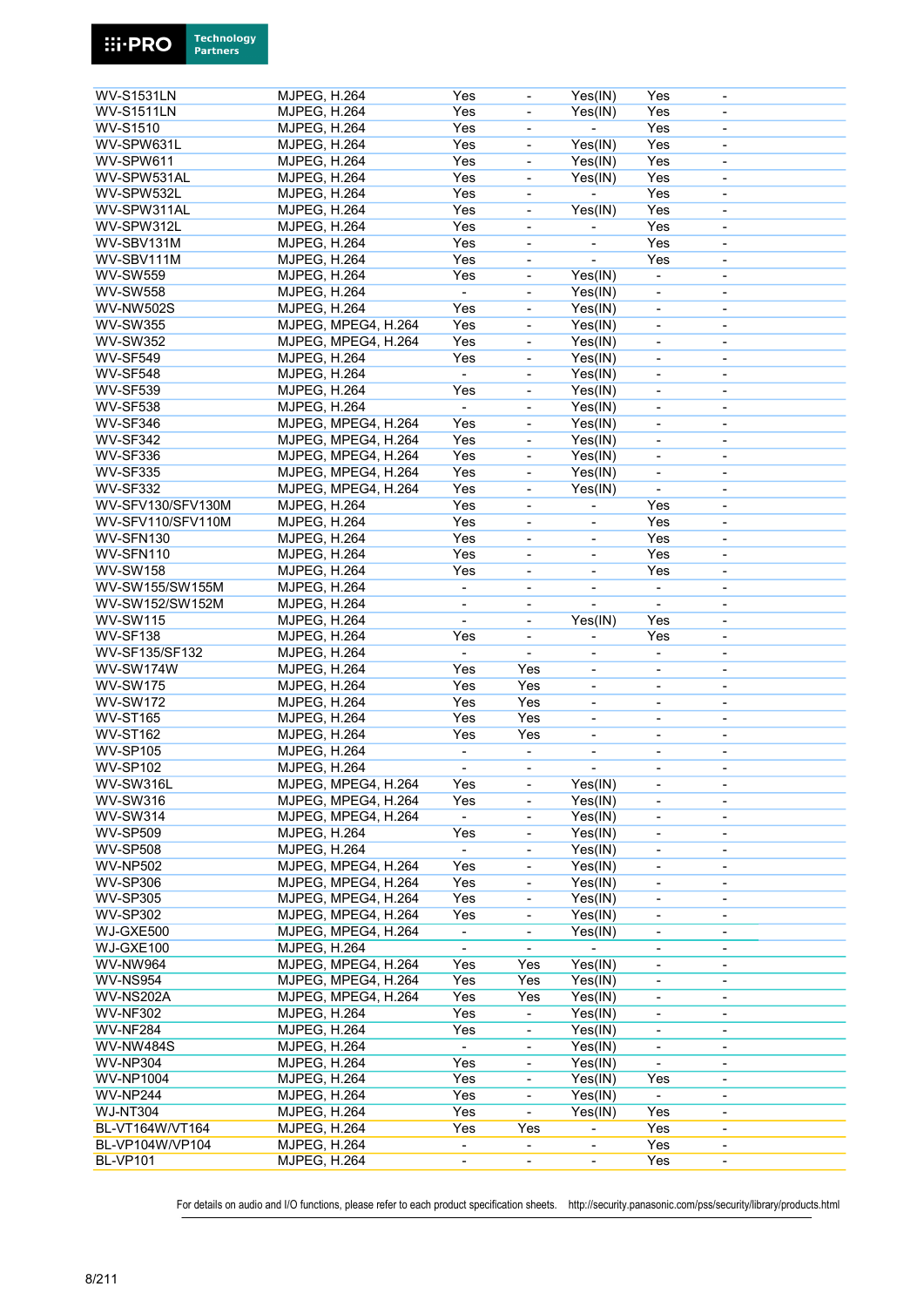| | | | | | | |
|---|---|---|---|---|---|---|
| WV-S1531LN | MJPEG, H.264 | Yes | - | Yes(IN) | Yes | - |
| WV-S1511LN | MJPEG, H.264 | Yes | - | Yes(IN) | Yes | - |
| WV-S1510 | MJPEG, H.264 | Yes | - | - | Yes | - |
| WV-SPW631L | MJPEG, H.264 | Yes | - | Yes(IN) | Yes | - |
| WV-SPW611 | MJPEG, H.264 | Yes | - | Yes(IN) | Yes | - |
| WV-SPW531AL | MJPEG, H.264 | Yes | - | Yes(IN) | Yes | - |
| WV-SPW532L | MJPEG, H.264 | Yes | - | - | Yes | - |
| WV-SPW311AL | MJPEG, H.264 | Yes | - | Yes(IN) | Yes | - |
| WV-SPW312L | MJPEG, H.264 | Yes | - | - | Yes | - |
| WV-SBV131M | MJPEG, H.264 | Yes | - | - | Yes | - |
| WV-SBV111M | MJPEG, H.264 | Yes | - | - | Yes | - |
| WV-SW559 | MJPEG, H.264 | Yes | - | Yes(IN) | - | - |
| WV-SW558 | MJPEG, H.264 | - | - | Yes(IN) | - | - |
| WV-NW502S | MJPEG, H.264 | Yes | - | Yes(IN) | - | - |
| WV-SW355 | MJPEG, MPEG4, H.264 | Yes | - | Yes(IN) | - | - |
| WV-SW352 | MJPEG, MPEG4, H.264 | Yes | - | Yes(IN) | - | - |
| WV-SF549 | MJPEG, H.264 | Yes | - | Yes(IN) | - | - |
| WV-SF548 | MJPEG, H.264 | - | - | Yes(IN) | - | - |
| WV-SF539 | MJPEG, H.264 | Yes | - | Yes(IN) | - | - |
| WV-SF538 | MJPEG, H.264 | - | - | Yes(IN) | - | - |
| WV-SF346 | MJPEG, MPEG4, H.264 | Yes | - | Yes(IN) | - | - |
| WV-SF342 | MJPEG, MPEG4, H.264 | Yes | - | Yes(IN) | - | - |
| WV-SF336 | MJPEG, MPEG4, H.264 | Yes | - | Yes(IN) | - | - |
| WV-SF335 | MJPEG, MPEG4, H.264 | Yes | - | Yes(IN) | - | - |
| WV-SF332 | MJPEG, MPEG4, H.264 | Yes | - | Yes(IN) | - | - |
| WV-SFV130/SFV130M | MJPEG, H.264 | Yes | - | - | Yes | - |
| WV-SFV110/SFV110M | MJPEG, H.264 | Yes | - | - | Yes | - |
| WV-SFN130 | MJPEG, H.264 | Yes | - | - | Yes | - |
| WV-SFN110 | MJPEG, H.264 | Yes | - | - | Yes | - |
| WV-SW158 | MJPEG, H.264 | Yes | - | - | Yes | - |
| WV-SW155/SW155M | MJPEG, H.264 | - | - | - | - | - |
| WV-SW152/SW152M | MJPEG, H.264 | - | - | - | - | - |
| WV-SW115 | MJPEG, H.264 | - | - | Yes(IN) | Yes | - |
| WV-SF138 | MJPEG, H.264 | Yes | - | - | Yes | - |
| WV-SF135/SF132 | MJPEG, H.264 | - | - | - | - | - |
| WV-SW174W | MJPEG, H.264 | Yes | Yes | - | - | - |
| WV-SW175 | MJPEG, H.264 | Yes | Yes | - | - | - |
| WV-SW172 | MJPEG, H.264 | Yes | Yes | - | - | - |
| WV-ST165 | MJPEG, H.264 | Yes | Yes | - | - | - |
| WV-ST162 | MJPEG, H.264 | Yes | Yes | - | - | - |
| WV-SP105 | MJPEG, H.264 | - | - | - | - | - |
| WV-SP102 | MJPEG, H.264 | - | - | - | - | - |
| WV-SW316L | MJPEG, MPEG4, H.264 | Yes | - | Yes(IN) | - | - |
| WV-SW316 | MJPEG, MPEG4, H.264 | Yes | - | Yes(IN) | - | - |
| WV-SW314 | MJPEG, MPEG4, H.264 | - | - | Yes(IN) | - | - |
| WV-SP509 | MJPEG, H.264 | Yes | - | Yes(IN) | - | - |
| WV-SP508 | MJPEG, H.264 | - | - | Yes(IN) | - | - |
| WV-NP502 | MJPEG, MPEG4, H.264 | Yes | - | Yes(IN) | - | - |
| WV-SP306 | MJPEG, MPEG4, H.264 | Yes | - | Yes(IN) | - | - |
| WV-SP305 | MJPEG, MPEG4, H.264 | Yes | - | Yes(IN) | - | - |
| WV-SP302 | MJPEG, MPEG4, H.264 | Yes | - | Yes(IN) | - | - |
| WJ-GXE500 | MJPEG, MPEG4, H.264 | - | - | Yes(IN) | - | - |
| WJ-GXE100 | MJPEG, H.264 | - | - | - | - | - |
| WV-NW964 | MJPEG, MPEG4, H.264 | Yes | Yes | Yes(IN) | - | - |
| WV-NS954 | MJPEG, MPEG4, H.264 | Yes | Yes | Yes(IN) | - | - |
| WV-NS202A | MJPEG, MPEG4, H.264 | Yes | Yes | Yes(IN) | - | - |
| WV-NF302 | MJPEG, H.264 | Yes | - | Yes(IN) | - | - |
| WV-NF284 | MJPEG, H.264 | Yes | - | Yes(IN) | - | - |
| WV-NW484S | MJPEG, H.264 | - | - | Yes(IN) | - | - |
| WV-NP304 | MJPEG, H.264 | Yes | - | Yes(IN) | - | - |
| WV-NP1004 | MJPEG, H.264 | Yes | - | Yes(IN) | Yes | - |
| WV-NP244 | MJPEG, H.264 | Yes | - | Yes(IN) | - | - |
| WJ-NT304 | MJPEG, H.264 | Yes | - | Yes(IN) | Yes | - |
| BL-VT164W/VT164 | MJPEG, H.264 | Yes | Yes | - | Yes | - |
| BL-VP104W/VP104 | MJPEG, H.264 | - | - | - | Yes | - |
| BL-VP101 | MJPEG, H.264 | - | - | - | Yes | - |

For details on audio and I/O functions, please refer to each product specification sheets.    http://security.panasonic.com/pss/security/library/products.html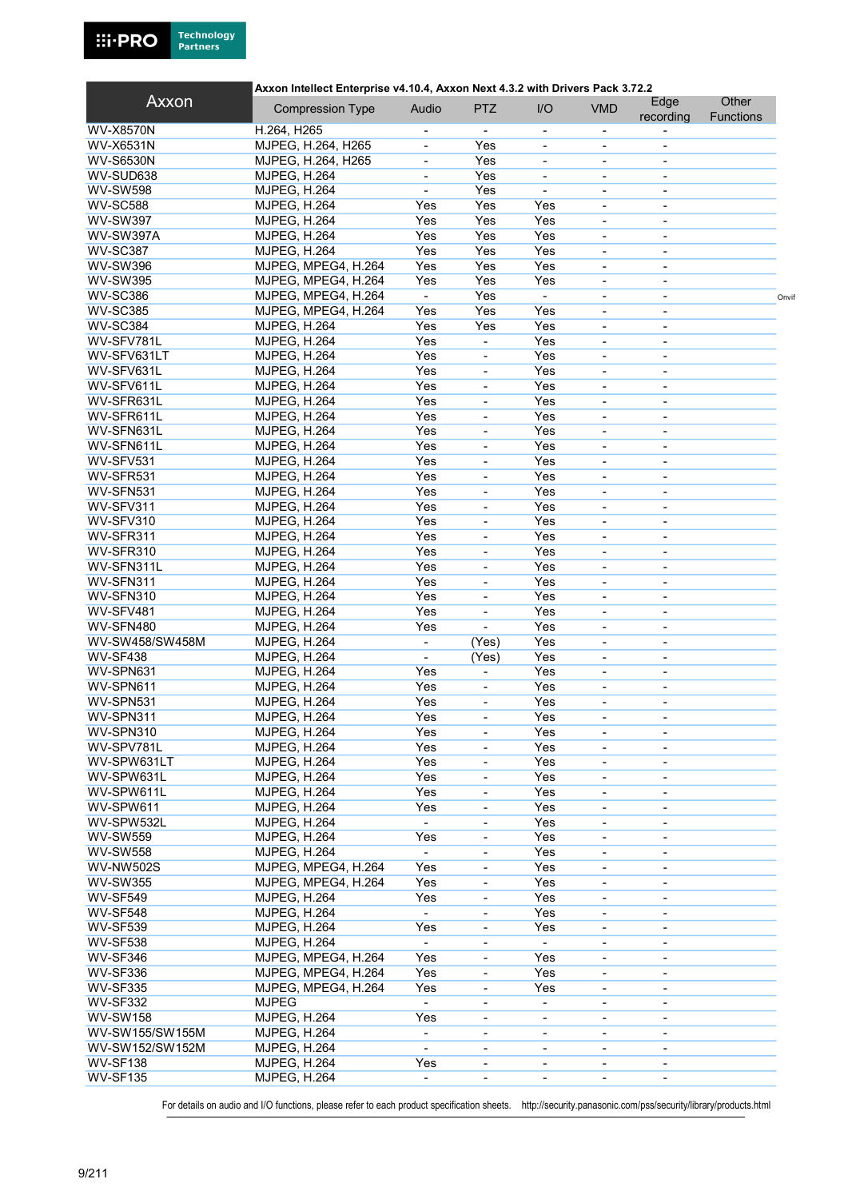| Axxon | Axxon Intellect Enterprise v4.10.4, Axxon Next 4.3.2 with Drivers Pack 3.72.2 | | | | | | |
|---|---|---|---|---|---|---|---|
| | Compression Type | Audio | PTZ | I/O | VMD | Edge recording | Other Functions |
| WV-X8570N | H.264, H265 | - | - | - | - | - | |
| WV-X6531N | MJPEG, H.264, H265 | - | Yes | - | - | - | |
| WV-S6530N | MJPEG, H.264, H265 | - | Yes | - | - | - | |
| WV-SUD638 | MJPEG, H.264 | - | Yes | - | - | - | |
| WV-SW598 | MJPEG, H.264 | - | Yes | - | - | - | |
| WV-SC588 | MJPEG, H.264 | Yes | Yes | Yes | - | - | |
| WV-SW397 | MJPEG, H.264 | Yes | Yes | Yes | - | - | |
| WV-SW397A | MJPEG, H.264 | Yes | Yes | Yes | - | - | |
| WV-SC387 | MJPEG, H.264 | Yes | Yes | Yes | - | - | |
| WV-SW396 | MJPEG, MPEG4, H.264 | Yes | Yes | Yes | - | - | |
| WV-SW395 | MJPEG, MPEG4, H.264 | Yes | Yes | Yes | - | - | |
| WV-SC386 | MJPEG, MPEG4, H.264 | - | Yes | - | - | - | Onvif |
| WV-SC385 | MJPEG, MPEG4, H.264 | Yes | Yes | Yes | - | - | |
| WV-SC384 | MJPEG, H.264 | Yes | Yes | Yes | - | - | |
| WV-SFV781L | MJPEG, H.264 | Yes | - | Yes | - | - | |
| WV-SFV631LT | MJPEG, H.264 | Yes | - | Yes | - | - | |
| WV-SFV631L | MJPEG, H.264 | Yes | - | Yes | - | - | |
| WV-SFV611L | MJPEG, H.264 | Yes | - | Yes | - | - | |
| WV-SFR631L | MJPEG, H.264 | Yes | - | Yes | - | - | |
| WV-SFR611L | MJPEG, H.264 | Yes | - | Yes | - | - | |
| WV-SFN631L | MJPEG, H.264 | Yes | - | Yes | - | - | |
| WV-SFN611L | MJPEG, H.264 | Yes | - | Yes | - | - | |
| WV-SFV531 | MJPEG, H.264 | Yes | - | Yes | - | - | |
| WV-SFR531 | MJPEG, H.264 | Yes | - | Yes | - | - | |
| WV-SFN531 | MJPEG, H.264 | Yes | - | Yes | - | - | |
| WV-SFV311 | MJPEG, H.264 | Yes | - | Yes | - | - | |
| WV-SFV310 | MJPEG, H.264 | Yes | - | Yes | - | - | |
| WV-SFR311 | MJPEG, H.264 | Yes | - | Yes | - | - | |
| WV-SFR310 | MJPEG, H.264 | Yes | - | Yes | - | - | |
| WV-SFN311L | MJPEG, H.264 | Yes | - | Yes | - | - | |
| WV-SFN311 | MJPEG, H.264 | Yes | - | Yes | - | - | |
| WV-SFN310 | MJPEG, H.264 | Yes | - | Yes | - | - | |
| WV-SFV481 | MJPEG, H.264 | Yes | - | Yes | - | - | |
| WV-SFN480 | MJPEG, H.264 | Yes | - | Yes | - | - | |
| WV-SW458/SW458M | MJPEG, H.264 | - | (Yes) | Yes | - | - | |
| WV-SF438 | MJPEG, H.264 | - | (Yes) | Yes | - | - | |
| WV-SPN631 | MJPEG, H.264 | Yes | - | Yes | - | - | |
| WV-SPN611 | MJPEG, H.264 | Yes | - | Yes | - | - | |
| WV-SPN531 | MJPEG, H.264 | Yes | - | Yes | - | - | |
| WV-SPN311 | MJPEG, H.264 | Yes | - | Yes | - | - | |
| WV-SPN310 | MJPEG, H.264 | Yes | - | Yes | - | - | |
| WV-SPV781L | MJPEG, H.264 | Yes | - | Yes | - | - | |
| WV-SPW631LT | MJPEG, H.264 | Yes | - | Yes | - | - | |
| WV-SPW631L | MJPEG, H.264 | Yes | - | Yes | - | - | |
| WV-SPW611L | MJPEG, H.264 | Yes | - | Yes | - | - | |
| WV-SPW611 | MJPEG, H.264 | Yes | - | Yes | - | - | |
| WV-SPW532L | MJPEG, H.264 | - | - | Yes | - | - | |
| WV-SW559 | MJPEG, H.264 | Yes | - | Yes | - | - | |
| WV-SW558 | MJPEG, H.264 | - | - | Yes | - | - | |
| WV-NW502S | MJPEG, MPEG4, H.264 | Yes | - | Yes | - | - | |
| WV-SW355 | MJPEG, MPEG4, H.264 | Yes | - | Yes | - | - | |
| WV-SF549 | MJPEG, H.264 | Yes | - | Yes | - | - | |
| WV-SF548 | MJPEG, H.264 | - | - | Yes | - | - | |
| WV-SF539 | MJPEG, H.264 | Yes | - | Yes | - | - | |
| WV-SF538 | MJPEG, H.264 | - | - | - | - | - | |
| WV-SF346 | MJPEG, MPEG4, H.264 | Yes | - | Yes | - | - | |
| WV-SF336 | MJPEG, MPEG4, H.264 | Yes | - | Yes | - | - | |
| WV-SF335 | MJPEG, MPEG4, H.264 | Yes | - | Yes | - | - | |
| WV-SF332 | MJPEG | - | - | - | - | - | |
| WV-SW158 | MJPEG, H.264 | Yes | - | - | - | - | |
| WV-SW155/SW155M | MJPEG, H.264 | - | - | - | - | - | |
| WV-SW152/SW152M | MJPEG, H.264 | - | - | - | - | - | |
| WV-SF138 | MJPEG, H.264 | Yes | - | - | - | - | |
| WV-SF135 | MJPEG, H.264 | - | - | - | - | - | |

For details on audio and I/O functions, please refer to each product specification sheets. http://security.panasonic.com/pss/security/library/products.html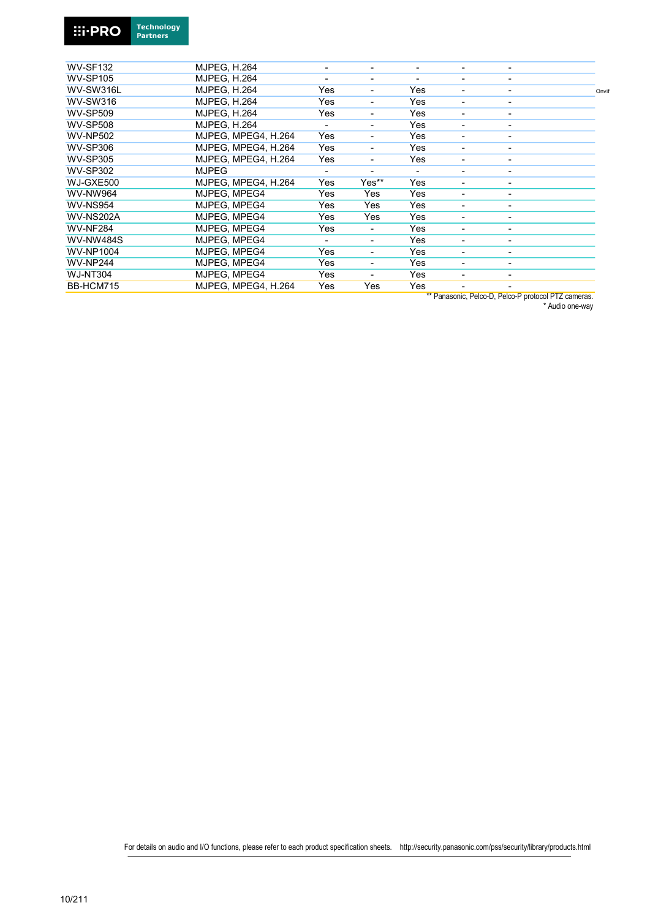| | | | | | | | |
|---|---|---|---|---|---|---|---|
| WV-SF132 | MJPEG, H.264 | - | - | - | - | - | |
| WV-SP105 | MJPEG, H.264 | - | - | - | - | - | |
| WV-SW316L | MJPEG, H.264 | Yes | - | Yes | - | - | Onvif |
| WV-SW316 | MJPEG, H.264 | Yes | - | Yes | - | - | |
| WV-SP509 | MJPEG, H.264 | Yes | - | Yes | - | - | |
| WV-SP508 | MJPEG, H.264 | - | - | Yes | - | - | |
| WV-NP502 | MJPEG, MPEG4, H.264 | Yes | - | Yes | - | - | |
| WV-SP306 | MJPEG, MPEG4, H.264 | Yes | - | Yes | - | - | |
| WV-SP305 | MJPEG, MPEG4, H.264 | Yes | - | Yes | - | - | |
| WV-SP302 | MJPEG | - | - | - | - | - | |
| WJ-GXE500 | MJPEG, MPEG4, H.264 | Yes | Yes** | Yes | - | - | |
| WV-NW964 | MJPEG, MPEG4 | Yes | Yes | Yes | - | - | |
| WV-NS954 | MJPEG, MPEG4 | Yes | Yes | Yes | - | - | |
| WV-NS202A | MJPEG, MPEG4 | Yes | Yes | Yes | - | - | |
| WV-NF284 | MJPEG, MPEG4 | Yes | - | Yes | - | - | |
| WV-NW484S | MJPEG, MPEG4 | - | - | Yes | - | - | |
| WV-NP1004 | MJPEG, MPEG4 | Yes | - | Yes | - | - | |
| WV-NP244 | MJPEG, MPEG4 | Yes | - | Yes | - | - | |
| WJ-NT304 | MJPEG, MPEG4 | Yes | - | Yes | - | - | |
| BB-HCM715 | MJPEG, MPEG4, H.264 | Yes | Yes | Yes | - | - | |

** Panasonic, Pelco-D, Pelco-P protocol PTZ cameras.
* Audio one-way

For details on audio and I/O functions, please refer to each product specification sheets. http://security.panasonic.com/pss/security/library/products.html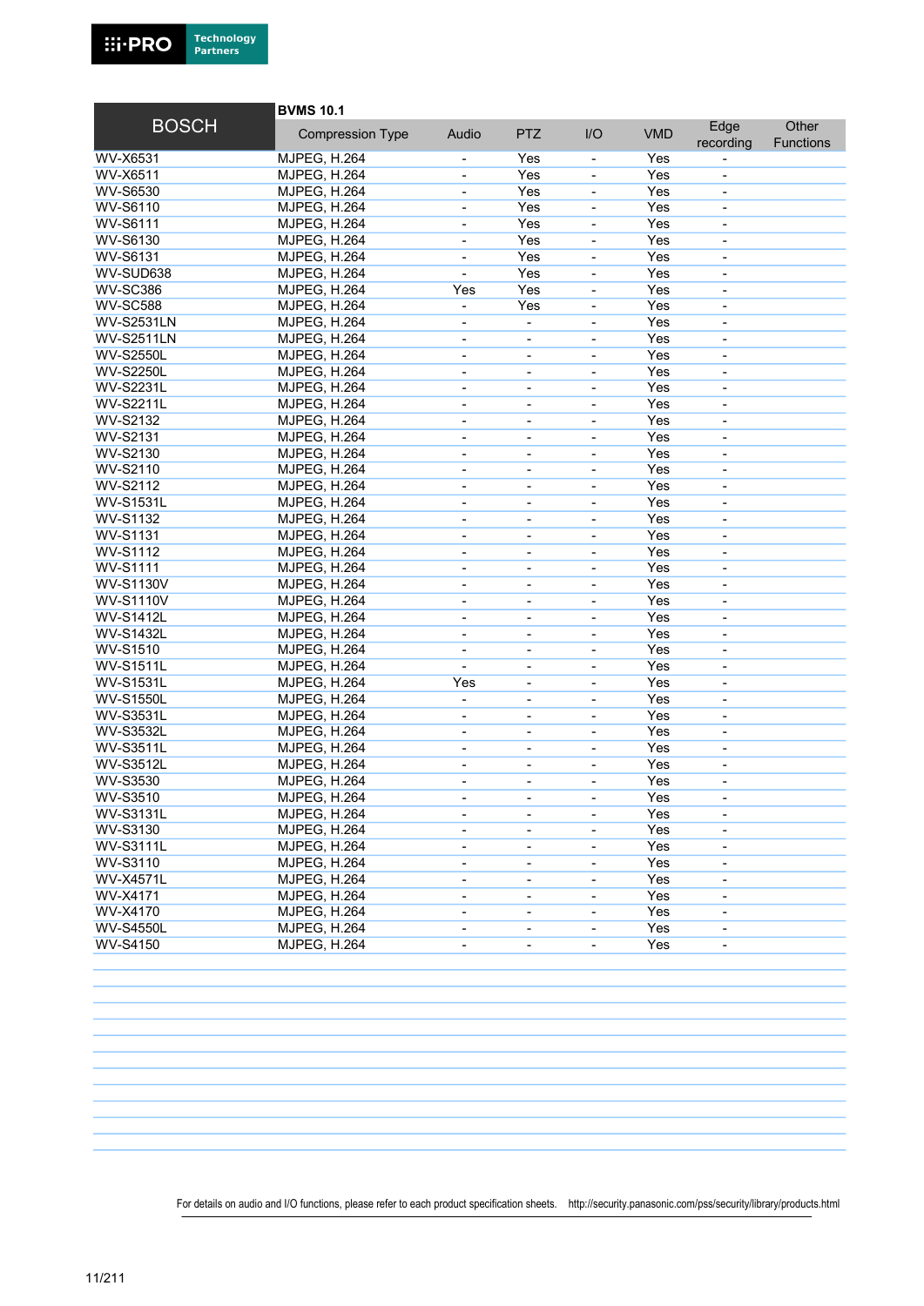| BOSCH | BVMS 10.1 | | | | | | |
|---|---|---|---|---|---|---|---|
| | Compression Type | Audio | PTZ | I/O | VMD | Edge recording | Other Functions |
| WV-X6531 | MJPEG, H.264 | - | Yes | - | Yes | - | |
| WV-X6511 | MJPEG, H.264 | - | Yes | - | Yes | - | |
| WV-S6530 | MJPEG, H.264 | - | Yes | - | Yes | - | |
| WV-S6110 | MJPEG, H.264 | - | Yes | - | Yes | - | |
| WV-S6111 | MJPEG, H.264 | - | Yes | - | Yes | - | |
| WV-S6130 | MJPEG, H.264 | - | Yes | - | Yes | - | |
| WV-S6131 | MJPEG, H.264 | - | Yes | - | Yes | - | |
| WV-SUD638 | MJPEG, H.264 | - | Yes | - | Yes | - | |
| WV-SC386 | MJPEG, H.264 | Yes | Yes | - | Yes | - | |
| WV-SC588 | MJPEG, H.264 | - | Yes | - | Yes | - | |
| WV-S2531LN | MJPEG, H.264 | - | - | - | Yes | - | |
| WV-S2511LN | MJPEG, H.264 | - | - | - | Yes | - | |
| WV-S2550L | MJPEG, H.264 | - | - | - | Yes | - | |
| WV-S2250L | MJPEG, H.264 | - | - | - | Yes | - | |
| WV-S2231L | MJPEG, H.264 | - | - | - | Yes | - | |
| WV-S2211L | MJPEG, H.264 | - | - | - | Yes | - | |
| WV-S2132 | MJPEG, H.264 | - | - | - | Yes | - | |
| WV-S2131 | MJPEG, H.264 | - | - | - | Yes | - | |
| WV-S2130 | MJPEG, H.264 | - | - | - | Yes | - | |
| WV-S2110 | MJPEG, H.264 | - | - | - | Yes | - | |
| WV-S2112 | MJPEG, H.264 | - | - | - | Yes | - | |
| WV-S1531L | MJPEG, H.264 | - | - | - | Yes | - | |
| WV-S1132 | MJPEG, H.264 | - | - | - | Yes | - | |
| WV-S1131 | MJPEG, H.264 | - | - | - | Yes | - | |
| WV-S1112 | MJPEG, H.264 | - | - | - | Yes | - | |
| WV-S1111 | MJPEG, H.264 | - | - | - | Yes | - | |
| WV-S1130V | MJPEG, H.264 | - | - | - | Yes | - | |
| WV-S1110V | MJPEG, H.264 | - | - | - | Yes | - | |
| WV-S1412L | MJPEG, H.264 | - | - | - | Yes | - | |
| WV-S1432L | MJPEG, H.264 | - | - | - | Yes | - | |
| WV-S1510 | MJPEG, H.264 | - | - | - | Yes | - | |
| WV-S1511L | MJPEG, H.264 | - | - | - | Yes | - | |
| WV-S1531L | MJPEG, H.264 | Yes | - | - | Yes | - | |
| WV-S1550L | MJPEG, H.264 | - | - | - | Yes | - | |
| WV-S3531L | MJPEG, H.264 | - | - | - | Yes | - | |
| WV-S3532L | MJPEG, H.264 | - | - | - | Yes | - | |
| WV-S3511L | MJPEG, H.264 | - | - | - | Yes | - | |
| WV-S3512L | MJPEG, H.264 | - | - | - | Yes | - | |
| WV-S3530 | MJPEG, H.264 | - | - | - | Yes | - | |
| WV-S3510 | MJPEG, H.264 | - | - | - | Yes | - | |
| WV-S3131L | MJPEG, H.264 | - | - | - | Yes | - | |
| WV-S3130 | MJPEG, H.264 | - | - | - | Yes | - | |
| WV-S3111L | MJPEG, H.264 | - | - | - | Yes | - | |
| WV-S3110 | MJPEG, H.264 | - | - | - | Yes | - | |
| WV-X4571L | MJPEG, H.264 | - | - | - | Yes | - | |
| WV-X4171 | MJPEG, H.264 | - | - | - | Yes | - | |
| WV-X4170 | MJPEG, H.264 | - | - | - | Yes | - | |
| WV-S4550L | MJPEG, H.264 | - | - | - | Yes | - | |
| WV-S4150 | MJPEG, H.264 | - | - | - | Yes | - | |

For details on audio and I/O functions, please refer to each product specification sheets. http://security.panasonic.com/pss/security/library/products.html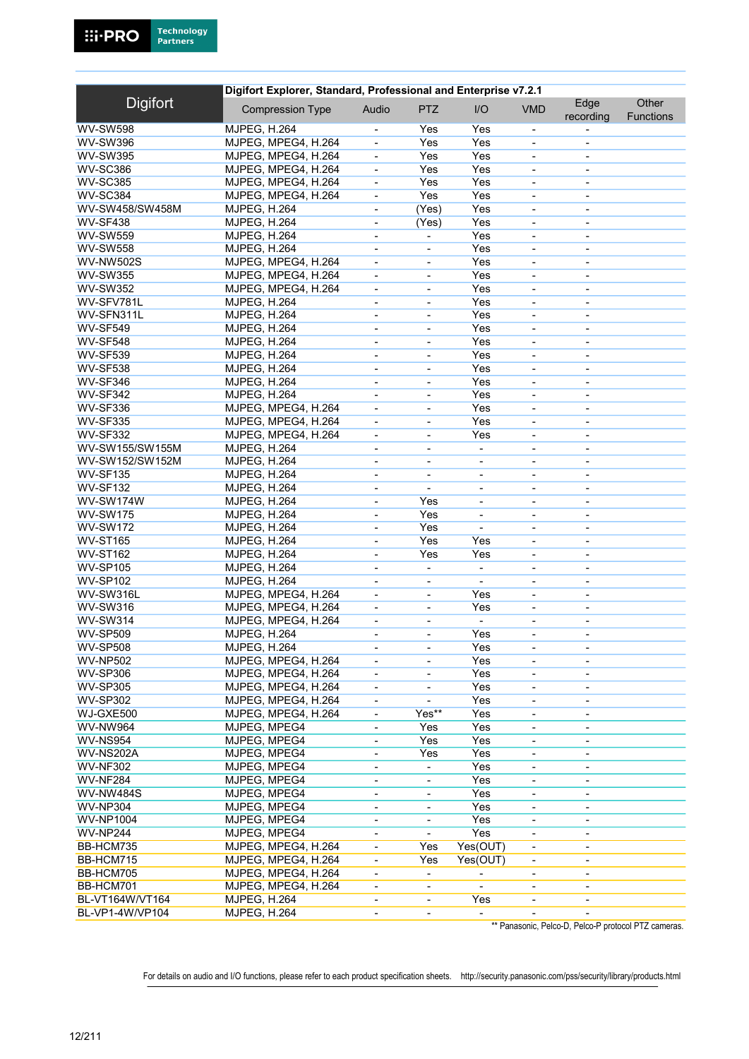| Digifort | Digifort Explorer, Standard, Professional and Enterprise v7.2.1 | | | | | | |
|---|---|---|---|---|---|---|---|
| | Compression Type | Audio | PTZ | I/O | VMD | Edge recording | Other Functions |
| WV-SW598 | MJPEG, H.264 | - | Yes | Yes | - | - | |
| WV-SW396 | MJPEG, MPEG4, H.264 | - | Yes | Yes | - | - | |
| WV-SW395 | MJPEG, MPEG4, H.264 | - | Yes | Yes | - | - | |
| WV-SC386 | MJPEG, MPEG4, H.264 | - | Yes | Yes | - | - | |
| WV-SC385 | MJPEG, MPEG4, H.264 | - | Yes | Yes | - | - | |
| WV-SC384 | MJPEG, MPEG4, H.264 | - | Yes | Yes | - | - | |
| WV-SW458/SW458M | MJPEG, H.264 | - | (Yes) | Yes | - | - | |
| WV-SF438 | MJPEG, H.264 | - | (Yes) | Yes | - | - | |
| WV-SW559 | MJPEG, H.264 | - | - | Yes | - | - | |
| WV-SW558 | MJPEG, H.264 | - | - | Yes | - | - | |
| WV-NW502S | MJPEG, MPEG4, H.264 | - | - | Yes | - | - | |
| WV-SW355 | MJPEG, MPEG4, H.264 | - | - | Yes | - | - | |
| WV-SW352 | MJPEG, MPEG4, H.264 | - | - | Yes | - | - | |
| WV-SFV781L | MJPEG, H.264 | - | - | Yes | - | - | |
| WV-SFN311L | MJPEG, H.264 | - | - | Yes | - | - | |
| WV-SF549 | MJPEG, H.264 | - | - | Yes | - | - | |
| WV-SF548 | MJPEG, H.264 | - | - | Yes | - | - | |
| WV-SF539 | MJPEG, H.264 | - | - | Yes | - | - | |
| WV-SF538 | MJPEG, H.264 | - | - | Yes | - | - | |
| WV-SF346 | MJPEG, H.264 | - | - | Yes | - | - | |
| WV-SF342 | MJPEG, H.264 | - | - | Yes | - | - | |
| WV-SF336 | MJPEG, MPEG4, H.264 | - | - | Yes | - | - | |
| WV-SF335 | MJPEG, MPEG4, H.264 | - | - | Yes | - | - | |
| WV-SF332 | MJPEG, MPEG4, H.264 | - | - | Yes | - | - | |
| WV-SW155/SW155M | MJPEG, H.264 | - | - | - | - | - | |
| WV-SW152/SW152M | MJPEG, H.264 | - | - | - | - | - | |
| WV-SF135 | MJPEG, H.264 | - | - | - | - | - | |
| WV-SF132 | MJPEG, H.264 | - | - | - | - | - | |
| WV-SW174W | MJPEG, H.264 | - | Yes | - | - | - | |
| WV-SW175 | MJPEG, H.264 | - | Yes | - | - | - | |
| WV-SW172 | MJPEG, H.264 | - | Yes | - | - | - | |
| WV-ST165 | MJPEG, H.264 | - | Yes | Yes | - | - | |
| WV-ST162 | MJPEG, H.264 | - | Yes | Yes | - | - | |
| WV-SP105 | MJPEG, H.264 | - | - | - | - | - | |
| WV-SP102 | MJPEG, H.264 | - | - | - | - | - | |
| WV-SW316L | MJPEG, MPEG4, H.264 | - | - | Yes | - | - | |
| WV-SW316 | MJPEG, MPEG4, H.264 | - | - | Yes | - | - | |
| WV-SW314 | MJPEG, MPEG4, H.264 | - | - | - | - | - | |
| WV-SP509 | MJPEG, H.264 | - | - | Yes | - | - | |
| WV-SP508 | MJPEG, H.264 | - | - | Yes | - | - | |
| WV-NP502 | MJPEG, MPEG4, H.264 | - | - | Yes | - | - | |
| WV-SP306 | MJPEG, MPEG4, H.264 | - | - | Yes | - | - | |
| WV-SP305 | MJPEG, MPEG4, H.264 | - | - | Yes | - | - | |
| WV-SP302 | MJPEG, MPEG4, H.264 | - | - | Yes | - | - | |
| WJ-GXE500 | MJPEG, MPEG4, H.264 | - | Yes** | Yes | - | - | |
| WV-NW964 | MJPEG, MPEG4 | - | Yes | Yes | - | - | |
| WV-NS954 | MJPEG, MPEG4 | - | Yes | Yes | - | - | |
| WV-NS202A | MJPEG, MPEG4 | - | Yes | Yes | - | - | |
| WV-NF302 | MJPEG, MPEG4 | - | - | Yes | - | - | |
| WV-NF284 | MJPEG, MPEG4 | - | - | Yes | - | - | |
| WV-NW484S | MJPEG, MPEG4 | - | - | Yes | - | - | |
| WV-NP304 | MJPEG, MPEG4 | - | - | Yes | - | - | |
| WV-NP1004 | MJPEG, MPEG4 | - | - | Yes | - | - | |
| WV-NP244 | MJPEG, MPEG4 | - | - | Yes | - | - | |
| BB-HCM735 | MJPEG, MPEG4, H.264 | - | Yes | Yes(OUT) | - | - | |
| BB-HCM715 | MJPEG, MPEG4, H.264 | - | Yes | Yes(OUT) | - | - | |
| BB-HCM705 | MJPEG, MPEG4, H.264 | - | - | - | - | - | |
| BB-HCM701 | MJPEG, MPEG4, H.264 | - | - | - | - | - | |
| BL-VT164W/VT164 | MJPEG, H.264 | - | - | Yes | - | - | |
| BL-VP1-4W/VP104 | MJPEG, H.264 | - | - | - | - | - | |

** Panasonic, Pelco-D, Pelco-P protocol PTZ cameras.

For details on audio and I/O functions, please refer to each product specification sheets. http://security.panasonic.com/pss/security/library/products.html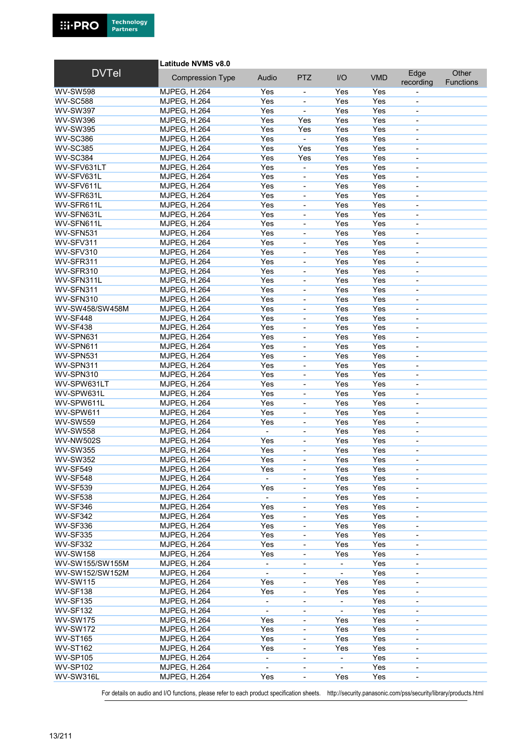| DVTel | Latitude NVMS v8.0 | | | | | | |
|---|---|---|---|---|---|---|---|
| | Compression Type | Audio | PTZ | I/O | VMD | Edge recording | Other Functions |
| WV-SW598 | MJPEG, H.264 | Yes | - | Yes | Yes | - | |
| WV-SC588 | MJPEG, H.264 | Yes | - | Yes | Yes | - | |
| WV-SW397 | MJPEG, H.264 | Yes | - | Yes | Yes | - | |
| WV-SW396 | MJPEG, H.264 | Yes | Yes | Yes | Yes | - | |
| WV-SW395 | MJPEG, H.264 | Yes | Yes | Yes | Yes | - | |
| WV-SC386 | MJPEG, H.264 | Yes | - | Yes | Yes | - | |
| WV-SC385 | MJPEG, H.264 | Yes | Yes | Yes | Yes | - | |
| WV-SC384 | MJPEG, H.264 | Yes | Yes | Yes | Yes | - | |
| WV-SFV631LT | MJPEG, H.264 | Yes | - | Yes | Yes | - | |
| WV-SFV631L | MJPEG, H.264 | Yes | - | Yes | Yes | - | |
| WV-SFV611L | MJPEG, H.264 | Yes | - | Yes | Yes | - | |
| WV-SFR631L | MJPEG, H.264 | Yes | - | Yes | Yes | - | |
| WV-SFR611L | MJPEG, H.264 | Yes | - | Yes | Yes | - | |
| WV-SFN631L | MJPEG, H.264 | Yes | - | Yes | Yes | - | |
| WV-SFN611L | MJPEG, H.264 | Yes | - | Yes | Yes | - | |
| WV-SFN531 | MJPEG, H.264 | Yes | - | Yes | Yes | - | |
| WV-SFV311 | MJPEG, H.264 | Yes | - | Yes | Yes | - | |
| WV-SFV310 | MJPEG, H.264 | Yes | - | Yes | Yes | - | |
| WV-SFR311 | MJPEG, H.264 | Yes | - | Yes | Yes | - | |
| WV-SFR310 | MJPEG, H.264 | Yes | - | Yes | Yes | - | |
| WV-SFN311L | MJPEG, H.264 | Yes | - | Yes | Yes | - | |
| WV-SFN311 | MJPEG, H.264 | Yes | - | Yes | Yes | - | |
| WV-SFN310 | MJPEG, H.264 | Yes | - | Yes | Yes | - | |
| WV-SW458/SW458M | MJPEG, H.264 | Yes | - | Yes | Yes | - | |
| WV-SF448 | MJPEG, H.264 | Yes | - | Yes | Yes | - | |
| WV-SF438 | MJPEG, H.264 | Yes | - | Yes | Yes | - | |
| WV-SPN631 | MJPEG, H.264 | Yes | - | Yes | Yes | - | |
| WV-SPN611 | MJPEG, H.264 | Yes | - | Yes | Yes | - | |
| WV-SPN531 | MJPEG, H.264 | Yes | - | Yes | Yes | - | |
| WV-SPN311 | MJPEG, H.264 | Yes | - | Yes | Yes | - | |
| WV-SPN310 | MJPEG, H.264 | Yes | - | Yes | Yes | - | |
| WV-SPW631LT | MJPEG, H.264 | Yes | - | Yes | Yes | - | |
| WV-SPW631L | MJPEG, H.264 | Yes | - | Yes | Yes | - | |
| WV-SPW611L | MJPEG, H.264 | Yes | - | Yes | Yes | - | |
| WV-SPW611 | MJPEG, H.264 | Yes | - | Yes | Yes | - | |
| WV-SW559 | MJPEG, H.264 | Yes | - | Yes | Yes | - | |
| WV-SW558 | MJPEG, H.264 | - | - | Yes | Yes | - | |
| WV-NW502S | MJPEG, H.264 | Yes | - | Yes | Yes | - | |
| WV-SW355 | MJPEG, H.264 | Yes | - | Yes | Yes | - | |
| WV-SW352 | MJPEG, H.264 | Yes | - | Yes | Yes | - | |
| WV-SF549 | MJPEG, H.264 | Yes | - | Yes | Yes | - | |
| WV-SF548 | MJPEG, H.264 | - | - | Yes | Yes | - | |
| WV-SF539 | MJPEG, H.264 | Yes | - | Yes | Yes | - | |
| WV-SF538 | MJPEG, H.264 | - | - | Yes | Yes | - | |
| WV-SF346 | MJPEG, H.264 | Yes | - | Yes | Yes | - | |
| WV-SF342 | MJPEG, H.264 | Yes | - | Yes | Yes | - | |
| WV-SF336 | MJPEG, H.264 | Yes | - | Yes | Yes | - | |
| WV-SF335 | MJPEG, H.264 | Yes | - | Yes | Yes | - | |
| WV-SF332 | MJPEG, H.264 | Yes | - | Yes | Yes | - | |
| WV-SW158 | MJPEG, H.264 | Yes | - | Yes | Yes | - | |
| WV-SW155/SW155M | MJPEG, H.264 | - | - | - | Yes | - | |
| WV-SW152/SW152M | MJPEG, H.264 | - | - | - | Yes | - | |
| WV-SW115 | MJPEG, H.264 | Yes | - | Yes | Yes | - | |
| WV-SF138 | MJPEG, H.264 | Yes | - | Yes | Yes | - | |
| WV-SF135 | MJPEG, H.264 | - | - | - | Yes | - | |
| WV-SF132 | MJPEG, H.264 | - | - | - | Yes | - | |
| WV-SW175 | MJPEG, H.264 | Yes | - | Yes | Yes | - | |
| WV-SW172 | MJPEG, H.264 | Yes | - | Yes | Yes | - | |
| WV-ST165 | MJPEG, H.264 | Yes | - | Yes | Yes | - | |
| WV-ST162 | MJPEG, H.264 | Yes | - | Yes | Yes | - | |
| WV-SP105 | MJPEG, H.264 | - | - | - | Yes | - | |
| WV-SP102 | MJPEG, H.264 | - | - | - | Yes | - | |
| WV-SW316L | MJPEG, H.264 | Yes | - | Yes | Yes | - | |

For details on audio and I/O functions, please refer to each product specification sheets. http://security.panasonic.com/pss/security/library/products.html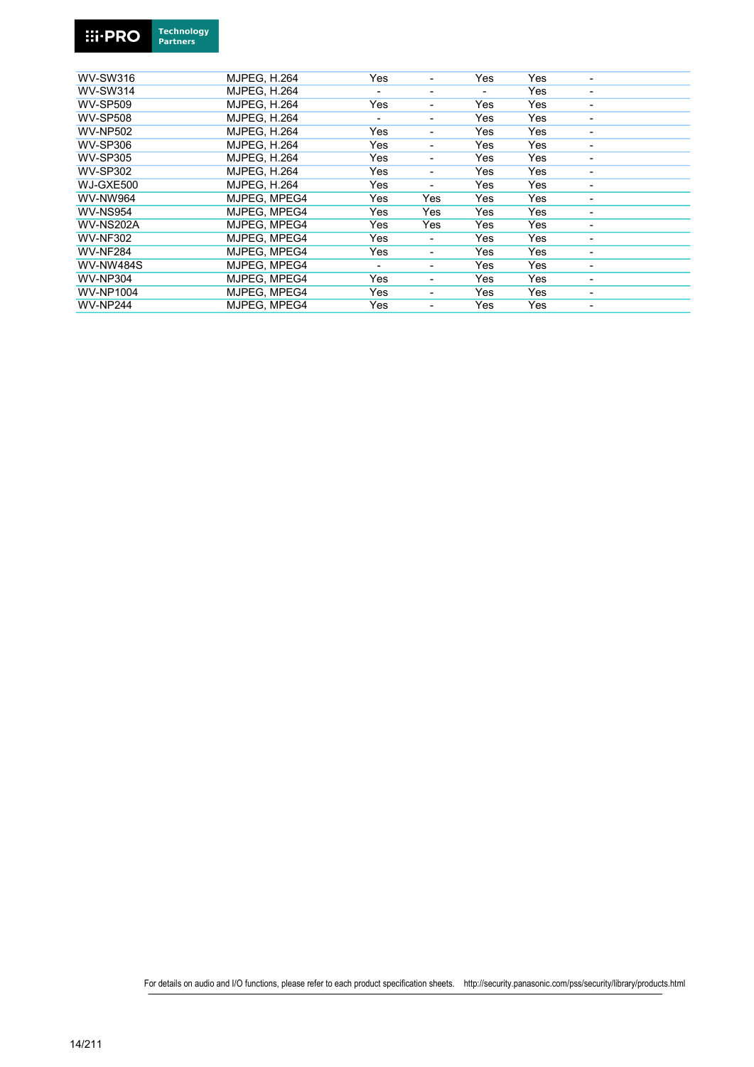| | | | | | | |
|---|---|---|---|---|---|---|
| WV-SW316 | MJPEG, H.264 | Yes | - | Yes | Yes | - |
| WV-SW314 | MJPEG, H.264 | - | - | - | Yes | - |
| WV-SP509 | MJPEG, H.264 | Yes | - | Yes | Yes | - |
| WV-SP508 | MJPEG, H.264 | - | - | Yes | Yes | - |
| WV-NP502 | MJPEG, H.264 | Yes | - | Yes | Yes | - |
| WV-SP306 | MJPEG, H.264 | Yes | - | Yes | Yes | - |
| WV-SP305 | MJPEG, H.264 | Yes | - | Yes | Yes | - |
| WV-SP302 | MJPEG, H.264 | Yes | - | Yes | Yes | - |
| WJ-GXE500 | MJPEG, H.264 | Yes | - | Yes | Yes | - |
| WV-NW964 | MJPEG, MPEG4 | Yes | Yes | Yes | Yes | - |
| WV-NS954 | MJPEG, MPEG4 | Yes | Yes | Yes | Yes | - |
| WV-NS202A | MJPEG, MPEG4 | Yes | Yes | Yes | Yes | - |
| WV-NF302 | MJPEG, MPEG4 | Yes | - | Yes | Yes | - |
| WV-NF284 | MJPEG, MPEG4 | Yes | - | Yes | Yes | - |
| WV-NW484S | MJPEG, MPEG4 | - | - | Yes | Yes | - |
| WV-NP304 | MJPEG, MPEG4 | Yes | - | Yes | Yes | - |
| WV-NP1004 | MJPEG, MPEG4 | Yes | - | Yes | Yes | - |
| WV-NP244 | MJPEG, MPEG4 | Yes | - | Yes | Yes | - |

For details on audio and I/O functions, please refer to each product specification sheets. http://security.panasonic.com/pss/security/library/products.html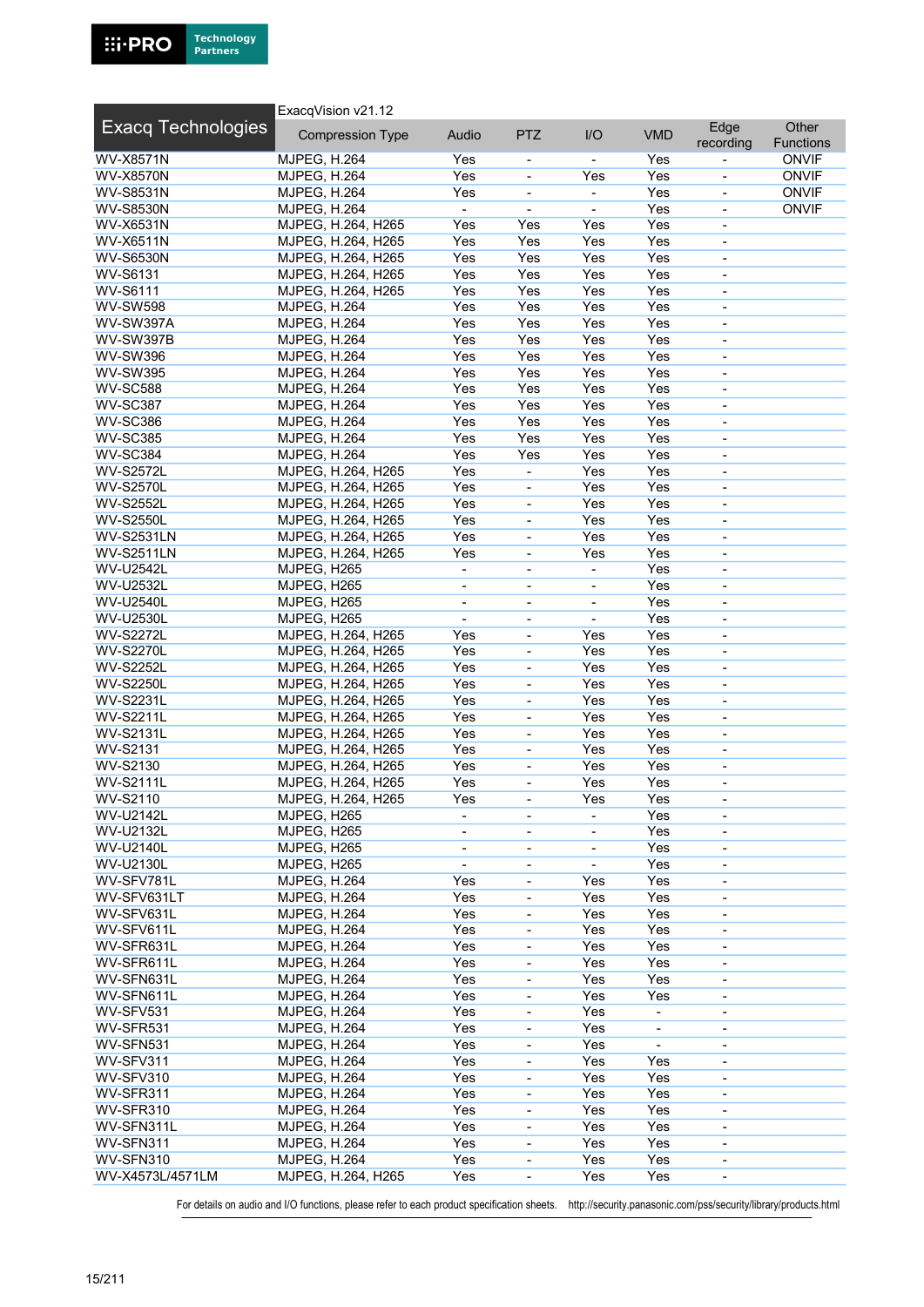| Exacq Technologies | ExacqVision v21.12 Compression Type | Audio | PTZ | I/O | VMD | Edge recording | Other Functions |
|---|---|---|---|---|---|---|---|
| WV-X8571N | MJPEG, H.264 | Yes | - | - | Yes | - | ONVIF |
| WV-X8570N | MJPEG, H.264 | Yes | - | Yes | Yes | - | ONVIF |
| WV-S8531N | MJPEG, H.264 | Yes | - | - | Yes | - | ONVIF |
| WV-S8530N | MJPEG, H.264 | - | - | - | Yes | - | ONVIF |
| WV-X6531N | MJPEG, H.264, H265 | Yes | Yes | Yes | Yes | - | |
| WV-X6511N | MJPEG, H.264, H265 | Yes | Yes | Yes | Yes | - | |
| WV-S6530N | MJPEG, H.264, H265 | Yes | Yes | Yes | Yes | - | |
| WV-S6131 | MJPEG, H.264, H265 | Yes | Yes | Yes | Yes | - | |
| WV-S6111 | MJPEG, H.264, H265 | Yes | Yes | Yes | Yes | - | |
| WV-SW598 | MJPEG, H.264 | Yes | Yes | Yes | Yes | - | |
| WV-SW397A | MJPEG, H.264 | Yes | Yes | Yes | Yes | - | |
| WV-SW397B | MJPEG, H.264 | Yes | Yes | Yes | Yes | - | |
| WV-SW396 | MJPEG, H.264 | Yes | Yes | Yes | Yes | - | |
| WV-SW395 | MJPEG, H.264 | Yes | Yes | Yes | Yes | - | |
| WV-SC588 | MJPEG, H.264 | Yes | Yes | Yes | Yes | - | |
| WV-SC387 | MJPEG, H.264 | Yes | Yes | Yes | Yes | - | |
| WV-SC386 | MJPEG, H.264 | Yes | Yes | Yes | Yes | - | |
| WV-SC385 | MJPEG, H.264 | Yes | Yes | Yes | Yes | - | |
| WV-SC384 | MJPEG, H.264 | Yes | Yes | Yes | Yes | - | |
| WV-S2572L | MJPEG, H.264, H265 | Yes | - | Yes | Yes | - | |
| WV-S2570L | MJPEG, H.264, H265 | Yes | - | Yes | Yes | - | |
| WV-S2552L | MJPEG, H.264, H265 | Yes | - | Yes | Yes | - | |
| WV-S2550L | MJPEG, H.264, H265 | Yes | - | Yes | Yes | - | |
| WV-S2531LN | MJPEG, H.264, H265 | Yes | - | Yes | Yes | - | |
| WV-S2511LN | MJPEG, H.264, H265 | Yes | - | Yes | Yes | - | |
| WV-U2542L | MJPEG, H265 | - | - | - | Yes | - | |
| WV-U2532L | MJPEG, H265 | - | - | - | Yes | - | |
| WV-U2540L | MJPEG, H265 | - | - | - | Yes | - | |
| WV-U2530L | MJPEG, H265 | - | - | - | Yes | - | |
| WV-S2272L | MJPEG, H.264, H265 | Yes | - | Yes | Yes | - | |
| WV-S2270L | MJPEG, H.264, H265 | Yes | - | Yes | Yes | - | |
| WV-S2252L | MJPEG, H.264, H265 | Yes | - | Yes | Yes | - | |
| WV-S2250L | MJPEG, H.264, H265 | Yes | - | Yes | Yes | - | |
| WV-S2231L | MJPEG, H.264, H265 | Yes | - | Yes | Yes | - | |
| WV-S2211L | MJPEG, H.264, H265 | Yes | - | Yes | Yes | - | |
| WV-S2131L | MJPEG, H.264, H265 | Yes | - | Yes | Yes | - | |
| WV-S2131 | MJPEG, H.264, H265 | Yes | - | Yes | Yes | - | |
| WV-S2130 | MJPEG, H.264, H265 | Yes | - | Yes | Yes | - | |
| WV-S2111L | MJPEG, H.264, H265 | Yes | - | Yes | Yes | - | |
| WV-S2110 | MJPEG, H.264, H265 | Yes | - | Yes | Yes | - | |
| WV-U2142L | MJPEG, H265 | - | - | - | Yes | - | |
| WV-U2132L | MJPEG, H265 | - | - | - | Yes | - | |
| WV-U2140L | MJPEG, H265 | - | - | - | Yes | - | |
| WV-U2130L | MJPEG, H265 | - | - | - | Yes | - | |
| WV-SFV781L | MJPEG, H.264 | Yes | - | Yes | Yes | - | |
| WV-SFV631LT | MJPEG, H.264 | Yes | - | Yes | Yes | - | |
| WV-SFV631L | MJPEG, H.264 | Yes | - | Yes | Yes | - | |
| WV-SFV611L | MJPEG, H.264 | Yes | - | Yes | Yes | - | |
| WV-SFR631L | MJPEG, H.264 | Yes | - | Yes | Yes | - | |
| WV-SFR611L | MJPEG, H.264 | Yes | - | Yes | Yes | - | |
| WV-SFN631L | MJPEG, H.264 | Yes | - | Yes | Yes | - | |
| WV-SFN611L | MJPEG, H.264 | Yes | - | Yes | Yes | - | |
| WV-SFV531 | MJPEG, H.264 | Yes | - | Yes | - | - | |
| WV-SFR531 | MJPEG, H.264 | Yes | - | Yes | - | - | |
| WV-SFN531 | MJPEG, H.264 | Yes | - | Yes | - | - | |
| WV-SFV311 | MJPEG, H.264 | Yes | - | Yes | Yes | - | |
| WV-SFV310 | MJPEG, H.264 | Yes | - | Yes | Yes | - | |
| WV-SFR311 | MJPEG, H.264 | Yes | - | Yes | Yes | - | |
| WV-SFR310 | MJPEG, H.264 | Yes | - | Yes | Yes | - | |
| WV-SFN311L | MJPEG, H.264 | Yes | - | Yes | Yes | - | |
| WV-SFN311 | MJPEG, H.264 | Yes | - | Yes | Yes | - | |
| WV-SFN310 | MJPEG, H.264 | Yes | - | Yes | Yes | - | |
| WV-X4573L/4571LM | MJPEG, H.264, H265 | Yes | - | Yes | Yes | - | |

For details on audio and I/O functions, please refer to each product specification sheets. http://security.panasonic.com/pss/security/library/products.html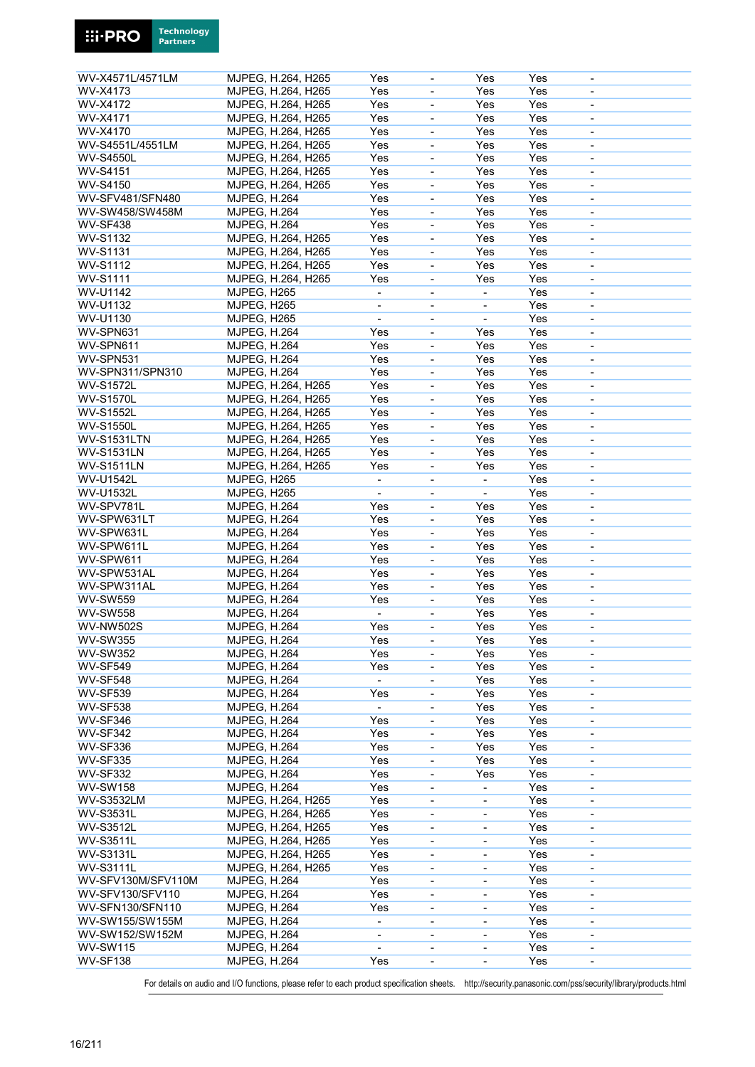| | | | | | | |
|---|---|---|---|---|---|---|
| WV-X4571L/4571LM | MJPEG, H.264, H265 | Yes | - | Yes | Yes | - |
| WV-X4173 | MJPEG, H.264, H265 | Yes | - | Yes | Yes | - |
| WV-X4172 | MJPEG, H.264, H265 | Yes | - | Yes | Yes | - |
| WV-X4171 | MJPEG, H.264, H265 | Yes | - | Yes | Yes | - |
| WV-X4170 | MJPEG, H.264, H265 | Yes | - | Yes | Yes | - |
| WV-S4551L/4551LM | MJPEG, H.264, H265 | Yes | - | Yes | Yes | - |
| WV-S4550L | MJPEG, H.264, H265 | Yes | - | Yes | Yes | - |
| WV-S4151 | MJPEG, H.264, H265 | Yes | - | Yes | Yes | - |
| WV-S4150 | MJPEG, H.264, H265 | Yes | - | Yes | Yes | - |
| WV-SFV481/SFN480 | MJPEG, H.264 | Yes | - | Yes | Yes | - |
| WV-SW458/SW458M | MJPEG, H.264 | Yes | - | Yes | Yes | - |
| WV-SF438 | MJPEG, H.264 | Yes | - | Yes | Yes | - |
| WV-S1132 | MJPEG, H.264, H265 | Yes | - | Yes | Yes | - |
| WV-S1131 | MJPEG, H.264, H265 | Yes | - | Yes | Yes | - |
| WV-S1112 | MJPEG, H.264, H265 | Yes | - | Yes | Yes | - |
| WV-S1111 | MJPEG, H.264, H265 | Yes | - | Yes | Yes | - |
| WV-U1142 | MJPEG, H265 | - | - | - | Yes | - |
| WV-U1132 | MJPEG, H265 | - | - | - | Yes | - |
| WV-U1130 | MJPEG, H265 | - | - | - | Yes | - |
| WV-SPN631 | MJPEG, H.264 | Yes | - | Yes | Yes | - |
| WV-SPN611 | MJPEG, H.264 | Yes | - | Yes | Yes | - |
| WV-SPN531 | MJPEG, H.264 | Yes | - | Yes | Yes | - |
| WV-SPN311/SPN310 | MJPEG, H.264 | Yes | - | Yes | Yes | - |
| WV-S1572L | MJPEG, H.264, H265 | Yes | - | Yes | Yes | - |
| WV-S1570L | MJPEG, H.264, H265 | Yes | - | Yes | Yes | - |
| WV-S1552L | MJPEG, H.264, H265 | Yes | - | Yes | Yes | - |
| WV-S1550L | MJPEG, H.264, H265 | Yes | - | Yes | Yes | - |
| WV-S1531LTN | MJPEG, H.264, H265 | Yes | - | Yes | Yes | - |
| WV-S1531LN | MJPEG, H.264, H265 | Yes | - | Yes | Yes | - |
| WV-S1511LN | MJPEG, H.264, H265 | Yes | - | Yes | Yes | - |
| WV-U1542L | MJPEG, H265 | - | - | - | Yes | - |
| WV-U1532L | MJPEG, H265 | - | - | - | Yes | - |
| WV-SPV781L | MJPEG, H.264 | Yes | - | Yes | Yes | - |
| WV-SPW631LT | MJPEG, H.264 | Yes | - | Yes | Yes | - |
| WV-SPW631L | MJPEG, H.264 | Yes | - | Yes | Yes | - |
| WV-SPW611L | MJPEG, H.264 | Yes | - | Yes | Yes | - |
| WV-SPW611 | MJPEG, H.264 | Yes | - | Yes | Yes | - |
| WV-SPW531AL | MJPEG, H.264 | Yes | - | Yes | Yes | - |
| WV-SPW311AL | MJPEG, H.264 | Yes | - | Yes | Yes | - |
| WV-SW559 | MJPEG, H.264 | Yes | - | Yes | Yes | - |
| WV-SW558 | MJPEG, H.264 | - | - | Yes | Yes | - |
| WV-NW502S | MJPEG, H.264 | Yes | - | Yes | Yes | - |
| WV-SW355 | MJPEG, H.264 | Yes | - | Yes | Yes | - |
| WV-SW352 | MJPEG, H.264 | Yes | - | Yes | Yes | - |
| WV-SF549 | MJPEG, H.264 | Yes | - | Yes | Yes | - |
| WV-SF548 | MJPEG, H.264 | - | - | Yes | Yes | - |
| WV-SF539 | MJPEG, H.264 | Yes | - | Yes | Yes | - |
| WV-SF538 | MJPEG, H.264 | - | - | Yes | Yes | - |
| WV-SF346 | MJPEG, H.264 | Yes | - | Yes | Yes | - |
| WV-SF342 | MJPEG, H.264 | Yes | - | Yes | Yes | - |
| WV-SF336 | MJPEG, H.264 | Yes | - | Yes | Yes | - |
| WV-SF335 | MJPEG, H.264 | Yes | - | Yes | Yes | - |
| WV-SF332 | MJPEG, H.264 | Yes | - | Yes | Yes | - |
| WV-SW158 | MJPEG, H.264 | Yes | - | - | Yes | - |
| WV-S3532LM | MJPEG, H.264, H265 | Yes | - | - | Yes | - |
| WV-S3531L | MJPEG, H.264, H265 | Yes | - | - | Yes | - |
| WV-S3512L | MJPEG, H.264, H265 | Yes | - | - | Yes | - |
| WV-S3511L | MJPEG, H.264, H265 | Yes | - | - | Yes | - |
| WV-S3131L | MJPEG, H.264, H265 | Yes | - | - | Yes | - |
| WV-S3111L | MJPEG, H.264, H265 | Yes | - | - | Yes | - |
| WV-SFV130M/SFV110M | MJPEG, H.264 | Yes | - | - | Yes | - |
| WV-SFV130/SFV110 | MJPEG, H.264 | Yes | - | - | Yes | - |
| WV-SFN130/SFN110 | MJPEG, H.264 | Yes | - | - | Yes | - |
| WV-SW155/SW155M | MJPEG, H.264 | - | - | - | Yes | - |
| WV-SW152/SW152M | MJPEG, H.264 | - | - | - | Yes | - |
| WV-SW115 | MJPEG, H.264 | - | - | - | Yes | - |
| WV-SF138 | MJPEG, H.264 | Yes | - | - | Yes | - |

For details on audio and I/O functions, please refer to each product specification sheets. http://security.panasonic.com/pss/security/library/products.html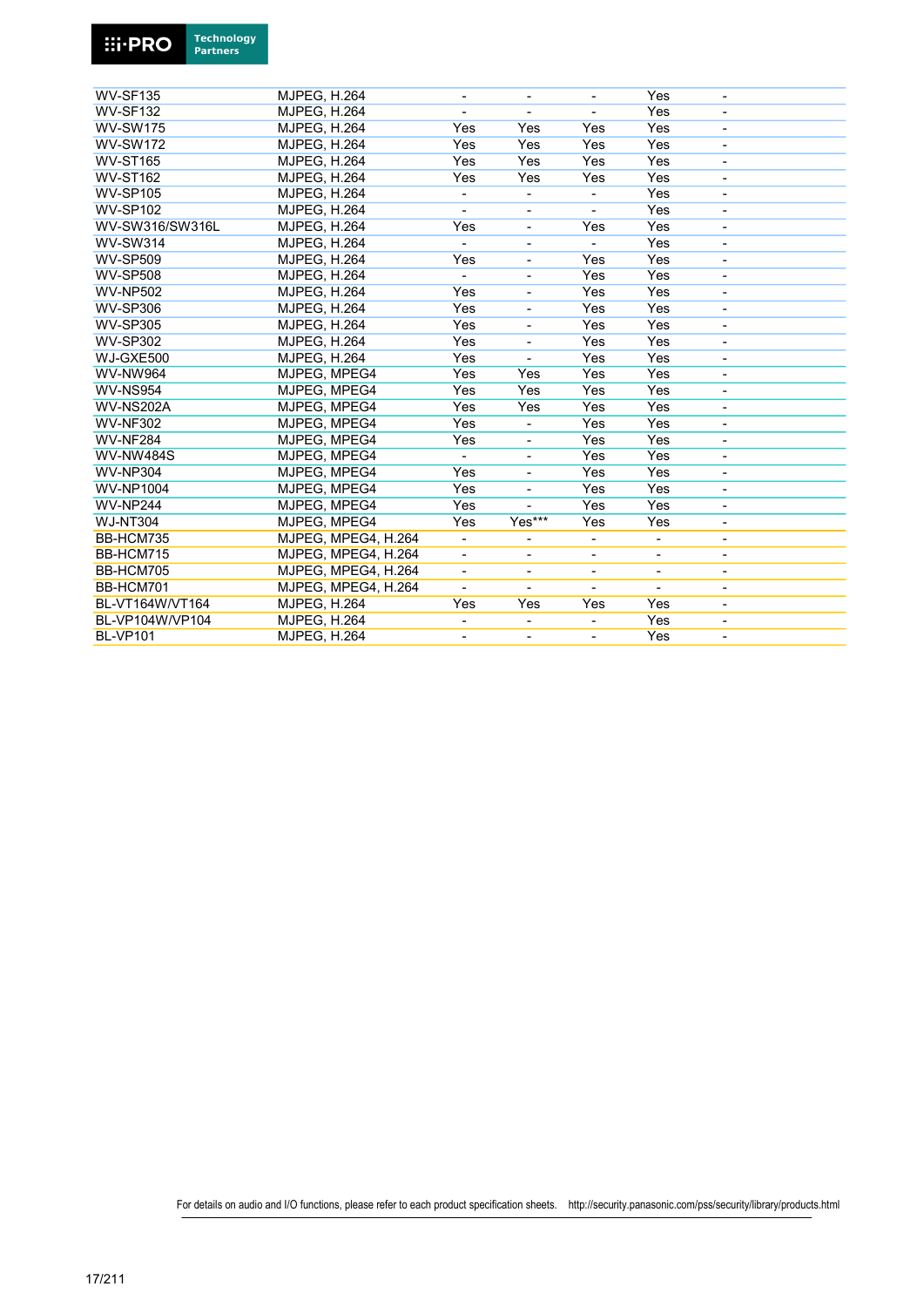| | | | | | | |
|---|---|---|---|---|---|---|
| WV-SF135 | MJPEG, H.264 | - | - | - | Yes | - |
| WV-SF132 | MJPEG, H.264 | - | - | - | Yes | - |
| WV-SW175 | MJPEG, H.264 | Yes | Yes | Yes | Yes | - |
| WV-SW172 | MJPEG, H.264 | Yes | Yes | Yes | Yes | - |
| WV-ST165 | MJPEG, H.264 | Yes | Yes | Yes | Yes | - |
| WV-ST162 | MJPEG, H.264 | Yes | Yes | Yes | Yes | - |
| WV-SP105 | MJPEG, H.264 | - | - | - | Yes | - |
| WV-SP102 | MJPEG, H.264 | - | - | - | Yes | - |
| WV-SW316/SW316L | MJPEG, H.264 | Yes | - | Yes | Yes | - |
| WV-SW314 | MJPEG, H.264 | - | - | - | Yes | - |
| WV-SP509 | MJPEG, H.264 | Yes | - | Yes | Yes | - |
| WV-SP508 | MJPEG, H.264 | - | - | Yes | Yes | - |
| WV-NP502 | MJPEG, H.264 | Yes | - | Yes | Yes | - |
| WV-SP306 | MJPEG, H.264 | Yes | - | Yes | Yes | - |
| WV-SP305 | MJPEG, H.264 | Yes | - | Yes | Yes | - |
| WV-SP302 | MJPEG, H.264 | Yes | - | Yes | Yes | - |
| WJ-GXE500 | MJPEG, H.264 | Yes | - | Yes | Yes | - |
| WV-NW964 | MJPEG, MPEG4 | Yes | Yes | Yes | Yes | - |
| WV-NS954 | MJPEG, MPEG4 | Yes | Yes | Yes | Yes | - |
| WV-NS202A | MJPEG, MPEG4 | Yes | Yes | Yes | Yes | - |
| WV-NF302 | MJPEG, MPEG4 | Yes | - | Yes | Yes | - |
| WV-NF284 | MJPEG, MPEG4 | Yes | - | Yes | Yes | - |
| WV-NW484S | MJPEG, MPEG4 | - | - | Yes | Yes | - |
| WV-NP304 | MJPEG, MPEG4 | Yes | - | Yes | Yes | - |
| WV-NP1004 | MJPEG, MPEG4 | Yes | - | Yes | Yes | - |
| WV-NP244 | MJPEG, MPEG4 | Yes | - | Yes | Yes | - |
| WJ-NT304 | MJPEG, MPEG4 | Yes | Yes*** | Yes | Yes | - |
| BB-HCM735 | MJPEG, MPEG4, H.264 | - | - | - | - | - |
| BB-HCM715 | MJPEG, MPEG4, H.264 | - | - | - | - | - |
| BB-HCM705 | MJPEG, MPEG4, H.264 | - | - | - | - | - |
| BB-HCM701 | MJPEG, MPEG4, H.264 | - | - | - | - | - |
| BL-VT164W/VT164 | MJPEG, H.264 | Yes | Yes | Yes | Yes | - |
| BL-VP104W/VP104 | MJPEG, H.264 | - | - | - | Yes | - |
| BL-VP101 | MJPEG, H.264 | - | - | - | Yes | - |

For details on audio and I/O functions, please refer to each product specification sheets. http://security.panasonic.com/pss/security/library/products.html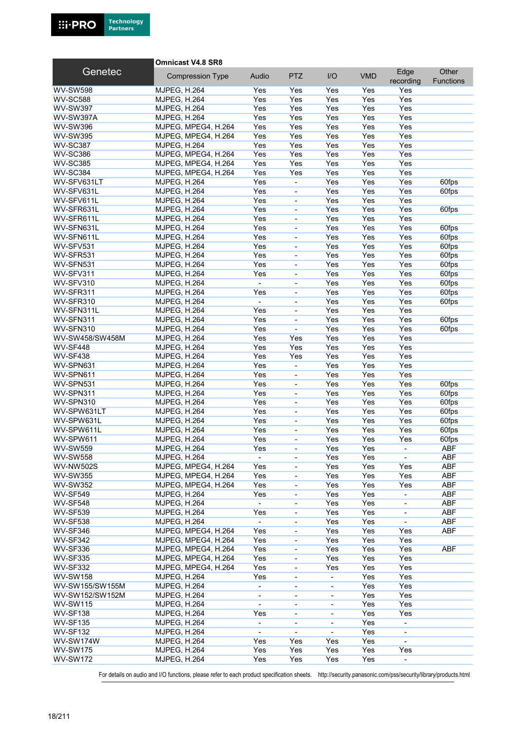| Genetec | Omnicast V4.8 SR8 | | | | | | |
|---|---|---|---|---|---|---|---|
| | Compression Type | Audio | PTZ | I/O | VMD | Edge recording | Other Functions |
| WV-SW598 | MJPEG, H.264 | Yes | Yes | Yes | Yes | Yes | |
| WV-SC588 | MJPEG, H.264 | Yes | Yes | Yes | Yes | Yes | |
| WV-SW397 | MJPEG, H.264 | Yes | Yes | Yes | Yes | Yes | |
| WV-SW397A | MJPEG, H.264 | Yes | Yes | Yes | Yes | Yes | |
| WV-SW396 | MJPEG, MPEG4, H.264 | Yes | Yes | Yes | Yes | Yes | |
| WV-SW395 | MJPEG, MPEG4, H.264 | Yes | Yes | Yes | Yes | Yes | |
| WV-SC387 | MJPEG, H.264 | Yes | Yes | Yes | Yes | Yes | |
| WV-SC386 | MJPEG, MPEG4, H.264 | Yes | Yes | Yes | Yes | Yes | |
| WV-SC385 | MJPEG, MPEG4, H.264 | Yes | Yes | Yes | Yes | Yes | |
| WV-SC384 | MJPEG, MPEG4, H.264 | Yes | Yes | Yes | Yes | Yes | |
| WV-SFV631LT | MJPEG, H.264 | Yes | - | Yes | Yes | Yes | 60fps |
| WV-SFV631L | MJPEG, H.264 | Yes | - | Yes | Yes | Yes | 60fps |
| WV-SFV611L | MJPEG, H.264 | Yes | - | Yes | Yes | Yes | |
| WV-SFR631L | MJPEG, H.264 | Yes | - | Yes | Yes | Yes | 60fps |
| WV-SFR611L | MJPEG, H.264 | Yes | - | Yes | Yes | Yes | |
| WV-SFN631L | MJPEG, H.264 | Yes | - | Yes | Yes | Yes | 60fps |
| WV-SFN611L | MJPEG, H.264 | Yes | - | Yes | Yes | Yes | 60fps |
| WV-SFV531 | MJPEG, H.264 | Yes | - | Yes | Yes | Yes | 60fps |
| WV-SFR531 | MJPEG, H.264 | Yes | - | Yes | Yes | Yes | 60fps |
| WV-SFN531 | MJPEG, H.264 | Yes | - | Yes | Yes | Yes | 60fps |
| WV-SFV311 | MJPEG, H.264 | Yes | - | Yes | Yes | Yes | 60fps |
| WV-SFV310 | MJPEG, H.264 | - | - | Yes | Yes | Yes | 60fps |
| WV-SFR311 | MJPEG, H.264 | Yes | - | Yes | Yes | Yes | 60fps |
| WV-SFR310 | MJPEG, H.264 | - | - | Yes | Yes | Yes | 60fps |
| WV-SFN311L | MJPEG, H.264 | Yes | - | Yes | Yes | Yes | |
| WV-SFN311 | MJPEG, H.264 | Yes | - | Yes | Yes | Yes | 60fps |
| WV-SFN310 | MJPEG, H.264 | Yes | - | Yes | Yes | Yes | 60fps |
| WV-SW458/SW458M | MJPEG, H.264 | Yes | Yes | Yes | Yes | Yes | |
| WV-SF448 | MJPEG, H.264 | Yes | Yes | Yes | Yes | Yes | |
| WV-SF438 | MJPEG, H.264 | Yes | Yes | Yes | Yes | Yes | |
| WV-SPN631 | MJPEG, H.264 | Yes | - | Yes | Yes | Yes | |
| WV-SPN611 | MJPEG, H.264 | Yes | - | Yes | Yes | Yes | |
| WV-SPN531 | MJPEG, H.264 | Yes | - | Yes | Yes | Yes | 60fps |
| WV-SPN311 | MJPEG, H.264 | Yes | - | Yes | Yes | Yes | 60fps |
| WV-SPN310 | MJPEG, H.264 | Yes | - | Yes | Yes | Yes | 60fps |
| WV-SPW631LT | MJPEG, H.264 | Yes | - | Yes | Yes | Yes | 60fps |
| WV-SPW631L | MJPEG, H.264 | Yes | - | Yes | Yes | Yes | 60fps |
| WV-SPW611L | MJPEG, H.264 | Yes | - | Yes | Yes | Yes | 60fps |
| WV-SPW611 | MJPEG, H.264 | Yes | - | Yes | Yes | Yes | 60fps |
| WV-SW559 | MJPEG, H.264 | Yes | - | Yes | Yes | - | ABF |
| WV-SW558 | MJPEG, H.264 | - | - | Yes | Yes | - | ABF |
| WV-NW502S | MJPEG, MPEG4, H.264 | Yes | - | Yes | Yes | Yes | ABF |
| WV-SW355 | MJPEG, MPEG4, H.264 | Yes | - | Yes | Yes | Yes | ABF |
| WV-SW352 | MJPEG, MPEG4, H.264 | Yes | - | Yes | Yes | Yes | ABF |
| WV-SF549 | MJPEG, H.264 | Yes | - | Yes | Yes | - | ABF |
| WV-SF548 | MJPEG, H.264 | - | - | Yes | Yes | - | ABF |
| WV-SF539 | MJPEG, H.264 | Yes | - | Yes | Yes | - | ABF |
| WV-SF538 | MJPEG, H.264 | - | - | Yes | Yes | - | ABF |
| WV-SF346 | MJPEG, MPEG4, H.264 | Yes | - | Yes | Yes | Yes | ABF |
| WV-SF342 | MJPEG, MPEG4, H.264 | Yes | - | Yes | Yes | Yes | |
| WV-SF336 | MJPEG, MPEG4, H.264 | Yes | - | Yes | Yes | Yes | ABF |
| WV-SF335 | MJPEG, MPEG4, H.264 | Yes | - | Yes | Yes | Yes | |
| WV-SF332 | MJPEG, MPEG4, H.264 | Yes | - | Yes | Yes | Yes | |
| WV-SW158 | MJPEG, H.264 | Yes | - | - | Yes | Yes | |
| WV-SW155/SW155M | MJPEG, H.264 | - | - | - | Yes | Yes | |
| WV-SW152/SW152M | MJPEG, H.264 | - | - | - | Yes | Yes | |
| WV-SW115 | MJPEG, H.264 | - | - | - | Yes | Yes | |
| WV-SF138 | MJPEG, H.264 | Yes | - | - | Yes | Yes | |
| WV-SF135 | MJPEG, H.264 | - | - | - | Yes | - | |
| WV-SF132 | MJPEG, H.264 | - | - | - | Yes | - | |
| WV-SW174W | MJPEG, H.264 | Yes | Yes | Yes | Yes | - | |
| WV-SW175 | MJPEG, H.264 | Yes | Yes | Yes | Yes | Yes | |
| WV-SW172 | MJPEG, H.264 | Yes | Yes | Yes | Yes | - | |

For details on audio and I/O functions, please refer to each product specification sheets. http://security.panasonic.com/pss/security/library/products.html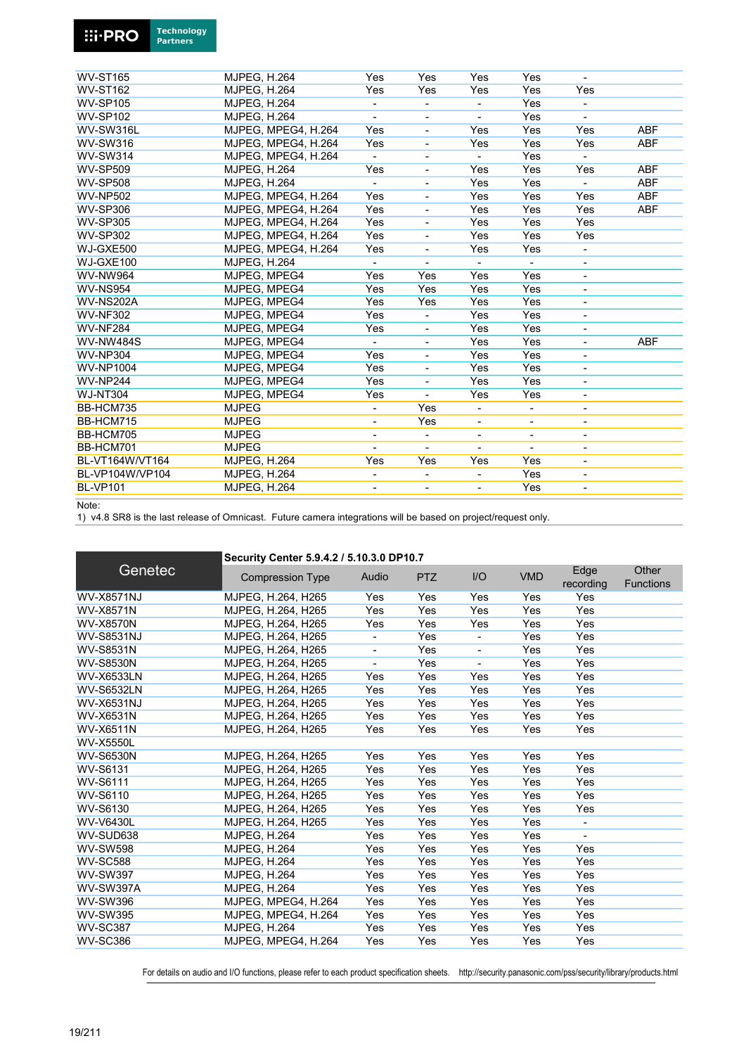| | | | | | | | |
|---|---|---|---|---|---|---|---|
| WV-ST165 | MJPEG, H.264 | Yes | Yes | Yes | Yes | - | |
| WV-ST162 | MJPEG, H.264 | Yes | Yes | Yes | Yes | Yes | |
| WV-SP105 | MJPEG, H.264 | - | - | - | Yes | - | |
| WV-SP102 | MJPEG, H.264 | - | - | - | Yes | - | |
| WV-SW316L | MJPEG, MPEG4, H.264 | Yes | - | Yes | Yes | Yes | ABF |
| WV-SW316 | MJPEG, MPEG4, H.264 | Yes | - | Yes | Yes | Yes | ABF |
| WV-SW314 | MJPEG, MPEG4, H.264 | - | - | - | Yes | - | |
| WV-SP509 | MJPEG, H.264 | Yes | - | Yes | Yes | Yes | ABF |
| WV-SP508 | MJPEG, H.264 | - | - | Yes | Yes | - | ABF |
| WV-NP502 | MJPEG, MPEG4, H.264 | Yes | - | Yes | Yes | Yes | ABF |
| WV-SP306 | MJPEG, MPEG4, H.264 | Yes | - | Yes | Yes | Yes | ABF |
| WV-SP305 | MJPEG, MPEG4, H.264 | Yes | - | Yes | Yes | Yes | |
| WV-SP302 | MJPEG, MPEG4, H.264 | Yes | - | Yes | Yes | Yes | |
| WJ-GXE500 | MJPEG, MPEG4, H.264 | Yes | - | Yes | Yes | - | |
| WJ-GXE100 | MJPEG, H.264 | - | - | - | - | - | |
| WV-NW964 | MJPEG, MPEG4 | Yes | Yes | Yes | Yes | - | |
| WV-NS954 | MJPEG, MPEG4 | Yes | Yes | Yes | Yes | - | |
| WV-NS202A | MJPEG, MPEG4 | Yes | Yes | Yes | Yes | - | |
| WV-NF302 | MJPEG, MPEG4 | Yes | - | Yes | Yes | - | |
| WV-NF284 | MJPEG, MPEG4 | Yes | - | Yes | Yes | - | |
| WV-NW484S | MJPEG, MPEG4 | - | - | Yes | Yes | - | ABF |
| WV-NP304 | MJPEG, MPEG4 | Yes | - | Yes | Yes | - | |
| WV-NP1004 | MJPEG, MPEG4 | Yes | - | Yes | Yes | - | |
| WV-NP244 | MJPEG, MPEG4 | Yes | - | Yes | Yes | - | |
| WJ-NT304 | MJPEG, MPEG4 | Yes | - | Yes | Yes | - | |
| BB-HCM735 | MJPEG | - | Yes | - | - | - | |
| BB-HCM715 | MJPEG | - | Yes | - | - | - | |
| BB-HCM705 | MJPEG | - | - | - | - | - | |
| BB-HCM701 | MJPEG | - | - | - | - | - | |
| BL-VT164W/VT164 | MJPEG, H.264 | Yes | Yes | Yes | Yes | - | |
| BL-VP104W/VP104 | MJPEG, H.264 | - | - | - | Yes | - | |
| BL-VP101 | MJPEG, H.264 | - | - | - | Yes | - | |

Note:
1) v4.8 SR8 is the last release of Omnicast. Future camera integrations will be based on project/request only.

| Genetec | Security Center 5.9.4.2 / 5.10.3.0 DP10.7 | | | | | | |
|---|---|---|---|---|---|---|---|
| | Compression Type | Audio | PTZ | I/O | VMD | Edge recording | Other Functions |
| WV-X8571NJ | MJPEG, H.264, H265 | Yes | Yes | Yes | Yes | Yes | |
| WV-X8571N | MJPEG, H.264, H265 | Yes | Yes | Yes | Yes | Yes | |
| WV-X8570N | MJPEG, H.264, H265 | Yes | Yes | Yes | Yes | Yes | |
| WV-S8531NJ | MJPEG, H.264, H265 | - | Yes | - | Yes | Yes | |
| WV-S8531N | MJPEG, H.264, H265 | - | Yes | - | Yes | Yes | |
| WV-S8530N | MJPEG, H.264, H265 | - | Yes | - | Yes | Yes | |
| WV-X6533LN | MJPEG, H.264, H265 | Yes | Yes | Yes | Yes | Yes | |
| WV-S6532LN | MJPEG, H.264, H265 | Yes | Yes | Yes | Yes | Yes | |
| WV-X6531NJ | MJPEG, H.264, H265 | Yes | Yes | Yes | Yes | Yes | |
| WV-X6531N | MJPEG, H.264, H265 | Yes | Yes | Yes | Yes | Yes | |
| WV-X6511N | MJPEG, H.264, H265 | Yes | Yes | Yes | Yes | Yes | |
| WV-X5550L | | | | | | | |
| WV-S6530N | MJPEG, H.264, H265 | Yes | Yes | Yes | Yes | Yes | |
| WV-S6131 | MJPEG, H.264, H265 | Yes | Yes | Yes | Yes | Yes | |
| WV-S6111 | MJPEG, H.264, H265 | Yes | Yes | Yes | Yes | Yes | |
| WV-S6110 | MJPEG, H.264, H265 | Yes | Yes | Yes | Yes | Yes | |
| WV-S6130 | MJPEG, H.264, H265 | Yes | Yes | Yes | Yes | Yes | |
| WV-V6430L | MJPEG, H.264, H265 | Yes | Yes | Yes | Yes | - | |
| WV-SUD638 | MJPEG, H.264 | Yes | Yes | Yes | Yes | - | |
| WV-SW598 | MJPEG, H.264 | Yes | Yes | Yes | Yes | Yes | |
| WV-SC588 | MJPEG, H.264 | Yes | Yes | Yes | Yes | Yes | |
| WV-SW397 | MJPEG, H.264 | Yes | Yes | Yes | Yes | Yes | |
| WV-SW397A | MJPEG, H.264 | Yes | Yes | Yes | Yes | Yes | |
| WV-SW396 | MJPEG, MPEG4, H.264 | Yes | Yes | Yes | Yes | Yes | |
| WV-SW395 | MJPEG, MPEG4, H.264 | Yes | Yes | Yes | Yes | Yes | |
| WV-SC387 | MJPEG, H.264 | Yes | Yes | Yes | Yes | Yes | |
| WV-SC386 | MJPEG, MPEG4, H.264 | Yes | Yes | Yes | Yes | Yes | |

For details on audio and I/O functions, please refer to each product specification sheets. http://security.panasonic.com/pss/security/library/products.html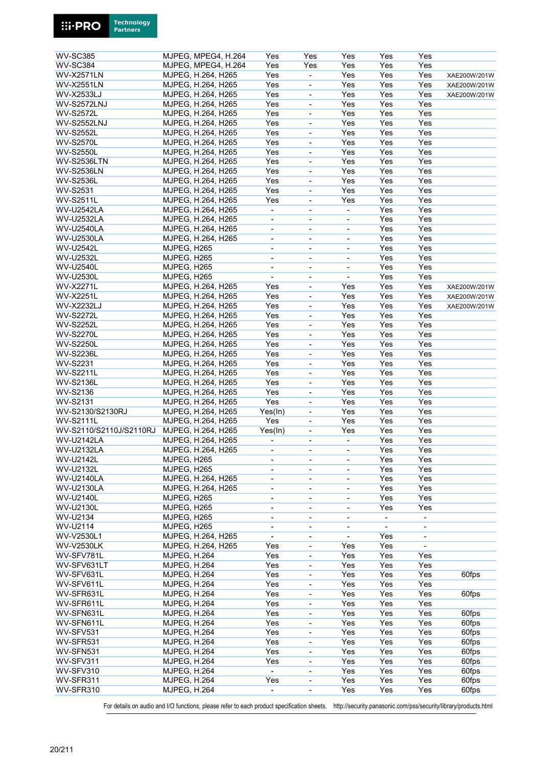| | | | | | | | |
|---|---|---|---|---|---|---|---|
| WV-SC385 | MJPEG, MPEG4, H.264 | Yes | Yes | Yes | Yes | Yes | |
| WV-SC384 | MJPEG, MPEG4, H.264 | Yes | Yes | Yes | Yes | Yes | |
| WV-X2571LN | MJPEG, H.264, H265 | Yes | - | Yes | Yes | Yes | XAE200W/201W |
| WV-X2551LN | MJPEG, H.264, H265 | Yes | - | Yes | Yes | Yes | XAE200W/201W |
| WV-X2533LJ | MJPEG, H.264, H265 | Yes | - | Yes | Yes | Yes | XAE200W/201W |
| WV-S2572LNJ | MJPEG, H.264, H265 | Yes | - | Yes | Yes | Yes | |
| WV-S2572L | MJPEG, H.264, H265 | Yes | - | Yes | Yes | Yes | |
| WV-S2552LNJ | MJPEG, H.264, H265 | Yes | - | Yes | Yes | Yes | |
| WV-S2552L | MJPEG, H.264, H265 | Yes | - | Yes | Yes | Yes | |
| WV-S2570L | MJPEG, H.264, H265 | Yes | - | Yes | Yes | Yes | |
| WV-S2550L | MJPEG, H.264, H265 | Yes | - | Yes | Yes | Yes | |
| WV-S2536LTN | MJPEG, H.264, H265 | Yes | - | Yes | Yes | Yes | |
| WV-S2536LN | MJPEG, H.264, H265 | Yes | - | Yes | Yes | Yes | |
| WV-S2536L | MJPEG, H.264, H265 | Yes | - | Yes | Yes | Yes | |
| WV-S2531 | MJPEG, H.264, H265 | Yes | - | Yes | Yes | Yes | |
| WV-S2511L | MJPEG, H.264, H265 | Yes | - | Yes | Yes | Yes | |
| WV-U2542LA | MJPEG, H.264, H265 | - | - | - | Yes | Yes | |
| WV-U2532LA | MJPEG, H.264, H265 | - | - | - | Yes | Yes | |
| WV-U2540LA | MJPEG, H.264, H265 | - | - | - | Yes | Yes | |
| WV-U2530LA | MJPEG, H.264, H265 | - | - | - | Yes | Yes | |
| WV-U2542L | MJPEG, H265 | - | - | - | Yes | Yes | |
| WV-U2532L | MJPEG, H265 | - | - | - | Yes | Yes | |
| WV-U2540L | MJPEG, H265 | - | - | - | Yes | Yes | |
| WV-U2530L | MJPEG, H265 | - | - | - | Yes | Yes | |
| WV-X2271L | MJPEG, H.264, H265 | Yes | - | Yes | Yes | Yes | XAE200W/201W |
| WV-X2251L | MJPEG, H.264, H265 | Yes | - | Yes | Yes | Yes | XAE200W/201W |
| WV-X2232LJ | MJPEG, H.264, H265 | Yes | - | Yes | Yes | Yes | XAE200W/201W |
| WV-S2272L | MJPEG, H.264, H265 | Yes | - | Yes | Yes | Yes | |
| WV-S2252L | MJPEG, H.264, H265 | Yes | - | Yes | Yes | Yes | |
| WV-S2270L | MJPEG, H.264, H265 | Yes | - | Yes | Yes | Yes | |
| WV-S2250L | MJPEG, H.264, H265 | Yes | - | Yes | Yes | Yes | |
| WV-S2236L | MJPEG, H.264, H265 | Yes | - | Yes | Yes | Yes | |
| WV-S2231 | MJPEG, H.264, H265 | Yes | - | Yes | Yes | Yes | |
| WV-S2211L | MJPEG, H.264, H265 | Yes | - | Yes | Yes | Yes | |
| WV-S2136L | MJPEG, H.264, H265 | Yes | - | Yes | Yes | Yes | |
| WV-S2136 | MJPEG, H.264, H265 | Yes | - | Yes | Yes | Yes | |
| WV-S2131 | MJPEG, H.264, H265 | Yes | - | Yes | Yes | Yes | |
| WV-S2130/S2130RJ | MJPEG, H.264, H265 | Yes(In) | - | Yes | Yes | Yes | |
| WV-S2111L | MJPEG, H.264, H265 | Yes | - | Yes | Yes | Yes | |
| WV-S2110/S2110J/S2110RJ | MJPEG, H.264, H265 | Yes(In) | - | Yes | Yes | Yes | |
| WV-U2142LA | MJPEG, H.264, H265 | - | - | - | Yes | Yes | |
| WV-U2132LA | MJPEG, H.264, H265 | - | - | - | Yes | Yes | |
| WV-U2142L | MJPEG, H265 | - | - | - | Yes | Yes | |
| WV-U2132L | MJPEG, H265 | - | - | - | Yes | Yes | |
| WV-U2140LA | MJPEG, H.264, H265 | - | - | - | Yes | Yes | |
| WV-U2130LA | MJPEG, H.264, H265 | - | - | - | Yes | Yes | |
| WV-U2140L | MJPEG, H265 | - | - | - | Yes | Yes | |
| WV-U2130L | MJPEG, H265 | - | - | - | Yes | Yes | |
| WV-U2134 | MJPEG, H265 | - | - | - | - | - | |
| WV-U2114 | MJPEG, H265 | - | - | - | - | - | |
| WV-V2530L1 | MJPEG, H.264, H265 | - | - | - | Yes | - | |
| WV-V2530LK | MJPEG, H.264, H265 | Yes | - | Yes | Yes | - | |
| WV-SFV781L | MJPEG, H.264 | Yes | - | Yes | Yes | Yes | |
| WV-SFV631LT | MJPEG, H.264 | Yes | - | Yes | Yes | Yes | |
| WV-SFV631L | MJPEG, H.264 | Yes | - | Yes | Yes | Yes | 60fps |
| WV-SFV611L | MJPEG, H.264 | Yes | - | Yes | Yes | Yes | |
| WV-SFR631L | MJPEG, H.264 | Yes | - | Yes | Yes | Yes | 60fps |
| WV-SFR611L | MJPEG, H.264 | Yes | - | Yes | Yes | Yes | |
| WV-SFN631L | MJPEG, H.264 | Yes | - | Yes | Yes | Yes | 60fps |
| WV-SFN611L | MJPEG, H.264 | Yes | - | Yes | Yes | Yes | 60fps |
| WV-SFV531 | MJPEG, H.264 | Yes | - | Yes | Yes | Yes | 60fps |
| WV-SFR531 | MJPEG, H.264 | Yes | - | Yes | Yes | Yes | 60fps |
| WV-SFN531 | MJPEG, H.264 | Yes | - | Yes | Yes | Yes | 60fps |
| WV-SFV311 | MJPEG, H.264 | Yes | - | Yes | Yes | Yes | 60fps |
| WV-SFV310 | MJPEG, H.264 | - | - | Yes | Yes | Yes | 60fps |
| WV-SFR311 | MJPEG, H.264 | Yes | - | Yes | Yes | Yes | 60fps |
| WV-SFR310 | MJPEG, H.264 | - | - | Yes | Yes | Yes | 60fps |

For details on audio and I/O functions, please refer to each product specification sheets. http://security.panasonic.com/pss/security/library/products.html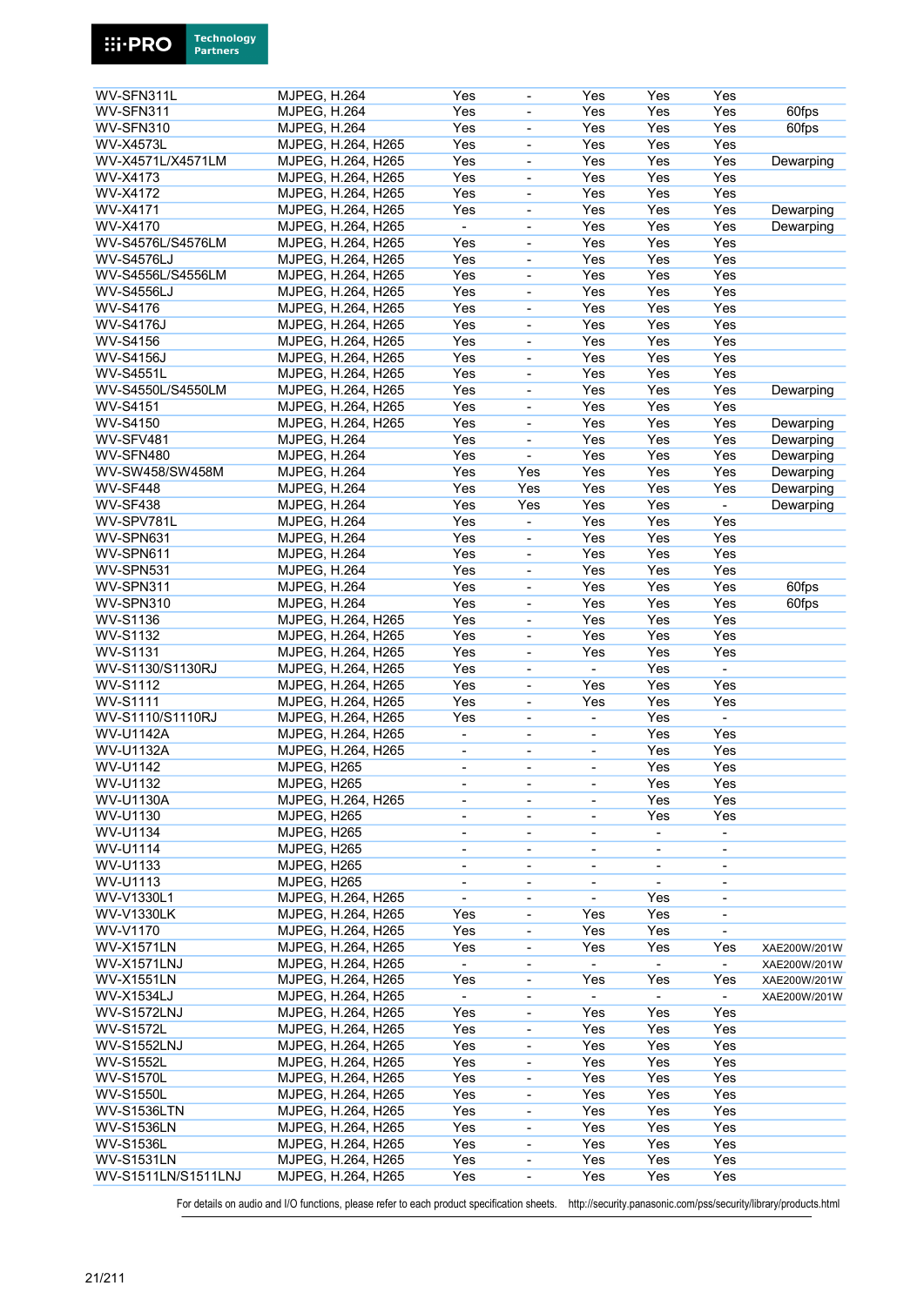| | | | | | | | |
|---|---|---|---|---|---|---|---|
| WV-SFN311L | MJPEG, H.264 | Yes | - | Yes | Yes | Yes | |
| WV-SFN311 | MJPEG, H.264 | Yes | - | Yes | Yes | Yes | 60fps |
| WV-SFN310 | MJPEG, H.264 | Yes | - | Yes | Yes | Yes | 60fps |
| WV-X4573L | MJPEG, H.264, H265 | Yes | - | Yes | Yes | Yes | |
| WV-X4571L/X4571LM | MJPEG, H.264, H265 | Yes | - | Yes | Yes | Yes | Dewarping |
| WV-X4173 | MJPEG, H.264, H265 | Yes | - | Yes | Yes | Yes | |
| WV-X4172 | MJPEG, H.264, H265 | Yes | - | Yes | Yes | Yes | |
| WV-X4171 | MJPEG, H.264, H265 | Yes | - | Yes | Yes | Yes | Dewarping |
| WV-X4170 | MJPEG, H.264, H265 | - | - | Yes | Yes | Yes | Dewarping |
| WV-S4576L/S4576LM | MJPEG, H.264, H265 | Yes | - | Yes | Yes | Yes | |
| WV-S4576LJ | MJPEG, H.264, H265 | Yes | - | Yes | Yes | Yes | |
| WV-S4556L/S4556LM | MJPEG, H.264, H265 | Yes | - | Yes | Yes | Yes | |
| WV-S4556LJ | MJPEG, H.264, H265 | Yes | - | Yes | Yes | Yes | |
| WV-S4176 | MJPEG, H.264, H265 | Yes | - | Yes | Yes | Yes | |
| WV-S4176J | MJPEG, H.264, H265 | Yes | - | Yes | Yes | Yes | |
| WV-S4156 | MJPEG, H.264, H265 | Yes | - | Yes | Yes | Yes | |
| WV-S4156J | MJPEG, H.264, H265 | Yes | - | Yes | Yes | Yes | |
| WV-S4551L | MJPEG, H.264, H265 | Yes | - | Yes | Yes | Yes | |
| WV-S4550L/S4550LM | MJPEG, H.264, H265 | Yes | - | Yes | Yes | Yes | Dewarping |
| WV-S4151 | MJPEG, H.264, H265 | Yes | - | Yes | Yes | Yes | |
| WV-S4150 | MJPEG, H.264, H265 | Yes | - | Yes | Yes | Yes | Dewarping |
| WV-SFV481 | MJPEG, H.264 | Yes | - | Yes | Yes | Yes | Dewarping |
| WV-SFN480 | MJPEG, H.264 | Yes | - | Yes | Yes | Yes | Dewarping |
| WV-SW458/SW458M | MJPEG, H.264 | Yes | Yes | Yes | Yes | Yes | Dewarping |
| WV-SF448 | MJPEG, H.264 | Yes | Yes | Yes | Yes | Yes | Dewarping |
| WV-SF438 | MJPEG, H.264 | Yes | Yes | Yes | Yes | - | Dewarping |
| WV-SPV781L | MJPEG, H.264 | Yes | - | Yes | Yes | Yes | |
| WV-SPN631 | MJPEG, H.264 | Yes | - | Yes | Yes | Yes | |
| WV-SPN611 | MJPEG, H.264 | Yes | - | Yes | Yes | Yes | |
| WV-SPN531 | MJPEG, H.264 | Yes | - | Yes | Yes | Yes | |
| WV-SPN311 | MJPEG, H.264 | Yes | - | Yes | Yes | Yes | 60fps |
| WV-SPN310 | MJPEG, H.264 | Yes | - | Yes | Yes | Yes | 60fps |
| WV-S1136 | MJPEG, H.264, H265 | Yes | - | Yes | Yes | Yes | |
| WV-S1132 | MJPEG, H.264, H265 | Yes | - | Yes | Yes | Yes | |
| WV-S1131 | MJPEG, H.264, H265 | Yes | - | Yes | Yes | Yes | |
| WV-S1130/S1130RJ | MJPEG, H.264, H265 | Yes | - | - | Yes | - | |
| WV-S1112 | MJPEG, H.264, H265 | Yes | - | Yes | Yes | Yes | |
| WV-S1111 | MJPEG, H.264, H265 | Yes | - | Yes | Yes | Yes | |
| WV-S1110/S1110RJ | MJPEG, H.264, H265 | Yes | - | - | Yes | - | |
| WV-U1142A | MJPEG, H.264, H265 | - | - | - | Yes | Yes | |
| WV-U1132A | MJPEG, H.264, H265 | - | - | - | Yes | Yes | |
| WV-U1142 | MJPEG, H265 | - | - | - | Yes | Yes | |
| WV-U1132 | MJPEG, H265 | - | - | - | Yes | Yes | |
| WV-U1130A | MJPEG, H.264, H265 | - | - | - | Yes | Yes | |
| WV-U1130 | MJPEG, H265 | - | - | - | Yes | Yes | |
| WV-U1134 | MJPEG, H265 | - | - | - | - | - | |
| WV-U1114 | MJPEG, H265 | - | - | - | - | - | |
| WV-U1133 | MJPEG, H265 | - | - | - | - | - | |
| WV-U1113 | MJPEG, H265 | - | - | - | - | - | |
| WV-V1330L1 | MJPEG, H.264, H265 | - | - | - | Yes | - | |
| WV-V1330LK | MJPEG, H.264, H265 | Yes | - | Yes | Yes | - | |
| WV-V1170 | MJPEG, H.264, H265 | Yes | - | Yes | Yes | - | |
| WV-X1571LN | MJPEG, H.264, H265 | Yes | - | Yes | Yes | Yes | XAE200W/201W |
| WV-X1571LNJ | MJPEG, H.264, H265 | - | - | - | - | - | XAE200W/201W |
| WV-X1551LN | MJPEG, H.264, H265 | Yes | - | Yes | Yes | Yes | XAE200W/201W |
| WV-X1534LJ | MJPEG, H.264, H265 | - | - | - | - | - | XAE200W/201W |
| WV-S1572LNJ | MJPEG, H.264, H265 | Yes | - | Yes | Yes | Yes | |
| WV-S1572L | MJPEG, H.264, H265 | Yes | - | Yes | Yes | Yes | |
| WV-S1552LNJ | MJPEG, H.264, H265 | Yes | - | Yes | Yes | Yes | |
| WV-S1552L | MJPEG, H.264, H265 | Yes | - | Yes | Yes | Yes | |
| WV-S1570L | MJPEG, H.264, H265 | Yes | - | Yes | Yes | Yes | |
| WV-S1550L | MJPEG, H.264, H265 | Yes | - | Yes | Yes | Yes | |
| WV-S1536LTN | MJPEG, H.264, H265 | Yes | - | Yes | Yes | Yes | |
| WV-S1536LN | MJPEG, H.264, H265 | Yes | - | Yes | Yes | Yes | |
| WV-S1536L | MJPEG, H.264, H265 | Yes | - | Yes | Yes | Yes | |
| WV-S1531LN | MJPEG, H.264, H265 | Yes | - | Yes | Yes | Yes | |
| WV-S1511LN/S1511LNJ | MJPEG, H.264, H265 | Yes | - | Yes | Yes | Yes | |

For details on audio and I/O functions, please refer to each product specification sheets. http://security.panasonic.com/pss/security/library/products.html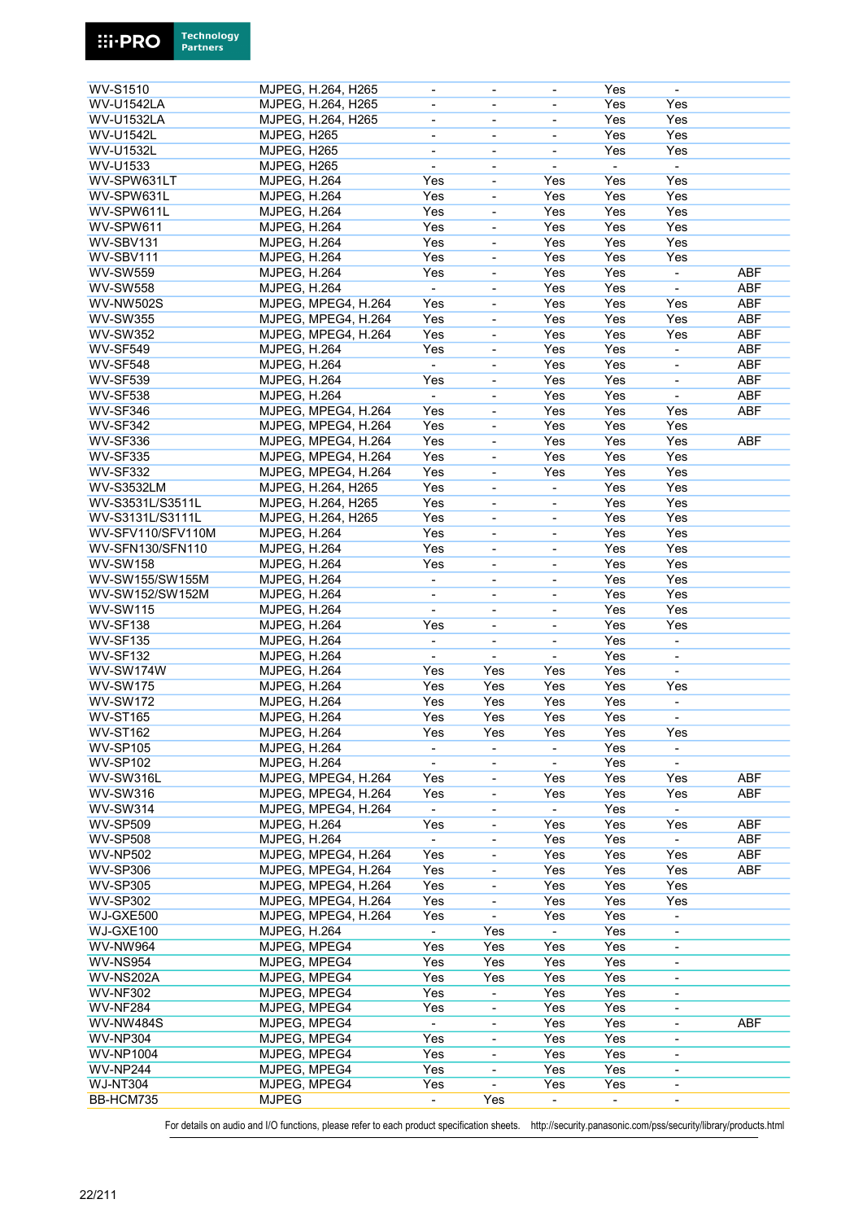| | | | | | | |
|---|---|---|---|---|---|---|
| WV-S1510 | MJPEG, H.264, H265 | - | - | - | Yes | - | |
| WV-U1542LA | MJPEG, H.264, H265 | - | - | - | Yes | Yes | |
| WV-U1532LA | MJPEG, H.264, H265 | - | - | - | Yes | Yes | |
| WV-U1542L | MJPEG, H265 | - | - | - | Yes | Yes | |
| WV-U1532L | MJPEG, H265 | - | - | - | Yes | Yes | |
| WV-U1533 | MJPEG, H265 | - | - | - | - | - | |
| WV-SPW631LT | MJPEG, H.264 | Yes | - | Yes | Yes | Yes | |
| WV-SPW631L | MJPEG, H.264 | Yes | - | Yes | Yes | Yes | |
| WV-SPW611L | MJPEG, H.264 | Yes | - | Yes | Yes | Yes | |
| WV-SPW611 | MJPEG, H.264 | Yes | - | Yes | Yes | Yes | |
| WV-SBV131 | MJPEG, H.264 | Yes | - | Yes | Yes | Yes | |
| WV-SBV111 | MJPEG, H.264 | Yes | - | Yes | Yes | Yes | |
| WV-SW559 | MJPEG, H.264 | Yes | - | Yes | Yes | - | ABF |
| WV-SW558 | MJPEG, H.264 | - | - | Yes | Yes | - | ABF |
| WV-NW502S | MJPEG, MPEG4, H.264 | Yes | - | Yes | Yes | Yes | ABF |
| WV-SW355 | MJPEG, MPEG4, H.264 | Yes | - | Yes | Yes | Yes | ABF |
| WV-SW352 | MJPEG, MPEG4, H.264 | Yes | - | Yes | Yes | Yes | ABF |
| WV-SF549 | MJPEG, H.264 | Yes | - | Yes | Yes | - | ABF |
| WV-SF548 | MJPEG, H.264 | - | - | Yes | Yes | - | ABF |
| WV-SF539 | MJPEG, H.264 | Yes | - | Yes | Yes | - | ABF |
| WV-SF538 | MJPEG, H.264 | - | - | Yes | Yes | - | ABF |
| WV-SF346 | MJPEG, MPEG4, H.264 | Yes | - | Yes | Yes | Yes | ABF |
| WV-SF342 | MJPEG, MPEG4, H.264 | Yes | - | Yes | Yes | Yes | |
| WV-SF336 | MJPEG, MPEG4, H.264 | Yes | - | Yes | Yes | Yes | ABF |
| WV-SF335 | MJPEG, MPEG4, H.264 | Yes | - | Yes | Yes | Yes | |
| WV-SF332 | MJPEG, MPEG4, H.264 | Yes | - | Yes | Yes | Yes | |
| WV-S3532LM | MJPEG, H.264, H265 | Yes | - | - | Yes | Yes | |
| WV-S3531L/S3511L | MJPEG, H.264, H265 | Yes | - | - | Yes | Yes | |
| WV-S3131L/S3111L | MJPEG, H.264, H265 | Yes | - | - | Yes | Yes | |
| WV-SFV110/SFV110M | MJPEG, H.264 | Yes | - | - | Yes | Yes | |
| WV-SFN130/SFN110 | MJPEG, H.264 | Yes | - | - | Yes | Yes | |
| WV-SW158 | MJPEG, H.264 | Yes | - | - | Yes | Yes | |
| WV-SW155/SW155M | MJPEG, H.264 | - | - | - | Yes | Yes | |
| WV-SW152/SW152M | MJPEG, H.264 | - | - | - | Yes | Yes | |
| WV-SW115 | MJPEG, H.264 | - | - | - | Yes | Yes | |
| WV-SF138 | MJPEG, H.264 | Yes | - | - | Yes | Yes | |
| WV-SF135 | MJPEG, H.264 | - | - | - | Yes | - | |
| WV-SF132 | MJPEG, H.264 | - | - | - | Yes | - | |
| WV-SW174W | MJPEG, H.264 | Yes | Yes | Yes | Yes | - | |
| WV-SW175 | MJPEG, H.264 | Yes | Yes | Yes | Yes | Yes | |
| WV-SW172 | MJPEG, H.264 | Yes | Yes | Yes | Yes | - | |
| WV-ST165 | MJPEG, H.264 | Yes | Yes | Yes | Yes | - | |
| WV-ST162 | MJPEG, H.264 | Yes | Yes | Yes | Yes | Yes | |
| WV-SP105 | MJPEG, H.264 | - | - | - | Yes | - | |
| WV-SP102 | MJPEG, H.264 | - | - | - | Yes | - | |
| WV-SW316L | MJPEG, MPEG4, H.264 | Yes | - | Yes | Yes | Yes | ABF |
| WV-SW316 | MJPEG, MPEG4, H.264 | Yes | - | Yes | Yes | Yes | ABF |
| WV-SW314 | MJPEG, MPEG4, H.264 | - | - | - | Yes | - | |
| WV-SP509 | MJPEG, H.264 | Yes | - | Yes | Yes | Yes | ABF |
| WV-SP508 | MJPEG, H.264 | - | - | Yes | Yes | - | ABF |
| WV-NP502 | MJPEG, MPEG4, H.264 | Yes | - | Yes | Yes | Yes | ABF |
| WV-SP306 | MJPEG, MPEG4, H.264 | Yes | - | Yes | Yes | Yes | ABF |
| WV-SP305 | MJPEG, MPEG4, H.264 | Yes | - | Yes | Yes | Yes | |
| WV-SP302 | MJPEG, MPEG4, H.264 | Yes | - | Yes | Yes | Yes | |
| WJ-GXE500 | MJPEG, MPEG4, H.264 | Yes | - | Yes | Yes | - | |
| WJ-GXE100 | MJPEG, H.264 | - | Yes | - | Yes | - | |
| WV-NW964 | MJPEG, MPEG4 | Yes | Yes | Yes | Yes | - | |
| WV-NS954 | MJPEG, MPEG4 | Yes | Yes | Yes | Yes | - | |
| WV-NS202A | MJPEG, MPEG4 | Yes | Yes | Yes | Yes | - | |
| WV-NF302 | MJPEG, MPEG4 | Yes | - | Yes | Yes | - | |
| WV-NF284 | MJPEG, MPEG4 | Yes | - | Yes | Yes | - | |
| WV-NW484S | MJPEG, MPEG4 | - | - | Yes | Yes | - | ABF |
| WV-NP304 | MJPEG, MPEG4 | Yes | - | Yes | Yes | - | |
| WV-NP1004 | MJPEG, MPEG4 | Yes | - | Yes | Yes | - | |
| WV-NP244 | MJPEG, MPEG4 | Yes | - | Yes | Yes | - | |
| WJ-NT304 | MJPEG, MPEG4 | Yes | - | Yes | Yes | - | |
| BB-HCM735 | MJPEG | - | Yes | - | - | - | |

For details on audio and I/O functions, please refer to each product specification sheets. http://security.panasonic.com/pss/security/library/products.html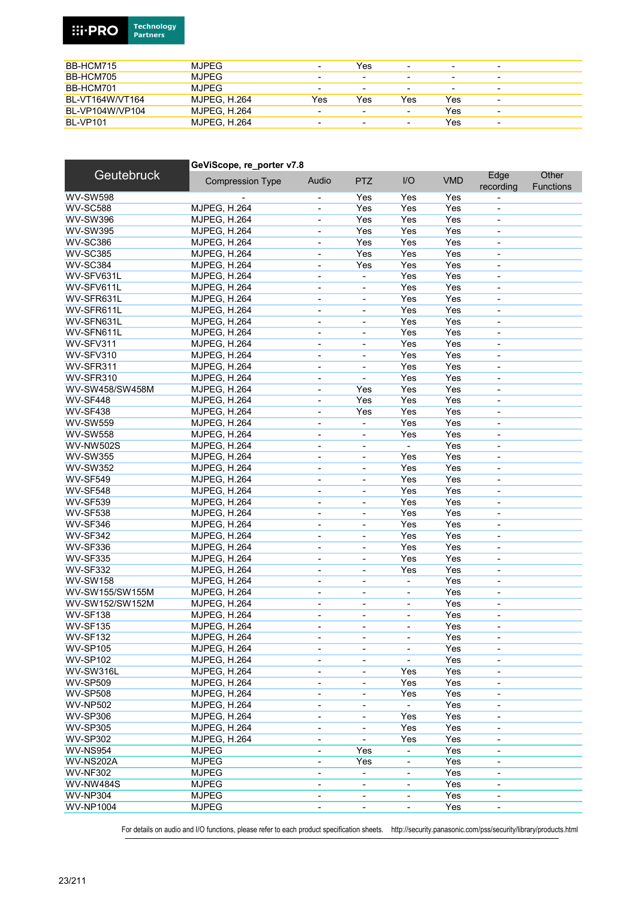| | | | | | | |
|---|---|---|---|---|---|---|
| BB-HCM715 | MJPEG | - | Yes | - | - | - |
| BB-HCM705 | MJPEG | - | - | - | - | - |
| BB-HCM701 | MJPEG | - | - | - | - | - |
| BL-VT164W/VT164 | MJPEG, H.264 | Yes | Yes | Yes | Yes | - |
| BL-VP104W/VP104 | MJPEG, H.264 | - | - | - | Yes | - |
| BL-VP101 | MJPEG, H.264 | - | - | - | Yes | - |

| Geutebruck | GeViScope, re_porter v7.8 | | | | | | |
|---|---|---|---|---|---|---|---|
| | Compression Type | Audio | PTZ | I/O | VMD | Edge recording | Other Functions |
| WV-SW598 | - | - | Yes | Yes | Yes | - | |
| WV-SC588 | MJPEG, H.264 | - | Yes | Yes | Yes | - | |
| WV-SW396 | MJPEG, H.264 | - | Yes | Yes | Yes | - | |
| WV-SW395 | MJPEG, H.264 | - | Yes | Yes | Yes | - | |
| WV-SC386 | MJPEG, H.264 | - | Yes | Yes | Yes | - | |
| WV-SC385 | MJPEG, H.264 | - | Yes | Yes | Yes | - | |
| WV-SC384 | MJPEG, H.264 | - | Yes | Yes | Yes | - | |
| WV-SFV631L | MJPEG, H.264 | - | - | Yes | Yes | - | |
| WV-SFV611L | MJPEG, H.264 | - | - | Yes | Yes | - | |
| WV-SFR631L | MJPEG, H.264 | - | - | Yes | Yes | - | |
| WV-SFR611L | MJPEG, H.264 | - | - | Yes | Yes | - | |
| WV-SFN631L | MJPEG, H.264 | - | - | Yes | Yes | - | |
| WV-SFN611L | MJPEG, H.264 | - | - | Yes | Yes | - | |
| WV-SFV311 | MJPEG, H.264 | - | - | Yes | Yes | - | |
| WV-SFV310 | MJPEG, H.264 | - | - | Yes | Yes | - | |
| WV-SFR311 | MJPEG, H.264 | - | - | Yes | Yes | - | |
| WV-SFR310 | MJPEG, H.264 | - | - | Yes | Yes | - | |
| WV-SW458/SW458M | MJPEG, H.264 | - | Yes | Yes | Yes | - | |
| WV-SF448 | MJPEG, H.264 | - | Yes | Yes | Yes | - | |
| WV-SF438 | MJPEG, H.264 | - | Yes | Yes | Yes | - | |
| WV-SW559 | MJPEG, H.264 | - | - | Yes | Yes | - | |
| WV-SW558 | MJPEG, H.264 | - | - | Yes | Yes | - | |
| WV-NW502S | MJPEG, H.264 | - | - | - | Yes | - | |
| WV-SW355 | MJPEG, H.264 | - | - | Yes | Yes | - | |
| WV-SW352 | MJPEG, H.264 | - | - | Yes | Yes | - | |
| WV-SF549 | MJPEG, H.264 | - | - | Yes | Yes | - | |
| WV-SF548 | MJPEG, H.264 | - | - | Yes | Yes | - | |
| WV-SF539 | MJPEG, H.264 | - | - | Yes | Yes | - | |
| WV-SF538 | MJPEG, H.264 | - | - | Yes | Yes | - | |
| WV-SF346 | MJPEG, H.264 | - | - | Yes | Yes | - | |
| WV-SF342 | MJPEG, H.264 | - | - | Yes | Yes | - | |
| WV-SF336 | MJPEG, H.264 | - | - | Yes | Yes | - | |
| WV-SF335 | MJPEG, H.264 | - | - | Yes | Yes | - | |
| WV-SF332 | MJPEG, H.264 | - | - | Yes | Yes | - | |
| WV-SW158 | MJPEG, H.264 | - | - | - | Yes | - | |
| WV-SW155/SW155M | MJPEG, H.264 | - | - | - | Yes | - | |
| WV-SW152/SW152M | MJPEG, H.264 | - | - | - | Yes | - | |
| WV-SF138 | MJPEG, H.264 | - | - | - | Yes | - | |
| WV-SF135 | MJPEG, H.264 | - | - | - | Yes | - | |
| WV-SF132 | MJPEG, H.264 | - | - | - | Yes | - | |
| WV-SP105 | MJPEG, H.264 | - | - | - | Yes | - | |
| WV-SP102 | MJPEG, H.264 | - | - | - | Yes | - | |
| WV-SW316L | MJPEG, H.264 | - | - | Yes | Yes | - | |
| WV-SP509 | MJPEG, H.264 | - | - | Yes | Yes | - | |
| WV-SP508 | MJPEG, H.264 | - | - | Yes | Yes | - | |
| WV-NP502 | MJPEG, H.264 | - | - | - | Yes | - | |
| WV-SP306 | MJPEG, H.264 | - | - | Yes | Yes | - | |
| WV-SP305 | MJPEG, H.264 | - | - | Yes | Yes | - | |
| WV-SP302 | MJPEG, H.264 | - | - | Yes | Yes | - | |
| WV-NS954 | MJPEG | - | Yes | - | Yes | - | |
| WV-NS202A | MJPEG | - | Yes | - | Yes | - | |
| WV-NF302 | MJPEG | - | - | - | Yes | - | |
| WV-NW484S | MJPEG | - | - | - | Yes | - | |
| WV-NP304 | MJPEG | - | - | - | Yes | - | |
| WV-NP1004 | MJPEG | - | - | - | Yes | - | |

For details on audio and I/O functions, please refer to each product specification sheets. http://security.panasonic.com/pss/security/library/products.html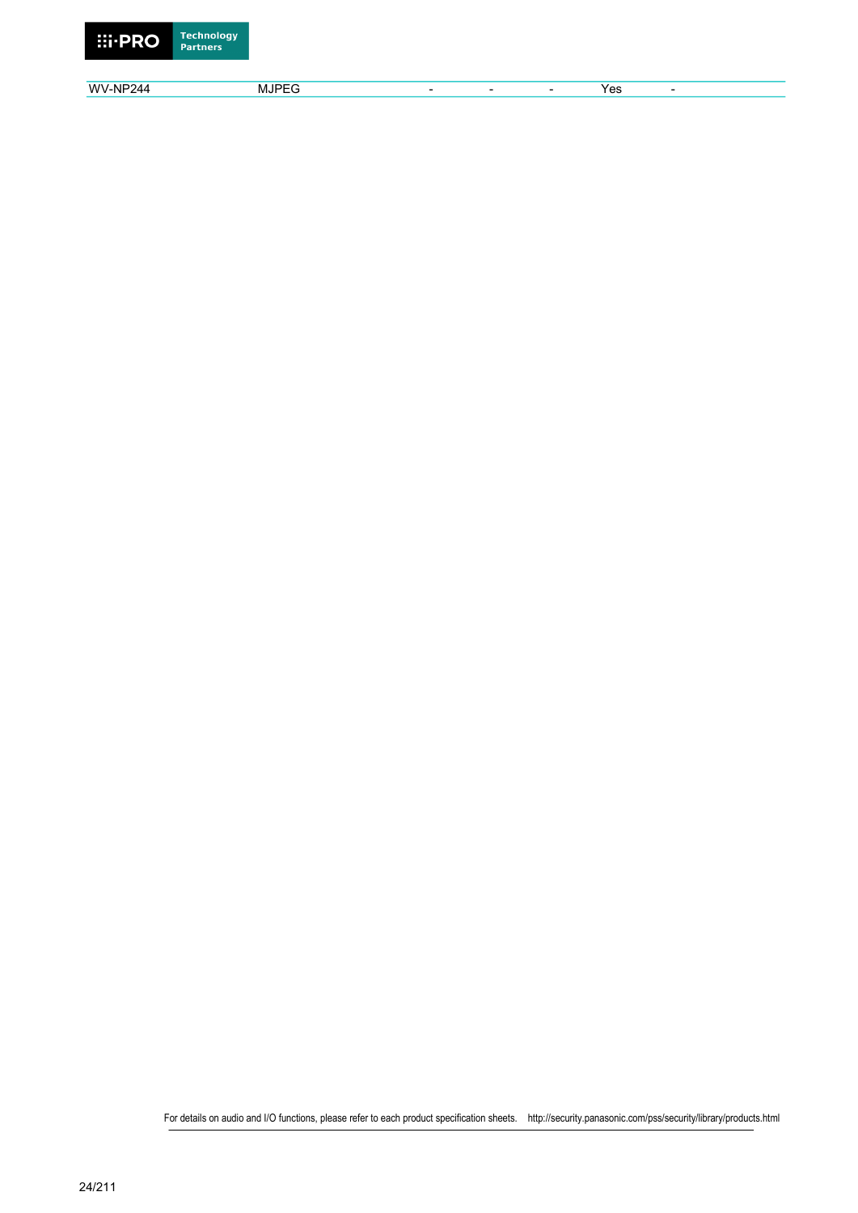| WV-NP244 | MJPEG | - | - | - | Yes | - |
|---|---|---|---|---|---|---|

For details on audio and I/O functions, please refer to each product specification sheets. http://security.panasonic.com/pss/security/library/products.html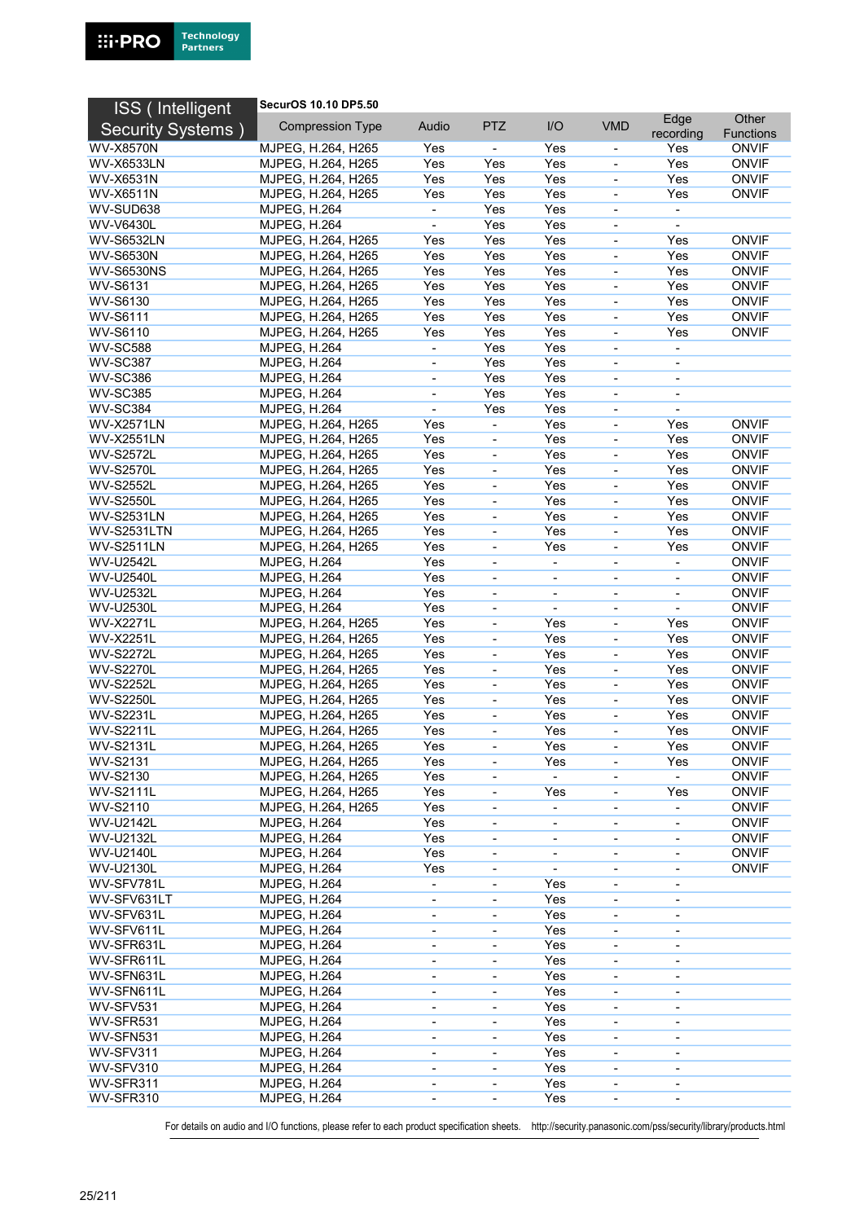| ISS ( Intelligent Security Systems ) | SecurOS 10.10 DP5.50 Compression Type | Audio | PTZ | I/O | VMD | Edge recording | Other Functions |
|---|---|---|---|---|---|---|---|
| WV-X8570N | MJPEG, H.264, H265 | Yes | - | Yes | - | Yes | ONVIF |
| WV-X6533LN | MJPEG, H.264, H265 | Yes | Yes | Yes | - | Yes | ONVIF |
| WV-X6531N | MJPEG, H.264, H265 | Yes | Yes | Yes | - | Yes | ONVIF |
| WV-X6511N | MJPEG, H.264, H265 | Yes | Yes | Yes | - | Yes | ONVIF |
| WV-SUD638 | MJPEG, H.264 | - | Yes | Yes | - | - | |
| WV-V6430L | MJPEG, H.264 | - | Yes | Yes | - | - | |
| WV-S6532LN | MJPEG, H.264, H265 | Yes | Yes | Yes | - | Yes | ONVIF |
| WV-S6530N | MJPEG, H.264, H265 | Yes | Yes | Yes | - | Yes | ONVIF |
| WV-S6530NS | MJPEG, H.264, H265 | Yes | Yes | Yes | - | Yes | ONVIF |
| WV-S6131 | MJPEG, H.264, H265 | Yes | Yes | Yes | - | Yes | ONVIF |
| WV-S6130 | MJPEG, H.264, H265 | Yes | Yes | Yes | - | Yes | ONVIF |
| WV-S6111 | MJPEG, H.264, H265 | Yes | Yes | Yes | - | Yes | ONVIF |
| WV-S6110 | MJPEG, H.264, H265 | Yes | Yes | Yes | - | Yes | ONVIF |
| WV-SC588 | MJPEG, H.264 | - | Yes | Yes | - | - | |
| WV-SC387 | MJPEG, H.264 | - | Yes | Yes | - | - | |
| WV-SC386 | MJPEG, H.264 | - | Yes | Yes | - | - | |
| WV-SC385 | MJPEG, H.264 | - | Yes | Yes | - | - | |
| WV-SC384 | MJPEG, H.264 | - | Yes | Yes | - | - | |
| WV-X2571LN | MJPEG, H.264, H265 | Yes | - | Yes | - | Yes | ONVIF |
| WV-X2551LN | MJPEG, H.264, H265 | Yes | - | Yes | - | Yes | ONVIF |
| WV-S2572L | MJPEG, H.264, H265 | Yes | - | Yes | - | Yes | ONVIF |
| WV-S2570L | MJPEG, H.264, H265 | Yes | - | Yes | - | Yes | ONVIF |
| WV-S2552L | MJPEG, H.264, H265 | Yes | - | Yes | - | Yes | ONVIF |
| WV-S2550L | MJPEG, H.264, H265 | Yes | - | Yes | - | Yes | ONVIF |
| WV-S2531LN | MJPEG, H.264, H265 | Yes | - | Yes | - | Yes | ONVIF |
| WV-S2531LTN | MJPEG, H.264, H265 | Yes | - | Yes | - | Yes | ONVIF |
| WV-S2511LN | MJPEG, H.264, H265 | Yes | - | Yes | - | Yes | ONVIF |
| WV-U2542L | MJPEG, H.264 | Yes | - | - | - | - | ONVIF |
| WV-U2540L | MJPEG, H.264 | Yes | - | - | - | - | ONVIF |
| WV-U2532L | MJPEG, H.264 | Yes | - | - | - | - | ONVIF |
| WV-U2530L | MJPEG, H.264 | Yes | - | - | - | - | ONVIF |
| WV-X2271L | MJPEG, H.264, H265 | Yes | - | Yes | - | Yes | ONVIF |
| WV-X2251L | MJPEG, H.264, H265 | Yes | - | Yes | - | Yes | ONVIF |
| WV-S2272L | MJPEG, H.264, H265 | Yes | - | Yes | - | Yes | ONVIF |
| WV-S2270L | MJPEG, H.264, H265 | Yes | - | Yes | - | Yes | ONVIF |
| WV-S2252L | MJPEG, H.264, H265 | Yes | - | Yes | - | Yes | ONVIF |
| WV-S2250L | MJPEG, H.264, H265 | Yes | - | Yes | - | Yes | ONVIF |
| WV-S2231L | MJPEG, H.264, H265 | Yes | - | Yes | - | Yes | ONVIF |
| WV-S2211L | MJPEG, H.264, H265 | Yes | - | Yes | - | Yes | ONVIF |
| WV-S2131L | MJPEG, H.264, H265 | Yes | - | Yes | - | Yes | ONVIF |
| WV-S2131 | MJPEG, H.264, H265 | Yes | - | Yes | - | Yes | ONVIF |
| WV-S2130 | MJPEG, H.264, H265 | Yes | - | - | - | - | ONVIF |
| WV-S2111L | MJPEG, H.264, H265 | Yes | - | Yes | - | Yes | ONVIF |
| WV-S2110 | MJPEG, H.264, H265 | Yes | - | - | - | - | ONVIF |
| WV-U2142L | MJPEG, H.264 | Yes | - | - | - | - | ONVIF |
| WV-U2132L | MJPEG, H.264 | Yes | - | - | - | - | ONVIF |
| WV-U2140L | MJPEG, H.264 | Yes | - | - | - | - | ONVIF |
| WV-U2130L | MJPEG, H.264 | Yes | - | - | - | - | ONVIF |
| WV-SFV781L | MJPEG, H.264 | - | - | Yes | - | - | |
| WV-SFV631LT | MJPEG, H.264 | - | - | Yes | - | - | |
| WV-SFV631L | MJPEG, H.264 | - | - | Yes | - | - | |
| WV-SFV611L | MJPEG, H.264 | - | - | Yes | - | - | |
| WV-SFR631L | MJPEG, H.264 | - | - | Yes | - | - | |
| WV-SFR611L | MJPEG, H.264 | - | - | Yes | - | - | |
| WV-SFN631L | MJPEG, H.264 | - | - | Yes | - | - | |
| WV-SFN611L | MJPEG, H.264 | - | - | Yes | - | - | |
| WV-SFV531 | MJPEG, H.264 | - | - | Yes | - | - | |
| WV-SFR531 | MJPEG, H.264 | - | - | Yes | - | - | |
| WV-SFN531 | MJPEG, H.264 | - | - | Yes | - | - | |
| WV-SFV311 | MJPEG, H.264 | - | - | Yes | - | - | |
| WV-SFV310 | MJPEG, H.264 | - | - | Yes | - | - | |
| WV-SFR311 | MJPEG, H.264 | - | - | Yes | - | - | |
| WV-SFR310 | MJPEG, H.264 | - | - | Yes | - | - | |

For details on audio and I/O functions, please refer to each product specification sheets. http://security.panasonic.com/pss/security/library/products.html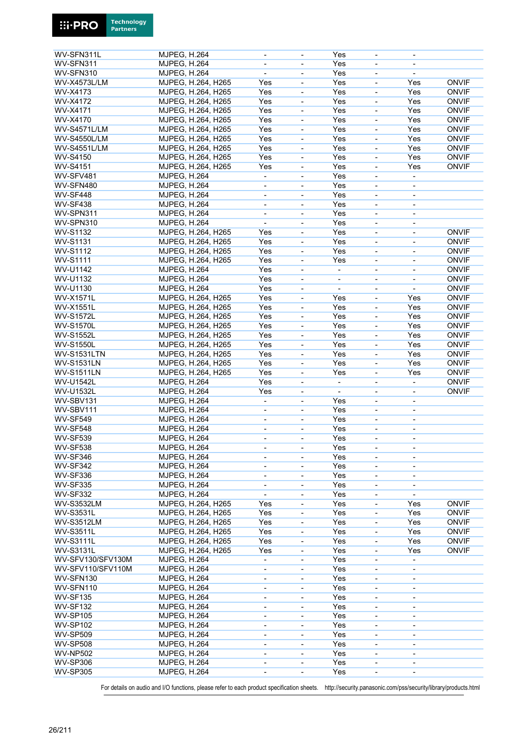| | | | | | | | |
|---|---|---|---|---|---|---|---|
| WV-SFN311L | MJPEG, H.264 | - | - | Yes | - | - | |
| WV-SFN311 | MJPEG, H.264 | - | - | Yes | - | - | |
| WV-SFN310 | MJPEG, H.264 | - | - | Yes | - | - | |
| WV-X4573L/LM | MJPEG, H.264, H265 | Yes | - | Yes | - | Yes | ONVIF |
| WV-X4173 | MJPEG, H.264, H265 | Yes | - | Yes | - | Yes | ONVIF |
| WV-X4172 | MJPEG, H.264, H265 | Yes | - | Yes | - | Yes | ONVIF |
| WV-X4171 | MJPEG, H.264, H265 | Yes | - | Yes | - | Yes | ONVIF |
| WV-X4170 | MJPEG, H.264, H265 | Yes | - | Yes | - | Yes | ONVIF |
| WV-S4571L/LM | MJPEG, H.264, H265 | Yes | - | Yes | - | Yes | ONVIF |
| WV-S4550L/LM | MJPEG, H.264, H265 | Yes | - | Yes | - | Yes | ONVIF |
| WV-S4551L/LM | MJPEG, H.264, H265 | Yes | - | Yes | - | Yes | ONVIF |
| WV-S4150 | MJPEG, H.264, H265 | Yes | - | Yes | - | Yes | ONVIF |
| WV-S4151 | MJPEG, H.264, H265 | Yes | - | Yes | - | Yes | ONVIF |
| WV-SFV481 | MJPEG, H.264 | - | - | Yes | - | - | |
| WV-SFN480 | MJPEG, H.264 | - | - | Yes | - | - | |
| WV-SF448 | MJPEG, H.264 | - | - | Yes | - | - | |
| WV-SF438 | MJPEG, H.264 | - | - | Yes | - | - | |
| WV-SPN311 | MJPEG, H.264 | - | - | Yes | - | - | |
| WV-SPN310 | MJPEG, H.264 | - | - | Yes | - | - | |
| WV-S1132 | MJPEG, H.264, H265 | Yes | - | Yes | - | - | ONVIF |
| WV-S1131 | MJPEG, H.264, H265 | Yes | - | Yes | - | - | ONVIF |
| WV-S1112 | MJPEG, H.264, H265 | Yes | - | Yes | - | - | ONVIF |
| WV-S1111 | MJPEG, H.264, H265 | Yes | - | Yes | - | - | ONVIF |
| WV-U1142 | MJPEG, H.264 | Yes | - | - | - | - | ONVIF |
| WV-U1132 | MJPEG, H.264 | Yes | - | - | - | - | ONVIF |
| WV-U1130 | MJPEG, H.264 | Yes | - | - | - | - | ONVIF |
| WV-X1571L | MJPEG, H.264, H265 | Yes | - | Yes | - | Yes | ONVIF |
| WV-X1551L | MJPEG, H.264, H265 | Yes | - | Yes | - | Yes | ONVIF |
| WV-S1572L | MJPEG, H.264, H265 | Yes | - | Yes | - | Yes | ONVIF |
| WV-S1570L | MJPEG, H.264, H265 | Yes | - | Yes | - | Yes | ONVIF |
| WV-S1552L | MJPEG, H.264, H265 | Yes | - | Yes | - | Yes | ONVIF |
| WV-S1550L | MJPEG, H.264, H265 | Yes | - | Yes | - | Yes | ONVIF |
| WV-S1531LTN | MJPEG, H.264, H265 | Yes | - | Yes | - | Yes | ONVIF |
| WV-S1531LN | MJPEG, H.264, H265 | Yes | - | Yes | - | Yes | ONVIF |
| WV-S1511LN | MJPEG, H.264, H265 | Yes | - | Yes | - | Yes | ONVIF |
| WV-U1542L | MJPEG, H.264 | Yes | - | - | - | - | ONVIF |
| WV-U1532L | MJPEG, H.264 | Yes | - | - | - | - | ONVIF |
| WV-SBV131 | MJPEG, H.264 | - | - | Yes | - | - | |
| WV-SBV111 | MJPEG, H.264 | - | - | Yes | - | - | |
| WV-SF549 | MJPEG, H.264 | - | - | Yes | - | - | |
| WV-SF548 | MJPEG, H.264 | - | - | Yes | - | - | |
| WV-SF539 | MJPEG, H.264 | - | - | Yes | - | - | |
| WV-SF538 | MJPEG, H.264 | - | - | Yes | - | - | |
| WV-SF346 | MJPEG, H.264 | - | - | Yes | - | - | |
| WV-SF342 | MJPEG, H.264 | - | - | Yes | - | - | |
| WV-SF336 | MJPEG, H.264 | - | - | Yes | - | - | |
| WV-SF335 | MJPEG, H.264 | - | - | Yes | - | - | |
| WV-SF332 | MJPEG, H.264 | - | - | Yes | - | - | |
| WV-S3532LM | MJPEG, H.264, H265 | Yes | - | Yes | - | Yes | ONVIF |
| WV-S3531L | MJPEG, H.264, H265 | Yes | - | Yes | - | Yes | ONVIF |
| WV-S3512LM | MJPEG, H.264, H265 | Yes | - | Yes | - | Yes | ONVIF |
| WV-S3511L | MJPEG, H.264, H265 | Yes | - | Yes | - | Yes | ONVIF |
| WV-S3111L | MJPEG, H.264, H265 | Yes | - | Yes | - | Yes | ONVIF |
| WV-S3131L | MJPEG, H.264, H265 | Yes | - | Yes | - | Yes | ONVIF |
| WV-SFV130/SFV130M | MJPEG, H.264 | - | - | Yes | - | - | |
| WV-SFV110/SFV110M | MJPEG, H.264 | - | - | Yes | - | - | |
| WV-SFN130 | MJPEG, H.264 | - | - | Yes | - | - | |
| WV-SFN110 | MJPEG, H.264 | - | - | Yes | - | - | |
| WV-SF135 | MJPEG, H.264 | - | - | Yes | - | - | |
| WV-SF132 | MJPEG, H.264 | - | - | Yes | - | - | |
| WV-SP105 | MJPEG, H.264 | - | - | Yes | - | - | |
| WV-SP102 | MJPEG, H.264 | - | - | Yes | - | - | |
| WV-SP509 | MJPEG, H.264 | - | - | Yes | - | - | |
| WV-SP508 | MJPEG, H.264 | - | - | Yes | - | - | |
| WV-NP502 | MJPEG, H.264 | - | - | Yes | - | - | |
| WV-SP306 | MJPEG, H.264 | - | - | Yes | - | - | |
| WV-SP305 | MJPEG, H.264 | - | - | Yes | - | - | |

For details on audio and I/O functions, please refer to each product specification sheets. http://security.panasonic.com/pss/security/library/products.html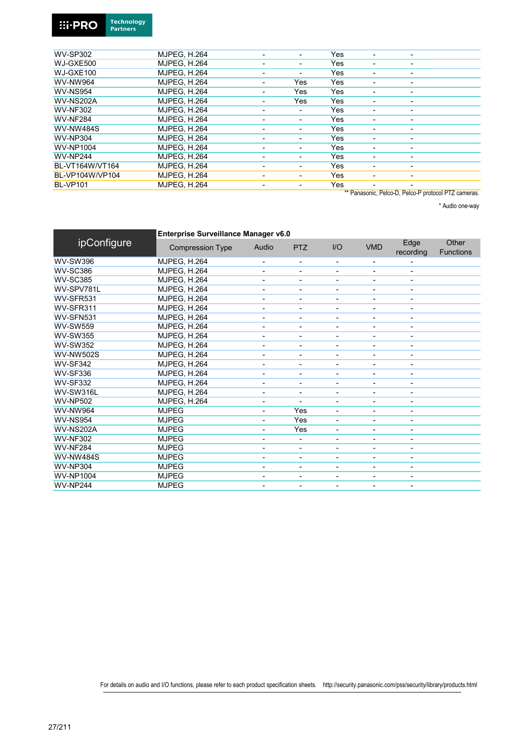| | | | | | | | |
|---|---|---|---|---|---|---|---|
| WV-SP302 | MJPEG, H.264 | - | - | Yes | - | - | |
| WJ-GXE500 | MJPEG, H.264 | - | - | Yes | - | - | |
| WJ-GXE100 | MJPEG, H.264 | - | - | Yes | - | - | |
| WV-NW964 | MJPEG, H.264 | - | Yes | Yes | - | - | |
| WV-NS954 | MJPEG, H.264 | - | Yes | Yes | - | - | |
| WV-NS202A | MJPEG, H.264 | - | Yes | Yes | - | - | |
| WV-NF302 | MJPEG, H.264 | - | - | Yes | - | - | |
| WV-NF284 | MJPEG, H.264 | - | - | Yes | - | - | |
| WV-NW484S | MJPEG, H.264 | - | - | Yes | - | - | |
| WV-NP304 | MJPEG, H.264 | - | - | Yes | - | - | |
| WV-NP1004 | MJPEG, H.264 | - | - | Yes | - | - | |
| WV-NP244 | MJPEG, H.264 | - | - | Yes | - | - | |
| BL-VT164W/VT164 | MJPEG, H.264 | - | - | Yes | - | - | |
| BL-VP104W/VP104 | MJPEG, H.264 | - | - | Yes | - | - | |
| BL-VP101 | MJPEG, H.264 | - | - | Yes | - | - | |

** Panasonic, Pelco-D, Pelco-P protocol PTZ cameras.

* Audio one-way

| ipConfigure | Enterprise Surveillance Manager v6.0 | | | | | | |
|---|---|---|---|---|---|---|---|
| | Compression Type | Audio | PTZ | I/O | VMD | Edge recording | Other Functions |
| WV-SW396 | MJPEG, H.264 | - | - | - | - | - | |
| WV-SC386 | MJPEG, H.264 | - | - | - | - | - | |
| WV-SC385 | MJPEG, H.264 | - | - | - | - | - | |
| WV-SPV781L | MJPEG, H.264 | - | - | - | - | - | |
| WV-SFR531 | MJPEG, H.264 | - | - | - | - | - | |
| WV-SFR311 | MJPEG, H.264 | - | - | - | - | - | |
| WV-SFN531 | MJPEG, H.264 | - | - | - | - | - | |
| WV-SW559 | MJPEG, H.264 | - | - | - | - | - | |
| WV-SW355 | MJPEG, H.264 | - | - | - | - | - | |
| WV-SW352 | MJPEG, H.264 | - | - | - | - | - | |
| WV-NW502S | MJPEG, H.264 | - | - | - | - | - | |
| WV-SF342 | MJPEG, H.264 | - | - | - | - | - | |
| WV-SF336 | MJPEG, H.264 | - | - | - | - | - | |
| WV-SF332 | MJPEG, H.264 | - | - | - | - | - | |
| WV-SW316L | MJPEG, H.264 | - | - | - | - | - | |
| WV-NP502 | MJPEG, H.264 | - | - | - | - | - | |
| WV-NW964 | MJPEG | - | Yes | - | - | - | |
| WV-NS954 | MJPEG | - | Yes | - | - | - | |
| WV-NS202A | MJPEG | - | Yes | - | - | - | |
| WV-NF302 | MJPEG | - | - | - | - | - | |
| WV-NF284 | MJPEG | - | - | - | - | - | |
| WV-NW484S | MJPEG | - | - | - | - | - | |
| WV-NP304 | MJPEG | - | - | - | - | - | |
| WV-NP1004 | MJPEG | - | - | - | - | - | |
| WV-NP244 | MJPEG | - | - | - | - | - | |

For details on audio and I/O functions, please refer to each product specification sheets. http://security.panasonic.com/pss/security/library/products.html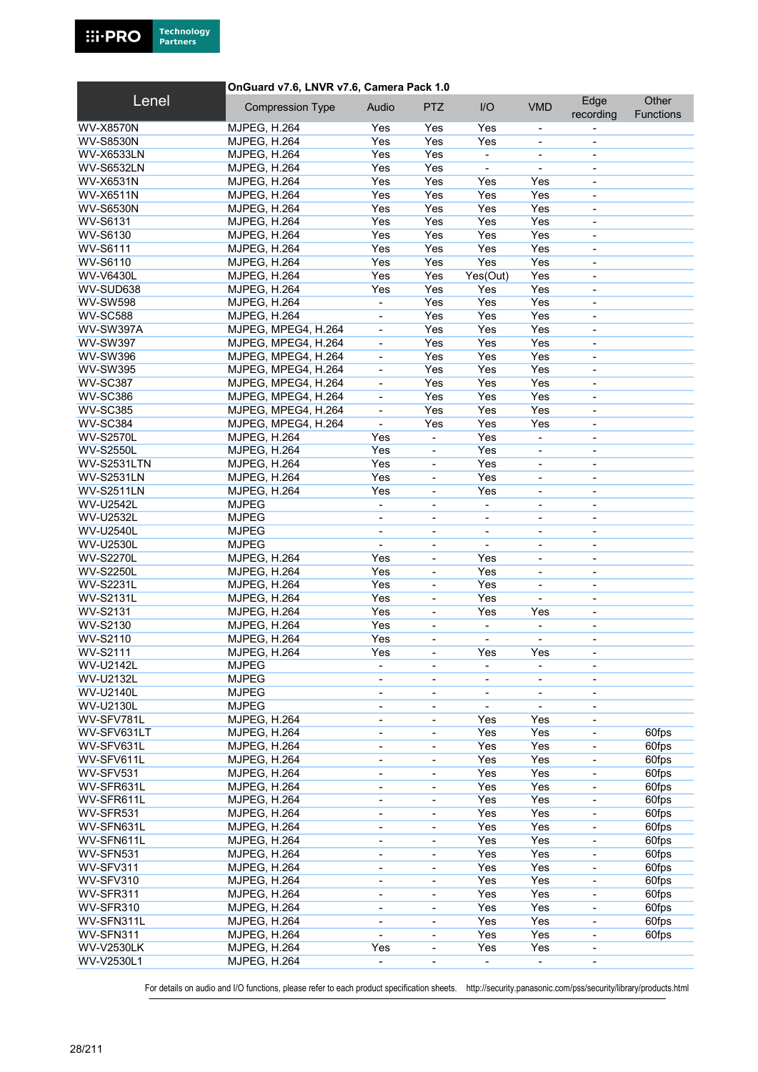| Lenel | OnGuard v7.6, LNVR v7.6, Camera Pack 1.0 | | | | | | |
|---|---|---|---|---|---|---|---|
| | Compression Type | Audio | PTZ | I/O | VMD | Edge recording | Other Functions |
| WV-X8570N | MJPEG, H.264 | Yes | Yes | Yes | - | - | |
| WV-S8530N | MJPEG, H.264 | Yes | Yes | Yes | - | - | |
| WV-X6533LN | MJPEG, H.264 | Yes | Yes | - | - | - | |
| WV-S6532LN | MJPEG, H.264 | Yes | Yes | - | - | - | |
| WV-X6531N | MJPEG, H.264 | Yes | Yes | Yes | Yes | - | |
| WV-X6511N | MJPEG, H.264 | Yes | Yes | Yes | Yes | - | |
| WV-S6530N | MJPEG, H.264 | Yes | Yes | Yes | Yes | - | |
| WV-S6131 | MJPEG, H.264 | Yes | Yes | Yes | Yes | - | |
| WV-S6130 | MJPEG, H.264 | Yes | Yes | Yes | Yes | - | |
| WV-S6111 | MJPEG, H.264 | Yes | Yes | Yes | Yes | - | |
| WV-S6110 | MJPEG, H.264 | Yes | Yes | Yes | Yes | - | |
| WV-V6430L | MJPEG, H.264 | Yes | Yes | Yes(Out) | Yes | - | |
| WV-SUD638 | MJPEG, H.264 | Yes | Yes | Yes | Yes | - | |
| WV-SW598 | MJPEG, H.264 | - | Yes | Yes | Yes | - | |
| WV-SC588 | MJPEG, H.264 | - | Yes | Yes | Yes | - | |
| WV-SW397A | MJPEG, MPEG4, H.264 | - | Yes | Yes | Yes | - | |
| WV-SW397 | MJPEG, MPEG4, H.264 | - | Yes | Yes | Yes | - | |
| WV-SW396 | MJPEG, MPEG4, H.264 | - | Yes | Yes | Yes | - | |
| WV-SW395 | MJPEG, MPEG4, H.264 | - | Yes | Yes | Yes | - | |
| WV-SC387 | MJPEG, MPEG4, H.264 | - | Yes | Yes | Yes | - | |
| WV-SC386 | MJPEG, MPEG4, H.264 | - | Yes | Yes | Yes | - | |
| WV-SC385 | MJPEG, MPEG4, H.264 | - | Yes | Yes | Yes | - | |
| WV-SC384 | MJPEG, MPEG4, H.264 | - | Yes | Yes | Yes | - | |
| WV-S2570L | MJPEG, H.264 | Yes | - | Yes | - | - | |
| WV-S2550L | MJPEG, H.264 | Yes | - | Yes | - | - | |
| WV-S2531LTN | MJPEG, H.264 | Yes | - | Yes | - | - | |
| WV-S2531LN | MJPEG, H.264 | Yes | - | Yes | - | - | |
| WV-S2511LN | MJPEG, H.264 | Yes | - | Yes | - | - | |
| WV-U2542L | MJPEG | - | - | - | - | - | |
| WV-U2532L | MJPEG | - | - | - | - | - | |
| WV-U2540L | MJPEG | - | - | - | - | - | |
| WV-U2530L | MJPEG | - | - | - | - | - | |
| WV-S2270L | MJPEG, H.264 | Yes | - | Yes | - | - | |
| WV-S2250L | MJPEG, H.264 | Yes | - | Yes | - | - | |
| WV-S2231L | MJPEG, H.264 | Yes | - | Yes | - | - | |
| WV-S2131L | MJPEG, H.264 | Yes | - | Yes | - | - | |
| WV-S2131 | MJPEG, H.264 | Yes | - | Yes | Yes | - | |
| WV-S2130 | MJPEG, H.264 | Yes | - | - | - | - | |
| WV-S2110 | MJPEG, H.264 | Yes | - | - | - | - | |
| WV-S2111 | MJPEG, H.264 | Yes | - | Yes | Yes | - | |
| WV-U2142L | MJPEG | - | - | - | - | - | |
| WV-U2132L | MJPEG | - | - | - | - | - | |
| WV-U2140L | MJPEG | - | - | - | - | - | |
| WV-U2130L | MJPEG | - | - | - | - | - | |
| WV-SFV781L | MJPEG, H.264 | - | - | Yes | Yes | - | |
| WV-SFV631LT | MJPEG, H.264 | - | - | Yes | Yes | - | 60fps |
| WV-SFV631L | MJPEG, H.264 | - | - | Yes | Yes | - | 60fps |
| WV-SFV611L | MJPEG, H.264 | - | - | Yes | Yes | - | 60fps |
| WV-SFV531 | MJPEG, H.264 | - | - | Yes | Yes | - | 60fps |
| WV-SFR631L | MJPEG, H.264 | - | - | Yes | Yes | - | 60fps |
| WV-SFR611L | MJPEG, H.264 | - | - | Yes | Yes | - | 60fps |
| WV-SFR531 | MJPEG, H.264 | - | - | Yes | Yes | - | 60fps |
| WV-SFN631L | MJPEG, H.264 | - | - | Yes | Yes | - | 60fps |
| WV-SFN611L | MJPEG, H.264 | - | - | Yes | Yes | - | 60fps |
| WV-SFN531 | MJPEG, H.264 | - | - | Yes | Yes | - | 60fps |
| WV-SFV311 | MJPEG, H.264 | - | - | Yes | Yes | - | 60fps |
| WV-SFV310 | MJPEG, H.264 | - | - | Yes | Yes | - | 60fps |
| WV-SFR311 | MJPEG, H.264 | - | - | Yes | Yes | - | 60fps |
| WV-SFR310 | MJPEG, H.264 | - | - | Yes | Yes | - | 60fps |
| WV-SFN311L | MJPEG, H.264 | - | - | Yes | Yes | - | 60fps |
| WV-SFN311 | MJPEG, H.264 | - | - | Yes | Yes | - | 60fps |
| WV-V2530LK | MJPEG, H.264 | Yes | - | Yes | Yes | - | |
| WV-V2530L1 | MJPEG, H.264 | - | - | - | - | - | |

For details on audio and I/O functions, please refer to each product specification sheets. http://security.panasonic.com/pss/security/library/products.html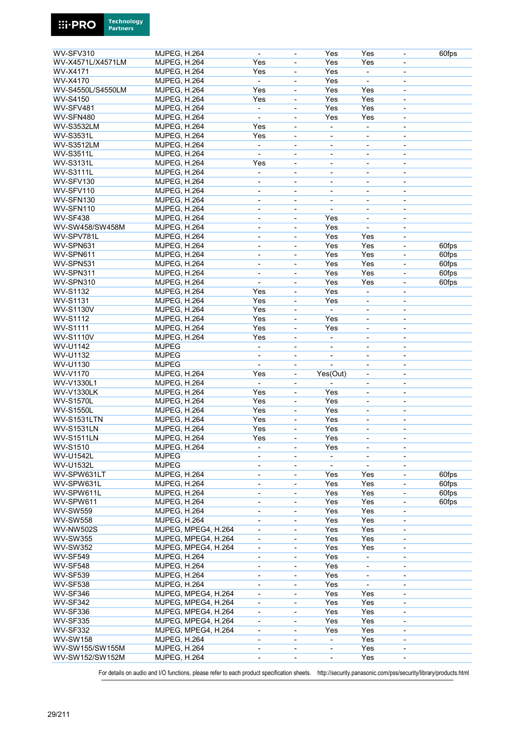| | | | | | | | |
|---|---|---|---|---|---|---|---|
| WV-SFV310 | MJPEG, H.264 | - | - | Yes | Yes | - | 60fps |
| WV-X4571L/X4571LM | MJPEG, H.264 | Yes | - | Yes | Yes | - | |
| WV-X4171 | MJPEG, H.264 | Yes | - | Yes | - | - | |
| WV-X4170 | MJPEG, H.264 | - | - | Yes | - | - | |
| WV-S4550L/S4550LM | MJPEG, H.264 | Yes | - | Yes | Yes | - | |
| WV-S4150 | MJPEG, H.264 | Yes | - | Yes | Yes | - | |
| WV-SFV481 | MJPEG, H.264 | - | - | Yes | Yes | - | |
| WV-SFN480 | MJPEG, H.264 | - | - | Yes | Yes | - | |
| WV-S3532LM | MJPEG, H.264 | Yes | - | - | - | - | |
| WV-S3531L | MJPEG, H.264 | Yes | - | - | - | - | |
| WV-S3512LM | MJPEG, H.264 | - | - | - | - | - | |
| WV-S3511L | MJPEG, H.264 | - | - | - | - | - | |
| WV-S3131L | MJPEG, H.264 | Yes | - | - | - | - | |
| WV-S3111L | MJPEG, H.264 | - | - | - | - | - | |
| WV-SFV130 | MJPEG, H.264 | - | - | - | - | - | |
| WV-SFV110 | MJPEG, H.264 | - | - | - | - | - | |
| WV-SFN130 | MJPEG, H.264 | - | - | - | - | - | |
| WV-SFN110 | MJPEG, H.264 | - | - | - | - | - | |
| WV-SF438 | MJPEG, H.264 | - | - | Yes | - | - | |
| WV-SW458/SW458M | MJPEG, H.264 | - | - | Yes | - | - | |
| WV-SPV781L | MJPEG, H.264 | - | - | Yes | Yes | - | |
| WV-SPN631 | MJPEG, H.264 | - | - | Yes | Yes | - | 60fps |
| WV-SPN611 | MJPEG, H.264 | - | - | Yes | Yes | - | 60fps |
| WV-SPN531 | MJPEG, H.264 | - | - | Yes | Yes | - | 60fps |
| WV-SPN311 | MJPEG, H.264 | - | - | Yes | Yes | - | 60fps |
| WV-SPN310 | MJPEG, H.264 | - | - | Yes | Yes | - | 60fps |
| WV-S1132 | MJPEG, H.264 | Yes | - | Yes | - | - | |
| WV-S1131 | MJPEG, H.264 | Yes | - | Yes | - | - | |
| WV-S1130V | MJPEG, H.264 | Yes | - | - | - | - | |
| WV-S1112 | MJPEG, H.264 | Yes | - | Yes | - | - | |
| WV-S1111 | MJPEG, H.264 | Yes | - | Yes | - | - | |
| WV-S1110V | MJPEG, H.264 | Yes | - | - | - | - | |
| WV-U1142 | MJPEG | - | - | - | - | - | |
| WV-U1132 | MJPEG | - | - | - | - | - | |
| WV-U1130 | MJPEG | - | - | - | - | - | |
| WV-V1170 | MJPEG, H.264 | Yes | - | Yes(Out) | - | - | |
| WV-V1330L1 | MJPEG, H.264 | - | - | - | - | - | |
| WV-V1330LK | MJPEG, H.264 | Yes | - | Yes | - | - | |
| WV-S1570L | MJPEG, H.264 | Yes | - | Yes | - | - | |
| WV-S1550L | MJPEG, H.264 | Yes | - | Yes | - | - | |
| WV-S1531LTN | MJPEG, H.264 | Yes | - | Yes | - | - | |
| WV-S1531LN | MJPEG, H.264 | Yes | - | Yes | - | - | |
| WV-S1511LN | MJPEG, H.264 | Yes | - | Yes | - | - | |
| WV-S1510 | MJPEG, H.264 | - | - | Yes | - | - | |
| WV-U1542L | MJPEG | - | - | - | - | - | |
| WV-U1532L | MJPEG | - | - | - | - | - | |
| WV-SPW631LT | MJPEG, H.264 | - | - | Yes | Yes | - | 60fps |
| WV-SPW631L | MJPEG, H.264 | - | - | Yes | Yes | - | 60fps |
| WV-SPW611L | MJPEG, H.264 | - | - | Yes | Yes | - | 60fps |
| WV-SPW611 | MJPEG, H.264 | - | - | Yes | Yes | - | 60fps |
| WV-SW559 | MJPEG, H.264 | - | - | Yes | Yes | - | |
| WV-SW558 | MJPEG, H.264 | - | - | Yes | Yes | - | |
| WV-NW502S | MJPEG, MPEG4, H.264 | - | - | Yes | Yes | - | |
| WV-SW355 | MJPEG, MPEG4, H.264 | - | - | Yes | Yes | - | |
| WV-SW352 | MJPEG, MPEG4, H.264 | - | - | Yes | Yes | - | |
| WV-SF549 | MJPEG, H.264 | - | - | Yes | - | - | |
| WV-SF548 | MJPEG, H.264 | - | - | Yes | - | - | |
| WV-SF539 | MJPEG, H.264 | - | - | Yes | - | - | |
| WV-SF538 | MJPEG, H.264 | - | - | Yes | - | - | |
| WV-SF346 | MJPEG, MPEG4, H.264 | - | - | Yes | Yes | - | |
| WV-SF342 | MJPEG, MPEG4, H.264 | - | - | Yes | Yes | - | |
| WV-SF336 | MJPEG, MPEG4, H.264 | - | - | Yes | Yes | - | |
| WV-SF335 | MJPEG, MPEG4, H.264 | - | - | Yes | Yes | - | |
| WV-SF332 | MJPEG, MPEG4, H.264 | - | - | Yes | Yes | - | |
| WV-SW158 | MJPEG, H.264 | - | - | - | Yes | - | |
| WV-SW155/SW155M | MJPEG, H.264 | - | - | - | Yes | - | |
| WV-SW152/SW152M | MJPEG, H.264 | - | - | - | Yes | - | |

For details on audio and I/O functions, please refer to each product specification sheets. http://security.panasonic.com/pss/security/library/products.html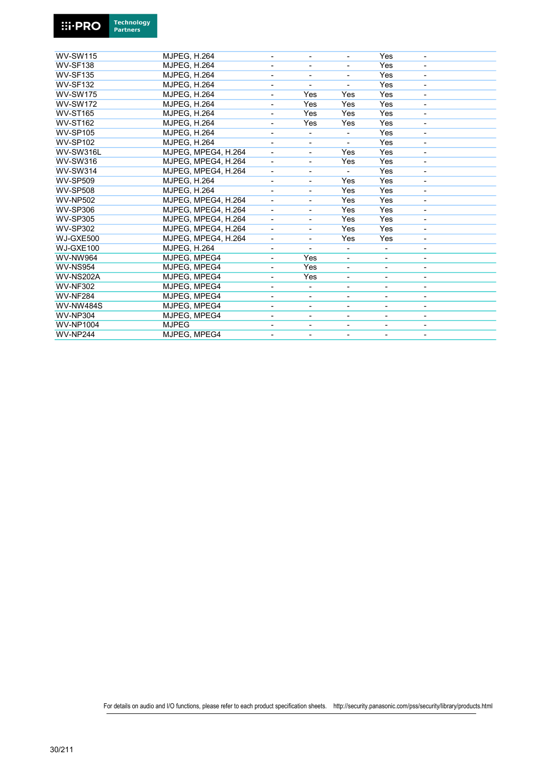| | | | | | | |
|---|---|---|---|---|---|---|
| WV-SW115 | MJPEG, H.264 | - | - | - | Yes | - |
| WV-SF138 | MJPEG, H.264 | - | - | - | Yes | - |
| WV-SF135 | MJPEG, H.264 | - | - | - | Yes | - |
| WV-SF132 | MJPEG, H.264 | - | - | - | Yes | - |
| WV-SW175 | MJPEG, H.264 | - | Yes | Yes | Yes | - |
| WV-SW172 | MJPEG, H.264 | - | Yes | Yes | Yes | - |
| WV-ST165 | MJPEG, H.264 | - | Yes | Yes | Yes | - |
| WV-ST162 | MJPEG, H.264 | - | Yes | Yes | Yes | - |
| WV-SP105 | MJPEG, H.264 | - | - | - | Yes | - |
| WV-SP102 | MJPEG, H.264 | - | - | - | Yes | - |
| WV-SW316L | MJPEG, MPEG4, H.264 | - | - | Yes | Yes | - |
| WV-SW316 | MJPEG, MPEG4, H.264 | - | - | Yes | Yes | - |
| WV-SW314 | MJPEG, MPEG4, H.264 | - | - | - | Yes | - |
| WV-SP509 | MJPEG, H.264 | - | - | Yes | Yes | - |
| WV-SP508 | MJPEG, H.264 | - | - | Yes | Yes | - |
| WV-NP502 | MJPEG, MPEG4, H.264 | - | - | Yes | Yes | - |
| WV-SP306 | MJPEG, MPEG4, H.264 | - | - | Yes | Yes | - |
| WV-SP305 | MJPEG, MPEG4, H.264 | - | - | Yes | Yes | - |
| WV-SP302 | MJPEG, MPEG4, H.264 | - | - | Yes | Yes | - |
| WJ-GXE500 | MJPEG, MPEG4, H.264 | - | - | Yes | Yes | - |
| WJ-GXE100 | MJPEG, H.264 | - | - | - | - | - |
| WV-NW964 | MJPEG, MPEG4 | - | Yes | - | - | - |
| WV-NS954 | MJPEG, MPEG4 | - | Yes | - | - | - |
| WV-NS202A | MJPEG, MPEG4 | - | Yes | - | - | - |
| WV-NF302 | MJPEG, MPEG4 | - | - | - | - | - |
| WV-NF284 | MJPEG, MPEG4 | - | - | - | - | - |
| WV-NW484S | MJPEG, MPEG4 | - | - | - | - | - |
| WV-NP304 | MJPEG, MPEG4 | - | - | - | - | - |
| WV-NP1004 | MJPEG | - | - | - | - | - |
| WV-NP244 | MJPEG, MPEG4 | - | - | - | - | - |

For details on audio and I/O functions, please refer to each product specification sheets. http://security.panasonic.com/pss/security/library/products.html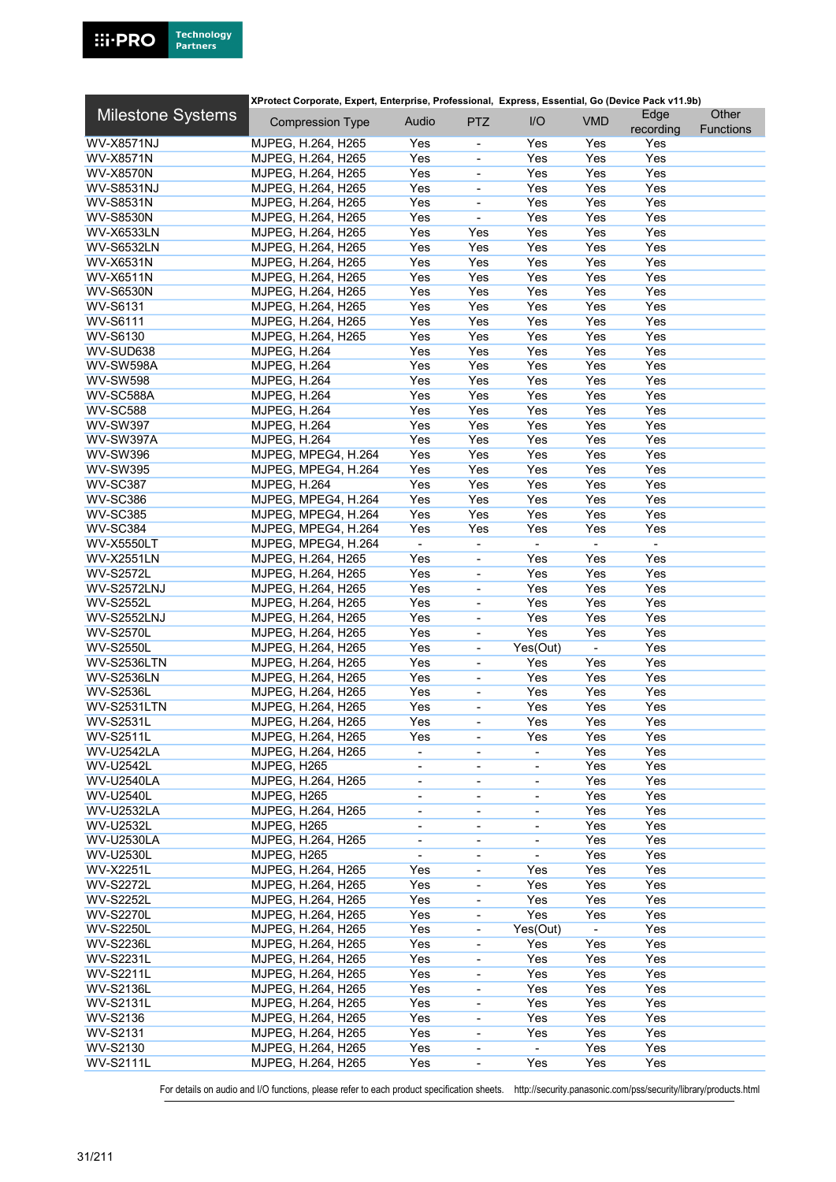| Milestone Systems | XProtect Corporate, Expert, Enterprise, Professional, Express, Essential, Go (Device Pack v11.9b) | | | | | | |
|---|---|---|---|---|---|---|---|
| | Compression Type | Audio | PTZ | I/O | VMD | Edge recording | Other Functions |
| WV-X8571NJ | MJPEG, H.264, H265 | Yes | - | Yes | Yes | Yes | |
| WV-X8571N | MJPEG, H.264, H265 | Yes | - | Yes | Yes | Yes | |
| WV-X8570N | MJPEG, H.264, H265 | Yes | - | Yes | Yes | Yes | |
| WV-S8531NJ | MJPEG, H.264, H265 | Yes | - | Yes | Yes | Yes | |
| WV-S8531N | MJPEG, H.264, H265 | Yes | - | Yes | Yes | Yes | |
| WV-S8530N | MJPEG, H.264, H265 | Yes | - | Yes | Yes | Yes | |
| WV-X6533LN | MJPEG, H.264, H265 | Yes | Yes | Yes | Yes | Yes | |
| WV-S6532LN | MJPEG, H.264, H265 | Yes | Yes | Yes | Yes | Yes | |
| WV-X6531N | MJPEG, H.264, H265 | Yes | Yes | Yes | Yes | Yes | |
| WV-X6511N | MJPEG, H.264, H265 | Yes | Yes | Yes | Yes | Yes | |
| WV-S6530N | MJPEG, H.264, H265 | Yes | Yes | Yes | Yes | Yes | |
| WV-S6131 | MJPEG, H.264, H265 | Yes | Yes | Yes | Yes | Yes | |
| WV-S6111 | MJPEG, H.264, H265 | Yes | Yes | Yes | Yes | Yes | |
| WV-S6130 | MJPEG, H.264, H265 | Yes | Yes | Yes | Yes | Yes | |
| WV-SUD638 | MJPEG, H.264 | Yes | Yes | Yes | Yes | Yes | |
| WV-SW598A | MJPEG, H.264 | Yes | Yes | Yes | Yes | Yes | |
| WV-SW598 | MJPEG, H.264 | Yes | Yes | Yes | Yes | Yes | |
| WV-SC588A | MJPEG, H.264 | Yes | Yes | Yes | Yes | Yes | |
| WV-SC588 | MJPEG, H.264 | Yes | Yes | Yes | Yes | Yes | |
| WV-SW397 | MJPEG, H.264 | Yes | Yes | Yes | Yes | Yes | |
| WV-SW397A | MJPEG, H.264 | Yes | Yes | Yes | Yes | Yes | |
| WV-SW396 | MJPEG, MPEG4, H.264 | Yes | Yes | Yes | Yes | Yes | |
| WV-SW395 | MJPEG, MPEG4, H.264 | Yes | Yes | Yes | Yes | Yes | |
| WV-SC387 | MJPEG, H.264 | Yes | Yes | Yes | Yes | Yes | |
| WV-SC386 | MJPEG, MPEG4, H.264 | Yes | Yes | Yes | Yes | Yes | |
| WV-SC385 | MJPEG, MPEG4, H.264 | Yes | Yes | Yes | Yes | Yes | |
| WV-SC384 | MJPEG, MPEG4, H.264 | Yes | Yes | Yes | Yes | Yes | |
| WV-X5550LT | MJPEG, MPEG4, H.264 | - | - | - | - | - | |
| WV-X2551LN | MJPEG, H.264, H265 | Yes | - | Yes | Yes | Yes | |
| WV-S2572L | MJPEG, H.264, H265 | Yes | - | Yes | Yes | Yes | |
| WV-S2572LNJ | MJPEG, H.264, H265 | Yes | - | Yes | Yes | Yes | |
| WV-S2552L | MJPEG, H.264, H265 | Yes | - | Yes | Yes | Yes | |
| WV-S2552LNJ | MJPEG, H.264, H265 | Yes | - | Yes | Yes | Yes | |
| WV-S2570L | MJPEG, H.264, H265 | Yes | - | Yes | Yes | Yes | |
| WV-S2550L | MJPEG, H.264, H265 | Yes | - | Yes(Out) | - | Yes | |
| WV-S2536LTN | MJPEG, H.264, H265 | Yes | - | Yes | Yes | Yes | |
| WV-S2536LN | MJPEG, H.264, H265 | Yes | - | Yes | Yes | Yes | |
| WV-S2536L | MJPEG, H.264, H265 | Yes | - | Yes | Yes | Yes | |
| WV-S2531LTN | MJPEG, H.264, H265 | Yes | - | Yes | Yes | Yes | |
| WV-S2531L | MJPEG, H.264, H265 | Yes | - | Yes | Yes | Yes | |
| WV-S2511L | MJPEG, H.264, H265 | Yes | - | Yes | Yes | Yes | |
| WV-U2542LA | MJPEG, H.264, H265 | - | - | - | Yes | Yes | |
| WV-U2542L | MJPEG, H265 | - | - | - | Yes | Yes | |
| WV-U2540LA | MJPEG, H.264, H265 | - | - | - | Yes | Yes | |
| WV-U2540L | MJPEG, H265 | - | - | - | Yes | Yes | |
| WV-U2532LA | MJPEG, H.264, H265 | - | - | - | Yes | Yes | |
| WV-U2532L | MJPEG, H265 | - | - | - | Yes | Yes | |
| WV-U2530LA | MJPEG, H.264, H265 | - | - | - | Yes | Yes | |
| WV-U2530L | MJPEG, H265 | - | - | - | Yes | Yes | |
| WV-X2251L | MJPEG, H.264, H265 | Yes | - | Yes | Yes | Yes | |
| WV-S2272L | MJPEG, H.264, H265 | Yes | - | Yes | Yes | Yes | |
| WV-S2252L | MJPEG, H.264, H265 | Yes | - | Yes | Yes | Yes | |
| WV-S2270L | MJPEG, H.264, H265 | Yes | - | Yes | Yes | Yes | |
| WV-S2250L | MJPEG, H.264, H265 | Yes | - | Yes(Out) | - | Yes | |
| WV-S2236L | MJPEG, H.264, H265 | Yes | - | Yes | Yes | Yes | |
| WV-S2231L | MJPEG, H.264, H265 | Yes | - | Yes | Yes | Yes | |
| WV-S2211L | MJPEG, H.264, H265 | Yes | - | Yes | Yes | Yes | |
| WV-S2136L | MJPEG, H.264, H265 | Yes | - | Yes | Yes | Yes | |
| WV-S2131L | MJPEG, H.264, H265 | Yes | - | Yes | Yes | Yes | |
| WV-S2136 | MJPEG, H.264, H265 | Yes | - | Yes | Yes | Yes | |
| WV-S2131 | MJPEG, H.264, H265 | Yes | - | Yes | Yes | Yes | |
| WV-S2130 | MJPEG, H.264, H265 | Yes | - | - | Yes | Yes | |
| WV-S2111L | MJPEG, H.264, H265 | Yes | - | Yes | Yes | Yes | |

For details on audio and I/O functions, please refer to each product specification sheets. http://security.panasonic.com/pss/security/library/products.html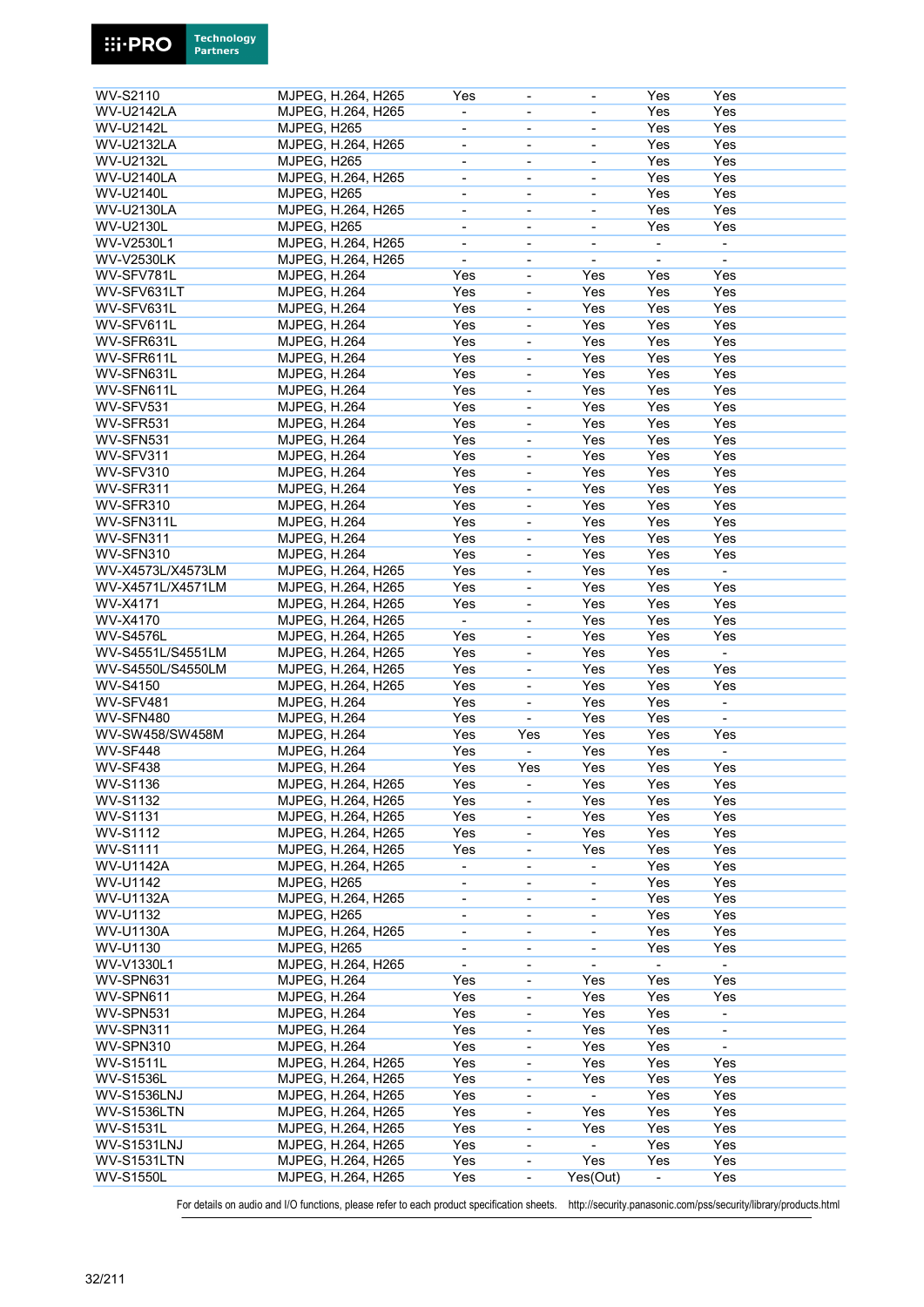| | | | | | | |
|---|---|---|---|---|---|---|
| WV-S2110 | MJPEG, H.264, H265 | Yes | - | - | Yes | Yes |
| WV-U2142LA | MJPEG, H.264, H265 | - | - | - | Yes | Yes |
| WV-U2142L | MJPEG, H265 | - | - | - | Yes | Yes |
| WV-U2132LA | MJPEG, H.264, H265 | - | - | - | Yes | Yes |
| WV-U2132L | MJPEG, H265 | - | - | - | Yes | Yes |
| WV-U2140LA | MJPEG, H.264, H265 | - | - | - | Yes | Yes |
| WV-U2140L | MJPEG, H265 | - | - | - | Yes | Yes |
| WV-U2130LA | MJPEG, H.264, H265 | - | - | - | Yes | Yes |
| WV-U2130L | MJPEG, H265 | - | - | - | Yes | Yes |
| WV-V2530L1 | MJPEG, H.264, H265 | - | - | - | - | - |
| WV-V2530LK | MJPEG, H.264, H265 | - | - | - | - | - |
| WV-SFV781L | MJPEG, H.264 | Yes | - | Yes | Yes | Yes |
| WV-SFV631LT | MJPEG, H.264 | Yes | - | Yes | Yes | Yes |
| WV-SFV631L | MJPEG, H.264 | Yes | - | Yes | Yes | Yes |
| WV-SFV611L | MJPEG, H.264 | Yes | - | Yes | Yes | Yes |
| WV-SFR631L | MJPEG, H.264 | Yes | - | Yes | Yes | Yes |
| WV-SFR611L | MJPEG, H.264 | Yes | - | Yes | Yes | Yes |
| WV-SFN631L | MJPEG, H.264 | Yes | - | Yes | Yes | Yes |
| WV-SFN611L | MJPEG, H.264 | Yes | - | Yes | Yes | Yes |
| WV-SFV531 | MJPEG, H.264 | Yes | - | Yes | Yes | Yes |
| WV-SFR531 | MJPEG, H.264 | Yes | - | Yes | Yes | Yes |
| WV-SFN531 | MJPEG, H.264 | Yes | - | Yes | Yes | Yes |
| WV-SFV311 | MJPEG, H.264 | Yes | - | Yes | Yes | Yes |
| WV-SFV310 | MJPEG, H.264 | Yes | - | Yes | Yes | Yes |
| WV-SFR311 | MJPEG, H.264 | Yes | - | Yes | Yes | Yes |
| WV-SFR310 | MJPEG, H.264 | Yes | - | Yes | Yes | Yes |
| WV-SFN311L | MJPEG, H.264 | Yes | - | Yes | Yes | Yes |
| WV-SFN311 | MJPEG, H.264 | Yes | - | Yes | Yes | Yes |
| WV-SFN310 | MJPEG, H.264 | Yes | - | Yes | Yes | Yes |
| WV-X4573L/X4573LM | MJPEG, H.264, H265 | Yes | - | Yes | Yes | - |
| WV-X4571L/X4571LM | MJPEG, H.264, H265 | Yes | - | Yes | Yes | Yes |
| WV-X4171 | MJPEG, H.264, H265 | Yes | - | Yes | Yes | Yes |
| WV-X4170 | MJPEG, H.264, H265 | - | - | Yes | Yes | Yes |
| WV-S4576L | MJPEG, H.264, H265 | Yes | - | Yes | Yes | Yes |
| WV-S4551L/S4551LM | MJPEG, H.264, H265 | Yes | - | Yes | Yes | - |
| WV-S4550L/S4550LM | MJPEG, H.264, H265 | Yes | - | Yes | Yes | Yes |
| WV-S4150 | MJPEG, H.264, H265 | Yes | - | Yes | Yes | Yes |
| WV-SFV481 | MJPEG, H.264 | Yes | - | Yes | Yes | - |
| WV-SFN480 | MJPEG, H.264 | Yes | - | Yes | Yes | - |
| WV-SW458/SW458M | MJPEG, H.264 | Yes | Yes | Yes | Yes | Yes |
| WV-SF448 | MJPEG, H.264 | Yes | - | Yes | Yes | - |
| WV-SF438 | MJPEG, H.264 | Yes | Yes | Yes | Yes | Yes |
| WV-S1136 | MJPEG, H.264, H265 | Yes | - | Yes | Yes | Yes |
| WV-S1132 | MJPEG, H.264, H265 | Yes | - | Yes | Yes | Yes |
| WV-S1131 | MJPEG, H.264, H265 | Yes | - | Yes | Yes | Yes |
| WV-S1112 | MJPEG, H.264, H265 | Yes | - | Yes | Yes | Yes |
| WV-S1111 | MJPEG, H.264, H265 | Yes | - | Yes | Yes | Yes |
| WV-U1142A | MJPEG, H.264, H265 | - | - | - | Yes | Yes |
| WV-U1142 | MJPEG, H265 | - | - | - | Yes | Yes |
| WV-U1132A | MJPEG, H.264, H265 | - | - | - | Yes | Yes |
| WV-U1132 | MJPEG, H265 | - | - | - | Yes | Yes |
| WV-U1130A | MJPEG, H.264, H265 | - | - | - | Yes | Yes |
| WV-U1130 | MJPEG, H265 | - | - | - | Yes | Yes |
| WV-V1330L1 | MJPEG, H.264, H265 | - | - | - | - | - |
| WV-SPN631 | MJPEG, H.264 | Yes | - | Yes | Yes | Yes |
| WV-SPN611 | MJPEG, H.264 | Yes | - | Yes | Yes | Yes |
| WV-SPN531 | MJPEG, H.264 | Yes | - | Yes | Yes | - |
| WV-SPN311 | MJPEG, H.264 | Yes | - | Yes | Yes | - |
| WV-SPN310 | MJPEG, H.264 | Yes | - | Yes | Yes | - |
| WV-S1511L | MJPEG, H.264, H265 | Yes | - | Yes | Yes | Yes |
| WV-S1536L | MJPEG, H.264, H265 | Yes | - | Yes | Yes | Yes |
| WV-S1536LNJ | MJPEG, H.264, H265 | Yes | - | - | Yes | Yes |
| WV-S1536LTN | MJPEG, H.264, H265 | Yes | - | Yes | Yes | Yes |
| WV-S1531L | MJPEG, H.264, H265 | Yes | - | Yes | Yes | Yes |
| WV-S1531LNJ | MJPEG, H.264, H265 | Yes | - | - | Yes | Yes |
| WV-S1531LTN | MJPEG, H.264, H265 | Yes | - | Yes | Yes | Yes |
| WV-S1550L | MJPEG, H.264, H265 | Yes | - | Yes(Out) | - | Yes |

For details on audio and I/O functions, please refer to each product specification sheets. http://security.panasonic.com/pss/security/library/products.html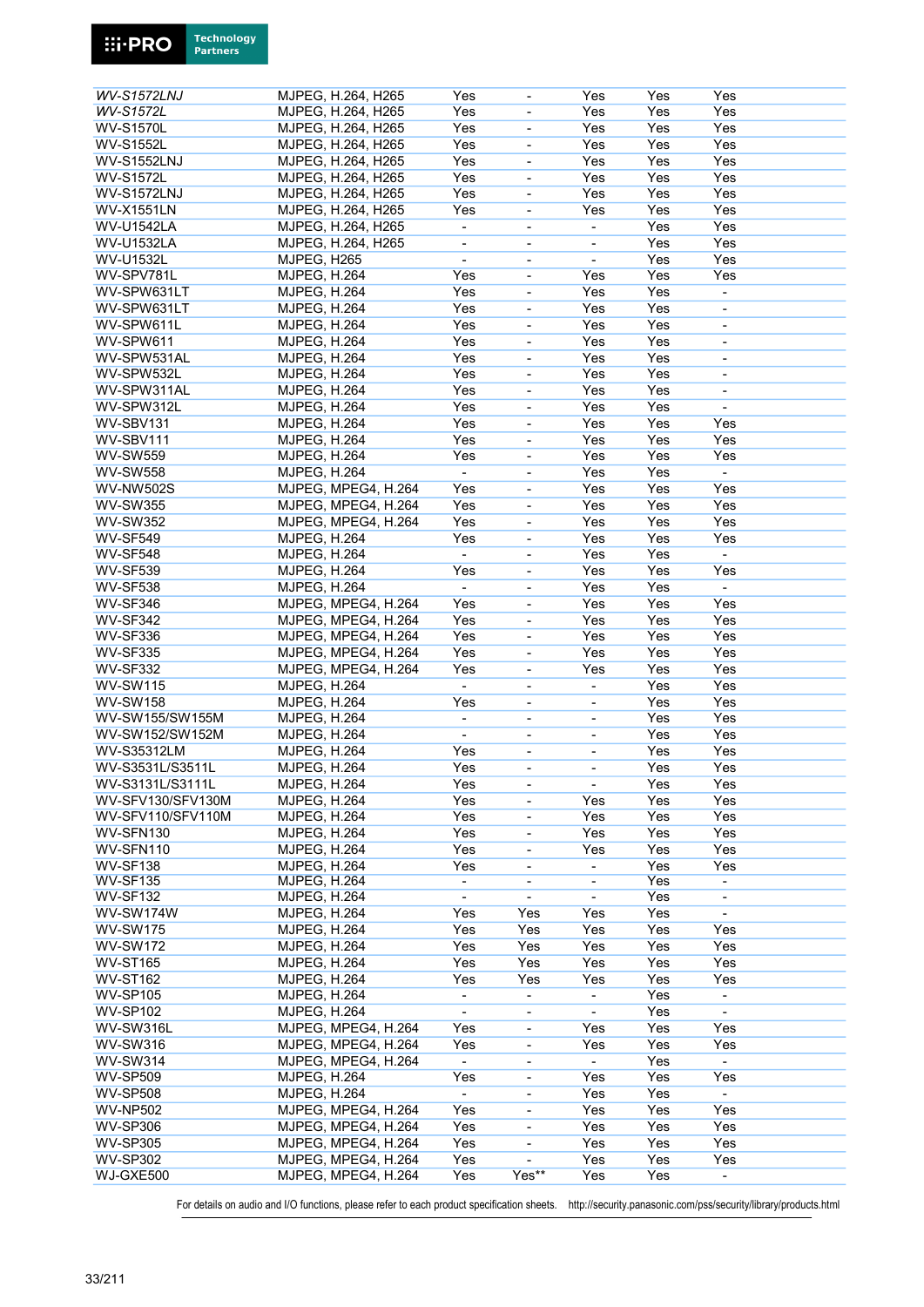| | | | | | | |
|---|---|---|---|---|---|---|
| *WV-S1572LNJ* | MJPEG, H.264, H265 | Yes | - | Yes | Yes | Yes |
| *WV-S1572L* | MJPEG, H.264, H265 | Yes | - | Yes | Yes | Yes |
| WV-S1570L | MJPEG, H.264, H265 | Yes | - | Yes | Yes | Yes |
| WV-S1552L | MJPEG, H.264, H265 | Yes | - | Yes | Yes | Yes |
| WV-S1552LNJ | MJPEG, H.264, H265 | Yes | - | Yes | Yes | Yes |
| WV-S1572L | MJPEG, H.264, H265 | Yes | - | Yes | Yes | Yes |
| WV-S1572LNJ | MJPEG, H.264, H265 | Yes | - | Yes | Yes | Yes |
| WV-X1551LN | MJPEG, H.264, H265 | Yes | - | Yes | Yes | Yes |
| WV-U1542LA | MJPEG, H.264, H265 | - | - | - | Yes | Yes |
| WV-U1532LA | MJPEG, H.264, H265 | - | - | - | Yes | Yes |
| WV-U1532L | MJPEG, H265 | - | - | - | Yes | Yes |
| WV-SPV781L | MJPEG, H.264 | Yes | - | Yes | Yes | Yes |
| WV-SPW631LT | MJPEG, H.264 | Yes | - | Yes | Yes | - |
| WV-SPW631LT | MJPEG, H.264 | Yes | - | Yes | Yes | - |
| WV-SPW611L | MJPEG, H.264 | Yes | - | Yes | Yes | - |
| WV-SPW611 | MJPEG, H.264 | Yes | - | Yes | Yes | - |
| WV-SPW531AL | MJPEG, H.264 | Yes | - | Yes | Yes | - |
| WV-SPW532L | MJPEG, H.264 | Yes | - | Yes | Yes | - |
| WV-SPW311AL | MJPEG, H.264 | Yes | - | Yes | Yes | - |
| WV-SPW312L | MJPEG, H.264 | Yes | - | Yes | Yes | - |
| WV-SBV131 | MJPEG, H.264 | Yes | - | Yes | Yes | Yes |
| WV-SBV111 | MJPEG, H.264 | Yes | - | Yes | Yes | Yes |
| WV-SW559 | MJPEG, H.264 | Yes | - | Yes | Yes | Yes |
| WV-SW558 | MJPEG, H.264 | - | - | Yes | Yes | - |
| WV-NW502S | MJPEG, MPEG4, H.264 | Yes | - | Yes | Yes | Yes |
| WV-SW355 | MJPEG, MPEG4, H.264 | Yes | - | Yes | Yes | Yes |
| WV-SW352 | MJPEG, MPEG4, H.264 | Yes | - | Yes | Yes | Yes |
| WV-SF549 | MJPEG, H.264 | Yes | - | Yes | Yes | Yes |
| WV-SF548 | MJPEG, H.264 | - | - | Yes | Yes | - |
| WV-SF539 | MJPEG, H.264 | Yes | - | Yes | Yes | Yes |
| WV-SF538 | MJPEG, H.264 | - | - | Yes | Yes | - |
| WV-SF346 | MJPEG, MPEG4, H.264 | Yes | - | Yes | Yes | Yes |
| WV-SF342 | MJPEG, MPEG4, H.264 | Yes | - | Yes | Yes | Yes |
| WV-SF336 | MJPEG, MPEG4, H.264 | Yes | - | Yes | Yes | Yes |
| WV-SF335 | MJPEG, MPEG4, H.264 | Yes | - | Yes | Yes | Yes |
| WV-SF332 | MJPEG, MPEG4, H.264 | Yes | - | Yes | Yes | Yes |
| WV-SW115 | MJPEG, H.264 | - | - | - | Yes | Yes |
| WV-SW158 | MJPEG, H.264 | Yes | - | - | Yes | Yes |
| WV-SW155/SW155M | MJPEG, H.264 | - | - | - | Yes | Yes |
| WV-SW152/SW152M | MJPEG, H.264 | - | - | - | Yes | Yes |
| WV-S35312LM | MJPEG, H.264 | Yes | - | - | Yes | Yes |
| WV-S3531L/S3511L | MJPEG, H.264 | Yes | - | - | Yes | Yes |
| WV-S3131L/S3111L | MJPEG, H.264 | Yes | - | - | Yes | Yes |
| WV-SFV130/SFV130M | MJPEG, H.264 | Yes | - | Yes | Yes | Yes |
| WV-SFV110/SFV110M | MJPEG, H.264 | Yes | - | Yes | Yes | Yes |
| WV-SFN130 | MJPEG, H.264 | Yes | - | Yes | Yes | Yes |
| WV-SFN110 | MJPEG, H.264 | Yes | - | Yes | Yes | Yes |
| WV-SF138 | MJPEG, H.264 | Yes | - | - | Yes | Yes |
| WV-SF135 | MJPEG, H.264 | - | - | - | Yes | - |
| WV-SF132 | MJPEG, H.264 | - | - | - | Yes | - |
| WV-SW174W | MJPEG, H.264 | Yes | Yes | Yes | Yes | - |
| WV-SW175 | MJPEG, H.264 | Yes | Yes | Yes | Yes | Yes |
| WV-SW172 | MJPEG, H.264 | Yes | Yes | Yes | Yes | Yes |
| WV-ST165 | MJPEG, H.264 | Yes | Yes | Yes | Yes | Yes |
| WV-ST162 | MJPEG, H.264 | Yes | Yes | Yes | Yes | Yes |
| WV-SP105 | MJPEG, H.264 | - | - | - | Yes | - |
| WV-SP102 | MJPEG, H.264 | - | - | - | Yes | - |
| WV-SW316L | MJPEG, MPEG4, H.264 | Yes | - | Yes | Yes | Yes |
| WV-SW316 | MJPEG, MPEG4, H.264 | Yes | - | Yes | Yes | Yes |
| WV-SW314 | MJPEG, MPEG4, H.264 | - | - | - | Yes | - |
| WV-SP509 | MJPEG, H.264 | Yes | - | Yes | Yes | Yes |
| WV-SP508 | MJPEG, H.264 | - | - | Yes | Yes | - |
| WV-NP502 | MJPEG, MPEG4, H.264 | Yes | - | Yes | Yes | Yes |
| WV-SP306 | MJPEG, MPEG4, H.264 | Yes | - | Yes | Yes | Yes |
| WV-SP305 | MJPEG, MPEG4, H.264 | Yes | - | Yes | Yes | Yes |
| WV-SP302 | MJPEG, MPEG4, H.264 | Yes | - | Yes | Yes | Yes |
| WJ-GXE500 | MJPEG, MPEG4, H.264 | Yes | Yes** | Yes | Yes | - |

For details on audio and I/O functions, please refer to each product specification sheets. http://security.panasonic.com/pss/security/library/products.html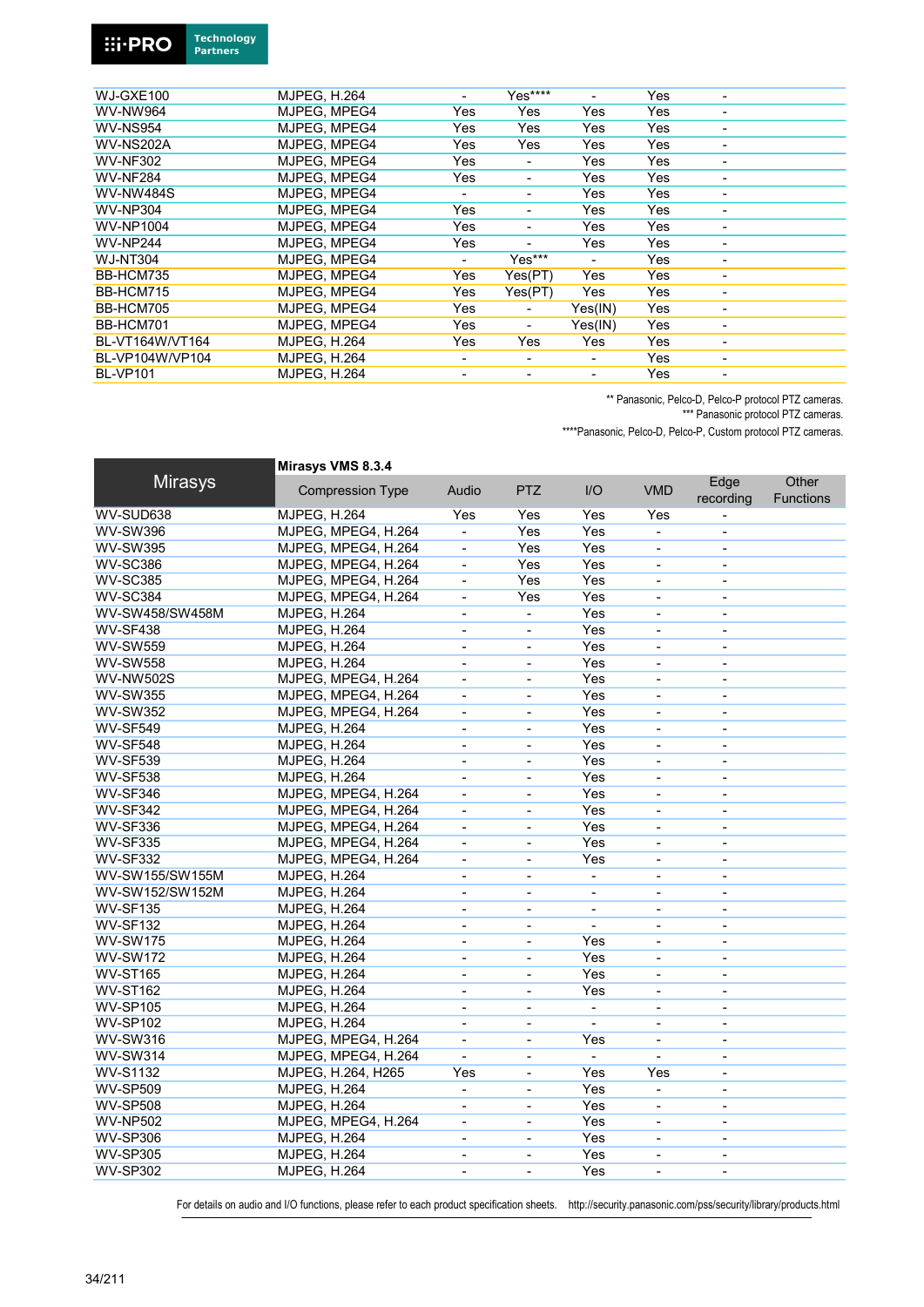| | | | | | | |
|---|---|---|---|---|---|---|
| WJ-GXE100 | MJPEG, H.264 | - | Yes**** | - | Yes | - |
| WV-NW964 | MJPEG, MPEG4 | Yes | Yes | Yes | Yes | - |
| WV-NS954 | MJPEG, MPEG4 | Yes | Yes | Yes | Yes | - |
| WV-NS202A | MJPEG, MPEG4 | Yes | Yes | Yes | Yes | - |
| WV-NF302 | MJPEG, MPEG4 | Yes | - | Yes | Yes | - |
| WV-NF284 | MJPEG, MPEG4 | Yes | - | Yes | Yes | - |
| WV-NW484S | MJPEG, MPEG4 | - | - | Yes | Yes | - |
| WV-NP304 | MJPEG, MPEG4 | Yes | - | Yes | Yes | - |
| WV-NP1004 | MJPEG, MPEG4 | Yes | - | Yes | Yes | - |
| WV-NP244 | MJPEG, MPEG4 | Yes | - | Yes | Yes | - |
| WJ-NT304 | MJPEG, MPEG4 | - | Yes*** | - | Yes | - |
| BB-HCM735 | MJPEG, MPEG4 | Yes | Yes(PT) | Yes | Yes | - |
| BB-HCM715 | MJPEG, MPEG4 | Yes | Yes(PT) | Yes | Yes | - |
| BB-HCM705 | MJPEG, MPEG4 | Yes | - | Yes(IN) | Yes | - |
| BB-HCM701 | MJPEG, MPEG4 | Yes | - | Yes(IN) | Yes | - |
| BL-VT164W/VT164 | MJPEG, H.264 | Yes | Yes | Yes | Yes | - |
| BL-VP104W/VP104 | MJPEG, H.264 | - | - | - | Yes | - |
| BL-VP101 | MJPEG, H.264 | - | - | - | Yes | - |

** Panasonic, Pelco-D, Pelco-P protocol PTZ cameras.
*** Panasonic protocol PTZ cameras.
****Panasonic, Pelco-D, Pelco-P, Custom protocol PTZ cameras.

| Mirasys | Mirasys VMS 8.3.4 | | | | | | |
|---|---|---|---|---|---|---|---|
| | Compression Type | Audio | PTZ | I/O | VMD | Edge recording | Other Functions |
| WV-SUD638 | MJPEG, H.264 | Yes | Yes | Yes | Yes | - | |
| WV-SW396 | MJPEG, MPEG4, H.264 | - | Yes | Yes | - | - | |
| WV-SW395 | MJPEG, MPEG4, H.264 | - | Yes | Yes | - | - | |
| WV-SC386 | MJPEG, MPEG4, H.264 | - | Yes | Yes | - | - | |
| WV-SC385 | MJPEG, MPEG4, H.264 | - | Yes | Yes | - | - | |
| WV-SC384 | MJPEG, MPEG4, H.264 | - | Yes | Yes | - | - | |
| WV-SW458/SW458M | MJPEG, H.264 | - | - | Yes | - | - | |
| WV-SF438 | MJPEG, H.264 | - | - | Yes | - | - | |
| WV-SW559 | MJPEG, H.264 | - | - | Yes | - | - | |
| WV-SW558 | MJPEG, H.264 | - | - | Yes | - | - | |
| WV-NW502S | MJPEG, MPEG4, H.264 | - | - | Yes | - | - | |
| WV-SW355 | MJPEG, MPEG4, H.264 | - | - | Yes | - | - | |
| WV-SW352 | MJPEG, MPEG4, H.264 | - | - | Yes | - | - | |
| WV-SF549 | MJPEG, H.264 | - | - | Yes | - | - | |
| WV-SF548 | MJPEG, H.264 | - | - | Yes | - | - | |
| WV-SF539 | MJPEG, H.264 | - | - | Yes | - | - | |
| WV-SF538 | MJPEG, H.264 | - | - | Yes | - | - | |
| WV-SF346 | MJPEG, MPEG4, H.264 | - | - | Yes | - | - | |
| WV-SF342 | MJPEG, MPEG4, H.264 | - | - | Yes | - | - | |
| WV-SF336 | MJPEG, MPEG4, H.264 | - | - | Yes | - | - | |
| WV-SF335 | MJPEG, MPEG4, H.264 | - | - | Yes | - | - | |
| WV-SF332 | MJPEG, MPEG4, H.264 | - | - | Yes | - | - | |
| WV-SW155/SW155M | MJPEG, H.264 | - | - | - | - | - | |
| WV-SW152/SW152M | MJPEG, H.264 | - | - | - | - | - | |
| WV-SF135 | MJPEG, H.264 | - | - | - | - | - | |
| WV-SF132 | MJPEG, H.264 | - | - | - | - | - | |
| WV-SW175 | MJPEG, H.264 | - | - | Yes | - | - | |
| WV-SW172 | MJPEG, H.264 | - | - | Yes | - | - | |
| WV-ST165 | MJPEG, H.264 | - | - | Yes | - | - | |
| WV-ST162 | MJPEG, H.264 | - | - | Yes | - | - | |
| WV-SP105 | MJPEG, H.264 | - | - | - | - | - | |
| WV-SP102 | MJPEG, H.264 | - | - | - | - | - | |
| WV-SW316 | MJPEG, MPEG4, H.264 | - | - | Yes | - | - | |
| WV-SW314 | MJPEG, MPEG4, H.264 | - | - | - | - | - | |
| WV-S1132 | MJPEG, H.264, H265 | Yes | - | Yes | Yes | - | |
| WV-SP509 | MJPEG, H.264 | - | - | Yes | - | - | |
| WV-SP508 | MJPEG, H.264 | - | - | Yes | - | - | |
| WV-NP502 | MJPEG, MPEG4, H.264 | - | - | Yes | - | - | |
| WV-SP306 | MJPEG, H.264 | - | - | Yes | - | - | |
| WV-SP305 | MJPEG, H.264 | - | - | Yes | - | - | |
| WV-SP302 | MJPEG, H.264 | - | - | Yes | - | - | |

For details on audio and I/O functions, please refer to each product specification sheets. http://security.panasonic.com/pss/security/library/products.html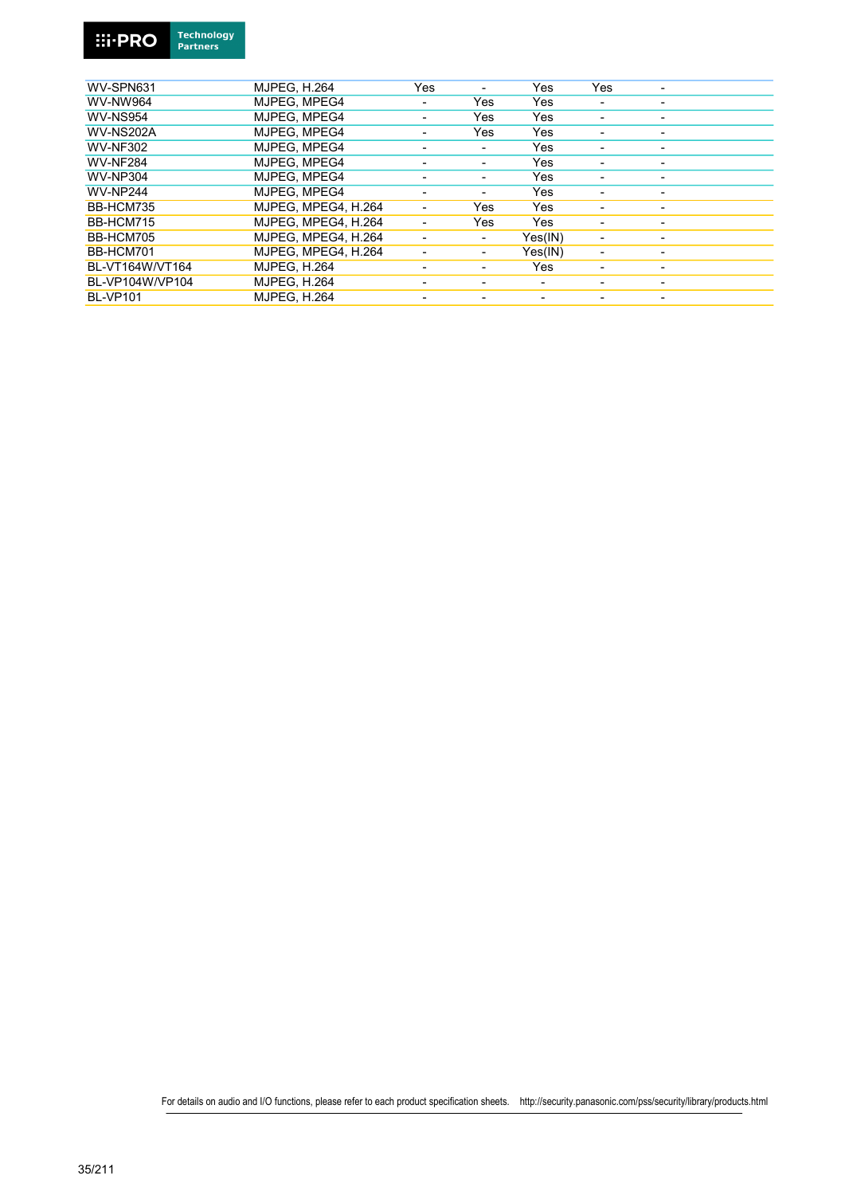| | | | | | | |
|---|---|---|---|---|---|---|
| WV-SPN631 | MJPEG, H.264 | Yes | - | Yes | Yes | - |
| WV-NW964 | MJPEG, MPEG4 | - | Yes | Yes | - | - |
| WV-NS954 | MJPEG, MPEG4 | - | Yes | Yes | - | - |
| WV-NS202A | MJPEG, MPEG4 | - | Yes | Yes | - | - |
| WV-NF302 | MJPEG, MPEG4 | - | - | Yes | - | - |
| WV-NF284 | MJPEG, MPEG4 | - | - | Yes | - | - |
| WV-NP304 | MJPEG, MPEG4 | - | - | Yes | - | - |
| WV-NP244 | MJPEG, MPEG4 | - | - | Yes | - | - |
| BB-HCM735 | MJPEG, MPEG4, H.264 | - | Yes | Yes | - | - |
| BB-HCM715 | MJPEG, MPEG4, H.264 | - | Yes | Yes | - | - |
| BB-HCM705 | MJPEG, MPEG4, H.264 | - | - | Yes(IN) | - | - |
| BB-HCM701 | MJPEG, MPEG4, H.264 | - | - | Yes(IN) | - | - |
| BL-VT164W/VT164 | MJPEG, H.264 | - | - | Yes | - | - |
| BL-VP104W/VP104 | MJPEG, H.264 | - | - | - | - | - |
| BL-VP101 | MJPEG, H.264 | - | - | - | - | - |

For details on audio and I/O functions, please refer to each product specification sheets. http://security.panasonic.com/pss/security/library/products.html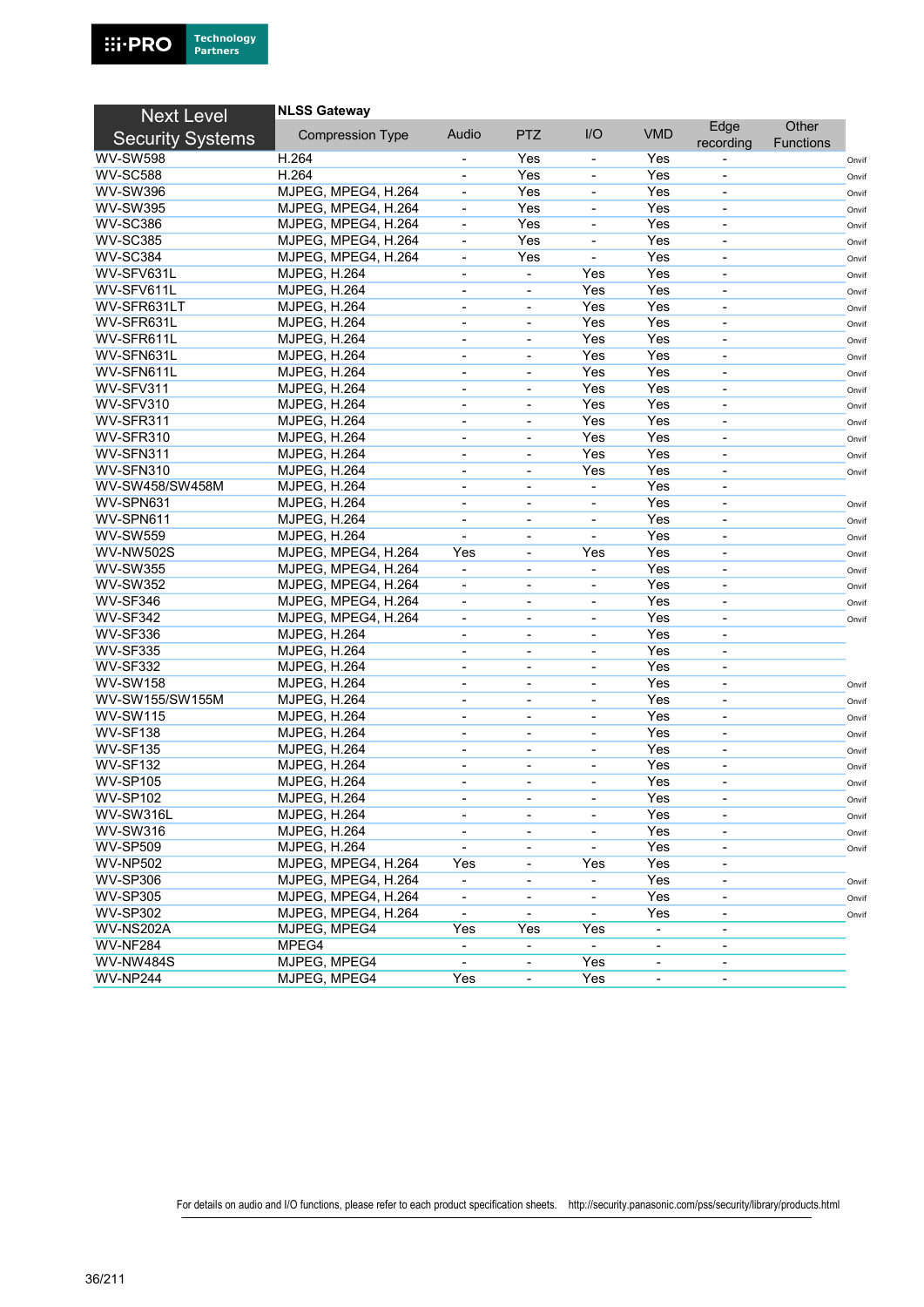| Next Level Security Systems | NLSS Gateway | | | | | | | |
|---|---|---|---|---|---|---|---|---|
| | Compression Type | Audio | PTZ | I/O | VMD | Edge recording | Other Functions | |
| WV-SW598 | H.264 | - | Yes | - | Yes | - | | Onvif |
| WV-SC588 | H.264 | - | Yes | - | Yes | - | | Onvif |
| WV-SW396 | MJPEG, MPEG4, H.264 | - | Yes | - | Yes | - | | Onvif |
| WV-SW395 | MJPEG, MPEG4, H.264 | - | Yes | - | Yes | - | | Onvif |
| WV-SC386 | MJPEG, MPEG4, H.264 | - | Yes | - | Yes | - | | Onvif |
| WV-SC385 | MJPEG, MPEG4, H.264 | - | Yes | - | Yes | - | | Onvif |
| WV-SC384 | MJPEG, MPEG4, H.264 | - | Yes | - | Yes | - | | Onvif |
| WV-SFV631L | MJPEG, H.264 | - | - | Yes | Yes | - | | Onvif |
| WV-SFV611L | MJPEG, H.264 | - | - | Yes | Yes | - | | Onvif |
| WV-SFR631LT | MJPEG, H.264 | - | - | Yes | Yes | - | | Onvif |
| WV-SFR631L | MJPEG, H.264 | - | - | Yes | Yes | - | | Onvif |
| WV-SFR611L | MJPEG, H.264 | - | - | Yes | Yes | - | | Onvif |
| WV-SFN631L | MJPEG, H.264 | - | - | Yes | Yes | - | | Onvif |
| WV-SFN611L | MJPEG, H.264 | - | - | Yes | Yes | - | | Onvif |
| WV-SFV311 | MJPEG, H.264 | - | - | Yes | Yes | - | | Onvif |
| WV-SFV310 | MJPEG, H.264 | - | - | Yes | Yes | - | | Onvif |
| WV-SFR311 | MJPEG, H.264 | - | - | Yes | Yes | - | | Onvif |
| WV-SFR310 | MJPEG, H.264 | - | - | Yes | Yes | - | | Onvif |
| WV-SFN311 | MJPEG, H.264 | - | - | Yes | Yes | - | | Onvif |
| WV-SFN310 | MJPEG, H.264 | - | - | Yes | Yes | - | | Onvif |
| WV-SW458/SW458M | MJPEG, H.264 | - | - | - | Yes | - | | |
| WV-SPN631 | MJPEG, H.264 | - | - | - | Yes | - | | Onvif |
| WV-SPN611 | MJPEG, H.264 | - | - | - | Yes | - | | Onvif |
| WV-SW559 | MJPEG, H.264 | - | - | - | Yes | - | | Onvif |
| WV-NW502S | MJPEG, MPEG4, H.264 | Yes | - | Yes | Yes | - | | Onvif |
| WV-SW355 | MJPEG, MPEG4, H.264 | - | - | - | Yes | - | | Onvif |
| WV-SW352 | MJPEG, MPEG4, H.264 | - | - | - | Yes | - | | Onvif |
| WV-SF346 | MJPEG, MPEG4, H.264 | - | - | - | Yes | - | | Onvif |
| WV-SF342 | MJPEG, MPEG4, H.264 | - | - | - | Yes | - | | Onvif |
| WV-SF336 | MJPEG, H.264 | - | - | - | Yes | - | | |
| WV-SF335 | MJPEG, H.264 | - | - | - | Yes | - | | |
| WV-SF332 | MJPEG, H.264 | - | - | - | Yes | - | | |
| WV-SW158 | MJPEG, H.264 | - | - | - | Yes | - | | Onvif |
| WV-SW155/SW155M | MJPEG, H.264 | - | - | - | Yes | - | | Onvif |
| WV-SW115 | MJPEG, H.264 | - | - | - | Yes | - | | Onvif |
| WV-SF138 | MJPEG, H.264 | - | - | - | Yes | - | | Onvif |
| WV-SF135 | MJPEG, H.264 | - | - | - | Yes | - | | Onvif |
| WV-SF132 | MJPEG, H.264 | - | - | - | Yes | - | | Onvif |
| WV-SP105 | MJPEG, H.264 | - | - | - | Yes | - | | Onvif |
| WV-SP102 | MJPEG, H.264 | - | - | - | Yes | - | | Onvif |
| WV-SW316L | MJPEG, H.264 | - | - | - | Yes | - | | Onvif |
| WV-SW316 | MJPEG, H.264 | - | - | - | Yes | - | | Onvif |
| WV-SP509 | MJPEG, H.264 | - | - | - | Yes | - | | Onvif |
| WV-NP502 | MJPEG, MPEG4, H.264 | Yes | - | Yes | Yes | - | | |
| WV-SP306 | MJPEG, MPEG4, H.264 | - | - | - | Yes | - | | Onvif |
| WV-SP305 | MJPEG, MPEG4, H.264 | - | - | - | Yes | - | | Onvif |
| WV-SP302 | MJPEG, MPEG4, H.264 | - | - | - | Yes | - | | Onvif |
| WV-NS202A | MJPEG, MPEG4 | Yes | Yes | Yes | - | - | | |
| WV-NF284 | MPEG4 | - | - | - | - | - | | |
| WV-NW484S | MJPEG, MPEG4 | - | - | Yes | - | - | | |
| WV-NP244 | MJPEG, MPEG4 | Yes | - | Yes | - | - | | |

For details on audio and I/O functions, please refer to each product specification sheets. http://security.panasonic.com/pss/security/library/products.html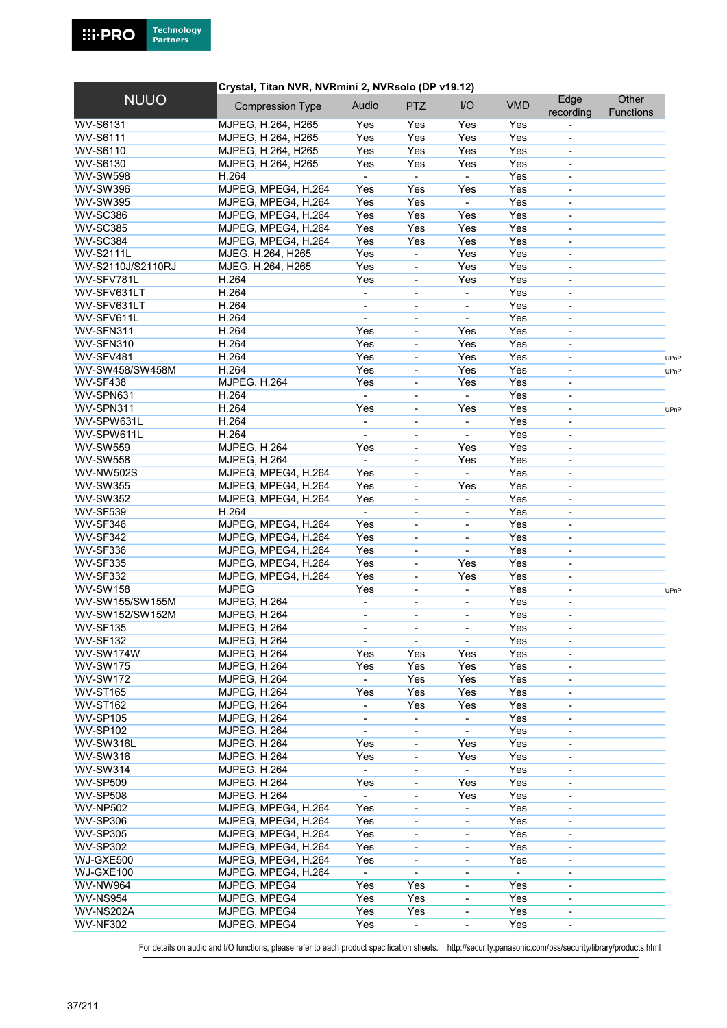| NUUO | Crystal, Titan NVR, NVRmini 2, NVRsolo (DP v19.12) | | | | | | |
|---|---|---|---|---|---|---|---|
| | Compression Type | Audio | PTZ | I/O | VMD | Edge recording | Other Functions |
| WV-S6131 | MJPEG, H.264, H265 | Yes | Yes | Yes | Yes | - | |
| WV-S6111 | MJPEG, H.264, H265 | Yes | Yes | Yes | Yes | - | |
| WV-S6110 | MJPEG, H.264, H265 | Yes | Yes | Yes | Yes | - | |
| WV-S6130 | MJPEG, H.264, H265 | Yes | Yes | Yes | Yes | - | |
| WV-SW598 | H.264 | - | - | - | Yes | - | |
| WV-SW396 | MJPEG, MPEG4, H.264 | Yes | Yes | Yes | Yes | - | |
| WV-SW395 | MJPEG, MPEG4, H.264 | Yes | Yes | - | Yes | - | |
| WV-SC386 | MJPEG, MPEG4, H.264 | Yes | Yes | Yes | Yes | - | |
| WV-SC385 | MJPEG, MPEG4, H.264 | Yes | Yes | Yes | Yes | - | |
| WV-SC384 | MJPEG, MPEG4, H.264 | Yes | Yes | Yes | Yes | - | |
| WV-S2111L | MJEG, H.264, H265 | Yes | - | Yes | Yes | - | |
| WV-S2110J/S2110RJ | MJEG, H.264, H265 | Yes | - | Yes | Yes | - | |
| WV-SFV781L | H.264 | Yes | - | Yes | Yes | - | |
| WV-SFV631LT | H.264 | - | - | - | Yes | - | |
| WV-SFV631LT | H.264 | - | - | - | Yes | - | |
| WV-SFV611L | H.264 | - | - | - | Yes | - | |
| WV-SFN311 | H.264 | Yes | - | Yes | Yes | - | |
| WV-SFN310 | H.264 | Yes | - | Yes | Yes | - | |
| WV-SFV481 | H.264 | Yes | - | Yes | Yes | - | UPnP |
| WV-SW458/SW458M | H.264 | Yes | - | Yes | Yes | - | UPnP |
| WV-SF438 | MJPEG, H.264 | Yes | - | Yes | Yes | - | |
| WV-SPN631 | H.264 | - | - | - | Yes | - | |
| WV-SPN311 | H.264 | Yes | - | Yes | Yes | - | UPnP |
| WV-SPW631L | H.264 | - | - | - | Yes | - | |
| WV-SPW611L | H.264 | - | - | - | Yes | - | |
| WV-SW559 | MJPEG, H.264 | Yes | - | Yes | Yes | - | |
| WV-SW558 | MJPEG, H.264 | - | - | Yes | Yes | - | |
| WV-NW502S | MJPEG, MPEG4, H.264 | Yes | - | - | Yes | - | |
| WV-SW355 | MJPEG, MPEG4, H.264 | Yes | - | Yes | Yes | - | |
| WV-SW352 | MJPEG, MPEG4, H.264 | Yes | - | - | Yes | - | |
| WV-SF539 | H.264 | - | - | - | Yes | - | |
| WV-SF346 | MJPEG, MPEG4, H.264 | Yes | - | - | Yes | - | |
| WV-SF342 | MJPEG, MPEG4, H.264 | Yes | - | - | Yes | - | |
| WV-SF336 | MJPEG, MPEG4, H.264 | Yes | - | - | Yes | - | |
| WV-SF335 | MJPEG, MPEG4, H.264 | Yes | - | Yes | Yes | - | |
| WV-SF332 | MJPEG, MPEG4, H.264 | Yes | - | Yes | Yes | - | |
| WV-SW158 | MJPEG | Yes | - | - | Yes | - | UPnP |
| WV-SW155/SW155M | MJPEG, H.264 | - | - | - | Yes | - | |
| WV-SW152/SW152M | MJPEG, H.264 | - | - | - | Yes | - | |
| WV-SF135 | MJPEG, H.264 | - | - | - | Yes | - | |
| WV-SF132 | MJPEG, H.264 | - | - | - | Yes | - | |
| WV-SW174W | MJPEG, H.264 | Yes | Yes | Yes | Yes | - | |
| WV-SW175 | MJPEG, H.264 | Yes | Yes | Yes | Yes | - | |
| WV-SW172 | MJPEG, H.264 | - | Yes | Yes | Yes | - | |
| WV-ST165 | MJPEG, H.264 | Yes | Yes | Yes | Yes | - | |
| WV-ST162 | MJPEG, H.264 | - | Yes | Yes | Yes | - | |
| WV-SP105 | MJPEG, H.264 | - | - | - | Yes | - | |
| WV-SP102 | MJPEG, H.264 | - | - | - | Yes | - | |
| WV-SW316L | MJPEG, H.264 | Yes | - | Yes | Yes | - | |
| WV-SW316 | MJPEG, H.264 | Yes | - | Yes | Yes | - | |
| WV-SW314 | MJPEG, H.264 | - | - | - | Yes | - | |
| WV-SP509 | MJPEG, H.264 | Yes | - | Yes | Yes | - | |
| WV-SP508 | MJPEG, H.264 | - | - | Yes | Yes | - | |
| WV-NP502 | MJPEG, MPEG4, H.264 | Yes | - | - | Yes | - | |
| WV-SP306 | MJPEG, MPEG4, H.264 | Yes | - | - | Yes | - | |
| WV-SP305 | MJPEG, MPEG4, H.264 | Yes | - | - | Yes | - | |
| WV-SP302 | MJPEG, MPEG4, H.264 | Yes | - | - | Yes | - | |
| WJ-GXE500 | MJPEG, MPEG4, H.264 | Yes | - | - | Yes | - | |
| WJ-GXE100 | MJPEG, MPEG4, H.264 | - | - | - | - | - | |
| WV-NW964 | MJPEG, MPEG4 | Yes | Yes | - | Yes | - | |
| WV-NS954 | MJPEG, MPEG4 | Yes | Yes | - | Yes | - | |
| WV-NS202A | MJPEG, MPEG4 | Yes | Yes | - | Yes | - | |
| WV-NF302 | MJPEG, MPEG4 | Yes | - | - | Yes | - | |

For details on audio and I/O functions, please refer to each product specification sheets. http://security.panasonic.com/pss/security/library/products.html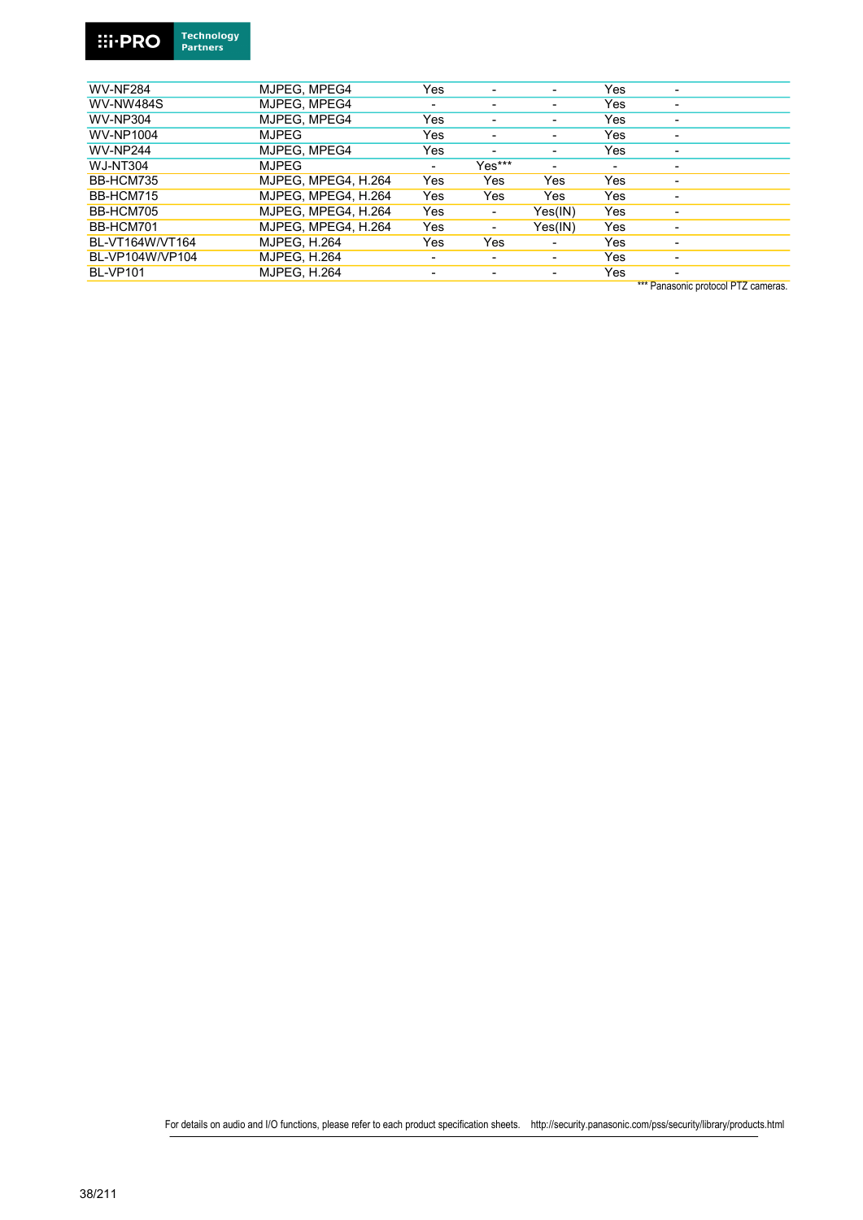| | | | | | | |
|---|---|---|---|---|---|---|
| WV-NF284 | MJPEG, MPEG4 | Yes | - | - | Yes | - |
| WV-NW484S | MJPEG, MPEG4 | - | - | - | Yes | - |
| WV-NP304 | MJPEG, MPEG4 | Yes | - | - | Yes | - |
| WV-NP1004 | MJPEG | Yes | - | - | Yes | - |
| WV-NP244 | MJPEG, MPEG4 | Yes | - | - | Yes | - |
| WJ-NT304 | MJPEG | - | Yes*** | - | - | - |
| BB-HCM735 | MJPEG, MPEG4, H.264 | Yes | Yes | Yes | Yes | - |
| BB-HCM715 | MJPEG, MPEG4, H.264 | Yes | Yes | Yes | Yes | - |
| BB-HCM705 | MJPEG, MPEG4, H.264 | Yes | - | Yes(IN) | Yes | - |
| BB-HCM701 | MJPEG, MPEG4, H.264 | Yes | - | Yes(IN) | Yes | - |
| BL-VT164W/VT164 | MJPEG, H.264 | Yes | Yes | - | Yes | - |
| BL-VP104W/VP104 | MJPEG, H.264 | - | - | - | Yes | - |
| BL-VP101 | MJPEG, H.264 | - | - | - | Yes | - |

*** Panasonic protocol PTZ cameras.

For details on audio and I/O functions, please refer to each product specification sheets. http://security.panasonic.com/pss/security/library/products.html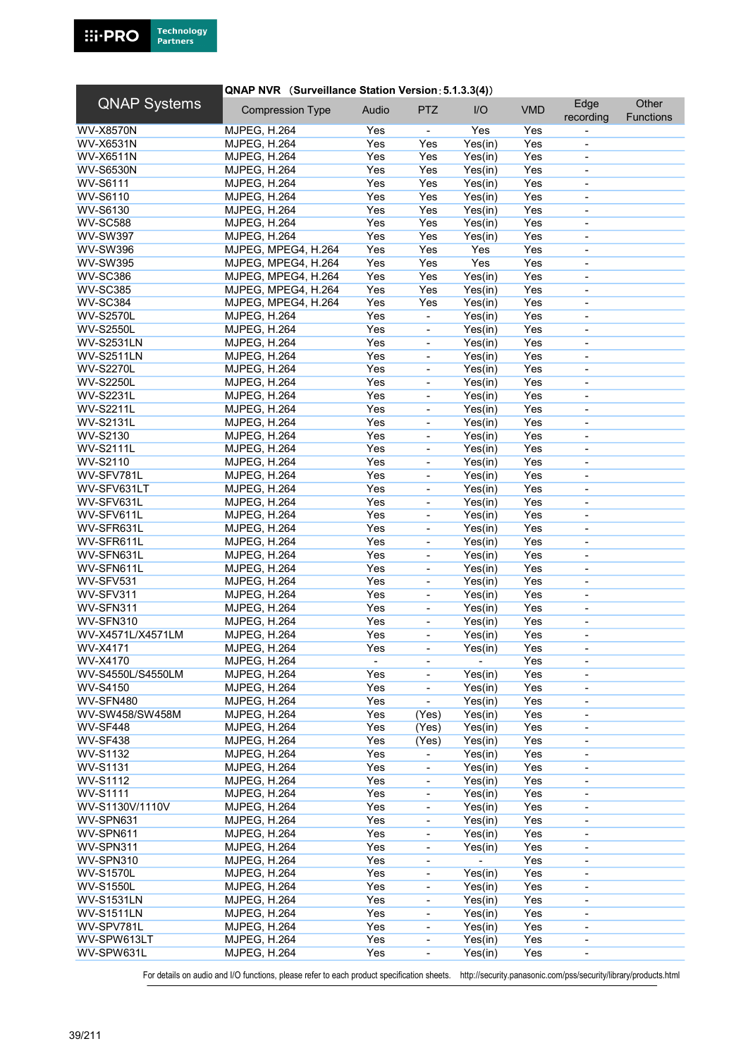| QNAP Systems | QNAP NVR （Surveillance Station Version：5.1.3.3(4)） | | | | | | |
|---|---|---|---|---|---|---|---|
| | Compression Type | Audio | PTZ | I/O | VMD | Edge recording | Other Functions |
| WV-X8570N | MJPEG, H.264 | Yes | - | Yes | Yes | - | |
| WV-X6531N | MJPEG, H.264 | Yes | Yes | Yes(in) | Yes | - | |
| WV-X6511N | MJPEG, H.264 | Yes | Yes | Yes(in) | Yes | - | |
| WV-S6530N | MJPEG, H.264 | Yes | Yes | Yes(in) | Yes | - | |
| WV-S6111 | MJPEG, H.264 | Yes | Yes | Yes(in) | Yes | - | |
| WV-S6110 | MJPEG, H.264 | Yes | Yes | Yes(in) | Yes | - | |
| WV-S6130 | MJPEG, H.264 | Yes | Yes | Yes(in) | Yes | - | |
| WV-SC588 | MJPEG, H.264 | Yes | Yes | Yes(in) | Yes | - | |
| WV-SW397 | MJPEG, H.264 | Yes | Yes | Yes(in) | Yes | - | |
| WV-SW396 | MJPEG, MPEG4, H.264 | Yes | Yes | Yes | Yes | - | |
| WV-SW395 | MJPEG, MPEG4, H.264 | Yes | Yes | Yes | Yes | - | |
| WV-SC386 | MJPEG, MPEG4, H.264 | Yes | Yes | Yes(in) | Yes | - | |
| WV-SC385 | MJPEG, MPEG4, H.264 | Yes | Yes | Yes(in) | Yes | - | |
| WV-SC384 | MJPEG, MPEG4, H.264 | Yes | Yes | Yes(in) | Yes | - | |
| WV-S2570L | MJPEG, H.264 | Yes | - | Yes(in) | Yes | - | |
| WV-S2550L | MJPEG, H.264 | Yes | - | Yes(in) | Yes | - | |
| WV-S2531LN | MJPEG, H.264 | Yes | - | Yes(in) | Yes | - | |
| WV-S2511LN | MJPEG, H.264 | Yes | - | Yes(in) | Yes | - | |
| WV-S2270L | MJPEG, H.264 | Yes | - | Yes(in) | Yes | - | |
| WV-S2250L | MJPEG, H.264 | Yes | - | Yes(in) | Yes | - | |
| WV-S2231L | MJPEG, H.264 | Yes | - | Yes(in) | Yes | - | |
| WV-S2211L | MJPEG, H.264 | Yes | - | Yes(in) | Yes | - | |
| WV-S2131L | MJPEG, H.264 | Yes | - | Yes(in) | Yes | - | |
| WV-S2130 | MJPEG, H.264 | Yes | - | Yes(in) | Yes | - | |
| WV-S2111L | MJPEG, H.264 | Yes | - | Yes(in) | Yes | - | |
| WV-S2110 | MJPEG, H.264 | Yes | - | Yes(in) | Yes | - | |
| WV-SFV781L | MJPEG, H.264 | Yes | - | Yes(in) | Yes | - | |
| WV-SFV631LT | MJPEG, H.264 | Yes | - | Yes(in) | Yes | - | |
| WV-SFV631L | MJPEG, H.264 | Yes | - | Yes(in) | Yes | - | |
| WV-SFV611L | MJPEG, H.264 | Yes | - | Yes(in) | Yes | - | |
| WV-SFR631L | MJPEG, H.264 | Yes | - | Yes(in) | Yes | - | |
| WV-SFR611L | MJPEG, H.264 | Yes | - | Yes(in) | Yes | - | |
| WV-SFN631L | MJPEG, H.264 | Yes | - | Yes(in) | Yes | - | |
| WV-SFN611L | MJPEG, H.264 | Yes | - | Yes(in) | Yes | - | |
| WV-SFV531 | MJPEG, H.264 | Yes | - | Yes(in) | Yes | - | |
| WV-SFV311 | MJPEG, H.264 | Yes | - | Yes(in) | Yes | - | |
| WV-SFN311 | MJPEG, H.264 | Yes | - | Yes(in) | Yes | - | |
| WV-SFN310 | MJPEG, H.264 | Yes | - | Yes(in) | Yes | - | |
| WV-X4571L/X4571LM | MJPEG, H.264 | Yes | - | Yes(in) | Yes | - | |
| WV-X4171 | MJPEG, H.264 | Yes | - | Yes(in) | Yes | - | |
| WV-X4170 | MJPEG, H.264 | - | - | - | Yes | - | |
| WV-S4550L/S4550LM | MJPEG, H.264 | Yes | - | Yes(in) | Yes | - | |
| WV-S4150 | MJPEG, H.264 | Yes | - | Yes(in) | Yes | - | |
| WV-SFN480 | MJPEG, H.264 | Yes | - | Yes(in) | Yes | - | |
| WV-SW458/SW458M | MJPEG, H.264 | Yes | (Yes) | Yes(in) | Yes | - | |
| WV-SF448 | MJPEG, H.264 | Yes | (Yes) | Yes(in) | Yes | - | |
| WV-SF438 | MJPEG, H.264 | Yes | (Yes) | Yes(in) | Yes | - | |
| WV-S1132 | MJPEG, H.264 | Yes | - | Yes(in) | Yes | - | |
| WV-S1131 | MJPEG, H.264 | Yes | - | Yes(in) | Yes | - | |
| WV-S1112 | MJPEG, H.264 | Yes | - | Yes(in) | Yes | - | |
| WV-S1111 | MJPEG, H.264 | Yes | - | Yes(in) | Yes | - | |
| WV-S1130V/1110V | MJPEG, H.264 | Yes | - | Yes(in) | Yes | - | |
| WV-SPN631 | MJPEG, H.264 | Yes | - | Yes(in) | Yes | - | |
| WV-SPN611 | MJPEG, H.264 | Yes | - | Yes(in) | Yes | - | |
| WV-SPN311 | MJPEG, H.264 | Yes | - | Yes(in) | Yes | - | |
| WV-SPN310 | MJPEG, H.264 | Yes | - | - | Yes | - | |
| WV-S1570L | MJPEG, H.264 | Yes | - | Yes(in) | Yes | - | |
| WV-S1550L | MJPEG, H.264 | Yes | - | Yes(in) | Yes | - | |
| WV-S1531LN | MJPEG, H.264 | Yes | - | Yes(in) | Yes | - | |
| WV-S1511LN | MJPEG, H.264 | Yes | - | Yes(in) | Yes | - | |
| WV-SPV781L | MJPEG, H.264 | Yes | - | Yes(in) | Yes | - | |
| WV-SPW613LT | MJPEG, H.264 | Yes | - | Yes(in) | Yes | - | |
| WV-SPW631L | MJPEG, H.264 | Yes | - | Yes(in) | Yes | - | |

For details on audio and I/O functions, please refer to each product specification sheets. http://security.panasonic.com/pss/security/library/products.html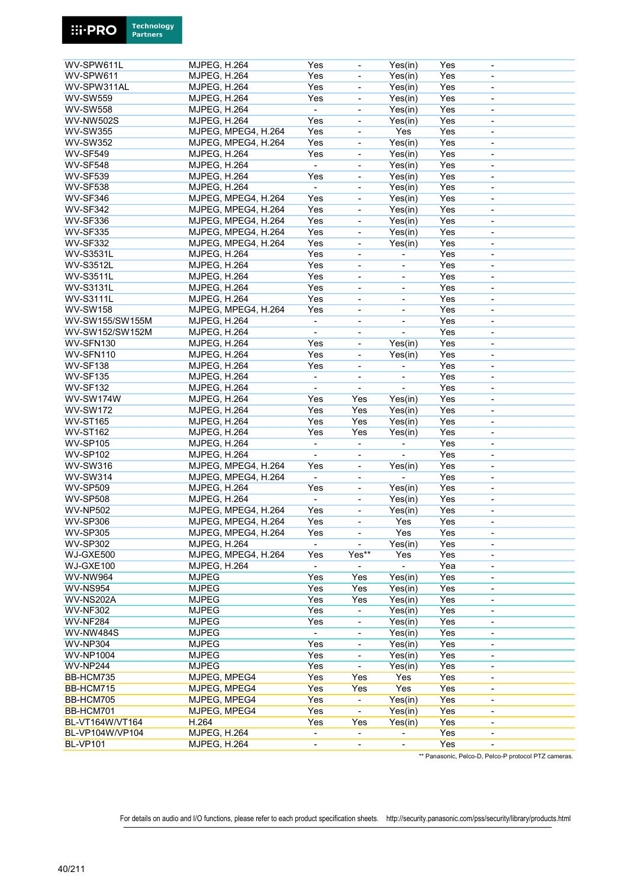| | | | | | | |
|---|---|---|---|---|---|---|
| WV-SPW611L | MJPEG, H.264 | Yes | - | Yes(in) | Yes | - |
| WV-SPW611 | MJPEG, H.264 | Yes | - | Yes(in) | Yes | - |
| WV-SPW311AL | MJPEG, H.264 | Yes | - | Yes(in) | Yes | - |
| WV-SW559 | MJPEG, H.264 | Yes | - | Yes(in) | Yes | - |
| WV-SW558 | MJPEG, H.264 | - | - | Yes(in) | Yes | - |
| WV-NW502S | MJPEG, H.264 | Yes | - | Yes(in) | Yes | - |
| WV-SW355 | MJPEG, MPEG4, H.264 | Yes | - | Yes | Yes | - |
| WV-SW352 | MJPEG, MPEG4, H.264 | Yes | - | Yes(in) | Yes | - |
| WV-SF549 | MJPEG, H.264 | Yes | - | Yes(in) | Yes | - |
| WV-SF548 | MJPEG, H.264 | - | - | Yes(in) | Yes | - |
| WV-SF539 | MJPEG, H.264 | Yes | - | Yes(in) | Yes | - |
| WV-SF538 | MJPEG, H.264 | - | - | Yes(in) | Yes | - |
| WV-SF346 | MJPEG, MPEG4, H.264 | Yes | - | Yes(in) | Yes | - |
| WV-SF342 | MJPEG, MPEG4, H.264 | Yes | - | Yes(in) | Yes | - |
| WV-SF336 | MJPEG, MPEG4, H.264 | Yes | - | Yes(in) | Yes | - |
| WV-SF335 | MJPEG, MPEG4, H.264 | Yes | - | Yes(in) | Yes | - |
| WV-SF332 | MJPEG, MPEG4, H.264 | Yes | - | Yes(in) | Yes | - |
| WV-S3531L | MJPEG, H.264 | Yes | - | - | Yes | - |
| WV-S3512L | MJPEG, H.264 | Yes | - | - | Yes | - |
| WV-S3511L | MJPEG, H.264 | Yes | - | - | Yes | - |
| WV-S3131L | MJPEG, H.264 | Yes | - | - | Yes | - |
| WV-S3111L | MJPEG, H.264 | Yes | - | - | Yes | - |
| WV-SW158 | MJPEG, MPEG4, H.264 | Yes | - | - | Yes | - |
| WV-SW155/SW155M | MJPEG, H.264 | - | - | - | Yes | - |
| WV-SW152/SW152M | MJPEG, H.264 | - | - | - | Yes | - |
| WV-SFN130 | MJPEG, H.264 | Yes | - | Yes(in) | Yes | - |
| WV-SFN110 | MJPEG, H.264 | Yes | - | Yes(in) | Yes | - |
| WV-SF138 | MJPEG, H.264 | Yes | - | - | Yes | - |
| WV-SF135 | MJPEG, H.264 | - | - | - | Yes | - |
| WV-SF132 | MJPEG, H.264 | - | - | - | Yes | - |
| WV-SW174W | MJPEG, H.264 | Yes | Yes | Yes(in) | Yes | - |
| WV-SW172 | MJPEG, H.264 | Yes | Yes | Yes(in) | Yes | - |
| WV-ST165 | MJPEG, H.264 | Yes | Yes | Yes(in) | Yes | - |
| WV-ST162 | MJPEG, H.264 | Yes | Yes | Yes(in) | Yes | - |
| WV-SP105 | MJPEG, H.264 | - | - | - | Yes | - |
| WV-SP102 | MJPEG, H.264 | - | - | - | Yes | - |
| WV-SW316 | MJPEG, MPEG4, H.264 | Yes | - | Yes(in) | Yes | - |
| WV-SW314 | MJPEG, MPEG4, H.264 | - | - | - | Yes | - |
| WV-SP509 | MJPEG, H.264 | Yes | - | Yes(in) | Yes | - |
| WV-SP508 | MJPEG, H.264 | - | - | Yes(in) | Yes | - |
| WV-NP502 | MJPEG, MPEG4, H.264 | Yes | - | Yes(in) | Yes | - |
| WV-SP306 | MJPEG, MPEG4, H.264 | Yes | - | Yes | Yes | - |
| WV-SP305 | MJPEG, MPEG4, H.264 | Yes | - | Yes | Yes | - |
| WV-SP302 | MJPEG, H.264 | - | - | Yes(in) | Yes | - |
| WJ-GXE500 | MJPEG, MPEG4, H.264 | Yes | Yes** | Yes | Yes | - |
| WJ-GXE100 | MJPEG, H.264 | - | - | - | Yea | - |
| WV-NW964 | MJPEG | Yes | Yes | Yes(in) | Yes | - |
| WV-NS954 | MJPEG | Yes | Yes | Yes(in) | Yes | - |
| WV-NS202A | MJPEG | Yes | Yes | Yes(in) | Yes | - |
| WV-NF302 | MJPEG | Yes | - | Yes(in) | Yes | - |
| WV-NF284 | MJPEG | Yes | - | Yes(in) | Yes | - |
| WV-NW484S | MJPEG | - | - | Yes(in) | Yes | - |
| WV-NP304 | MJPEG | Yes | - | Yes(in) | Yes | - |
| WV-NP1004 | MJPEG | Yes | - | Yes(in) | Yes | - |
| WV-NP244 | MJPEG | Yes | - | Yes(in) | Yes | - |
| BB-HCM735 | MJPEG, MPEG4 | Yes | Yes | Yes | Yes | - |
| BB-HCM715 | MJPEG, MPEG4 | Yes | Yes | Yes | Yes | - |
| BB-HCM705 | MJPEG, MPEG4 | Yes | - | Yes(in) | Yes | - |
| BB-HCM701 | MJPEG, MPEG4 | Yes | - | Yes(in) | Yes | - |
| BL-VT164W/VT164 | H.264 | Yes | Yes | Yes(in) | Yes | - |
| BL-VP104W/VP104 | MJPEG, H.264 | - | - | - | Yes | - |
| BL-VP101 | MJPEG, H.264 | - | - | - | Yes | - |

** Panasonic, Pelco-D, Pelco-P protocol PTZ cameras.

For details on audio and I/O functions, please refer to each product specification sheets. http://security.panasonic.com/pss/security/library/products.html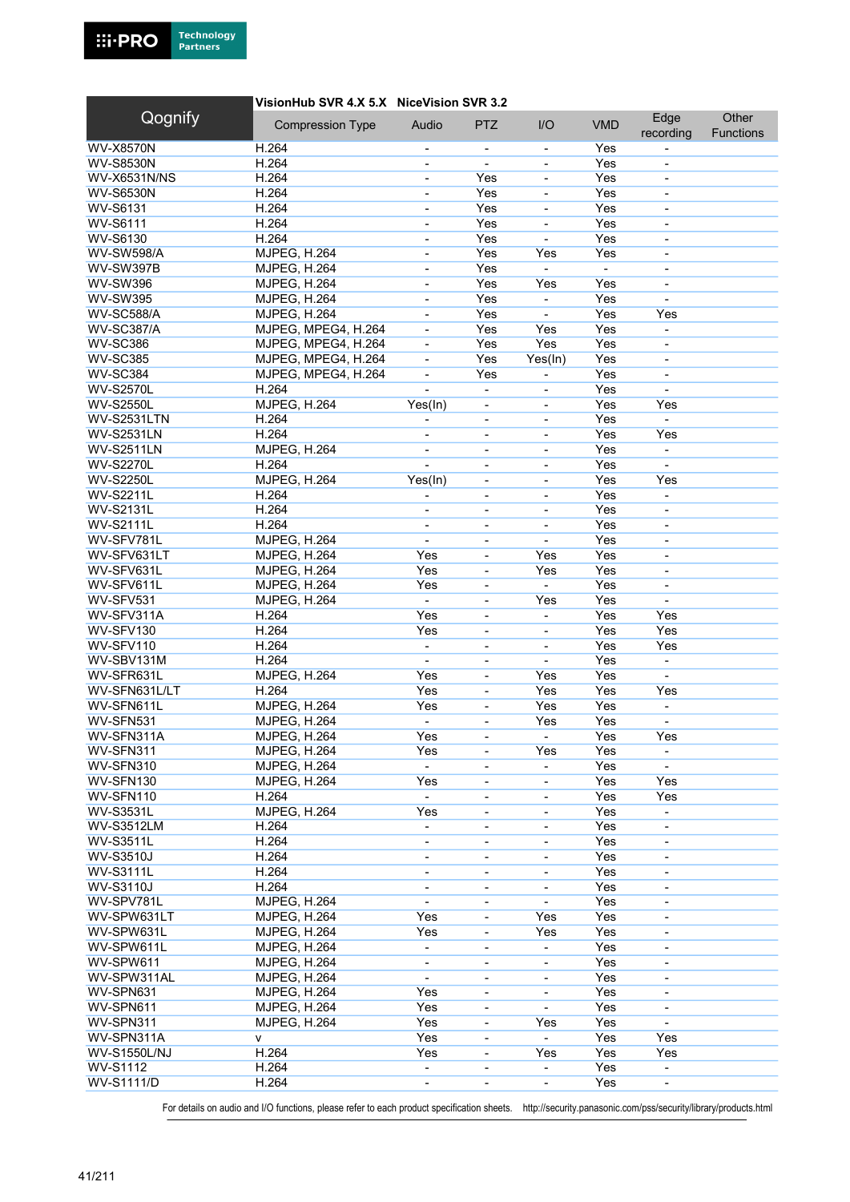| Qognify | VisionHub SVR 4.X 5.X NiceVision SVR 3.2 Compression Type | Audio | PTZ | I/O | VMD | Edge recording | Other Functions |
|---|---|---|---|---|---|---|---|
| WV-X8570N | H.264 | - | - | - | Yes | - | |
| WV-S8530N | H.264 | - | - | - | Yes | - | |
| WV-X6531N/NS | H.264 | - | Yes | - | Yes | - | |
| WV-S6530N | H.264 | - | Yes | - | Yes | - | |
| WV-S6131 | H.264 | - | Yes | - | Yes | - | |
| WV-S6111 | H.264 | - | Yes | - | Yes | - | |
| WV-S6130 | H.264 | - | Yes | - | Yes | - | |
| WV-SW598/A | MJPEG, H.264 | - | Yes | Yes | Yes | - | |
| WV-SW397B | MJPEG, H.264 | - | Yes | - | - | - | |
| WV-SW396 | MJPEG, H.264 | - | Yes | Yes | Yes | - | |
| WV-SW395 | MJPEG, H.264 | - | Yes | - | Yes | - | |
| WV-SC588/A | MJPEG, H.264 | - | Yes | - | Yes | Yes | |
| WV-SC387/A | MJPEG, MPEG4, H.264 | - | Yes | Yes | Yes | - | |
| WV-SC386 | MJPEG, MPEG4, H.264 | - | Yes | Yes | Yes | - | |
| WV-SC385 | MJPEG, MPEG4, H.264 | - | Yes | Yes(In) | Yes | - | |
| WV-SC384 | MJPEG, MPEG4, H.264 | - | Yes | - | Yes | - | |
| WV-S2570L | H.264 | - | - | - | Yes | - | |
| WV-S2550L | MJPEG, H.264 | Yes(In) | - | - | Yes | Yes | |
| WV-S2531LTN | H.264 | - | - | - | Yes | - | |
| WV-S2531LN | H.264 | - | - | - | Yes | Yes | |
| WV-S2511LN | MJPEG, H.264 | - | - | - | Yes | - | |
| WV-S2270L | H.264 | - | - | - | Yes | - | |
| WV-S2250L | MJPEG, H.264 | Yes(In) | - | - | Yes | Yes | |
| WV-S2211L | H.264 | - | - | - | Yes | - | |
| WV-S2131L | H.264 | - | - | - | Yes | - | |
| WV-S2111L | H.264 | - | - | - | Yes | - | |
| WV-SFV781L | MJPEG, H.264 | - | - | - | Yes | - | |
| WV-SFV631LT | MJPEG, H.264 | Yes | - | Yes | Yes | - | |
| WV-SFV631L | MJPEG, H.264 | Yes | - | Yes | Yes | - | |
| WV-SFV611L | MJPEG, H.264 | Yes | - | - | Yes | - | |
| WV-SFV531 | MJPEG, H.264 | - | - | Yes | Yes | - | |
| WV-SFV311A | H.264 | Yes | - | - | Yes | Yes | |
| WV-SFV130 | H.264 | Yes | - | - | Yes | Yes | |
| WV-SFV110 | H.264 | - | - | - | Yes | Yes | |
| WV-SBV131M | H.264 | - | - | - | Yes | - | |
| WV-SFR631L | MJPEG, H.264 | Yes | - | Yes | Yes | - | |
| WV-SFN631L/LT | H.264 | Yes | - | Yes | Yes | Yes | |
| WV-SFN611L | MJPEG, H.264 | Yes | - | Yes | Yes | - | |
| WV-SFN531 | MJPEG, H.264 | - | - | Yes | Yes | - | |
| WV-SFN311A | MJPEG, H.264 | Yes | - | - | Yes | Yes | |
| WV-SFN311 | MJPEG, H.264 | Yes | - | Yes | Yes | - | |
| WV-SFN310 | MJPEG, H.264 | - | - | - | Yes | - | |
| WV-SFN130 | MJPEG, H.264 | Yes | - | - | Yes | Yes | |
| WV-SFN110 | H.264 | - | - | - | Yes | Yes | |
| WV-S3531L | MJPEG, H.264 | Yes | - | - | Yes | - | |
| WV-S3512LM | H.264 | - | - | - | Yes | - | |
| WV-S3511L | H.264 | - | - | - | Yes | - | |
| WV-S3510J | H.264 | - | - | - | Yes | - | |
| WV-S3111L | H.264 | - | - | - | Yes | - | |
| WV-S3110J | H.264 | - | - | - | Yes | - | |
| WV-SPV781L | MJPEG, H.264 | - | - | - | Yes | - | |
| WV-SPW631LT | MJPEG, H.264 | Yes | - | Yes | Yes | - | |
| WV-SPW631L | MJPEG, H.264 | Yes | - | Yes | Yes | - | |
| WV-SPW611L | MJPEG, H.264 | - | - | - | Yes | - | |
| WV-SPW611 | MJPEG, H.264 | - | - | - | Yes | - | |
| WV-SPW311AL | MJPEG, H.264 | - | - | - | Yes | - | |
| WV-SPN631 | MJPEG, H.264 | Yes | - | - | Yes | - | |
| WV-SPN611 | MJPEG, H.264 | Yes | - | - | Yes | - | |
| WV-SPN311 | MJPEG, H.264 | Yes | - | Yes | Yes | - | |
| WV-SPN311A | v | Yes | - | - | Yes | Yes | |
| WV-S1550L/NJ | H.264 | Yes | - | Yes | Yes | Yes | |
| WV-S1112 | H.264 | - | - | - | Yes | - | |
| WV-S1111/D | H.264 | - | - | - | Yes | - | |

For details on audio and I/O functions, please refer to each product specification sheets. http://security.panasonic.com/pss/security/library/products.html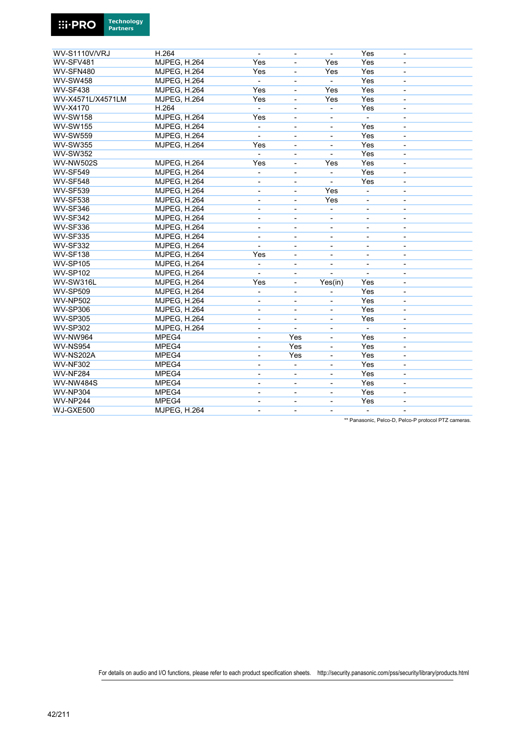| | | | | | | |
|---|---|---|---|---|---|---|
| WV-S1110V/VRJ | H.264 | - | - | - | Yes | - |
| WV-SFV481 | MJPEG, H.264 | Yes | - | Yes | Yes | - |
| WV-SFN480 | MJPEG, H.264 | Yes | - | Yes | Yes | - |
| WV-SW458 | MJPEG, H.264 | - | - | - | Yes | - |
| WV-SF438 | MJPEG, H.264 | Yes | - | Yes | Yes | - |
| WV-X4571L/X4571LM | MJPEG, H.264 | Yes | - | Yes | Yes | - |
| WV-X4170 | H.264 | - | - | - | Yes | - |
| WV-SW158 | MJPEG, H.264 | Yes | - | - | - | - |
| WV-SW155 | MJPEG, H.264 | - | - | - | Yes | - |
| WV-SW559 | MJPEG, H.264 | - | - | - | Yes | - |
| WV-SW355 | MJPEG, H.264 | Yes | - | - | Yes | - |
| WV-SW352 | | - | - | - | Yes | - |
| WV-NW502S | MJPEG, H.264 | Yes | - | Yes | Yes | - |
| WV-SF549 | MJPEG, H.264 | - | - | - | Yes | - |
| WV-SF548 | MJPEG, H.264 | - | - | - | Yes | - |
| WV-SF539 | MJPEG, H.264 | - | - | Yes | - | - |
| WV-SF538 | MJPEG, H.264 | - | - | Yes | - | - |
| WV-SF346 | MJPEG, H.264 | - | - | - | - | - |
| WV-SF342 | MJPEG, H.264 | - | - | - | - | - |
| WV-SF336 | MJPEG, H.264 | - | - | - | - | - |
| WV-SF335 | MJPEG, H.264 | - | - | - | - | - |
| WV-SF332 | MJPEG, H.264 | - | - | - | - | - |
| WV-SF138 | MJPEG, H.264 | Yes | - | - | - | - |
| WV-SP105 | MJPEG, H.264 | - | - | - | - | - |
| WV-SP102 | MJPEG, H.264 | - | - | - | - | - |
| WV-SW316L | MJPEG, H.264 | Yes | - | Yes(in) | Yes | - |
| WV-SP509 | MJPEG, H.264 | - | - | - | Yes | - |
| WV-NP502 | MJPEG, H.264 | - | - | - | Yes | - |
| WV-SP306 | MJPEG, H.264 | - | - | - | Yes | - |
| WV-SP305 | MJPEG, H.264 | - | - | - | Yes | - |
| WV-SP302 | MJPEG, H.264 | - | - | - | - | - |
| WV-NW964 | MPEG4 | - | Yes | - | Yes | - |
| WV-NS954 | MPEG4 | - | Yes | - | Yes | - |
| WV-NS202A | MPEG4 | - | Yes | - | Yes | - |
| WV-NF302 | MPEG4 | - | - | - | Yes | - |
| WV-NF284 | MPEG4 | - | - | - | Yes | - |
| WV-NW484S | MPEG4 | - | - | - | Yes | - |
| WV-NP304 | MPEG4 | - | - | - | Yes | - |
| WV-NP244 | MPEG4 | - | - | - | Yes | - |
| WJ-GXE500 | MJPEG, H.264 | - | - | - | - | - |

** Panasonic, Pelco-D, Pelco-P protocol PTZ cameras.

For details on audio and I/O functions, please refer to each product specification sheets. http://security.panasonic.com/pss/security/library/products.html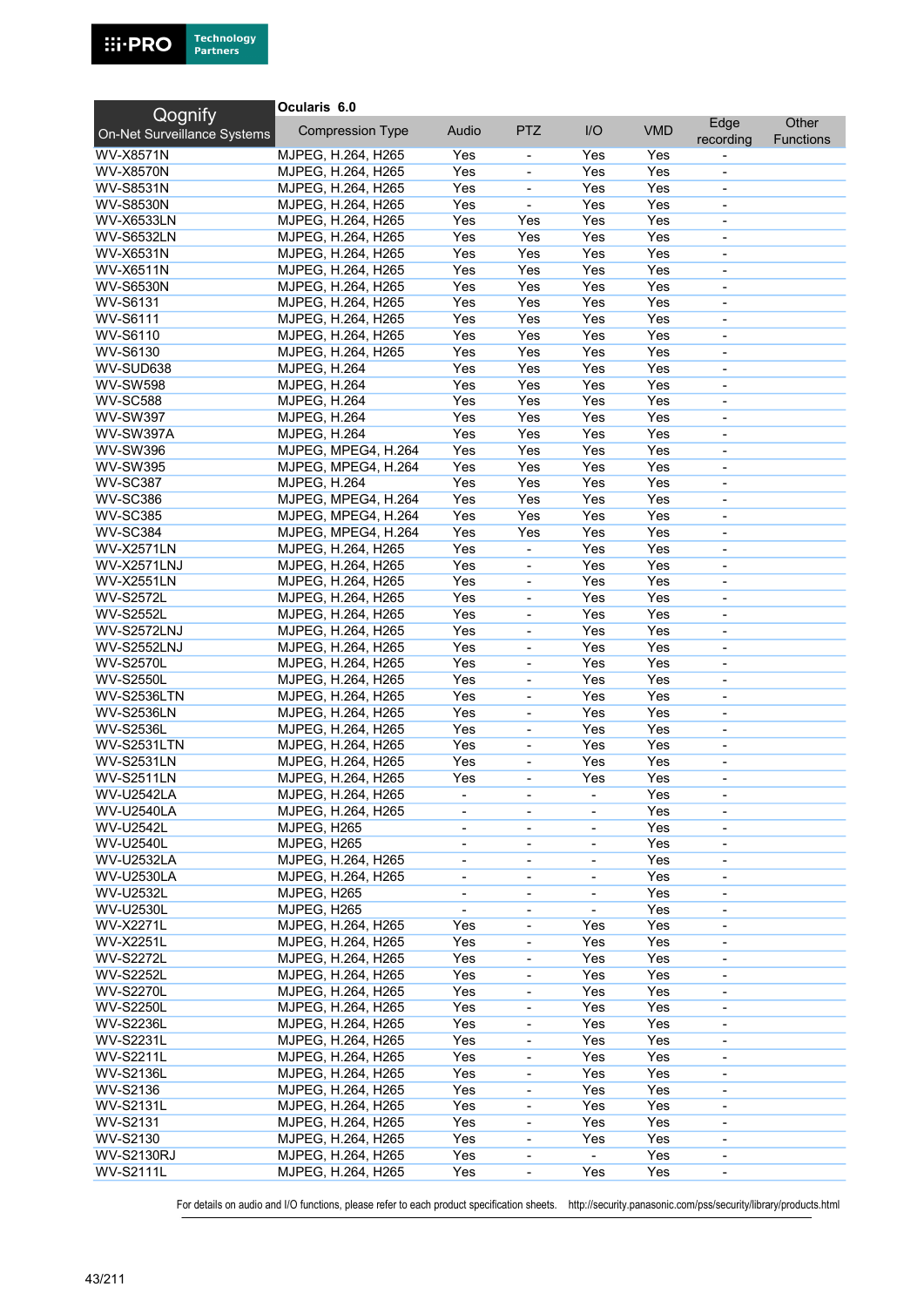| Qognify On-Net Surveillance Systems | Ocularis 6.0 Compression Type | Audio | PTZ | I/O | VMD | Edge recording | Other Functions |
|---|---|---|---|---|---|---|---|
| WV-X8571N | MJPEG, H.264, H265 | Yes | - | Yes | Yes | - | |
| WV-X8570N | MJPEG, H.264, H265 | Yes | - | Yes | Yes | - | |
| WV-S8531N | MJPEG, H.264, H265 | Yes | - | Yes | Yes | - | |
| WV-S8530N | MJPEG, H.264, H265 | Yes | - | Yes | Yes | - | |
| WV-X6533LN | MJPEG, H.264, H265 | Yes | Yes | Yes | Yes | - | |
| WV-S6532LN | MJPEG, H.264, H265 | Yes | Yes | Yes | Yes | - | |
| WV-X6531N | MJPEG, H.264, H265 | Yes | Yes | Yes | Yes | - | |
| WV-X6511N | MJPEG, H.264, H265 | Yes | Yes | Yes | Yes | - | |
| WV-S6530N | MJPEG, H.264, H265 | Yes | Yes | Yes | Yes | - | |
| WV-S6131 | MJPEG, H.264, H265 | Yes | Yes | Yes | Yes | - | |
| WV-S6111 | MJPEG, H.264, H265 | Yes | Yes | Yes | Yes | - | |
| WV-S6110 | MJPEG, H.264, H265 | Yes | Yes | Yes | Yes | - | |
| WV-S6130 | MJPEG, H.264, H265 | Yes | Yes | Yes | Yes | - | |
| WV-SUD638 | MJPEG, H.264 | Yes | Yes | Yes | Yes | - | |
| WV-SW598 | MJPEG, H.264 | Yes | Yes | Yes | Yes | - | |
| WV-SC588 | MJPEG, H.264 | Yes | Yes | Yes | Yes | - | |
| WV-SW397 | MJPEG, H.264 | Yes | Yes | Yes | Yes | - | |
| WV-SW397A | MJPEG, H.264 | Yes | Yes | Yes | Yes | - | |
| WV-SW396 | MJPEG, MPEG4, H.264 | Yes | Yes | Yes | Yes | - | |
| WV-SW395 | MJPEG, MPEG4, H.264 | Yes | Yes | Yes | Yes | - | |
| WV-SC387 | MJPEG, H.264 | Yes | Yes | Yes | Yes | - | |
| WV-SC386 | MJPEG, MPEG4, H.264 | Yes | Yes | Yes | Yes | - | |
| WV-SC385 | MJPEG, MPEG4, H.264 | Yes | Yes | Yes | Yes | - | |
| WV-SC384 | MJPEG, MPEG4, H.264 | Yes | Yes | Yes | Yes | - | |
| WV-X2571LN | MJPEG, H.264, H265 | Yes | - | Yes | Yes | - | |
| WV-X2571LNJ | MJPEG, H.264, H265 | Yes | - | Yes | Yes | - | |
| WV-X2551LN | MJPEG, H.264, H265 | Yes | - | Yes | Yes | - | |
| WV-S2572L | MJPEG, H.264, H265 | Yes | - | Yes | Yes | - | |
| WV-S2552L | MJPEG, H.264, H265 | Yes | - | Yes | Yes | - | |
| WV-S2572LNJ | MJPEG, H.264, H265 | Yes | - | Yes | Yes | - | |
| WV-S2552LNJ | MJPEG, H.264, H265 | Yes | - | Yes | Yes | - | |
| WV-S2570L | MJPEG, H.264, H265 | Yes | - | Yes | Yes | - | |
| WV-S2550L | MJPEG, H.264, H265 | Yes | - | Yes | Yes | - | |
| WV-S2536LTN | MJPEG, H.264, H265 | Yes | - | Yes | Yes | - | |
| WV-S2536LN | MJPEG, H.264, H265 | Yes | - | Yes | Yes | - | |
| WV-S2536L | MJPEG, H.264, H265 | Yes | - | Yes | Yes | - | |
| WV-S2531LTN | MJPEG, H.264, H265 | Yes | - | Yes | Yes | - | |
| WV-S2531LN | MJPEG, H.264, H265 | Yes | - | Yes | Yes | - | |
| WV-S2511LN | MJPEG, H.264, H265 | Yes | - | Yes | Yes | - | |
| WV-U2542LA | MJPEG, H.264, H265 | - | - | - | Yes | - | |
| WV-U2540LA | MJPEG, H.264, H265 | - | - | - | Yes | - | |
| WV-U2542L | MJPEG, H265 | - | - | - | Yes | - | |
| WV-U2540L | MJPEG, H265 | - | - | - | Yes | - | |
| WV-U2532LA | MJPEG, H.264, H265 | - | - | - | Yes | - | |
| WV-U2530LA | MJPEG, H.264, H265 | - | - | - | Yes | - | |
| WV-U2532L | MJPEG, H265 | - | - | - | Yes | - | |
| WV-U2530L | MJPEG, H265 | - | - | - | Yes | - | |
| WV-X2271L | MJPEG, H.264, H265 | Yes | - | Yes | Yes | - | |
| WV-X2251L | MJPEG, H.264, H265 | Yes | - | Yes | Yes | - | |
| WV-S2272L | MJPEG, H.264, H265 | Yes | - | Yes | Yes | - | |
| WV-S2252L | MJPEG, H.264, H265 | Yes | - | Yes | Yes | - | |
| WV-S2270L | MJPEG, H.264, H265 | Yes | - | Yes | Yes | - | |
| WV-S2250L | MJPEG, H.264, H265 | Yes | - | Yes | Yes | - | |
| WV-S2236L | MJPEG, H.264, H265 | Yes | - | Yes | Yes | - | |
| WV-S2231L | MJPEG, H.264, H265 | Yes | - | Yes | Yes | - | |
| WV-S2211L | MJPEG, H.264, H265 | Yes | - | Yes | Yes | - | |
| WV-S2136L | MJPEG, H.264, H265 | Yes | - | Yes | Yes | - | |
| WV-S2136 | MJPEG, H.264, H265 | Yes | - | Yes | Yes | - | |
| WV-S2131L | MJPEG, H.264, H265 | Yes | - | Yes | Yes | - | |
| WV-S2131 | MJPEG, H.264, H265 | Yes | - | Yes | Yes | - | |
| WV-S2130 | MJPEG, H.264, H265 | Yes | - | Yes | Yes | - | |
| WV-S2130RJ | MJPEG, H.264, H265 | Yes | - | - | Yes | - | |
| WV-S2111L | MJPEG, H.264, H265 | Yes | - | Yes | Yes | - | |

For details on audio and I/O functions, please refer to each product specification sheets. http://security.panasonic.com/pss/security/library/products.html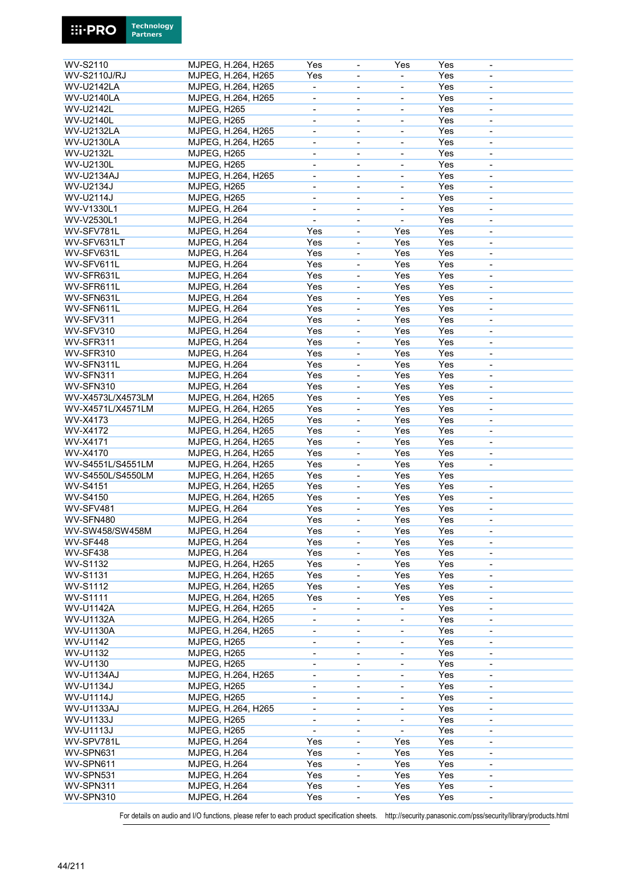| | | | | | | |
|---|---|---|---|---|---|---|
| WV-S2110 | MJPEG, H.264, H265 | Yes | - | Yes | Yes | - |
| WV-S2110J/RJ | MJPEG, H.264, H265 | Yes | - | - | Yes | - |
| WV-U2142LA | MJPEG, H.264, H265 | - | - | - | Yes | - |
| WV-U2140LA | MJPEG, H.264, H265 | - | - | - | Yes | - |
| WV-U2142L | MJPEG, H265 | - | - | - | Yes | - |
| WV-U2140L | MJPEG, H265 | - | - | - | Yes | - |
| WV-U2132LA | MJPEG, H.264, H265 | - | - | - | Yes | - |
| WV-U2130LA | MJPEG, H.264, H265 | - | - | - | Yes | - |
| WV-U2132L | MJPEG, H265 | - | - | - | Yes | - |
| WV-U2130L | MJPEG, H265 | - | - | - | Yes | - |
| WV-U2134AJ | MJPEG, H.264, H265 | - | - | - | Yes | - |
| WV-U2134J | MJPEG, H265 | - | - | - | Yes | - |
| WV-U2114J | MJPEG, H265 | - | - | - | Yes | - |
| WV-V1330L1 | MJPEG, H.264 | - | - | - | Yes | - |
| WV-V2530L1 | MJPEG, H.264 | - | - | - | Yes | - |
| WV-SFV781L | MJPEG, H.264 | Yes | - | Yes | Yes | - |
| WV-SFV631LT | MJPEG, H.264 | Yes | - | Yes | Yes | - |
| WV-SFV631L | MJPEG, H.264 | Yes | - | Yes | Yes | - |
| WV-SFV611L | MJPEG, H.264 | Yes | - | Yes | Yes | - |
| WV-SFR631L | MJPEG, H.264 | Yes | - | Yes | Yes | - |
| WV-SFR611L | MJPEG, H.264 | Yes | - | Yes | Yes | - |
| WV-SFN631L | MJPEG, H.264 | Yes | - | Yes | Yes | - |
| WV-SFN611L | MJPEG, H.264 | Yes | - | Yes | Yes | - |
| WV-SFV311 | MJPEG, H.264 | Yes | - | Yes | Yes | - |
| WV-SFV310 | MJPEG, H.264 | Yes | - | Yes | Yes | - |
| WV-SFR311 | MJPEG, H.264 | Yes | - | Yes | Yes | - |
| WV-SFR310 | MJPEG, H.264 | Yes | - | Yes | Yes | - |
| WV-SFN311L | MJPEG, H.264 | Yes | - | Yes | Yes | - |
| WV-SFN311 | MJPEG, H.264 | Yes | - | Yes | Yes | - |
| WV-SFN310 | MJPEG, H.264 | Yes | - | Yes | Yes | - |
| WV-X4573L/X4573LM | MJPEG, H.264, H265 | Yes | - | Yes | Yes | - |
| WV-X4571L/X4571LM | MJPEG, H.264, H265 | Yes | - | Yes | Yes | - |
| WV-X4173 | MJPEG, H.264, H265 | Yes | - | Yes | Yes | - |
| WV-X4172 | MJPEG, H.264, H265 | Yes | - | Yes | Yes | - |
| WV-X4171 | MJPEG, H.264, H265 | Yes | - | Yes | Yes | - |
| WV-X4170 | MJPEG, H.264, H265 | Yes | - | Yes | Yes | - |
| WV-S4551L/S4551LM | MJPEG, H.264, H265 | Yes | - | Yes | Yes | - |
| WV-S4550L/S4550LM | MJPEG, H.264, H265 | Yes | - | Yes | Yes | |
| WV-S4151 | MJPEG, H.264, H265 | Yes | - | Yes | Yes | - |
| WV-S4150 | MJPEG, H.264, H265 | Yes | - | Yes | Yes | - |
| WV-SFV481 | MJPEG, H.264 | Yes | - | Yes | Yes | - |
| WV-SFN480 | MJPEG, H.264 | Yes | - | Yes | Yes | - |
| WV-SW458/SW458M | MJPEG, H.264 | Yes | - | Yes | Yes | - |
| WV-SF448 | MJPEG, H.264 | Yes | - | Yes | Yes | - |
| WV-SF438 | MJPEG, H.264 | Yes | - | Yes | Yes | - |
| WV-S1132 | MJPEG, H.264, H265 | Yes | - | Yes | Yes | - |
| WV-S1131 | MJPEG, H.264, H265 | Yes | - | Yes | Yes | - |
| WV-S1112 | MJPEG, H.264, H265 | Yes | - | Yes | Yes | - |
| WV-S1111 | MJPEG, H.264, H265 | Yes | - | Yes | Yes | - |
| WV-U1142A | MJPEG, H.264, H265 | - | - | - | Yes | - |
| WV-U1132A | MJPEG, H.264, H265 | - | - | - | Yes | - |
| WV-U1130A | MJPEG, H.264, H265 | - | - | - | Yes | - |
| WV-U1142 | MJPEG, H265 | - | - | - | Yes | - |
| WV-U1132 | MJPEG, H265 | - | - | - | Yes | - |
| WV-U1130 | MJPEG, H265 | - | - | - | Yes | - |
| WV-U1134AJ | MJPEG, H.264, H265 | - | - | - | Yes | - |
| WV-U1134J | MJPEG, H265 | - | - | - | Yes | - |
| WV-U1114J | MJPEG, H265 | - | - | - | Yes | - |
| WV-U1133AJ | MJPEG, H.264, H265 | - | - | - | Yes | - |
| WV-U1133J | MJPEG, H265 | - | - | - | Yes | - |
| WV-U1113J | MJPEG, H265 | - | - | - | Yes | - |
| WV-SPV781L | MJPEG, H.264 | Yes | - | Yes | Yes | - |
| WV-SPN631 | MJPEG, H.264 | Yes | - | Yes | Yes | - |
| WV-SPN611 | MJPEG, H.264 | Yes | - | Yes | Yes | - |
| WV-SPN531 | MJPEG, H.264 | Yes | - | Yes | Yes | - |
| WV-SPN311 | MJPEG, H.264 | Yes | - | Yes | Yes | - |
| WV-SPN310 | MJPEG, H.264 | Yes | - | Yes | Yes | - |

For details on audio and I/O functions, please refer to each product specification sheets. http://security.panasonic.com/pss/security/library/products.html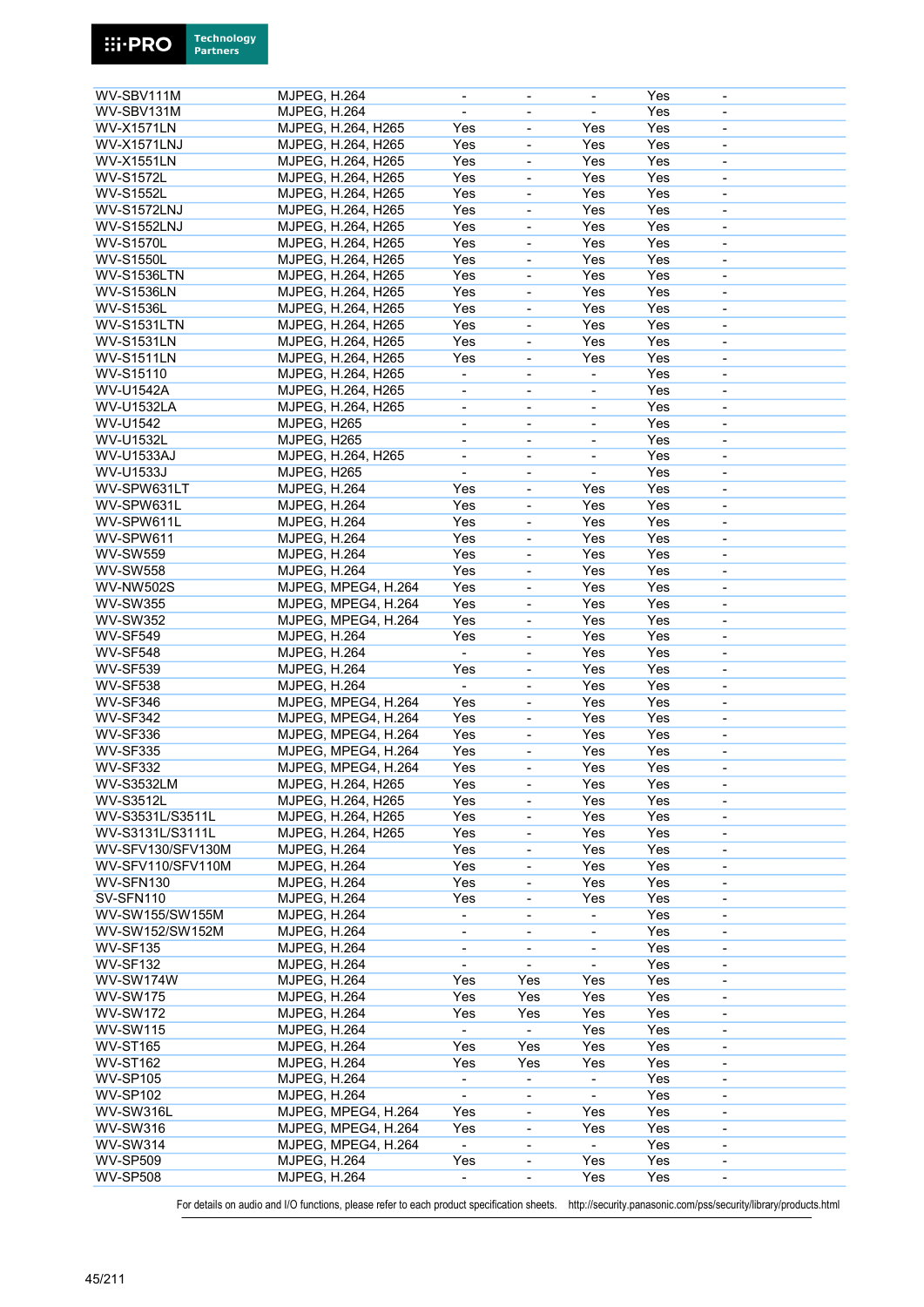| | | | | | | |
|---|---|---|---|---|---|---|
| WV-SBV111M | MJPEG, H.264 | - | - | - | Yes | - |
| WV-SBV131M | MJPEG, H.264 | - | - | - | Yes | - |
| WV-X1571LN | MJPEG, H.264, H265 | Yes | - | Yes | Yes | - |
| WV-X1571LNJ | MJPEG, H.264, H265 | Yes | - | Yes | Yes | - |
| WV-X1551LN | MJPEG, H.264, H265 | Yes | - | Yes | Yes | - |
| WV-S1572L | MJPEG, H.264, H265 | Yes | - | Yes | Yes | - |
| WV-S1552L | MJPEG, H.264, H265 | Yes | - | Yes | Yes | - |
| WV-S1572LNJ | MJPEG, H.264, H265 | Yes | - | Yes | Yes | - |
| WV-S1552LNJ | MJPEG, H.264, H265 | Yes | - | Yes | Yes | - |
| WV-S1570L | MJPEG, H.264, H265 | Yes | - | Yes | Yes | - |
| WV-S1550L | MJPEG, H.264, H265 | Yes | - | Yes | Yes | - |
| WV-S1536LTN | MJPEG, H.264, H265 | Yes | - | Yes | Yes | - |
| WV-S1536LN | MJPEG, H.264, H265 | Yes | - | Yes | Yes | - |
| WV-S1536L | MJPEG, H.264, H265 | Yes | - | Yes | Yes | - |
| WV-S1531LTN | MJPEG, H.264, H265 | Yes | - | Yes | Yes | - |
| WV-S1531LN | MJPEG, H.264, H265 | Yes | - | Yes | Yes | - |
| WV-S1511LN | MJPEG, H.264, H265 | Yes | - | Yes | Yes | - |
| WV-S15110 | MJPEG, H.264, H265 | - | - | - | Yes | - |
| WV-U1542A | MJPEG, H.264, H265 | - | - | - | Yes | - |
| WV-U1532LA | MJPEG, H.264, H265 | - | - | - | Yes | - |
| WV-U1542 | MJPEG, H265 | - | - | - | Yes | - |
| WV-U1532L | MJPEG, H265 | - | - | - | Yes | - |
| WV-U1533AJ | MJPEG, H.264, H265 | - | - | - | Yes | - |
| WV-U1533J | MJPEG, H265 | - | - | - | Yes | - |
| WV-SPW631LT | MJPEG, H.264 | Yes | - | Yes | Yes | - |
| WV-SPW631L | MJPEG, H.264 | Yes | - | Yes | Yes | - |
| WV-SPW611L | MJPEG, H.264 | Yes | - | Yes | Yes | - |
| WV-SPW611 | MJPEG, H.264 | Yes | - | Yes | Yes | - |
| WV-SW559 | MJPEG, H.264 | Yes | - | Yes | Yes | - |
| WV-SW558 | MJPEG, H.264 | Yes | - | Yes | Yes | - |
| WV-NW502S | MJPEG, MPEG4, H.264 | Yes | - | Yes | Yes | - |
| WV-SW355 | MJPEG, MPEG4, H.264 | Yes | - | Yes | Yes | - |
| WV-SW352 | MJPEG, MPEG4, H.264 | Yes | - | Yes | Yes | - |
| WV-SF549 | MJPEG, H.264 | Yes | - | Yes | Yes | - |
| WV-SF548 | MJPEG, H.264 | - | - | Yes | Yes | - |
| WV-SF539 | MJPEG, H.264 | Yes | - | Yes | Yes | - |
| WV-SF538 | MJPEG, H.264 | - | - | Yes | Yes | - |
| WV-SF346 | MJPEG, MPEG4, H.264 | Yes | - | Yes | Yes | - |
| WV-SF342 | MJPEG, MPEG4, H.264 | Yes | - | Yes | Yes | - |
| WV-SF336 | MJPEG, MPEG4, H.264 | Yes | - | Yes | Yes | - |
| WV-SF335 | MJPEG, MPEG4, H.264 | Yes | - | Yes | Yes | - |
| WV-SF332 | MJPEG, MPEG4, H.264 | Yes | - | Yes | Yes | - |
| WV-S3532LM | MJPEG, H.264, H265 | Yes | - | Yes | Yes | - |
| WV-S3512L | MJPEG, H.264, H265 | Yes | - | Yes | Yes | - |
| WV-S3531L/S3511L | MJPEG, H.264, H265 | Yes | - | Yes | Yes | - |
| WV-S3131L/S3111L | MJPEG, H.264, H265 | Yes | - | Yes | Yes | - |
| WV-SFV130/SFV130M | MJPEG, H.264 | Yes | - | Yes | Yes | - |
| WV-SFV110/SFV110M | MJPEG, H.264 | Yes | - | Yes | Yes | - |
| WV-SFN130 | MJPEG, H.264 | Yes | - | Yes | Yes | - |
| SV-SFN110 | MJPEG, H.264 | Yes | - | Yes | Yes | - |
| WV-SW155/SW155M | MJPEG, H.264 | - | - | - | Yes | - |
| WV-SW152/SW152M | MJPEG, H.264 | - | - | - | Yes | - |
| WV-SF135 | MJPEG, H.264 | - | - | - | Yes | - |
| WV-SF132 | MJPEG, H.264 | - | - | - | Yes | - |
| WV-SW174W | MJPEG, H.264 | Yes | Yes | Yes | Yes | - |
| WV-SW175 | MJPEG, H.264 | Yes | Yes | Yes | Yes | - |
| WV-SW172 | MJPEG, H.264 | Yes | Yes | Yes | Yes | - |
| WV-SW115 | MJPEG, H.264 | - | - | Yes | Yes | - |
| WV-ST165 | MJPEG, H.264 | Yes | Yes | Yes | Yes | - |
| WV-ST162 | MJPEG, H.264 | Yes | Yes | Yes | Yes | - |
| WV-SP105 | MJPEG, H.264 | - | - | - | Yes | - |
| WV-SP102 | MJPEG, H.264 | - | - | - | Yes | - |
| WV-SW316L | MJPEG, MPEG4, H.264 | Yes | - | Yes | Yes | - |
| WV-SW316 | MJPEG, MPEG4, H.264 | Yes | - | Yes | Yes | - |
| WV-SW314 | MJPEG, MPEG4, H.264 | - | - | - | Yes | - |
| WV-SP509 | MJPEG, H.264 | Yes | - | Yes | Yes | - |
| WV-SP508 | MJPEG, H.264 | - | - | Yes | Yes | - |

For details on audio and I/O functions, please refer to each product specification sheets. http://security.panasonic.com/pss/security/library/products.html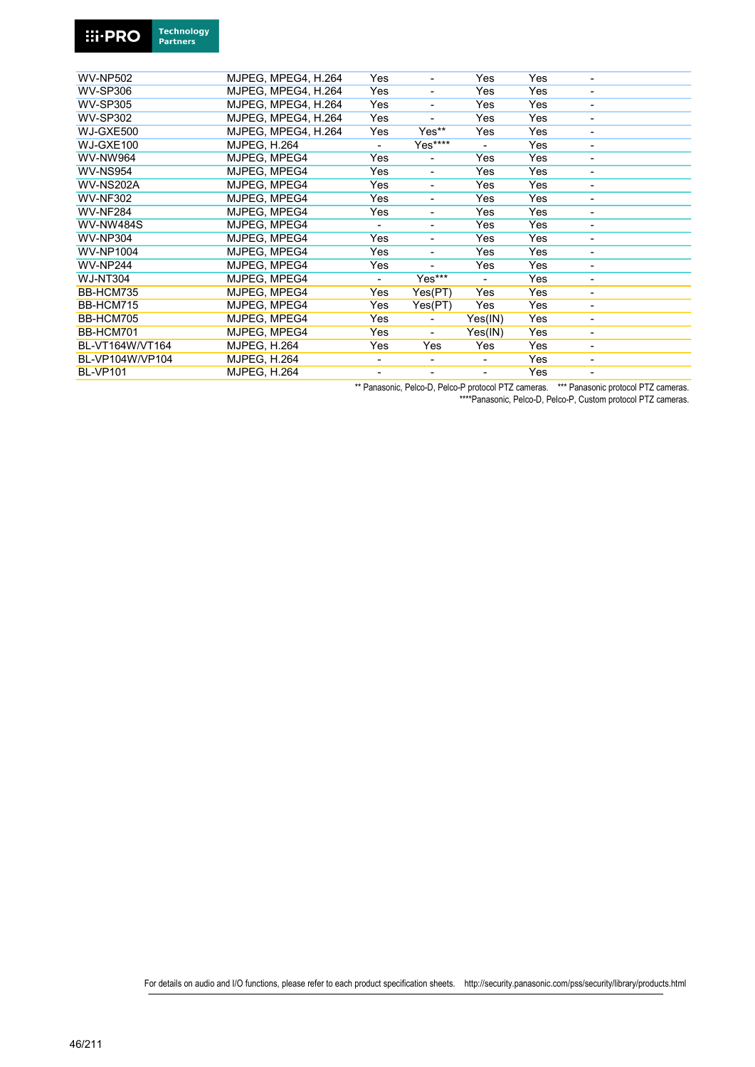| | | | | | | |
|---|---|---|---|---|---|---|
| WV-NP502 | MJPEG, MPEG4, H.264 | Yes | - | Yes | Yes | - |
| WV-SP306 | MJPEG, MPEG4, H.264 | Yes | - | Yes | Yes | - |
| WV-SP305 | MJPEG, MPEG4, H.264 | Yes | - | Yes | Yes | - |
| WV-SP302 | MJPEG, MPEG4, H.264 | Yes | - | Yes | Yes | - |
| WJ-GXE500 | MJPEG, MPEG4, H.264 | Yes | Yes** | Yes | Yes | - |
| WJ-GXE100 | MJPEG, H.264 | - | Yes**** | - | Yes | - |
| WV-NW964 | MJPEG, MPEG4 | Yes | - | Yes | Yes | - |
| WV-NS954 | MJPEG, MPEG4 | Yes | - | Yes | Yes | - |
| WV-NS202A | MJPEG, MPEG4 | Yes | - | Yes | Yes | - |
| WV-NF302 | MJPEG, MPEG4 | Yes | - | Yes | Yes | - |
| WV-NF284 | MJPEG, MPEG4 | Yes | - | Yes | Yes | - |
| WV-NW484S | MJPEG, MPEG4 | - | - | Yes | Yes | - |
| WV-NP304 | MJPEG, MPEG4 | Yes | - | Yes | Yes | - |
| WV-NP1004 | MJPEG, MPEG4 | Yes | - | Yes | Yes | - |
| WV-NP244 | MJPEG, MPEG4 | Yes | - | Yes | Yes | - |
| WJ-NT304 | MJPEG, MPEG4 | - | Yes*** | - | Yes | - |
| BB-HCM735 | MJPEG, MPEG4 | Yes | Yes(PT) | Yes | Yes | - |
| BB-HCM715 | MJPEG, MPEG4 | Yes | Yes(PT) | Yes | Yes | - |
| BB-HCM705 | MJPEG, MPEG4 | Yes | - | Yes(IN) | Yes | - |
| BB-HCM701 | MJPEG, MPEG4 | Yes | - | Yes(IN) | Yes | - |
| BL-VT164W/VT164 | MJPEG, H.264 | Yes | Yes | Yes | Yes | - |
| BL-VP104W/VP104 | MJPEG, H.264 | - | - | - | Yes | - |
| BL-VP101 | MJPEG, H.264 | - | - | - | Yes | - |

** Panasonic, Pelco-D, Pelco-P protocol PTZ cameras. *** Panasonic protocol PTZ cameras.
****Panasonic, Pelco-D, Pelco-P, Custom protocol PTZ cameras.

For details on audio and I/O functions, please refer to each product specification sheets. http://security.panasonic.com/pss/security/library/products.html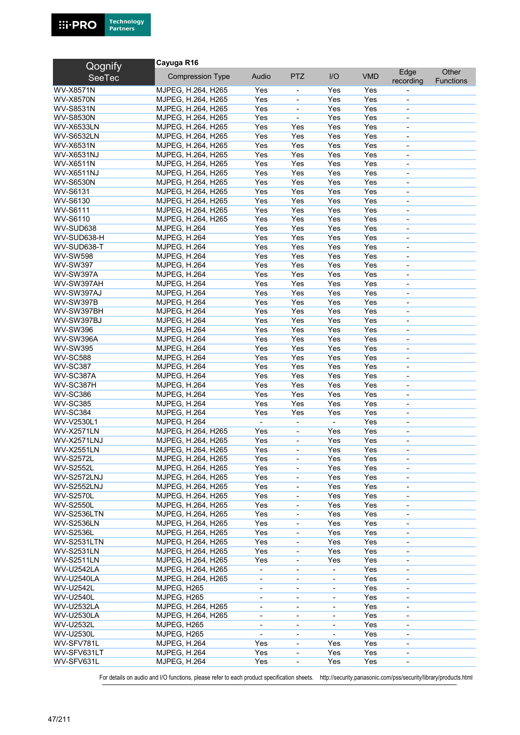| Qognify SeeTec | Cayuga R16 | | | | | | |
|---|---|---|---|---|---|---|---|
| | Compression Type | Audio | PTZ | I/O | VMD | Edge recording | Other Functions |
| WV-X8571N | MJPEG, H.264, H265 | Yes | - | Yes | Yes | - | |
| WV-X8570N | MJPEG, H.264, H265 | Yes | - | Yes | Yes | - | |
| WV-S8531N | MJPEG, H.264, H265 | Yes | - | Yes | Yes | - | |
| WV-S8530N | MJPEG, H.264, H265 | Yes | - | Yes | Yes | - | |
| WV-X6533LN | MJPEG, H.264, H265 | Yes | Yes | Yes | Yes | - | |
| WV-S6532LN | MJPEG, H.264, H265 | Yes | Yes | Yes | Yes | - | |
| WV-X6531N | MJPEG, H.264, H265 | Yes | Yes | Yes | Yes | - | |
| WV-X6531NJ | MJPEG, H.264, H265 | Yes | Yes | Yes | Yes | - | |
| WV-X6511N | MJPEG, H.264, H265 | Yes | Yes | Yes | Yes | - | |
| WV-X6511NJ | MJPEG, H.264, H265 | Yes | Yes | Yes | Yes | - | |
| WV-S6530N | MJPEG, H.264, H265 | Yes | Yes | Yes | Yes | - | |
| WV-S6131 | MJPEG, H.264, H265 | Yes | Yes | Yes | Yes | - | |
| WV-S6130 | MJPEG, H.264, H265 | Yes | Yes | Yes | Yes | - | |
| WV-S6111 | MJPEG, H.264, H265 | Yes | Yes | Yes | Yes | - | |
| WV-S6110 | MJPEG, H.264, H265 | Yes | Yes | Yes | Yes | - | |
| WV-SUD638 | MJPEG, H.264 | Yes | Yes | Yes | Yes | - | |
| WV-SUD638-H | MJPEG, H.264 | Yes | Yes | Yes | Yes | - | |
| WV-SUD638-T | MJPEG, H.264 | Yes | Yes | Yes | Yes | - | |
| WV-SW598 | MJPEG, H.264 | Yes | Yes | Yes | Yes | - | |
| WV-SW397 | MJPEG, H.264 | Yes | Yes | Yes | Yes | - | |
| WV-SW397A | MJPEG, H.264 | Yes | Yes | Yes | Yes | - | |
| WV-SW397AH | MJPEG, H.264 | Yes | Yes | Yes | Yes | - | |
| WV-SW397AJ | MJPEG, H.264 | Yes | Yes | Yes | Yes | - | |
| WV-SW397B | MJPEG, H.264 | Yes | Yes | Yes | Yes | - | |
| WV-SW397BH | MJPEG, H.264 | Yes | Yes | Yes | Yes | - | |
| WV-SW397BJ | MJPEG, H.264 | Yes | Yes | Yes | Yes | - | |
| WV-SW396 | MJPEG, H.264 | Yes | Yes | Yes | Yes | - | |
| WV-SW396A | MJPEG, H.264 | Yes | Yes | Yes | Yes | - | |
| WV-SW395 | MJPEG, H.264 | Yes | Yes | Yes | Yes | - | |
| WV-SC588 | MJPEG, H.264 | Yes | Yes | Yes | Yes | - | |
| WV-SC387 | MJPEG, H.264 | Yes | Yes | Yes | Yes | - | |
| WV-SC387A | MJPEG, H.264 | Yes | Yes | Yes | Yes | - | |
| WV-SC387H | MJPEG, H.264 | Yes | Yes | Yes | Yes | - | |
| WV-SC386 | MJPEG, H.264 | Yes | Yes | Yes | Yes | - | |
| WV-SC385 | MJPEG, H.264 | Yes | Yes | Yes | Yes | - | |
| WV-SC384 | MJPEG, H.264 | Yes | Yes | Yes | Yes | - | |
| WV-V2530L1 | MJPEG, H.264 | - | - | - | Yes | - | |
| WV-X2571LN | MJPEG, H.264, H265 | Yes | - | Yes | Yes | - | |
| WV-X2571LNJ | MJPEG, H.264, H265 | Yes | - | Yes | Yes | - | |
| WV-X2551LN | MJPEG, H.264, H265 | Yes | - | Yes | Yes | - | |
| WV-S2572L | MJPEG, H.264, H265 | Yes | - | Yes | Yes | - | |
| WV-S2552L | MJPEG, H.264, H265 | Yes | - | Yes | Yes | - | |
| WV-S2572LNJ | MJPEG, H.264, H265 | Yes | - | Yes | Yes | - | |
| WV-S2552LNJ | MJPEG, H.264, H265 | Yes | - | Yes | Yes | - | |
| WV-S2570L | MJPEG, H.264, H265 | Yes | - | Yes | Yes | - | |
| WV-S2550L | MJPEG, H.264, H265 | Yes | - | Yes | Yes | - | |
| WV-S2536LTN | MJPEG, H.264, H265 | Yes | - | Yes | Yes | - | |
| WV-S2536LN | MJPEG, H.264, H265 | Yes | - | Yes | Yes | - | |
| WV-S2536L | MJPEG, H.264, H265 | Yes | - | Yes | Yes | - | |
| WV-S2531LTN | MJPEG, H.264, H265 | Yes | - | Yes | Yes | - | |
| WV-S2531LN | MJPEG, H.264, H265 | Yes | - | Yes | Yes | - | |
| WV-S2511LN | MJPEG, H.264, H265 | Yes | - | Yes | Yes | - | |
| WV-U2542LA | MJPEG, H.264, H265 | - | - | - | Yes | - | |
| WV-U2540LA | MJPEG, H.264, H265 | - | - | - | Yes | - | |
| WV-U2542L | MJPEG, H265 | - | - | - | Yes | - | |
| WV-U2540L | MJPEG, H265 | - | - | - | Yes | - | |
| WV-U2532LA | MJPEG, H.264, H265 | - | - | - | Yes | - | |
| WV-U2530LA | MJPEG, H.264, H265 | - | - | - | Yes | - | |
| WV-U2532L | MJPEG, H265 | - | - | - | Yes | - | |
| WV-U2530L | MJPEG, H265 | - | - | - | Yes | - | |
| WV-SFV781L | MJPEG, H.264 | Yes | - | Yes | Yes | - | |
| WV-SFV631LT | MJPEG, H.264 | Yes | - | Yes | Yes | - | |
| WV-SFV631L | MJPEG, H.264 | Yes | - | Yes | Yes | - | |

For details on audio and I/O functions, please refer to each product specification sheets. http://security.panasonic.com/pss/security/library/products.html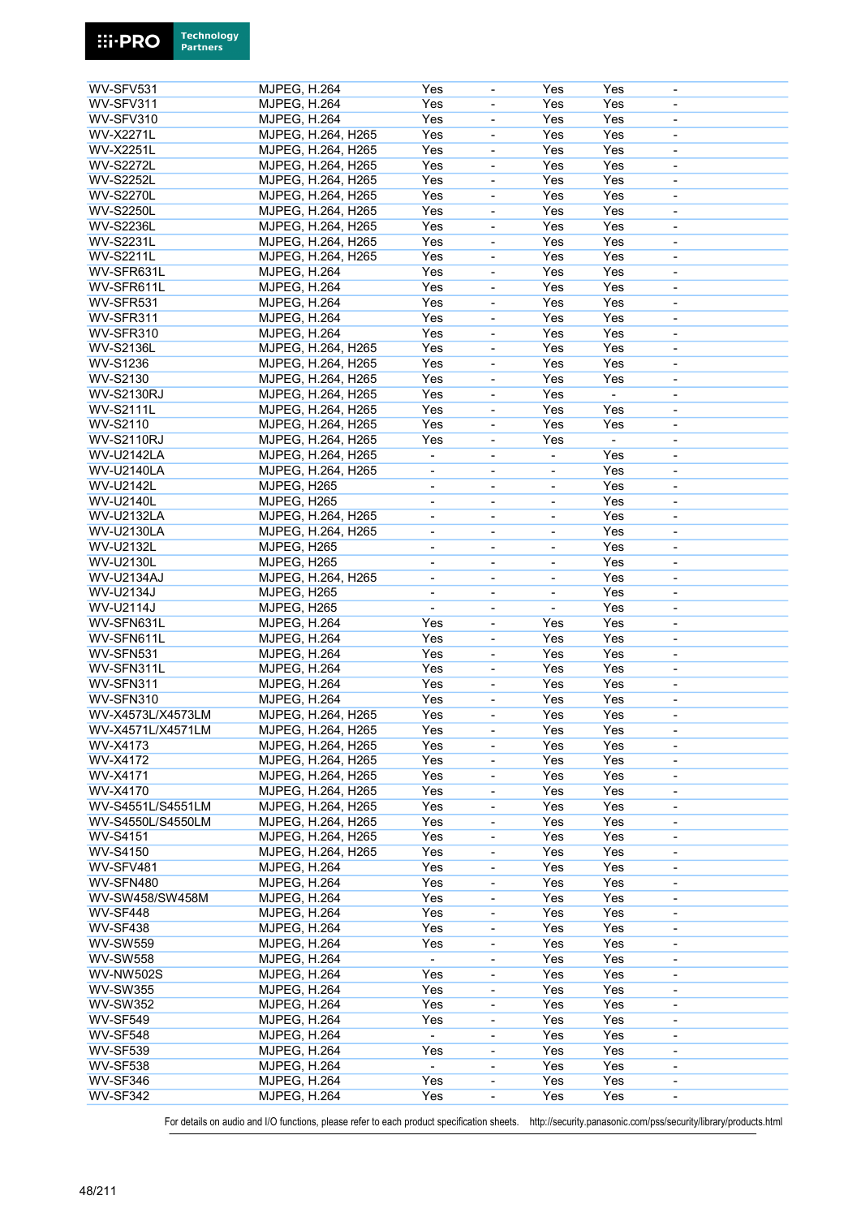| | | | | | | |
|---|---|---|---|---|---|---|
| WV-SFV531 | MJPEG, H.264 | Yes | - | Yes | Yes | - |
| WV-SFV311 | MJPEG, H.264 | Yes | - | Yes | Yes | - |
| WV-SFV310 | MJPEG, H.264 | Yes | - | Yes | Yes | - |
| WV-X2271L | MJPEG, H.264, H265 | Yes | - | Yes | Yes | - |
| WV-X2251L | MJPEG, H.264, H265 | Yes | - | Yes | Yes | - |
| WV-S2272L | MJPEG, H.264, H265 | Yes | - | Yes | Yes | - |
| WV-S2252L | MJPEG, H.264, H265 | Yes | - | Yes | Yes | - |
| WV-S2270L | MJPEG, H.264, H265 | Yes | - | Yes | Yes | - |
| WV-S2250L | MJPEG, H.264, H265 | Yes | - | Yes | Yes | - |
| WV-S2236L | MJPEG, H.264, H265 | Yes | - | Yes | Yes | - |
| WV-S2231L | MJPEG, H.264, H265 | Yes | - | Yes | Yes | - |
| WV-S2211L | MJPEG, H.264, H265 | Yes | - | Yes | Yes | - |
| WV-SFR631L | MJPEG, H.264 | Yes | - | Yes | Yes | - |
| WV-SFR611L | MJPEG, H.264 | Yes | - | Yes | Yes | - |
| WV-SFR531 | MJPEG, H.264 | Yes | - | Yes | Yes | - |
| WV-SFR311 | MJPEG, H.264 | Yes | - | Yes | Yes | - |
| WV-SFR310 | MJPEG, H.264 | Yes | - | Yes | Yes | - |
| WV-S2136L | MJPEG, H.264, H265 | Yes | - | Yes | Yes | - |
| WV-S1236 | MJPEG, H.264, H265 | Yes | - | Yes | Yes | - |
| WV-S2130 | MJPEG, H.264, H265 | Yes | - | Yes | Yes | - |
| WV-S2130RJ | MJPEG, H.264, H265 | Yes | - | Yes | - | - |
| WV-S2111L | MJPEG, H.264, H265 | Yes | - | Yes | Yes | - |
| WV-S2110 | MJPEG, H.264, H265 | Yes | - | Yes | Yes | - |
| WV-S2110RJ | MJPEG, H.264, H265 | Yes | - | Yes | - | - |
| WV-U2142LA | MJPEG, H.264, H265 | - | - | - | Yes | - |
| WV-U2140LA | MJPEG, H.264, H265 | - | - | - | Yes | - |
| WV-U2142L | MJPEG, H265 | - | - | - | Yes | - |
| WV-U2140L | MJPEG, H265 | - | - | - | Yes | - |
| WV-U2132LA | MJPEG, H.264, H265 | - | - | - | Yes | - |
| WV-U2130LA | MJPEG, H.264, H265 | - | - | - | Yes | - |
| WV-U2132L | MJPEG, H265 | - | - | - | Yes | - |
| WV-U2130L | MJPEG, H265 | - | - | - | Yes | - |
| WV-U2134AJ | MJPEG, H.264, H265 | - | - | - | Yes | - |
| WV-U2134J | MJPEG, H265 | - | - | - | Yes | - |
| WV-U2114J | MJPEG, H265 | - | - | - | Yes | - |
| WV-SFN631L | MJPEG, H.264 | Yes | - | Yes | Yes | - |
| WV-SFN611L | MJPEG, H.264 | Yes | - | Yes | Yes | - |
| WV-SFN531 | MJPEG, H.264 | Yes | - | Yes | Yes | - |
| WV-SFN311L | MJPEG, H.264 | Yes | - | Yes | Yes | - |
| WV-SFN311 | MJPEG, H.264 | Yes | - | Yes | Yes | - |
| WV-SFN310 | MJPEG, H.264 | Yes | - | Yes | Yes | - |
| WV-X4573L/X4573LM | MJPEG, H.264, H265 | Yes | - | Yes | Yes | - |
| WV-X4571L/X4571LM | MJPEG, H.264, H265 | Yes | - | Yes | Yes | - |
| WV-X4173 | MJPEG, H.264, H265 | Yes | - | Yes | Yes | - |
| WV-X4172 | MJPEG, H.264, H265 | Yes | - | Yes | Yes | - |
| WV-X4171 | MJPEG, H.264, H265 | Yes | - | Yes | Yes | - |
| WV-X4170 | MJPEG, H.264, H265 | Yes | - | Yes | Yes | - |
| WV-S4551L/S4551LM | MJPEG, H.264, H265 | Yes | - | Yes | Yes | - |
| WV-S4550L/S4550LM | MJPEG, H.264, H265 | Yes | - | Yes | Yes | - |
| WV-S4151 | MJPEG, H.264, H265 | Yes | - | Yes | Yes | - |
| WV-S4150 | MJPEG, H.264, H265 | Yes | - | Yes | Yes | - |
| WV-SFV481 | MJPEG, H.264 | Yes | - | Yes | Yes | - |
| WV-SFN480 | MJPEG, H.264 | Yes | - | Yes | Yes | - |
| WV-SW458/SW458M | MJPEG, H.264 | Yes | - | Yes | Yes | - |
| WV-SF448 | MJPEG, H.264 | Yes | - | Yes | Yes | - |
| WV-SF438 | MJPEG, H.264 | Yes | - | Yes | Yes | - |
| WV-SW559 | MJPEG, H.264 | Yes | - | Yes | Yes | - |
| WV-SW558 | MJPEG, H.264 | - | - | Yes | Yes | - |
| WV-NW502S | MJPEG, H.264 | Yes | - | Yes | Yes | - |
| WV-SW355 | MJPEG, H.264 | Yes | - | Yes | Yes | - |
| WV-SW352 | MJPEG, H.264 | Yes | - | Yes | Yes | - |
| WV-SF549 | MJPEG, H.264 | Yes | - | Yes | Yes | - |
| WV-SF548 | MJPEG, H.264 | - | - | Yes | Yes | - |
| WV-SF539 | MJPEG, H.264 | Yes | - | Yes | Yes | - |
| WV-SF538 | MJPEG, H.264 | - | - | Yes | Yes | - |
| WV-SF346 | MJPEG, H.264 | Yes | - | Yes | Yes | - |
| WV-SF342 | MJPEG, H.264 | Yes | - | Yes | Yes | - |

For details on audio and I/O functions, please refer to each product specification sheets. http://security.panasonic.com/pss/security/library/products.html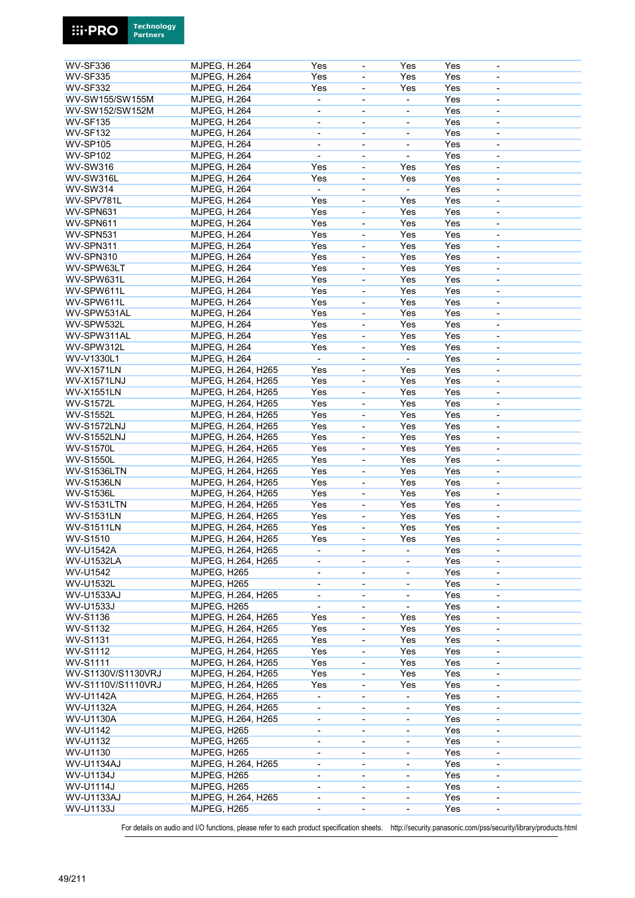| | | | | | | |
|---|---|---|---|---|---|---|
| WV-SF336 | MJPEG, H.264 | Yes | - | Yes | Yes | - |
| WV-SF335 | MJPEG, H.264 | Yes | - | Yes | Yes | - |
| WV-SF332 | MJPEG, H.264 | Yes | - | Yes | Yes | - |
| WV-SW155/SW155M | MJPEG, H.264 | - | - | - | Yes | - |
| WV-SW152/SW152M | MJPEG, H.264 | - | - | - | Yes | - |
| WV-SF135 | MJPEG, H.264 | - | - | - | Yes | - |
| WV-SF132 | MJPEG, H.264 | - | - | - | Yes | - |
| WV-SP105 | MJPEG, H.264 | - | - | - | Yes | - |
| WV-SP102 | MJPEG, H.264 | - | - | - | Yes | - |
| WV-SW316 | MJPEG, H.264 | Yes | - | Yes | Yes | - |
| WV-SW316L | MJPEG, H.264 | Yes | - | Yes | Yes | - |
| WV-SW314 | MJPEG, H.264 | - | - | - | Yes | - |
| WV-SPV781L | MJPEG, H.264 | Yes | - | Yes | Yes | - |
| WV-SPN631 | MJPEG, H.264 | Yes | - | Yes | Yes | - |
| WV-SPN611 | MJPEG, H.264 | Yes | - | Yes | Yes | - |
| WV-SPN531 | MJPEG, H.264 | Yes | - | Yes | Yes | - |
| WV-SPN311 | MJPEG, H.264 | Yes | - | Yes | Yes | - |
| WV-SPN310 | MJPEG, H.264 | Yes | - | Yes | Yes | - |
| WV-SPW63LT | MJPEG, H.264 | Yes | - | Yes | Yes | - |
| WV-SPW631L | MJPEG, H.264 | Yes | - | Yes | Yes | - |
| WV-SPW611L | MJPEG, H.264 | Yes | - | Yes | Yes | - |
| WV-SPW611L | MJPEG, H.264 | Yes | - | Yes | Yes | - |
| WV-SPW531AL | MJPEG, H.264 | Yes | - | Yes | Yes | - |
| WV-SPW532L | MJPEG, H.264 | Yes | - | Yes | Yes | - |
| WV-SPW311AL | MJPEG, H.264 | Yes | - | Yes | Yes | - |
| WV-SPW312L | MJPEG, H.264 | Yes | - | Yes | Yes | - |
| WV-V1330L1 | MJPEG, H.264 | - | - | - | Yes | - |
| WV-X1571LN | MJPEG, H.264, H265 | Yes | - | Yes | Yes | - |
| WV-X1571LNJ | MJPEG, H.264, H265 | Yes | - | Yes | Yes | - |
| WV-X1551LN | MJPEG, H.264, H265 | Yes | - | Yes | Yes | - |
| WV-S1572L | MJPEG, H.264, H265 | Yes | - | Yes | Yes | - |
| WV-S1552L | MJPEG, H.264, H265 | Yes | - | Yes | Yes | - |
| WV-S1572LNJ | MJPEG, H.264, H265 | Yes | - | Yes | Yes | - |
| WV-S1552LNJ | MJPEG, H.264, H265 | Yes | - | Yes | Yes | - |
| WV-S1570L | MJPEG, H.264, H265 | Yes | - | Yes | Yes | - |
| WV-S1550L | MJPEG, H.264, H265 | Yes | - | Yes | Yes | - |
| WV-S1536LTN | MJPEG, H.264, H265 | Yes | - | Yes | Yes | - |
| WV-S1536LN | MJPEG, H.264, H265 | Yes | - | Yes | Yes | - |
| WV-S1536L | MJPEG, H.264, H265 | Yes | - | Yes | Yes | - |
| WV-S1531LTN | MJPEG, H.264, H265 | Yes | - | Yes | Yes | - |
| WV-S1531LN | MJPEG, H.264, H265 | Yes | - | Yes | Yes | - |
| WV-S1511LN | MJPEG, H.264, H265 | Yes | - | Yes | Yes | - |
| WV-S1510 | MJPEG, H.264, H265 | Yes | - | Yes | Yes | - |
| WV-U1542A | MJPEG, H.264, H265 | - | - | - | Yes | - |
| WV-U1532LA | MJPEG, H.264, H265 | - | - | - | Yes | - |
| WV-U1542 | MJPEG, H265 | - | - | - | Yes | - |
| WV-U1532L | MJPEG, H265 | - | - | - | Yes | - |
| WV-U1533AJ | MJPEG, H.264, H265 | - | - | - | Yes | - |
| WV-U1533J | MJPEG, H265 | - | - | - | Yes | - |
| WV-S1136 | MJPEG, H.264, H265 | Yes | - | Yes | Yes | - |
| WV-S1132 | MJPEG, H.264, H265 | Yes | - | Yes | Yes | - |
| WV-S1131 | MJPEG, H.264, H265 | Yes | - | Yes | Yes | - |
| WV-S1112 | MJPEG, H.264, H265 | Yes | - | Yes | Yes | - |
| WV-S1111 | MJPEG, H.264, H265 | Yes | - | Yes | Yes | - |
| WV-S1130V/S1130VRJ | MJPEG, H.264, H265 | Yes | - | Yes | Yes | - |
| WV-S1110V/S1110VRJ | MJPEG, H.264, H265 | Yes | - | Yes | Yes | - |
| WV-U1142A | MJPEG, H.264, H265 | - | - | - | Yes | - |
| WV-U1132A | MJPEG, H.264, H265 | - | - | - | Yes | - |
| WV-U1130A | MJPEG, H.264, H265 | - | - | - | Yes | - |
| WV-U1142 | MJPEG, H265 | - | - | - | Yes | - |
| WV-U1132 | MJPEG, H265 | - | - | - | Yes | - |
| WV-U1130 | MJPEG, H265 | - | - | - | Yes | - |
| WV-U1134AJ | MJPEG, H.264, H265 | - | - | - | Yes | - |
| WV-U1134J | MJPEG, H265 | - | - | - | Yes | - |
| WV-U1114J | MJPEG, H265 | - | - | - | Yes | - |
| WV-U1133AJ | MJPEG, H.264, H265 | - | - | - | Yes | - |
| WV-U1133J | MJPEG, H265 | - | - | - | Yes | - |

For details on audio and I/O functions, please refer to each product specification sheets. http://security.panasonic.com/pss/security/library/products.html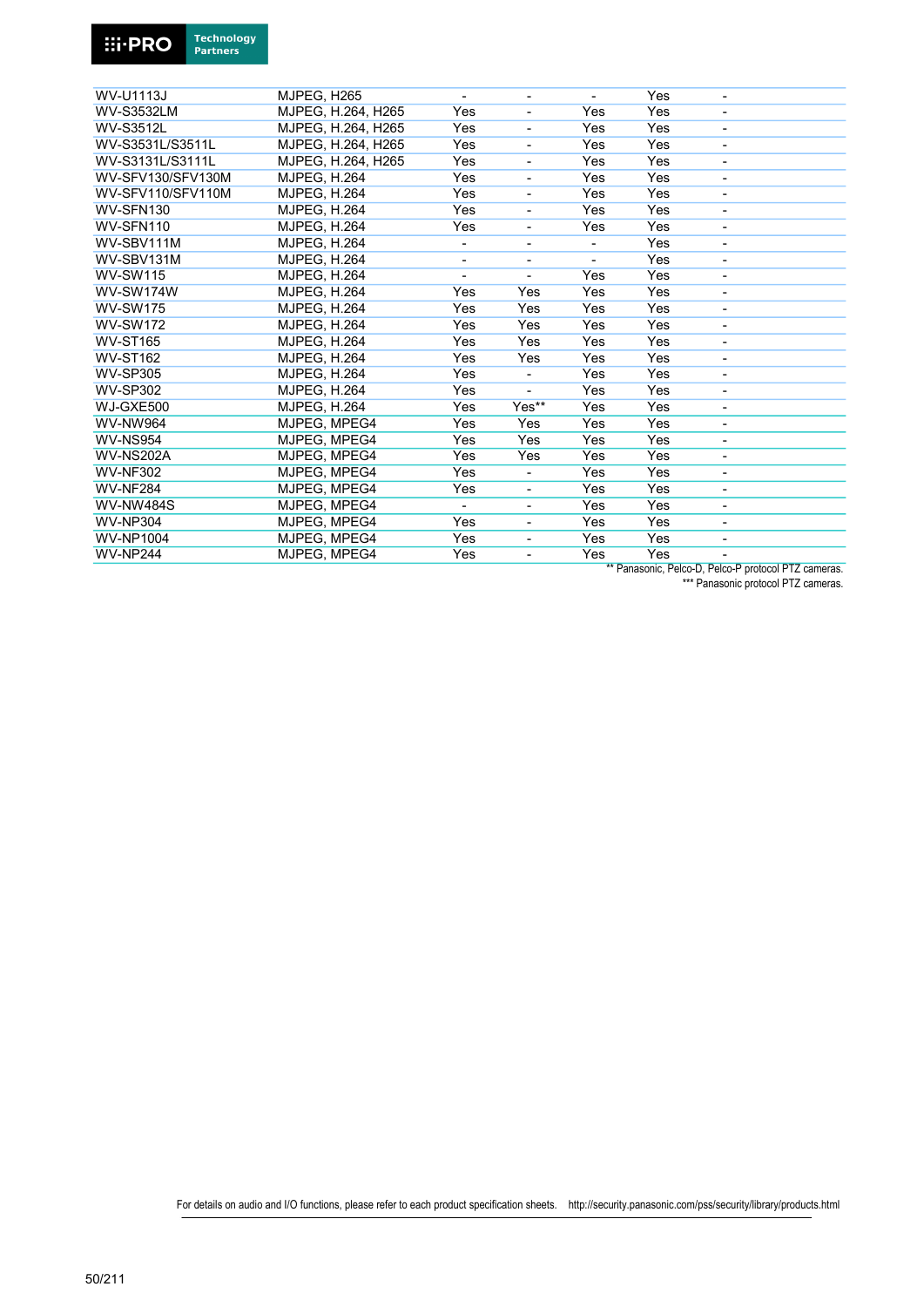| | | | | | | |
|---|---|---|---|---|---|---|
| WV-U1113J | MJPEG, H265 | - | - | - | Yes | - |
| WV-S3532LM | MJPEG, H.264, H265 | Yes | - | Yes | Yes | - |
| WV-S3512L | MJPEG, H.264, H265 | Yes | - | Yes | Yes | - |
| WV-S3531L/S3511L | MJPEG, H.264, H265 | Yes | - | Yes | Yes | - |
| WV-S3131L/S3111L | MJPEG, H.264, H265 | Yes | - | Yes | Yes | - |
| WV-SFV130/SFV130M | MJPEG, H.264 | Yes | - | Yes | Yes | - |
| WV-SFV110/SFV110M | MJPEG, H.264 | Yes | - | Yes | Yes | - |
| WV-SFN130 | MJPEG, H.264 | Yes | - | Yes | Yes | - |
| WV-SFN110 | MJPEG, H.264 | Yes | - | Yes | Yes | - |
| WV-SBV111M | MJPEG, H.264 | - | - | - | Yes | - |
| WV-SBV131M | MJPEG, H.264 | - | - | - | Yes | - |
| WV-SW115 | MJPEG, H.264 | - | - | Yes | Yes | - |
| WV-SW174W | MJPEG, H.264 | Yes | Yes | Yes | Yes | - |
| WV-SW175 | MJPEG, H.264 | Yes | Yes | Yes | Yes | - |
| WV-SW172 | MJPEG, H.264 | Yes | Yes | Yes | Yes | - |
| WV-ST165 | MJPEG, H.264 | Yes | Yes | Yes | Yes | - |
| WV-ST162 | MJPEG, H.264 | Yes | Yes | Yes | Yes | - |
| WV-SP305 | MJPEG, H.264 | Yes | - | Yes | Yes | - |
| WV-SP302 | MJPEG, H.264 | Yes | - | Yes | Yes | - |
| WJ-GXE500 | MJPEG, H.264 | Yes | Yes** | Yes | Yes | - |
| WV-NW964 | MJPEG, MPEG4 | Yes | Yes | Yes | Yes | - |
| WV-NS954 | MJPEG, MPEG4 | Yes | Yes | Yes | Yes | - |
| WV-NS202A | MJPEG, MPEG4 | Yes | Yes | Yes | Yes | - |
| WV-NF302 | MJPEG, MPEG4 | Yes | - | Yes | Yes | - |
| WV-NF284 | MJPEG, MPEG4 | Yes | - | Yes | Yes | - |
| WV-NW484S | MJPEG, MPEG4 | - | - | Yes | Yes | - |
| WV-NP304 | MJPEG, MPEG4 | Yes | - | Yes | Yes | - |
| WV-NP1004 | MJPEG, MPEG4 | Yes | - | Yes | Yes | - |
| WV-NP244 | MJPEG, MPEG4 | Yes | - | Yes | Yes | - |

** Panasonic, Pelco-D, Pelco-P protocol PTZ cameras.

*** Panasonic protocol PTZ cameras.

For details on audio and I/O functions, please refer to each product specification sheets. http://security.panasonic.com/pss/security/library/products.html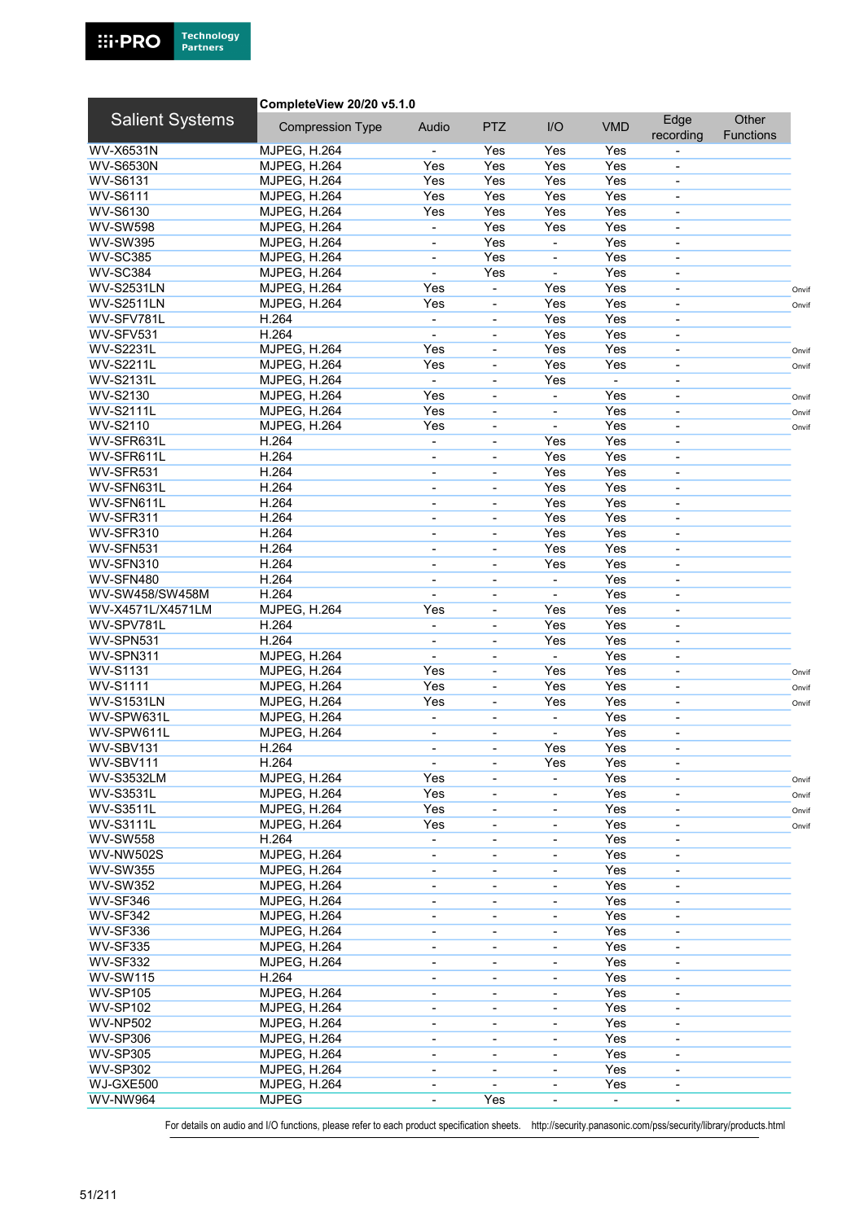| Salient Systems | CompleteView 20/20 v5.1.0 | | | | | | |
|---|---|---|---|---|---|---|---|
| | Compression Type | Audio | PTZ | I/O | VMD | Edge recording | Other Functions |
| WV-X6531N | MJPEG, H.264 | - | Yes | Yes | Yes | - | |
| WV-S6530N | MJPEG, H.264 | Yes | Yes | Yes | Yes | - | |
| WV-S6131 | MJPEG, H.264 | Yes | Yes | Yes | Yes | - | |
| WV-S6111 | MJPEG, H.264 | Yes | Yes | Yes | Yes | - | |
| WV-S6130 | MJPEG, H.264 | Yes | Yes | Yes | Yes | - | |
| WV-SW598 | MJPEG, H.264 | - | Yes | Yes | Yes | - | |
| WV-SW395 | MJPEG, H.264 | - | Yes | - | Yes | - | |
| WV-SC385 | MJPEG, H.264 | - | Yes | - | Yes | - | |
| WV-SC384 | MJPEG, H.264 | - | Yes | - | Yes | - | |
| WV-S2531LN | MJPEG, H.264 | Yes | - | Yes | Yes | - | Onvif |
| WV-S2511LN | MJPEG, H.264 | Yes | - | Yes | Yes | - | Onvif |
| WV-SFV781L | H.264 | - | - | Yes | Yes | - | |
| WV-SFV531 | H.264 | - | - | Yes | Yes | - | |
| WV-S2231L | MJPEG, H.264 | Yes | - | Yes | Yes | - | Onvif |
| WV-S2211L | MJPEG, H.264 | Yes | - | Yes | Yes | - | Onvif |
| WV-S2131L | MJPEG, H.264 | - | - | Yes | - | - | |
| WV-S2130 | MJPEG, H.264 | Yes | - | - | Yes | - | Onvif |
| WV-S2111L | MJPEG, H.264 | Yes | - | - | Yes | - | Onvif |
| WV-S2110 | MJPEG, H.264 | Yes | - | - | Yes | - | Onvif |
| WV-SFR631L | H.264 | - | - | Yes | Yes | - | |
| WV-SFR611L | H.264 | - | - | Yes | Yes | - | |
| WV-SFR531 | H.264 | - | - | Yes | Yes | - | |
| WV-SFN631L | H.264 | - | - | Yes | Yes | - | |
| WV-SFN611L | H.264 | - | - | Yes | Yes | - | |
| WV-SFR311 | H.264 | - | - | Yes | Yes | - | |
| WV-SFR310 | H.264 | - | - | Yes | Yes | - | |
| WV-SFN531 | H.264 | - | - | Yes | Yes | - | |
| WV-SFN310 | H.264 | - | - | Yes | Yes | - | |
| WV-SFN480 | H.264 | - | - | - | Yes | - | |
| WV-SW458/SW458M | H.264 | - | - | - | Yes | - | |
| WV-X4571L/X4571LM | MJPEG, H.264 | Yes | - | Yes | Yes | - | |
| WV-SPV781L | H.264 | - | - | Yes | Yes | - | |
| WV-SPN531 | H.264 | - | - | Yes | Yes | - | |
| WV-SPN311 | MJPEG, H.264 | - | - | - | Yes | - | |
| WV-S1131 | MJPEG, H.264 | Yes | - | Yes | Yes | - | Onvif |
| WV-S1111 | MJPEG, H.264 | Yes | - | Yes | Yes | - | Onvif |
| WV-S1531LN | MJPEG, H.264 | Yes | - | Yes | Yes | - | Onvif |
| WV-SPW631L | MJPEG, H.264 | - | - | - | Yes | - | |
| WV-SPW611L | MJPEG, H.264 | - | - | - | Yes | - | |
| WV-SBV131 | H.264 | - | - | Yes | Yes | - | |
| WV-SBV111 | H.264 | - | - | Yes | Yes | - | |
| WV-S3532LM | MJPEG, H.264 | Yes | - | - | Yes | - | Onvif |
| WV-S3531L | MJPEG, H.264 | Yes | - | - | Yes | - | Onvif |
| WV-S3511L | MJPEG, H.264 | Yes | - | - | Yes | - | Onvif |
| WV-S3111L | MJPEG, H.264 | Yes | - | - | Yes | - | Onvif |
| WV-SW558 | H.264 | - | - | - | Yes | - | |
| WV-NW502S | MJPEG, H.264 | - | - | - | Yes | - | |
| WV-SW355 | MJPEG, H.264 | - | - | - | Yes | - | |
| WV-SW352 | MJPEG, H.264 | - | - | - | Yes | - | |
| WV-SF346 | MJPEG, H.264 | - | - | - | Yes | - | |
| WV-SF342 | MJPEG, H.264 | - | - | - | Yes | - | |
| WV-SF336 | MJPEG, H.264 | - | - | - | Yes | - | |
| WV-SF335 | MJPEG, H.264 | - | - | - | Yes | - | |
| WV-SF332 | MJPEG, H.264 | - | - | - | Yes | - | |
| WV-SW115 | H.264 | - | - | - | Yes | - | |
| WV-SP105 | MJPEG, H.264 | - | - | - | Yes | - | |
| WV-SP102 | MJPEG, H.264 | - | - | - | Yes | - | |
| WV-NP502 | MJPEG, H.264 | - | - | - | Yes | - | |
| WV-SP306 | MJPEG, H.264 | - | - | - | Yes | - | |
| WV-SP305 | MJPEG, H.264 | - | - | - | Yes | - | |
| WV-SP302 | MJPEG, H.264 | - | - | - | Yes | - | |
| WJ-GXE500 | MJPEG, H.264 | - | - | - | Yes | - | |
| WV-NW964 | MJPEG | - | Yes | - | - | - | |

For details on audio and I/O functions, please refer to each product specification sheets. http://security.panasonic.com/pss/security/library/products.html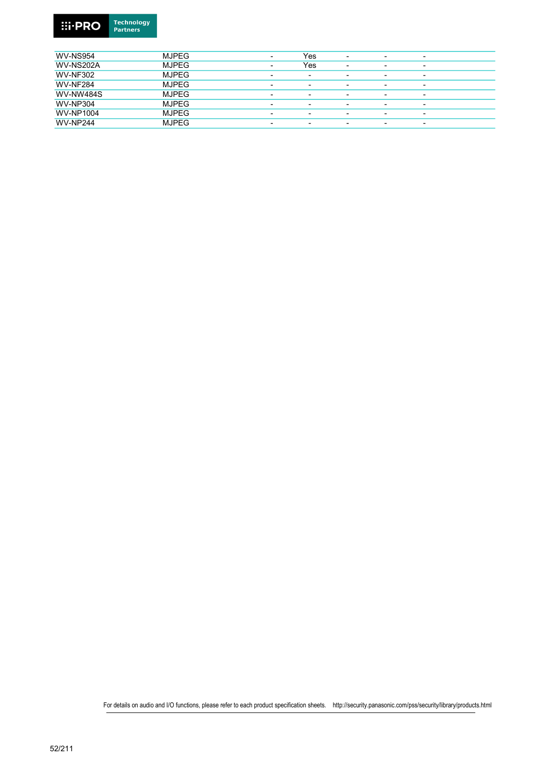| | | | | | | |
|---|---|---|---|---|---|---|
| WV-NS954 | MJPEG | - | Yes | - | - | - |
| WV-NS202A | MJPEG | - | Yes | - | - | - |
| WV-NF302 | MJPEG | - | - | - | - | - |
| WV-NF284 | MJPEG | - | - | - | - | - |
| WV-NW484S | MJPEG | - | - | - | - | - |
| WV-NP304 | MJPEG | - | - | - | - | - |
| WV-NP1004 | MJPEG | - | - | - | - | - |
| WV-NP244 | MJPEG | - | - | - | - | - |

For details on audio and I/O functions, please refer to each product specification sheets. http://security.panasonic.com/pss/security/library/products.html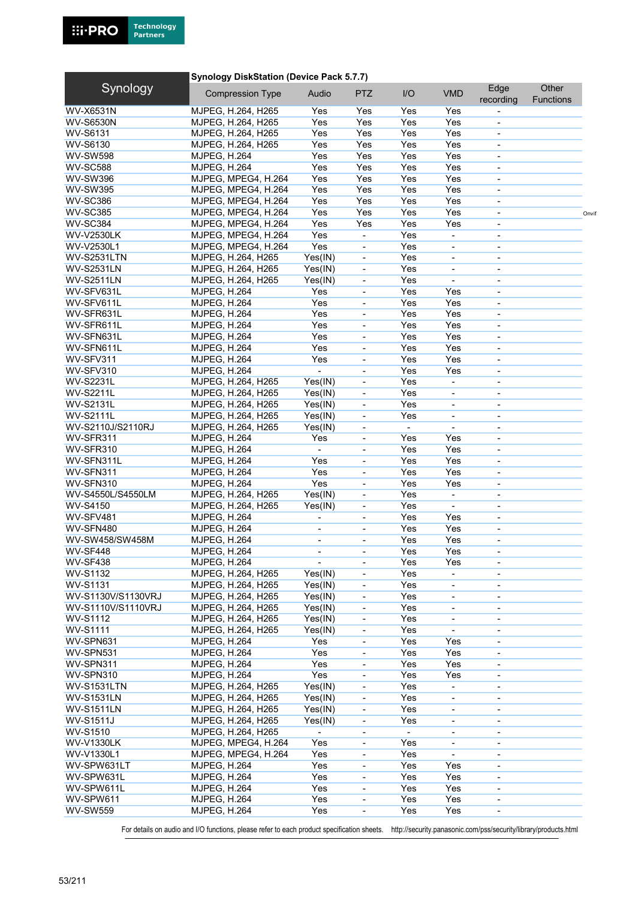**Synology DiskStation (Device Pack 5.7.7)**

| Synology | Compression Type | Audio | PTZ | I/O | VMD | Edge recording | Other Functions |
|---|---|---|---|---|---|---|---|
| WV-X6531N | MJPEG, H.264, H265 | Yes | Yes | Yes | Yes | - | |
| WV-S6530N | MJPEG, H.264, H265 | Yes | Yes | Yes | Yes | - | |
| WV-S6131 | MJPEG, H.264, H265 | Yes | Yes | Yes | Yes | - | |
| WV-S6130 | MJPEG, H.264, H265 | Yes | Yes | Yes | Yes | - | |
| WV-SW598 | MJPEG, H.264 | Yes | Yes | Yes | Yes | - | |
| WV-SC588 | MJPEG, H.264 | Yes | Yes | Yes | Yes | - | |
| WV-SW396 | MJPEG, MPEG4, H.264 | Yes | Yes | Yes | Yes | - | |
| WV-SW395 | MJPEG, MPEG4, H.264 | Yes | Yes | Yes | Yes | - | |
| WV-SC386 | MJPEG, MPEG4, H.264 | Yes | Yes | Yes | Yes | - | |
| WV-SC385 | MJPEG, MPEG4, H.264 | Yes | Yes | Yes | Yes | - | Onvif |
| WV-SC384 | MJPEG, MPEG4, H.264 | Yes | Yes | Yes | Yes | - | |
| WV-V2530LK | MJPEG, MPEG4, H.264 | Yes | - | Yes | - | - | |
| WV-V2530L1 | MJPEG, MPEG4, H.264 | Yes | - | Yes | - | - | |
| WV-S2531LTN | MJPEG, H.264, H265 | Yes(IN) | - | Yes | - | - | |
| WV-S2531LN | MJPEG, H.264, H265 | Yes(IN) | - | Yes | - | - | |
| WV-S2511LN | MJPEG, H.264, H265 | Yes(IN) | - | Yes | - | - | |
| WV-SFV631L | MJPEG, H.264 | Yes | - | Yes | Yes | - | |
| WV-SFV611L | MJPEG, H.264 | Yes | - | Yes | Yes | - | |
| WV-SFR631L | MJPEG, H.264 | Yes | - | Yes | Yes | - | |
| WV-SFR611L | MJPEG, H.264 | Yes | - | Yes | Yes | - | |
| WV-SFN631L | MJPEG, H.264 | Yes | - | Yes | Yes | - | |
| WV-SFN611L | MJPEG, H.264 | Yes | - | Yes | Yes | - | |
| WV-SFV311 | MJPEG, H.264 | Yes | - | Yes | Yes | - | |
| WV-SFV310 | MJPEG, H.264 | - | - | Yes | Yes | - | |
| WV-S2231L | MJPEG, H.264, H265 | Yes(IN) | - | Yes | - | - | |
| WV-S2211L | MJPEG, H.264, H265 | Yes(IN) | - | Yes | - | - | |
| WV-S2131L | MJPEG, H.264, H265 | Yes(IN) | - | Yes | - | - | |
| WV-S2111L | MJPEG, H.264, H265 | Yes(IN) | - | Yes | - | - | |
| WV-S2110J/S2110RJ | MJPEG, H.264, H265 | Yes(IN) | - | - | - | - | |
| WV-SFR311 | MJPEG, H.264 | Yes | - | Yes | Yes | - | |
| WV-SFR310 | MJPEG, H.264 | - | - | Yes | Yes | - | |
| WV-SFN311L | MJPEG, H.264 | Yes | - | Yes | Yes | - | |
| WV-SFN311 | MJPEG, H.264 | Yes | - | Yes | Yes | - | |
| WV-SFN310 | MJPEG, H.264 | Yes | - | Yes | Yes | - | |
| WV-S4550L/S4550LM | MJPEG, H.264, H265 | Yes(IN) | - | Yes | - | - | |
| WV-S4150 | MJPEG, H.264, H265 | Yes(IN) | - | Yes | - | - | |
| WV-SFV481 | MJPEG, H.264 | - | - | Yes | Yes | - | |
| WV-SFN480 | MJPEG, H.264 | - | - | Yes | Yes | - | |
| WV-SW458/SW458M | MJPEG, H.264 | - | - | Yes | Yes | - | |
| WV-SF448 | MJPEG, H.264 | - | - | Yes | Yes | - | |
| WV-SF438 | MJPEG, H.264 | - | - | Yes | Yes | - | |
| WV-S1132 | MJPEG, H.264, H265 | Yes(IN) | - | Yes | - | - | |
| WV-S1131 | MJPEG, H.264, H265 | Yes(IN) | - | Yes | - | - | |
| WV-S1130V/S1130VRJ | MJPEG, H.264, H265 | Yes(IN) | - | Yes | - | - | |
| WV-S1110V/S1110VRJ | MJPEG, H.264, H265 | Yes(IN) | - | Yes | - | - | |
| WV-S1112 | MJPEG, H.264, H265 | Yes(IN) | - | Yes | - | - | |
| WV-S1111 | MJPEG, H.264, H265 | Yes(IN) | - | Yes | - | - | |
| WV-SPN631 | MJPEG, H.264 | Yes | - | Yes | Yes | - | |
| WV-SPN531 | MJPEG, H.264 | Yes | - | Yes | Yes | - | |
| WV-SPN311 | MJPEG, H.264 | Yes | - | Yes | Yes | - | |
| WV-SPN310 | MJPEG, H.264 | Yes | - | Yes | Yes | - | |
| WV-S1531LTN | MJPEG, H.264, H265 | Yes(IN) | - | Yes | - | - | |
| WV-S1531LN | MJPEG, H.264, H265 | Yes(IN) | - | Yes | - | - | |
| WV-S1511LN | MJPEG, H.264, H265 | Yes(IN) | - | Yes | - | - | |
| WV-S1511J | MJPEG, H.264, H265 | Yes(IN) | - | Yes | - | - | |
| WV-S1510 | MJPEG, H.264, H265 | - | - | - | - | - | |
| WV-V1330LK | MJPEG, MPEG4, H.264 | Yes | - | Yes | - | - | |
| WV-V1330L1 | MJPEG, MPEG4, H.264 | Yes | - | Yes | - | - | |
| WV-SPW631LT | MJPEG, H.264 | Yes | - | Yes | Yes | - | |
| WV-SPW631L | MJPEG, H.264 | Yes | - | Yes | Yes | - | |
| WV-SPW611L | MJPEG, H.264 | Yes | - | Yes | Yes | - | |
| WV-SPW611 | MJPEG, H.264 | Yes | - | Yes | Yes | - | |
| WV-SW559 | MJPEG, H.264 | Yes | - | Yes | Yes | - | |

For details on audio and I/O functions, please refer to each product specification sheets. http://security.panasonic.com/pss/security/library/products.html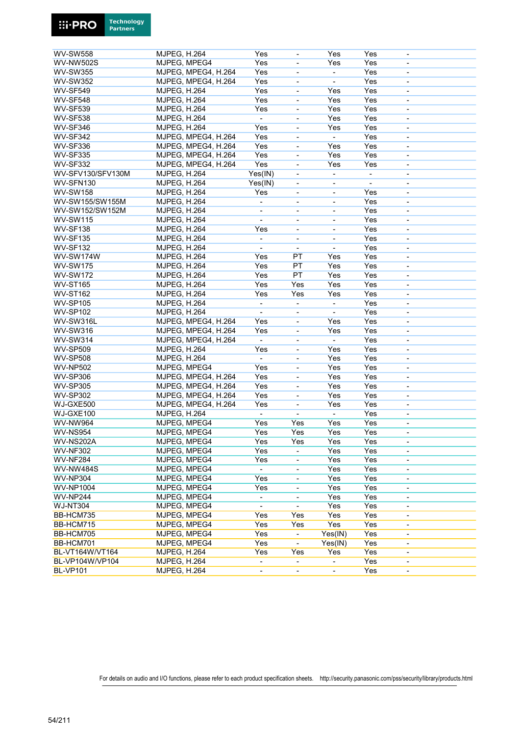| | | | | | | |
|---|---|---|---|---|---|---|
| WV-SW558 | MJPEG, H.264 | Yes | - | Yes | Yes | - |
| WV-NW502S | MJPEG, MPEG4 | Yes | - | Yes | Yes | - |
| WV-SW355 | MJPEG, MPEG4, H.264 | Yes | - | - | Yes | - |
| WV-SW352 | MJPEG, MPEG4, H.264 | Yes | - | - | Yes | - |
| WV-SF549 | MJPEG, H.264 | Yes | - | Yes | Yes | - |
| WV-SF548 | MJPEG, H.264 | Yes | - | Yes | Yes | - |
| WV-SF539 | MJPEG, H.264 | Yes | - | Yes | Yes | - |
| WV-SF538 | MJPEG, H.264 | - | - | Yes | Yes | - |
| WV-SF346 | MJPEG, H.264 | Yes | - | Yes | Yes | - |
| WV-SF342 | MJPEG, MPEG4, H.264 | Yes | - | - | Yes | - |
| WV-SF336 | MJPEG, MPEG4, H.264 | Yes | - | Yes | Yes | - |
| WV-SF335 | MJPEG, MPEG4, H.264 | Yes | - | Yes | Yes | - |
| WV-SF332 | MJPEG, MPEG4, H.264 | Yes | - | Yes | Yes | - |
| WV-SFV130/SFV130M | MJPEG, H.264 | Yes(IN) | - | - | - | - |
| WV-SFN130 | MJPEG, H.264 | Yes(IN) | - | - | - | - |
| WV-SW158 | MJPEG, H.264 | Yes | - | - | Yes | - |
| WV-SW155/SW155M | MJPEG, H.264 | - | - | - | Yes | - |
| WV-SW152/SW152M | MJPEG, H.264 | - | - | - | Yes | - |
| WV-SW115 | MJPEG, H.264 | - | - | - | Yes | - |
| WV-SF138 | MJPEG, H.264 | Yes | - | - | Yes | - |
| WV-SF135 | MJPEG, H.264 | - | - | - | Yes | - |
| WV-SF132 | MJPEG, H.264 | - | - | - | Yes | - |
| WV-SW174W | MJPEG, H.264 | Yes | PT | Yes | Yes | - |
| WV-SW175 | MJPEG, H.264 | Yes | PT | Yes | Yes | - |
| WV-SW172 | MJPEG, H.264 | Yes | PT | Yes | Yes | - |
| WV-ST165 | MJPEG, H.264 | Yes | Yes | Yes | Yes | - |
| WV-ST162 | MJPEG, H.264 | Yes | Yes | Yes | Yes | - |
| WV-SP105 | MJPEG, H.264 | - | - | - | Yes | - |
| WV-SP102 | MJPEG, H.264 | - | - | - | Yes | - |
| WV-SW316L | MJPEG, MPEG4, H.264 | Yes | - | Yes | Yes | - |
| WV-SW316 | MJPEG, MPEG4, H.264 | Yes | - | Yes | Yes | - |
| WV-SW314 | MJPEG, MPEG4, H.264 | - | - | - | Yes | - |
| WV-SP509 | MJPEG, H.264 | Yes | - | Yes | Yes | - |
| WV-SP508 | MJPEG, H.264 | - | - | Yes | Yes | - |
| WV-NP502 | MJPEG, MPEG4 | Yes | - | Yes | Yes | - |
| WV-SP306 | MJPEG, MPEG4, H.264 | Yes | - | Yes | Yes | - |
| WV-SP305 | MJPEG, MPEG4, H.264 | Yes | - | Yes | Yes | - |
| WV-SP302 | MJPEG, MPEG4, H.264 | Yes | - | Yes | Yes | - |
| WJ-GXE500 | MJPEG, MPEG4, H.264 | Yes | - | Yes | Yes | - |
| WJ-GXE100 | MJPEG, H.264 | - | - | - | Yes | - |
| WV-NW964 | MJPEG, MPEG4 | Yes | Yes | Yes | Yes | - |
| WV-NS954 | MJPEG, MPEG4 | Yes | Yes | Yes | Yes | - |
| WV-NS202A | MJPEG, MPEG4 | Yes | Yes | Yes | Yes | - |
| WV-NF302 | MJPEG, MPEG4 | Yes | - | Yes | Yes | - |
| WV-NF284 | MJPEG, MPEG4 | Yes | - | Yes | Yes | - |
| WV-NW484S | MJPEG, MPEG4 | - | - | Yes | Yes | - |
| WV-NP304 | MJPEG, MPEG4 | Yes | - | Yes | Yes | - |
| WV-NP1004 | MJPEG, MPEG4 | Yes | - | Yes | Yes | - |
| WV-NP244 | MJPEG, MPEG4 | - | - | Yes | Yes | - |
| WJ-NT304 | MJPEG, MPEG4 | - | - | Yes | Yes | - |
| BB-HCM735 | MJPEG, MPEG4 | Yes | Yes | Yes | Yes | - |
| BB-HCM715 | MJPEG, MPEG4 | Yes | Yes | Yes | Yes | - |
| BB-HCM705 | MJPEG, MPEG4 | Yes | - | Yes(IN) | Yes | - |
| BB-HCM701 | MJPEG, MPEG4 | Yes | - | Yes(IN) | Yes | - |
| BL-VT164W/VT164 | MJPEG, H.264 | Yes | Yes | Yes | Yes | - |
| BL-VP104W/VP104 | MJPEG, H.264 | - | - | - | Yes | - |
| BL-VP101 | MJPEG, H.264 | - | - | - | Yes | - |

For details on audio and I/O functions, please refer to each product specification sheets. http://security.panasonic.com/pss/security/library/products.html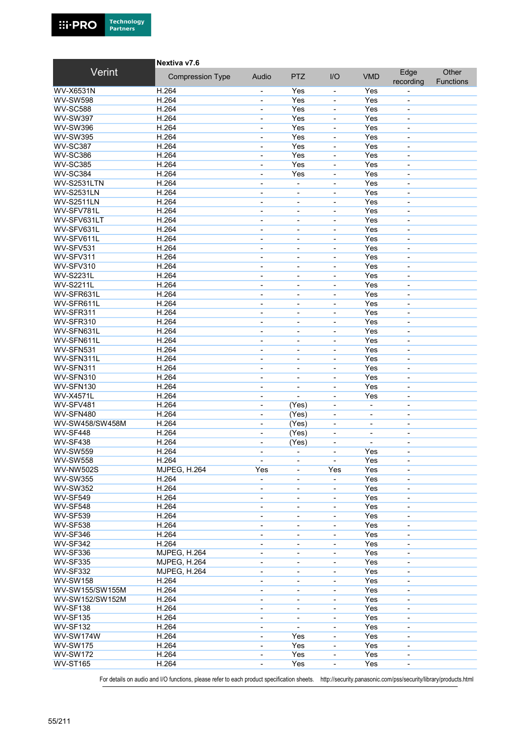| Verint | Nextiva v7.6 | | | | | | |
|---|---|---|---|---|---|---|---|
| | Compression Type | Audio | PTZ | I/O | VMD | Edge recording | Other Functions |
| WV-X6531N | H.264 | - | Yes | - | Yes | - | |
| WV-SW598 | H.264 | - | Yes | - | Yes | - | |
| WV-SC588 | H.264 | - | Yes | - | Yes | - | |
| WV-SW397 | H.264 | - | Yes | - | Yes | - | |
| WV-SW396 | H.264 | - | Yes | - | Yes | - | |
| WV-SW395 | H.264 | - | Yes | - | Yes | - | |
| WV-SC387 | H.264 | - | Yes | - | Yes | - | |
| WV-SC386 | H.264 | - | Yes | - | Yes | - | |
| WV-SC385 | H.264 | - | Yes | - | Yes | - | |
| WV-SC384 | H.264 | - | Yes | - | Yes | - | |
| WV-S2531LTN | H.264 | - | - | - | Yes | - | |
| WV-S2531LN | H.264 | - | - | - | Yes | - | |
| WV-S2511LN | H.264 | - | - | - | Yes | - | |
| WV-SFV781L | H.264 | - | - | - | Yes | - | |
| WV-SFV631LT | H.264 | - | - | - | Yes | - | |
| WV-SFV631L | H.264 | - | - | - | Yes | - | |
| WV-SFV611L | H.264 | - | - | - | Yes | - | |
| WV-SFV531 | H.264 | - | - | - | Yes | - | |
| WV-SFV311 | H.264 | - | - | - | Yes | - | |
| WV-SFV310 | H.264 | - | - | - | Yes | - | |
| WV-S2231L | H.264 | - | - | - | Yes | - | |
| WV-S2211L | H.264 | - | - | - | Yes | - | |
| WV-SFR631L | H.264 | - | - | - | Yes | - | |
| WV-SFR611L | H.264 | - | - | - | Yes | - | |
| WV-SFR311 | H.264 | - | - | - | Yes | - | |
| WV-SFR310 | H.264 | - | - | - | Yes | - | |
| WV-SFN631L | H.264 | - | - | - | Yes | - | |
| WV-SFN611L | H.264 | - | - | - | Yes | - | |
| WV-SFN531 | H.264 | - | - | - | Yes | - | |
| WV-SFN311L | H.264 | - | - | - | Yes | - | |
| WV-SFN311 | H.264 | - | - | - | Yes | - | |
| WV-SFN310 | H.264 | - | - | - | Yes | - | |
| WV-SFN130 | H.264 | - | - | - | Yes | - | |
| WV-X4571L | H.264 | - | - | - | Yes | - | |
| WV-SFV481 | H.264 | - | (Yes) | - | - | - | |
| WV-SFN480 | H.264 | - | (Yes) | - | - | - | |
| WV-SW458/SW458M | H.264 | - | (Yes) | - | - | - | |
| WV-SF448 | H.264 | - | (Yes) | - | - | - | |
| WV-SF438 | H.264 | - | (Yes) | - | - | - | |
| WV-SW559 | H.264 | - | - | - | Yes | - | |
| WV-SW558 | H.264 | - | - | - | Yes | - | |
| WV-NW502S | MJPEG, H.264 | Yes | - | Yes | Yes | - | |
| WV-SW355 | H.264 | - | - | - | Yes | - | |
| WV-SW352 | H.264 | - | - | - | Yes | - | |
| WV-SF549 | H.264 | - | - | - | Yes | - | |
| WV-SF548 | H.264 | - | - | - | Yes | - | |
| WV-SF539 | H.264 | - | - | - | Yes | - | |
| WV-SF538 | H.264 | - | - | - | Yes | - | |
| WV-SF346 | H.264 | - | - | - | Yes | - | |
| WV-SF342 | H.264 | - | - | - | Yes | - | |
| WV-SF336 | MJPEG, H.264 | - | - | - | Yes | - | |
| WV-SF335 | MJPEG, H.264 | - | - | - | Yes | - | |
| WV-SF332 | MJPEG, H.264 | - | - | - | Yes | - | |
| WV-SW158 | H.264 | - | - | - | Yes | - | |
| WV-SW155/SW155M | H.264 | - | - | - | Yes | - | |
| WV-SW152/SW152M | H.264 | - | - | - | Yes | - | |
| WV-SF138 | H.264 | - | - | - | Yes | - | |
| WV-SF135 | H.264 | - | - | - | Yes | - | |
| WV-SF132 | H.264 | - | - | - | Yes | - | |
| WV-SW174W | H.264 | - | Yes | - | Yes | - | |
| WV-SW175 | H.264 | - | Yes | - | Yes | - | |
| WV-SW172 | H.264 | - | Yes | - | Yes | - | |
| WV-ST165 | H.264 | - | Yes | - | Yes | - | |

For details on audio and I/O functions, please refer to each product specification sheets. http://security.panasonic.com/pss/security/library/products.html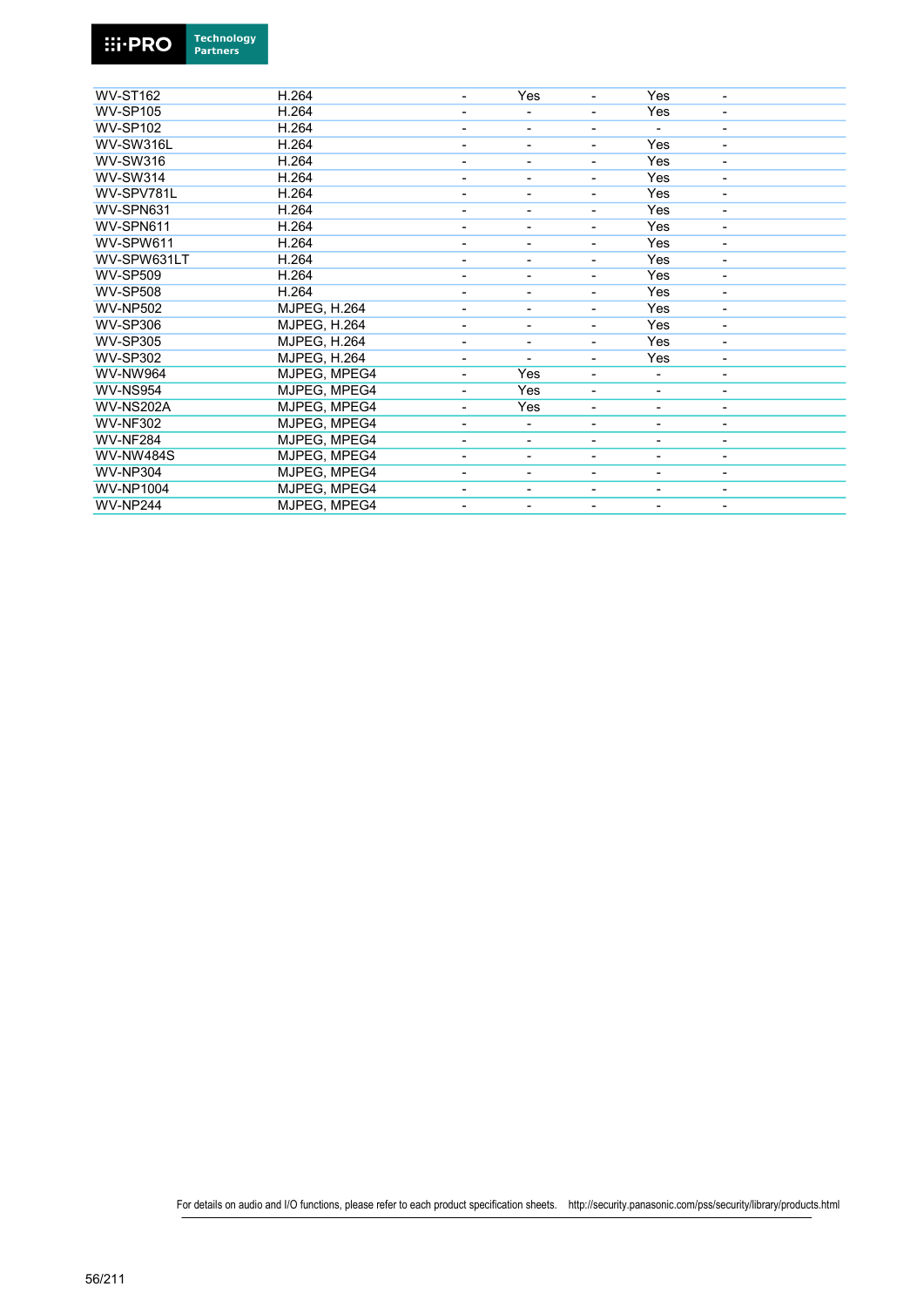| | | | | | | |
|---|---|---|---|---|---|---|
| WV-ST162 | H.264 | - | Yes | - | Yes | - |
| WV-SP105 | H.264 | - | - | - | Yes | - |
| WV-SP102 | H.264 | - | - | - | - | - |
| WV-SW316L | H.264 | - | - | - | Yes | - |
| WV-SW316 | H.264 | - | - | - | Yes | - |
| WV-SW314 | H.264 | - | - | - | Yes | - |
| WV-SPV781L | H.264 | - | - | - | Yes | - |
| WV-SPN631 | H.264 | - | - | - | Yes | - |
| WV-SPN611 | H.264 | - | - | - | Yes | - |
| WV-SPW611 | H.264 | - | - | - | Yes | - |
| WV-SPW631LT | H.264 | - | - | - | Yes | - |
| WV-SP509 | H.264 | - | - | - | Yes | - |
| WV-SP508 | H.264 | - | - | - | Yes | - |
| WV-NP502 | MJPEG, H.264 | - | - | - | Yes | - |
| WV-SP306 | MJPEG, H.264 | - | - | - | Yes | - |
| WV-SP305 | MJPEG, H.264 | - | - | - | Yes | - |
| WV-SP302 | MJPEG, H.264 | - | - | - | Yes | - |
| WV-NW964 | MJPEG, MPEG4 | - | Yes | - | - | - |
| WV-NS954 | MJPEG, MPEG4 | - | Yes | - | - | - |
| WV-NS202A | MJPEG, MPEG4 | - | Yes | - | - | - |
| WV-NF302 | MJPEG, MPEG4 | - | - | - | - | - |
| WV-NF284 | MJPEG, MPEG4 | - | - | - | - | - |
| WV-NW484S | MJPEG, MPEG4 | - | - | - | - | - |
| WV-NP304 | MJPEG, MPEG4 | - | - | - | - | - |
| WV-NP1004 | MJPEG, MPEG4 | - | - | - | - | - |
| WV-NP244 | MJPEG, MPEG4 | - | - | - | - | - |

For details on audio and I/O functions, please refer to each product specification sheets. http://security.panasonic.com/pss/security/library/products.html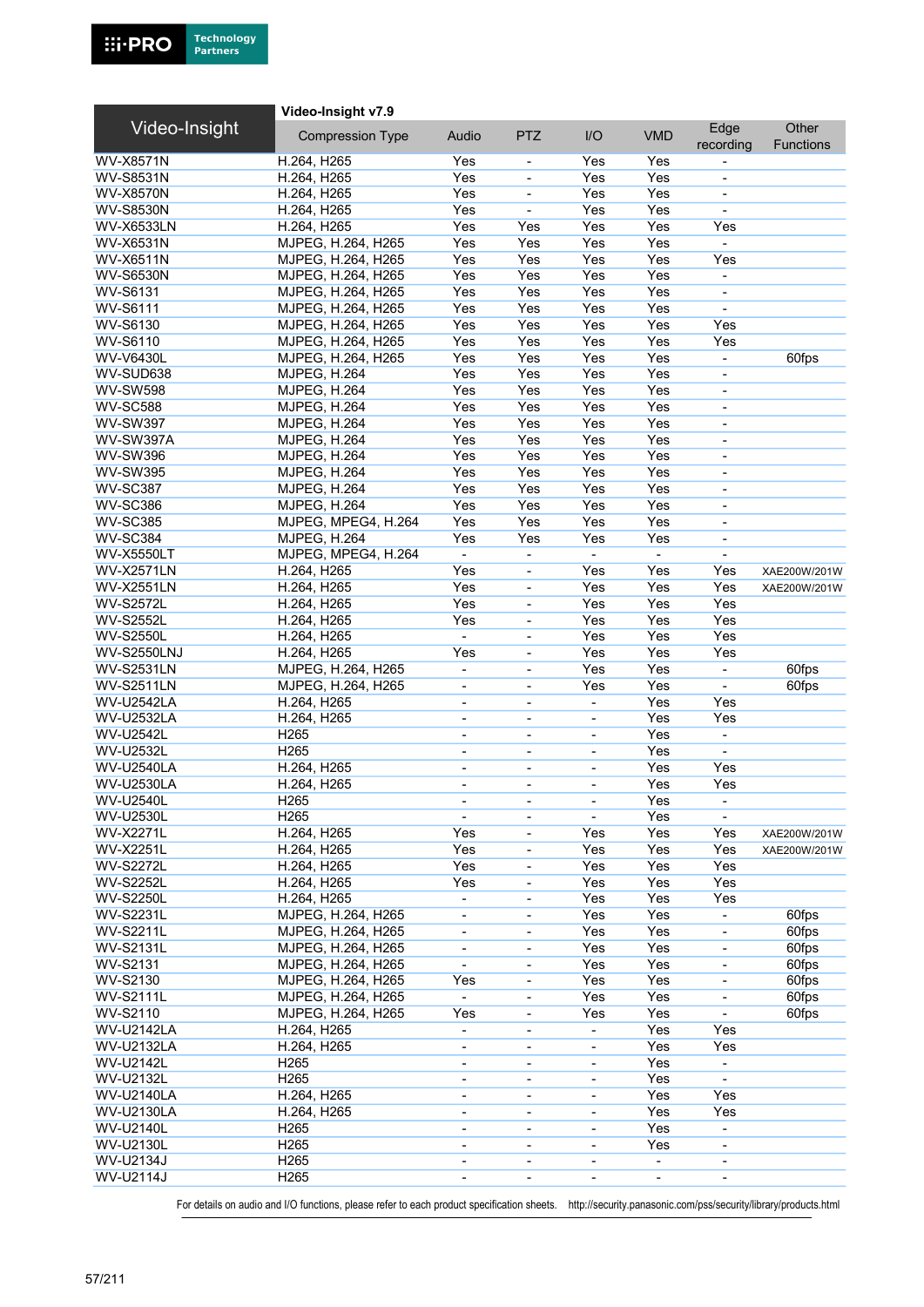| Video-Insight | Video-Insight v7.9 | | | | | | |
|---|---|---|---|---|---|---|---|
| | Compression Type | Audio | PTZ | I/O | VMD | Edge recording | Other Functions |
| WV-X8571N | H.264, H265 | Yes | - | Yes | Yes | - | |
| WV-S8531N | H.264, H265 | Yes | - | Yes | Yes | - | |
| WV-X8570N | H.264, H265 | Yes | - | Yes | Yes | - | |
| WV-S8530N | H.264, H265 | Yes | - | Yes | Yes | - | |
| WV-X6533LN | H.264, H265 | Yes | Yes | Yes | Yes | Yes | |
| WV-X6531N | MJPEG, H.264, H265 | Yes | Yes | Yes | Yes | - | |
| WV-X6511N | MJPEG, H.264, H265 | Yes | Yes | Yes | Yes | Yes | |
| WV-S6530N | MJPEG, H.264, H265 | Yes | Yes | Yes | Yes | - | |
| WV-S6131 | MJPEG, H.264, H265 | Yes | Yes | Yes | Yes | - | |
| WV-S6111 | MJPEG, H.264, H265 | Yes | Yes | Yes | Yes | - | |
| WV-S6130 | MJPEG, H.264, H265 | Yes | Yes | Yes | Yes | Yes | |
| WV-S6110 | MJPEG, H.264, H265 | Yes | Yes | Yes | Yes | Yes | |
| WV-V6430L | MJPEG, H.264, H265 | Yes | Yes | Yes | Yes | - | 60fps |
| WV-SUD638 | MJPEG, H.264 | Yes | Yes | Yes | Yes | - | |
| WV-SW598 | MJPEG, H.264 | Yes | Yes | Yes | Yes | - | |
| WV-SC588 | MJPEG, H.264 | Yes | Yes | Yes | Yes | - | |
| WV-SW397 | MJPEG, H.264 | Yes | Yes | Yes | Yes | - | |
| WV-SW397A | MJPEG, H.264 | Yes | Yes | Yes | Yes | - | |
| WV-SW396 | MJPEG, H.264 | Yes | Yes | Yes | Yes | - | |
| WV-SW395 | MJPEG, H.264 | Yes | Yes | Yes | Yes | - | |
| WV-SC387 | MJPEG, H.264 | Yes | Yes | Yes | Yes | - | |
| WV-SC386 | MJPEG, H.264 | Yes | Yes | Yes | Yes | - | |
| WV-SC385 | MJPEG, MPEG4, H.264 | Yes | Yes | Yes | Yes | - | |
| WV-SC384 | MJPEG, H.264 | Yes | Yes | Yes | Yes | - | |
| WV-X5550LT | MJPEG, MPEG4, H.264 | - | - | - | - | - | |
| WV-X2571LN | H.264, H265 | Yes | - | Yes | Yes | Yes | XAE200W/201W |
| WV-X2551LN | H.264, H265 | Yes | - | Yes | Yes | Yes | XAE200W/201W |
| WV-S2572L | H.264, H265 | Yes | - | Yes | Yes | Yes | |
| WV-S2552L | H.264, H265 | Yes | - | Yes | Yes | Yes | |
| WV-S2550L | H.264, H265 | - | - | Yes | Yes | Yes | |
| WV-S2550LNJ | H.264, H265 | Yes | - | Yes | Yes | Yes | |
| WV-S2531LN | MJPEG, H.264, H265 | - | - | Yes | Yes | - | 60fps |
| WV-S2511LN | MJPEG, H.264, H265 | - | - | Yes | Yes | - | 60fps |
| WV-U2542LA | H.264, H265 | - | - | - | Yes | Yes | |
| WV-U2532LA | H.264, H265 | - | - | - | Yes | Yes | |
| WV-U2542L | H265 | - | - | - | Yes | - | |
| WV-U2532L | H265 | - | - | - | Yes | - | |
| WV-U2540LA | H.264, H265 | - | - | - | Yes | Yes | |
| WV-U2530LA | H.264, H265 | - | - | - | Yes | Yes | |
| WV-U2540L | H265 | - | - | - | Yes | - | |
| WV-U2530L | H265 | - | - | - | Yes | - | |
| WV-X2271L | H.264, H265 | Yes | - | Yes | Yes | Yes | XAE200W/201W |
| WV-X2251L | H.264, H265 | Yes | - | Yes | Yes | Yes | XAE200W/201W |
| WV-S2272L | H.264, H265 | Yes | - | Yes | Yes | Yes | |
| WV-S2252L | H.264, H265 | Yes | - | Yes | Yes | Yes | |
| WV-S2250L | H.264, H265 | - | - | Yes | Yes | Yes | |
| WV-S2231L | MJPEG, H.264, H265 | - | - | Yes | Yes | - | 60fps |
| WV-S2211L | MJPEG, H.264, H265 | - | - | Yes | Yes | - | 60fps |
| WV-S2131L | MJPEG, H.264, H265 | - | - | Yes | Yes | - | 60fps |
| WV-S2131 | MJPEG, H.264, H265 | - | - | Yes | Yes | - | 60fps |
| WV-S2130 | MJPEG, H.264, H265 | Yes | - | Yes | Yes | - | 60fps |
| WV-S2111L | MJPEG, H.264, H265 | - | - | Yes | Yes | - | 60fps |
| WV-S2110 | MJPEG, H.264, H265 | Yes | - | Yes | Yes | - | 60fps |
| WV-U2142LA | H.264, H265 | - | - | - | Yes | Yes | |
| WV-U2132LA | H.264, H265 | - | - | - | Yes | Yes | |
| WV-U2142L | H265 | - | - | - | Yes | - | |
| WV-U2132L | H265 | - | - | - | Yes | - | |
| WV-U2140LA | H.264, H265 | - | - | - | Yes | Yes | |
| WV-U2130LA | H.264, H265 | - | - | - | Yes | Yes | |
| WV-U2140L | H265 | - | - | - | Yes | - | |
| WV-U2130L | H265 | - | - | - | Yes | - | |
| WV-U2134J | H265 | - | - | - | - | - | |
| WV-U2114J | H265 | - | - | - | - | - | |

For details on audio and I/O functions, please refer to each product specification sheets. http://security.panasonic.com/pss/security/library/products.html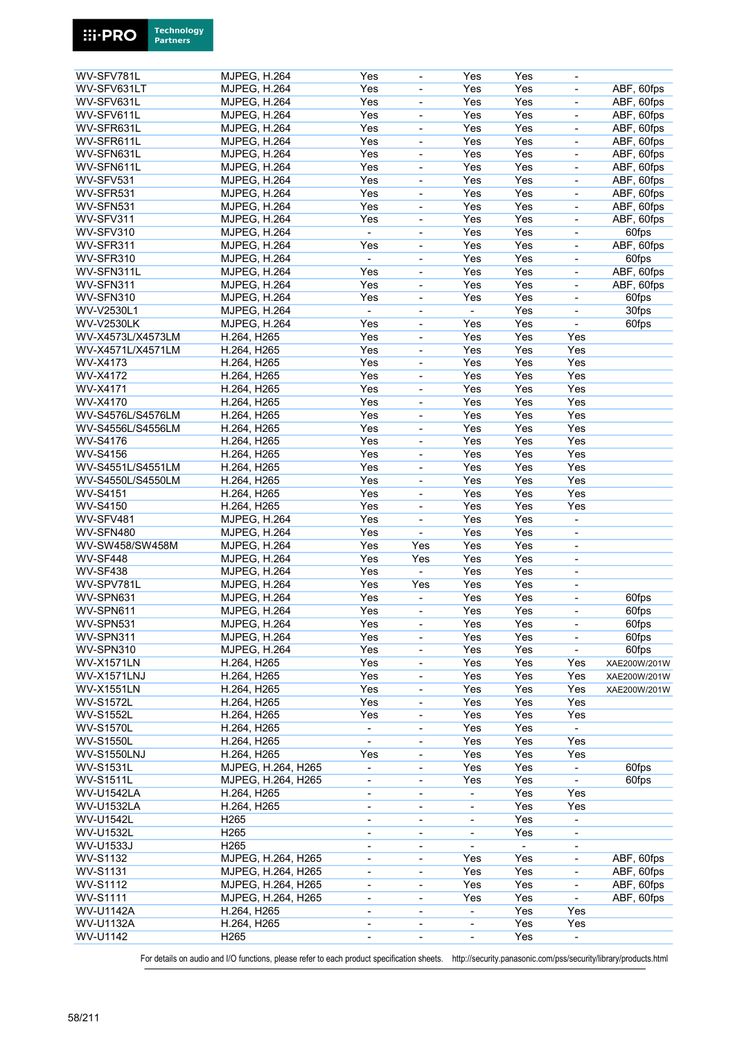| | | | | | | | |
|---|---|---|---|---|---|---|---|
| WV-SFV781L | MJPEG, H.264 | Yes | - | Yes | Yes | - | |
| WV-SFV631LT | MJPEG, H.264 | Yes | - | Yes | Yes | - | ABF, 60fps |
| WV-SFV631L | MJPEG, H.264 | Yes | - | Yes | Yes | - | ABF, 60fps |
| WV-SFV611L | MJPEG, H.264 | Yes | - | Yes | Yes | - | ABF, 60fps |
| WV-SFR631L | MJPEG, H.264 | Yes | - | Yes | Yes | - | ABF, 60fps |
| WV-SFR611L | MJPEG, H.264 | Yes | - | Yes | Yes | - | ABF, 60fps |
| WV-SFN631L | MJPEG, H.264 | Yes | - | Yes | Yes | - | ABF, 60fps |
| WV-SFN611L | MJPEG, H.264 | Yes | - | Yes | Yes | - | ABF, 60fps |
| WV-SFV531 | MJPEG, H.264 | Yes | - | Yes | Yes | - | ABF, 60fps |
| WV-SFR531 | MJPEG, H.264 | Yes | - | Yes | Yes | - | ABF, 60fps |
| WV-SFN531 | MJPEG, H.264 | Yes | - | Yes | Yes | - | ABF, 60fps |
| WV-SFV311 | MJPEG, H.264 | Yes | - | Yes | Yes | - | ABF, 60fps |
| WV-SFV310 | MJPEG, H.264 | - | - | Yes | Yes | - | 60fps |
| WV-SFR311 | MJPEG, H.264 | Yes | - | Yes | Yes | - | ABF, 60fps |
| WV-SFR310 | MJPEG, H.264 | - | - | Yes | Yes | - | 60fps |
| WV-SFN311L | MJPEG, H.264 | Yes | - | Yes | Yes | - | ABF, 60fps |
| WV-SFN311 | MJPEG, H.264 | Yes | - | Yes | Yes | - | ABF, 60fps |
| WV-SFN310 | MJPEG, H.264 | Yes | - | Yes | Yes | - | 60fps |
| WV-V2530L1 | MJPEG, H.264 | - | - | - | Yes | - | 30fps |
| WV-V2530LK | MJPEG, H.264 | Yes | - | Yes | Yes | - | 60fps |
| WV-X4573L/X4573LM | H.264, H265 | Yes | - | Yes | Yes | Yes | |
| WV-X4571L/X4571LM | H.264, H265 | Yes | - | Yes | Yes | Yes | |
| WV-X4173 | H.264, H265 | Yes | - | Yes | Yes | Yes | |
| WV-X4172 | H.264, H265 | Yes | - | Yes | Yes | Yes | |
| WV-X4171 | H.264, H265 | Yes | - | Yes | Yes | Yes | |
| WV-X4170 | H.264, H265 | Yes | - | Yes | Yes | Yes | |
| WV-S4576L/S4576LM | H.264, H265 | Yes | - | Yes | Yes | Yes | |
| WV-S4556L/S4556LM | H.264, H265 | Yes | - | Yes | Yes | Yes | |
| WV-S4176 | H.264, H265 | Yes | - | Yes | Yes | Yes | |
| WV-S4156 | H.264, H265 | Yes | - | Yes | Yes | Yes | |
| WV-S4551L/S4551LM | H.264, H265 | Yes | - | Yes | Yes | Yes | |
| WV-S4550L/S4550LM | H.264, H265 | Yes | - | Yes | Yes | Yes | |
| WV-S4151 | H.264, H265 | Yes | - | Yes | Yes | Yes | |
| WV-S4150 | H.264, H265 | Yes | - | Yes | Yes | Yes | |
| WV-SFV481 | MJPEG, H.264 | Yes | - | Yes | Yes | - | |
| WV-SFN480 | MJPEG, H.264 | Yes | - | Yes | Yes | - | |
| WV-SW458/SW458M | MJPEG, H.264 | Yes | Yes | Yes | Yes | - | |
| WV-SF448 | MJPEG, H.264 | Yes | Yes | Yes | Yes | - | |
| WV-SF438 | MJPEG, H.264 | Yes | - | Yes | Yes | - | |
| WV-SPV781L | MJPEG, H.264 | Yes | Yes | Yes | Yes | - | |
| WV-SPN631 | MJPEG, H.264 | Yes | - | Yes | Yes | - | 60fps |
| WV-SPN611 | MJPEG, H.264 | Yes | - | Yes | Yes | - | 60fps |
| WV-SPN531 | MJPEG, H.264 | Yes | - | Yes | Yes | - | 60fps |
| WV-SPN311 | MJPEG, H.264 | Yes | - | Yes | Yes | - | 60fps |
| WV-SPN310 | MJPEG, H.264 | Yes | - | Yes | Yes | - | 60fps |
| WV-X1571LN | H.264, H265 | Yes | - | Yes | Yes | Yes | XAE200W/201W |
| WV-X1571LNJ | H.264, H265 | Yes | - | Yes | Yes | Yes | XAE200W/201W |
| WV-X1551LN | H.264, H265 | Yes | - | Yes | Yes | Yes | XAE200W/201W |
| WV-S1572L | H.264, H265 | Yes | - | Yes | Yes | Yes | |
| WV-S1552L | H.264, H265 | Yes | - | Yes | Yes | Yes | |
| WV-S1570L | H.264, H265 | - | - | Yes | Yes | - | |
| WV-S1550L | H.264, H265 | - | - | Yes | Yes | Yes | |
| WV-S1550LNJ | H.264, H265 | Yes | - | Yes | Yes | Yes | |
| WV-S1531L | MJPEG, H.264, H265 | - | - | Yes | Yes | - | 60fps |
| WV-S1511L | MJPEG, H.264, H265 | - | - | Yes | Yes | - | 60fps |
| WV-U1542LA | H.264, H265 | - | - | - | Yes | Yes | |
| WV-U1532LA | H.264, H265 | - | - | - | Yes | Yes | |
| WV-U1542L | H265 | - | - | - | Yes | - | |
| WV-U1532L | H265 | - | - | - | Yes | - | |
| WV-U1533J | H265 | - | - | - | - | - | |
| WV-S1132 | MJPEG, H.264, H265 | - | - | Yes | Yes | - | ABF, 60fps |
| WV-S1131 | MJPEG, H.264, H265 | - | - | Yes | Yes | - | ABF, 60fps |
| WV-S1112 | MJPEG, H.264, H265 | - | - | Yes | Yes | - | ABF, 60fps |
| WV-S1111 | MJPEG, H.264, H265 | - | - | Yes | Yes | - | ABF, 60fps |
| WV-U1142A | H.264, H265 | - | - | - | Yes | Yes | |
| WV-U1132A | H.264, H265 | - | - | - | Yes | Yes | |
| WV-U1142 | H265 | - | - | - | Yes | - | |

For details on audio and I/O functions, please refer to each product specification sheets. http://security.panasonic.com/pss/security/library/products.html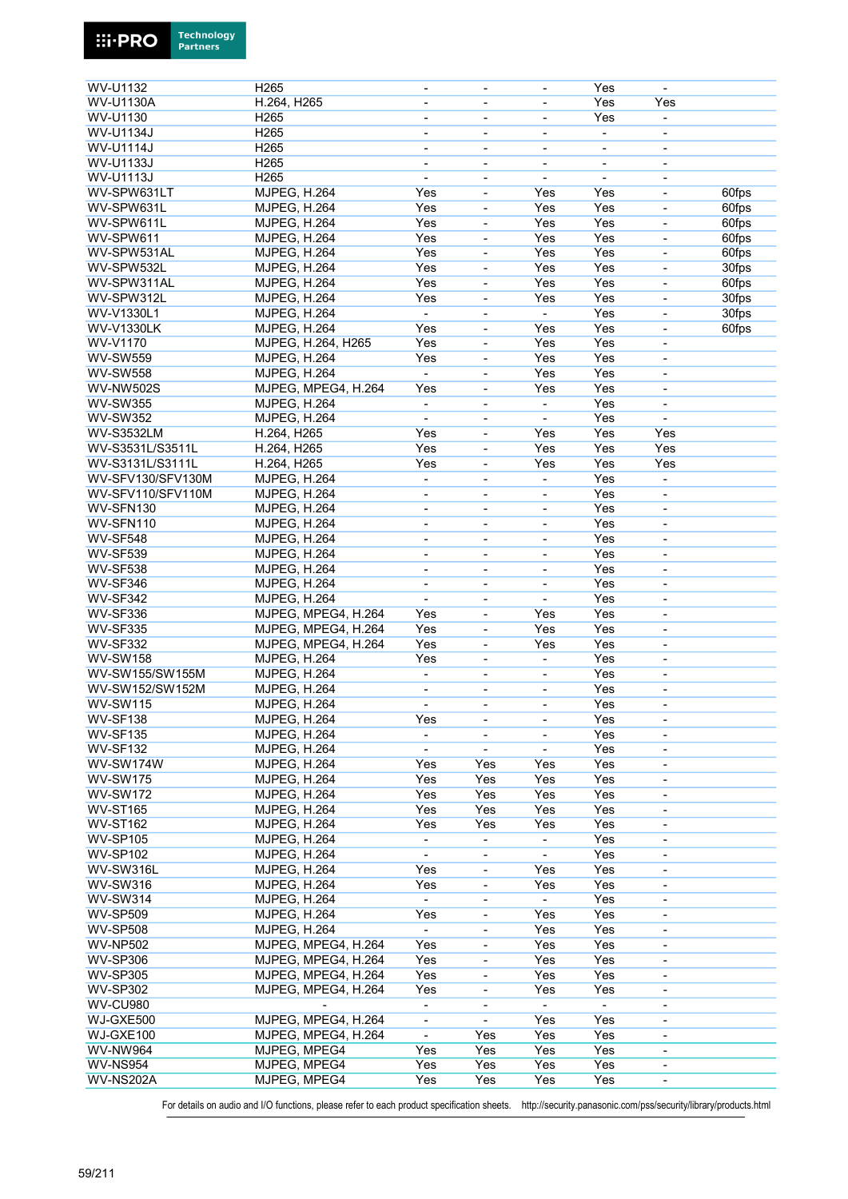| | | | | | | | |
|---|---|---|---|---|---|---|---|
| WV-U1132 | H265 | - | - | - | Yes | - | |
| WV-U1130A | H.264, H265 | - | - | - | Yes | Yes | |
| WV-U1130 | H265 | - | - | - | Yes | - | |
| WV-U1134J | H265 | - | - | - | - | - | |
| WV-U1114J | H265 | - | - | - | - | - | |
| WV-U1133J | H265 | - | - | - | - | - | |
| WV-U1113J | H265 | - | - | - | - | - | |
| WV-SPW631LT | MJPEG, H.264 | Yes | - | Yes | Yes | - | 60fps |
| WV-SPW631L | MJPEG, H.264 | Yes | - | Yes | Yes | - | 60fps |
| WV-SPW611L | MJPEG, H.264 | Yes | - | Yes | Yes | - | 60fps |
| WV-SPW611 | MJPEG, H.264 | Yes | - | Yes | Yes | - | 60fps |
| WV-SPW531AL | MJPEG, H.264 | Yes | - | Yes | Yes | - | 60fps |
| WV-SPW532L | MJPEG, H.264 | Yes | - | Yes | Yes | - | 30fps |
| WV-SPW311AL | MJPEG, H.264 | Yes | - | Yes | Yes | - | 60fps |
| WV-SPW312L | MJPEG, H.264 | Yes | - | Yes | Yes | - | 30fps |
| WV-V1330L1 | MJPEG, H.264 | - | - | - | Yes | - | 30fps |
| WV-V1330LK | MJPEG, H.264 | Yes | - | Yes | Yes | - | 60fps |
| WV-V1170 | MJPEG, H.264, H265 | Yes | - | Yes | Yes | - | |
| WV-SW559 | MJPEG, H.264 | Yes | - | Yes | Yes | - | |
| WV-SW558 | MJPEG, H.264 | - | - | Yes | Yes | - | |
| WV-NW502S | MJPEG, MPEG4, H.264 | Yes | - | Yes | Yes | - | |
| WV-SW355 | MJPEG, H.264 | - | - | - | Yes | - | |
| WV-SW352 | MJPEG, H.264 | - | - | - | Yes | - | |
| WV-S3532LM | H.264, H265 | Yes | - | Yes | Yes | Yes | |
| WV-S3531L/S3511L | H.264, H265 | Yes | - | Yes | Yes | Yes | |
| WV-S3131L/S3111L | H.264, H265 | Yes | - | Yes | Yes | Yes | |
| WV-SFV130/SFV130M | MJPEG, H.264 | - | - | - | Yes | - | |
| WV-SFV110/SFV110M | MJPEG, H.264 | - | - | - | Yes | - | |
| WV-SFN130 | MJPEG, H.264 | - | - | - | Yes | - | |
| WV-SFN110 | MJPEG, H.264 | - | - | - | Yes | - | |
| WV-SF548 | MJPEG, H.264 | - | - | - | Yes | - | |
| WV-SF539 | MJPEG, H.264 | - | - | - | Yes | - | |
| WV-SF538 | MJPEG, H.264 | - | - | - | Yes | - | |
| WV-SF346 | MJPEG, H.264 | - | - | - | Yes | - | |
| WV-SF342 | MJPEG, H.264 | - | - | - | Yes | - | |
| WV-SF336 | MJPEG, MPEG4, H.264 | Yes | - | Yes | Yes | - | |
| WV-SF335 | MJPEG, MPEG4, H.264 | Yes | - | Yes | Yes | - | |
| WV-SF332 | MJPEG, MPEG4, H.264 | Yes | - | Yes | Yes | - | |
| WV-SW158 | MJPEG, H.264 | Yes | - | - | Yes | - | |
| WV-SW155/SW155M | MJPEG, H.264 | - | - | - | Yes | - | |
| WV-SW152/SW152M | MJPEG, H.264 | - | - | - | Yes | - | |
| WV-SW115 | MJPEG, H.264 | - | - | - | Yes | - | |
| WV-SF138 | MJPEG, H.264 | Yes | - | - | Yes | - | |
| WV-SF135 | MJPEG, H.264 | - | - | - | Yes | - | |
| WV-SF132 | MJPEG, H.264 | - | - | - | Yes | - | |
| WV-SW174W | MJPEG, H.264 | Yes | Yes | Yes | Yes | - | |
| WV-SW175 | MJPEG, H.264 | Yes | Yes | Yes | Yes | - | |
| WV-SW172 | MJPEG, H.264 | Yes | Yes | Yes | Yes | - | |
| WV-ST165 | MJPEG, H.264 | Yes | Yes | Yes | Yes | - | |
| WV-ST162 | MJPEG, H.264 | Yes | Yes | Yes | Yes | - | |
| WV-SP105 | MJPEG, H.264 | - | - | - | Yes | - | |
| WV-SP102 | MJPEG, H.264 | - | - | - | Yes | - | |
| WV-SW316L | MJPEG, H.264 | Yes | - | Yes | Yes | - | |
| WV-SW316 | MJPEG, H.264 | Yes | - | Yes | Yes | - | |
| WV-SW314 | MJPEG, H.264 | - | - | - | Yes | - | |
| WV-SP509 | MJPEG, H.264 | Yes | - | Yes | Yes | - | |
| WV-SP508 | MJPEG, H.264 | - | - | Yes | Yes | - | |
| WV-NP502 | MJPEG, MPEG4, H.264 | Yes | - | Yes | Yes | - | |
| WV-SP306 | MJPEG, MPEG4, H.264 | Yes | - | Yes | Yes | - | |
| WV-SP305 | MJPEG, MPEG4, H.264 | Yes | - | Yes | Yes | - | |
| WV-SP302 | MJPEG, MPEG4, H.264 | Yes | - | Yes | Yes | - | |
| WV-CU980 | - | - | - | - | - | - | |
| WJ-GXE500 | MJPEG, MPEG4, H.264 | - | - | Yes | Yes | - | |
| WJ-GXE100 | MJPEG, MPEG4, H.264 | - | Yes | Yes | Yes | - | |
| WV-NW964 | MJPEG, MPEG4 | Yes | Yes | Yes | Yes | - | |
| WV-NS954 | MJPEG, MPEG4 | Yes | Yes | Yes | Yes | - | |
| WV-NS202A | MJPEG, MPEG4 | Yes | Yes | Yes | Yes | - | |

For details on audio and I/O functions, please refer to each product specification sheets. http://security.panasonic.com/pss/security/library/products.html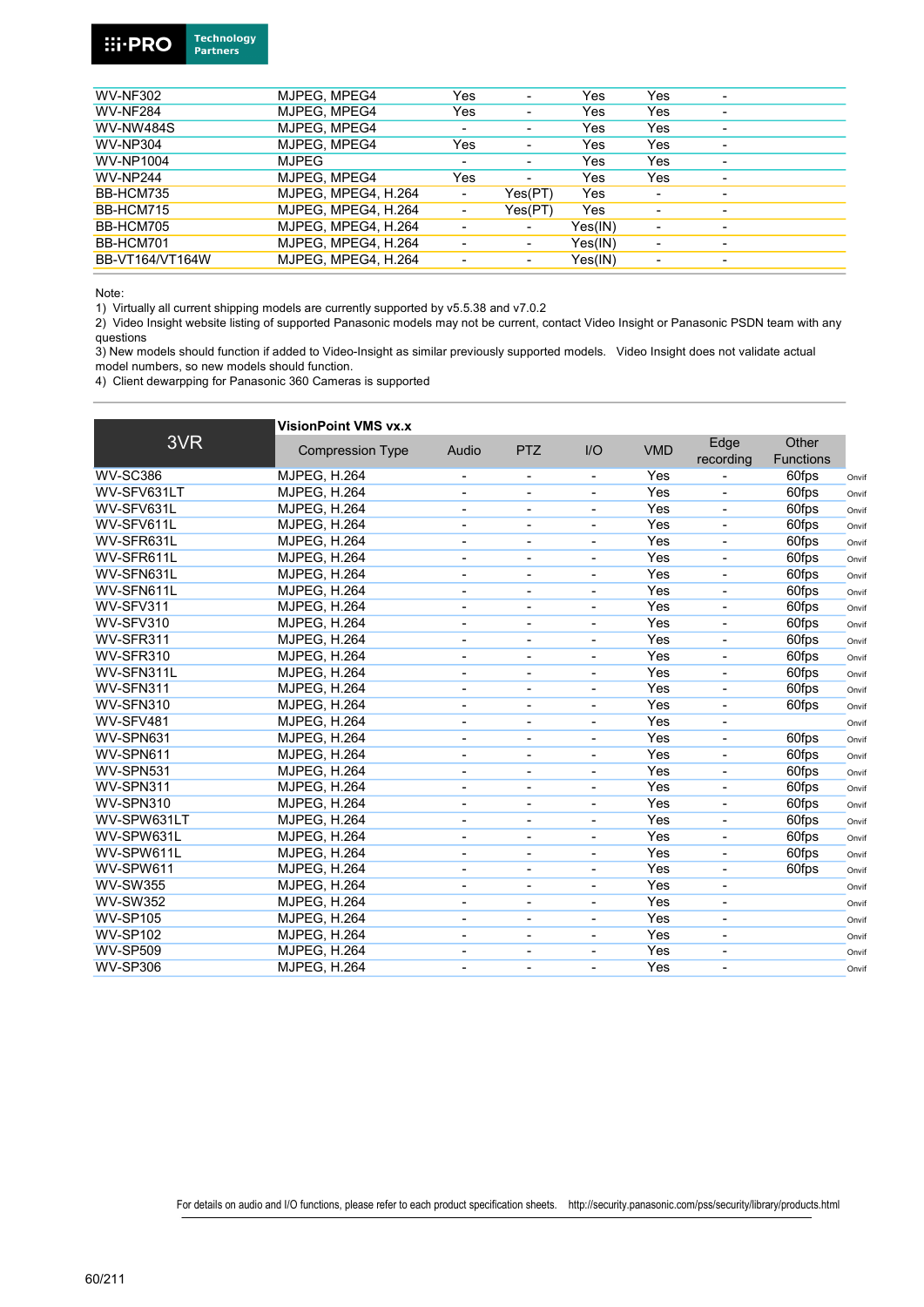| | | | | | | |
|---|---|---|---|---|---|---|
| WV-NF302 | MJPEG, MPEG4 | Yes | - | Yes | Yes | - |
| WV-NF284 | MJPEG, MPEG4 | Yes | - | Yes | Yes | - |
| WV-NW484S | MJPEG, MPEG4 | - | - | Yes | Yes | - |
| WV-NP304 | MJPEG, MPEG4 | Yes | - | Yes | Yes | - |
| WV-NP1004 | MJPEG | - | - | Yes | Yes | - |
| WV-NP244 | MJPEG, MPEG4 | Yes | - | Yes | Yes | - |
| BB-HCM735 | MJPEG, MPEG4, H.264 | - | Yes(PT) | Yes | - | - |
| BB-HCM715 | MJPEG, MPEG4, H.264 | - | Yes(PT) | Yes | - | - |
| BB-HCM705 | MJPEG, MPEG4, H.264 | - | - | Yes(IN) | - | - |
| BB-HCM701 | MJPEG, MPEG4, H.264 | - | - | Yes(IN) | - | - |
| BB-VT164/VT164W | MJPEG, MPEG4, H.264 | - | - | Yes(IN) | - | - |

Note:
1) Virtually all current shipping models are currently supported by v5.5.38 and v7.0.2
2) Video Insight website listing of supported Panasonic models may not be current, contact Video Insight or Panasonic PSDN team with any questions
3) New models should function if added to Video-Insight as similar previously supported models. Video Insight does not validate actual model numbers, so new models should function.
4) Client dewarpping for Panasonic 360 Cameras is supported

| 3VR | VisionPoint VMS vx.x | | | | | | | |
|---|---|---|---|---|---|---|---|---|
| | Compression Type | Audio | PTZ | I/O | VMD | Edge recording | Other Functions | |
| WV-SC386 | MJPEG, H.264 | - | - | - | Yes | - | 60fps | Onvif |
| WV-SFV631LT | MJPEG, H.264 | - | - | - | Yes | - | 60fps | Onvif |
| WV-SFV631L | MJPEG, H.264 | - | - | - | Yes | - | 60fps | Onvif |
| WV-SFV611L | MJPEG, H.264 | - | - | - | Yes | - | 60fps | Onvif |
| WV-SFR631L | MJPEG, H.264 | - | - | - | Yes | - | 60fps | Onvif |
| WV-SFR611L | MJPEG, H.264 | - | - | - | Yes | - | 60fps | Onvif |
| WV-SFN631L | MJPEG, H.264 | - | - | - | Yes | - | 60fps | Onvif |
| WV-SFN611L | MJPEG, H.264 | - | - | - | Yes | - | 60fps | Onvif |
| WV-SFV311 | MJPEG, H.264 | - | - | - | Yes | - | 60fps | Onvif |
| WV-SFV310 | MJPEG, H.264 | - | - | - | Yes | - | 60fps | Onvif |
| WV-SFR311 | MJPEG, H.264 | - | - | - | Yes | - | 60fps | Onvif |
| WV-SFR310 | MJPEG, H.264 | - | - | - | Yes | - | 60fps | Onvif |
| WV-SFN311L | MJPEG, H.264 | - | - | - | Yes | - | 60fps | Onvif |
| WV-SFN311 | MJPEG, H.264 | - | - | - | Yes | - | 60fps | Onvif |
| WV-SFN310 | MJPEG, H.264 | - | - | - | Yes | - | 60fps | Onvif |
| WV-SFV481 | MJPEG, H.264 | - | - | - | Yes | - | | Onvif |
| WV-SPN631 | MJPEG, H.264 | - | - | - | Yes | - | 60fps | Onvif |
| WV-SPN611 | MJPEG, H.264 | - | - | - | Yes | - | 60fps | Onvif |
| WV-SPN531 | MJPEG, H.264 | - | - | - | Yes | - | 60fps | Onvif |
| WV-SPN311 | MJPEG, H.264 | - | - | - | Yes | - | 60fps | Onvif |
| WV-SPN310 | MJPEG, H.264 | - | - | - | Yes | - | 60fps | Onvif |
| WV-SPW631LT | MJPEG, H.264 | - | - | - | Yes | - | 60fps | Onvif |
| WV-SPW631L | MJPEG, H.264 | - | - | - | Yes | - | 60fps | Onvif |
| WV-SPW611L | MJPEG, H.264 | - | - | - | Yes | - | 60fps | Onvif |
| WV-SPW611 | MJPEG, H.264 | - | - | - | Yes | - | 60fps | Onvif |
| WV-SW355 | MJPEG, H.264 | - | - | - | Yes | - | | Onvif |
| WV-SW352 | MJPEG, H.264 | - | - | - | Yes | - | | Onvif |
| WV-SP105 | MJPEG, H.264 | - | - | - | Yes | - | | Onvif |
| WV-SP102 | MJPEG, H.264 | - | - | - | Yes | - | | Onvif |
| WV-SP509 | MJPEG, H.264 | - | - | - | Yes | - | | Onvif |
| WV-SP306 | MJPEG, H.264 | - | - | - | Yes | - | | Onvif |

For details on audio and I/O functions, please refer to each product specification sheets. http://security.panasonic.com/pss/security/library/products.html